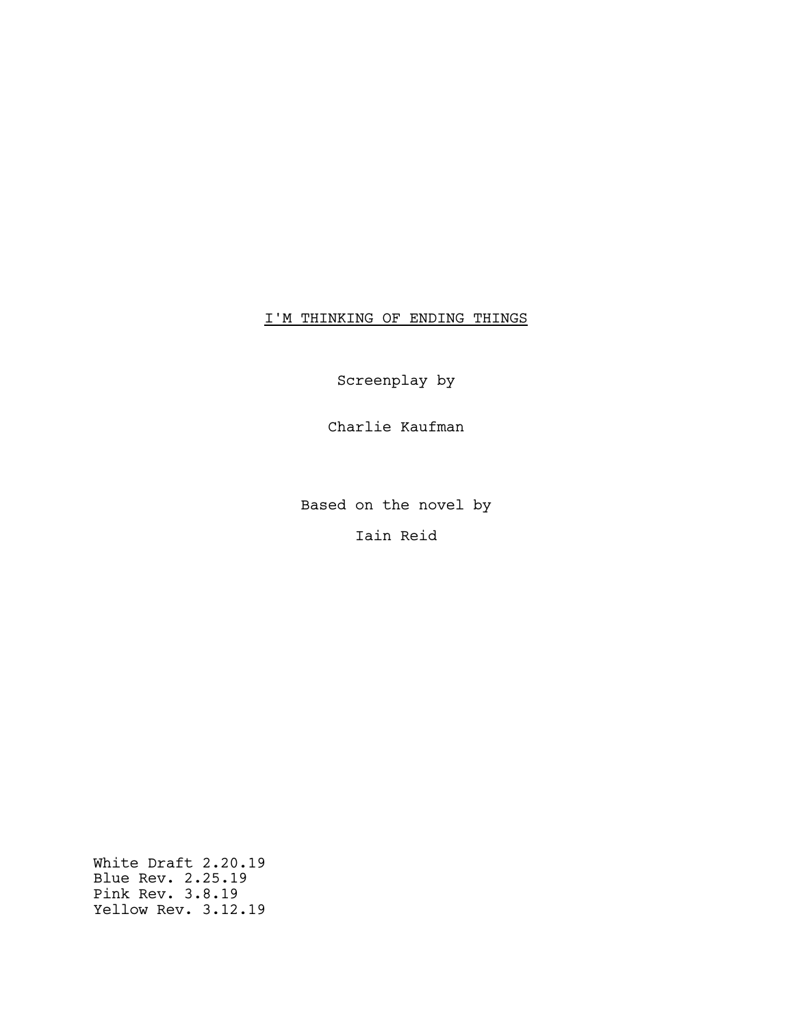# I'M THINKING OF ENDING THINGS

Screenplay by

Charlie Kaufman

Based on the novel by

Iain Reid

White Draft 2.20.19
Blue Rev. 2.25.19
Pink Rev. 3.8.19
Yellow Rev. 3.12.19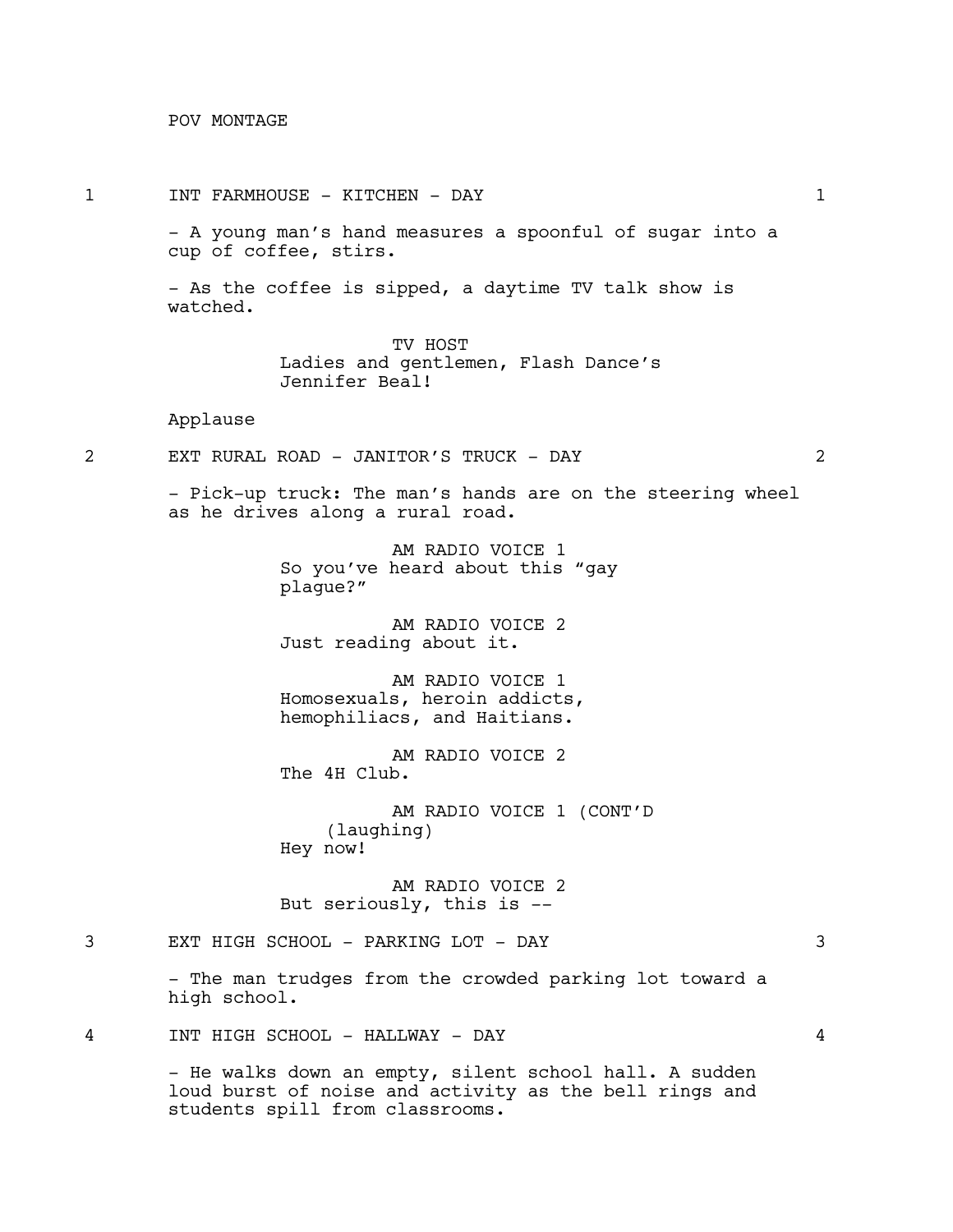POV MONTAGE

1 INT FARMHOUSE - KITCHEN - DAY 1

- A young man's hand measures a spoonful of sugar into a cup of coffee, stirs.

- As the coffee is sipped, a daytime TV talk show is watched.

TV HOST
Ladies and gentlemen, Flash Dance's Jennifer Beal!

Applause

2 EXT RURAL ROAD - JANITOR'S TRUCK - DAY 2

- Pick-up truck: The man's hands are on the steering wheel as he drives along a rural road.

AM RADIO VOICE 1
So you've heard about this "gay plague?"

AM RADIO VOICE 2
Just reading about it.

AM RADIO VOICE 1
Homosexuals, heroin addicts, hemophiliacs, and Haitians.

AM RADIO VOICE 2
The 4H Club.

AM RADIO VOICE 1 (CONT'D
(laughing)
Hey now!

AM RADIO VOICE 2
But seriously, this is --

3 EXT HIGH SCHOOL - PARKING LOT - DAY 3

- The man trudges from the crowded parking lot toward a high school.

4 INT HIGH SCHOOL - HALLWAY - DAY 4

- He walks down an empty, silent school hall. A sudden loud burst of noise and activity as the bell rings and students spill from classrooms.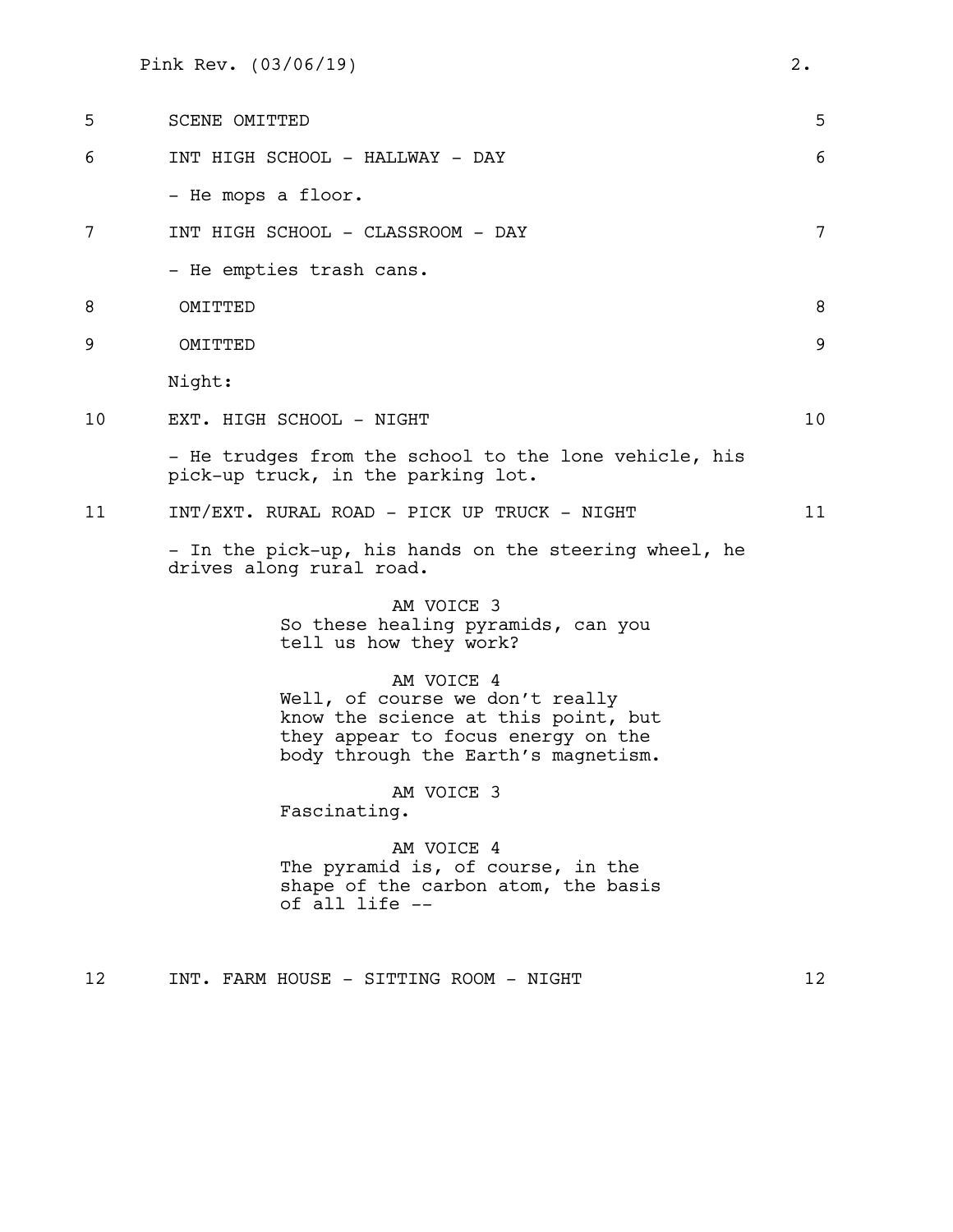5 SCENE OMITTED 5

6 INT HIGH SCHOOL - HALLWAY - DAY 6

- He mops a floor.

7 INT HIGH SCHOOL - CLASSROOM - DAY 7

- He empties trash cans.

8 OMITTED 8

9 OMITTED 9

Night:

10 EXT. HIGH SCHOOL - NIGHT 10

- He trudges from the school to the lone vehicle, his pick-up truck, in the parking lot.

11 INT/EXT. RURAL ROAD - PICK UP TRUCK - NIGHT 11

- In the pick-up, his hands on the steering wheel, he drives along rural road.

AM VOICE 3
So these healing pyramids, can you tell us how they work?

AM VOICE 4
Well, of course we don't really know the science at this point, but they appear to focus energy on the body through the Earth's magnetism.

AM VOICE 3
Fascinating.

AM VOICE 4
The pyramid is, of course, in the shape of the carbon atom, the basis of all life --

12 INT. FARM HOUSE - SITTING ROOM - NIGHT 12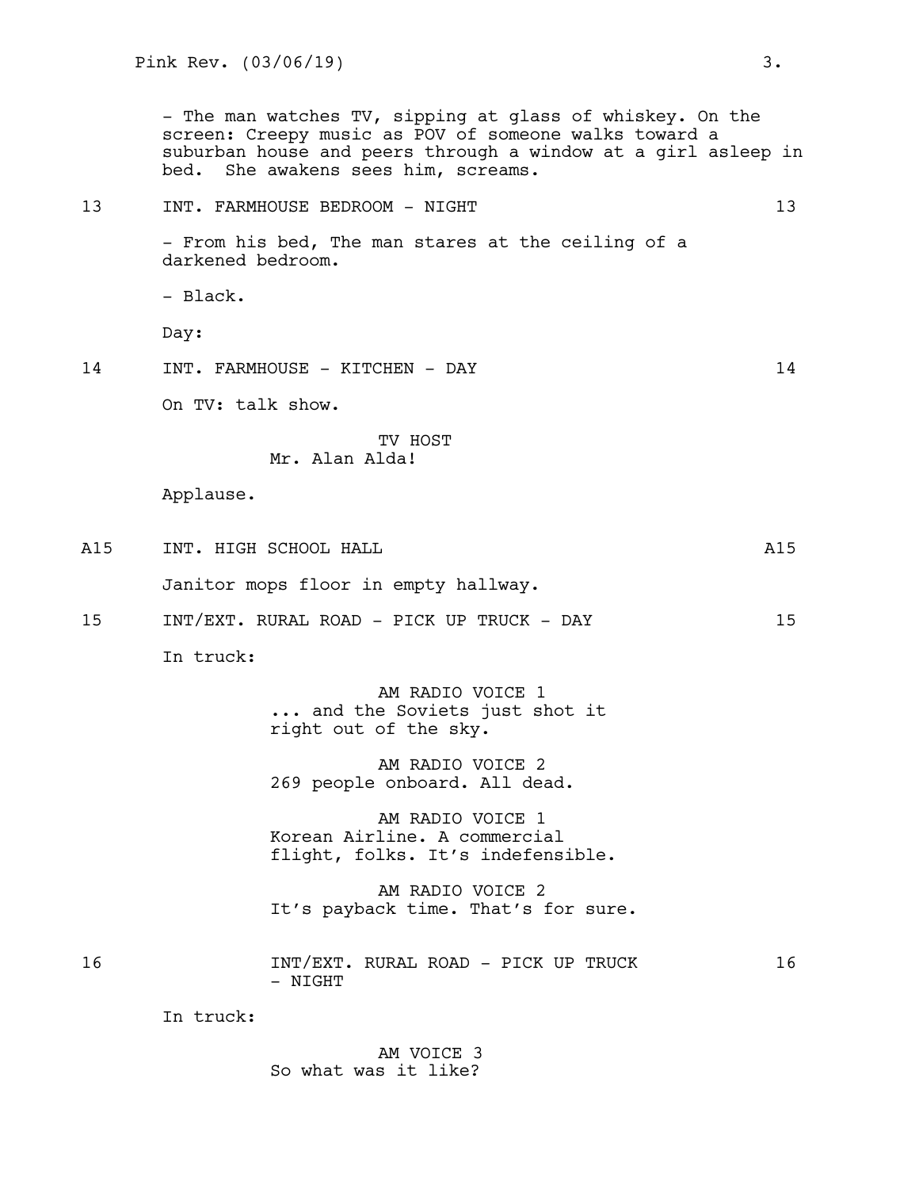- The man watches TV, sipping at glass of whiskey. On the screen: Creepy music as POV of someone walks toward a suburban house and peers through a window at a girl asleep in bed. She awakens sees him, screams.

13 INT. FARMHOUSE BEDROOM - NIGHT 13

- From his bed, The man stares at the ceiling of a darkened bedroom.

- Black.

Day:

14 INT. FARMHOUSE - KITCHEN - DAY 14

On TV: talk show.

TV HOST
Mr. Alan Alda!

Applause.

A15 INT. HIGH SCHOOL HALL A15

Janitor mops floor in empty hallway.

15 INT/EXT. RURAL ROAD - PICK UP TRUCK - DAY 15

In truck:

AM RADIO VOICE 1
... and the Soviets just shot it right out of the sky.

AM RADIO VOICE 2
269 people onboard. All dead.

AM RADIO VOICE 1
Korean Airline. A commercial flight, folks. It's indefensible.

AM RADIO VOICE 2
It's payback time. That's for sure.

16 INT/EXT. RURAL ROAD - PICK UP TRUCK - NIGHT 16

In truck:

AM VOICE 3
So what was it like?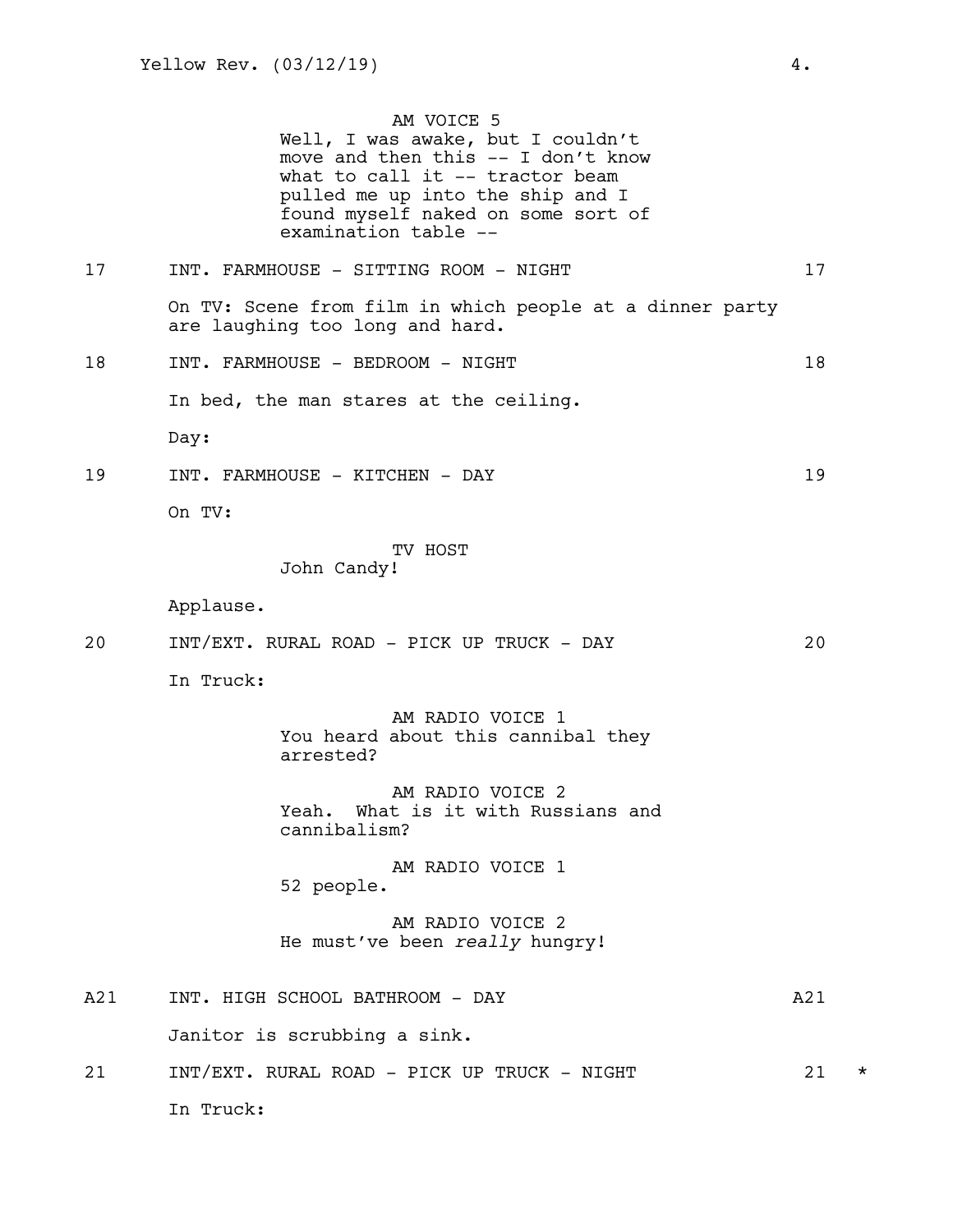AM VOICE 5
Well, I was awake, but I couldn't move and then this -- I don't know what to call it -- tractor beam pulled me up into the ship and I found myself naked on some sort of examination table --

17 INT. FARMHOUSE - SITTING ROOM - NIGHT 17

On TV: Scene from film in which people at a dinner party are laughing too long and hard.

18 INT. FARMHOUSE - BEDROOM - NIGHT 18

In bed, the man stares at the ceiling.

Day:

19 INT. FARMHOUSE - KITCHEN - DAY 19

On TV:

TV HOST
John Candy!

Applause.

20 INT/EXT. RURAL ROAD - PICK UP TRUCK - DAY 20

In Truck:

AM RADIO VOICE 1
You heard about this cannibal they arrested?

AM RADIO VOICE 2
Yeah. What is it with Russians and cannibalism?

AM RADIO VOICE 1
52 people.

AM RADIO VOICE 2
He must've been *really* hungry!

A21 INT. HIGH SCHOOL BATHROOM - DAY A21

Janitor is scrubbing a sink.

21 INT/EXT. RURAL ROAD - PICK UP TRUCK - NIGHT 21 *

In Truck: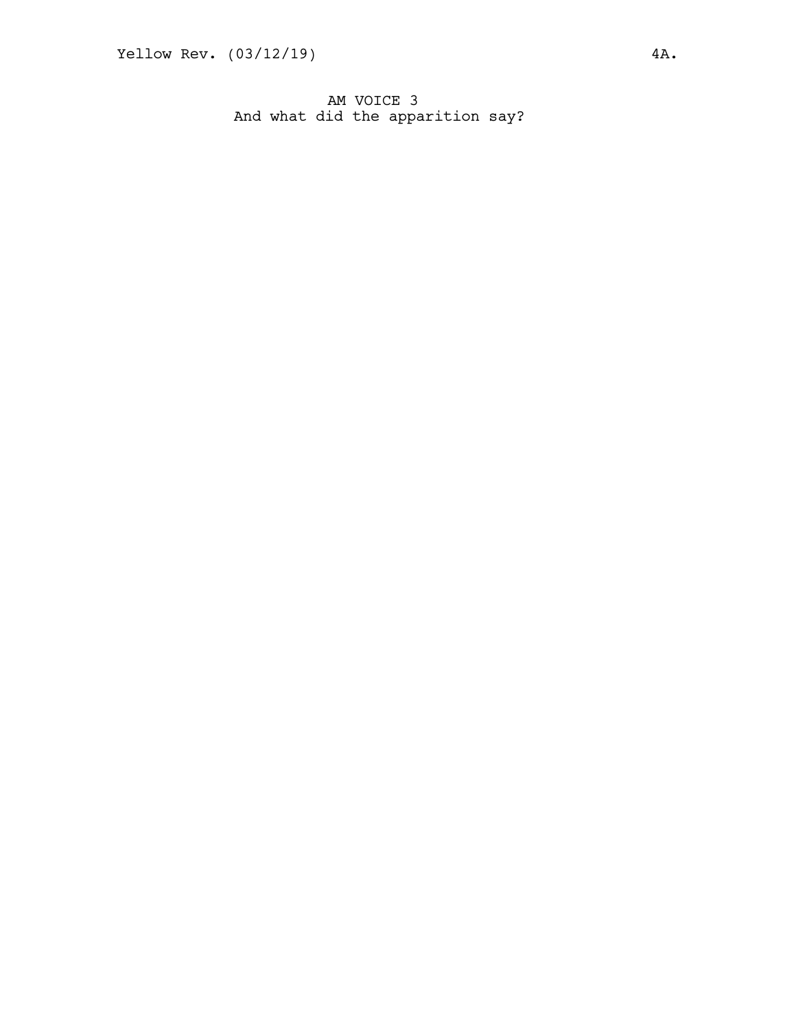AM VOICE 3
And what did the apparition say?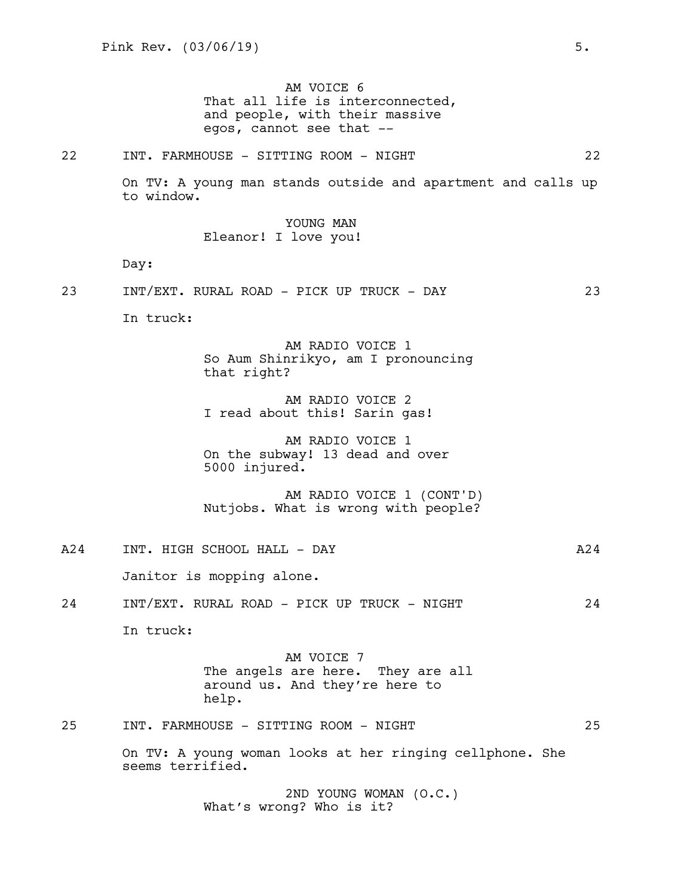AM VOICE 6
That all life is interconnected, and people, with their massive egos, cannot see that --

22 INT. FARMHOUSE - SITTING ROOM - NIGHT 22

On TV: A young man stands outside and apartment and calls up to window.

YOUNG MAN
Eleanor! I love you!

Day:

23 INT/EXT. RURAL ROAD - PICK UP TRUCK - DAY 23

In truck:

AM RADIO VOICE 1
So Aum Shinrikyo, am I pronouncing that right?

AM RADIO VOICE 2
I read about this! Sarin gas!

AM RADIO VOICE 1
On the subway! 13 dead and over 5000 injured.

AM RADIO VOICE 1 (CONT'D)
Nutjobs. What is wrong with people?

A24 INT. HIGH SCHOOL HALL - DAY A24

Janitor is mopping alone.

24 INT/EXT. RURAL ROAD - PICK UP TRUCK - NIGHT 24

In truck:

AM VOICE 7
The angels are here. They are all around us. And they're here to help.

25 INT. FARMHOUSE - SITTING ROOM - NIGHT 25

On TV: A young woman looks at her ringing cellphone. She seems terrified.

2ND YOUNG WOMAN (O.C.)
What's wrong? Who is it?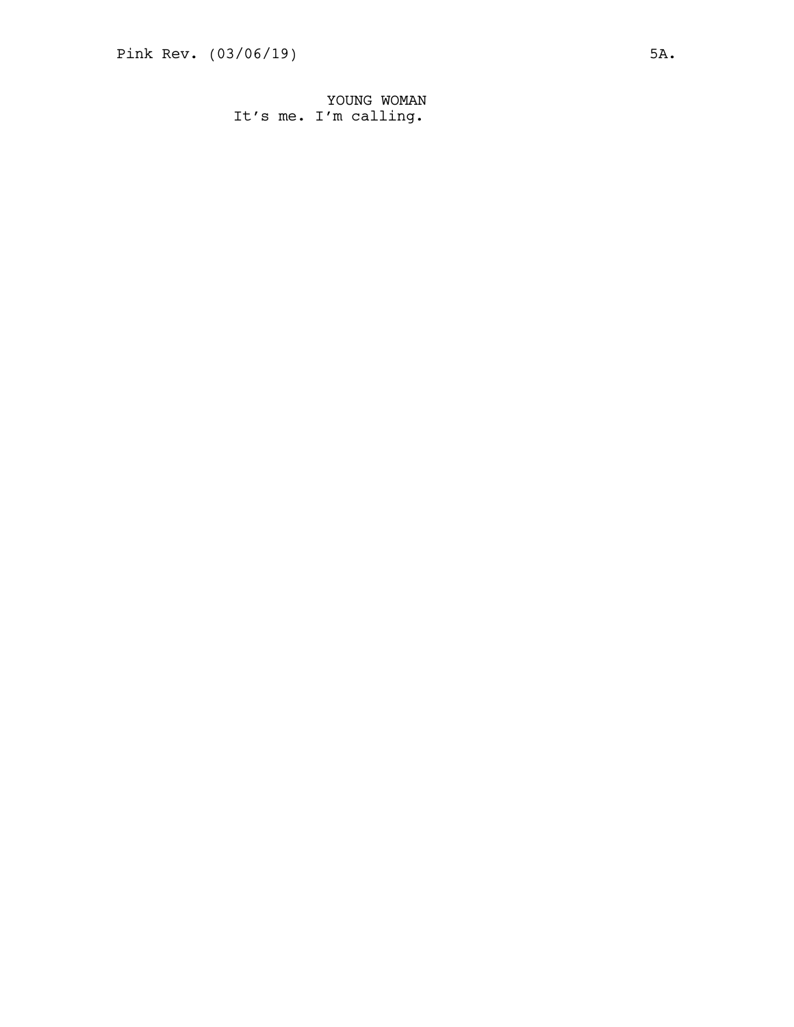YOUNG WOMAN
It’s me. I’m calling.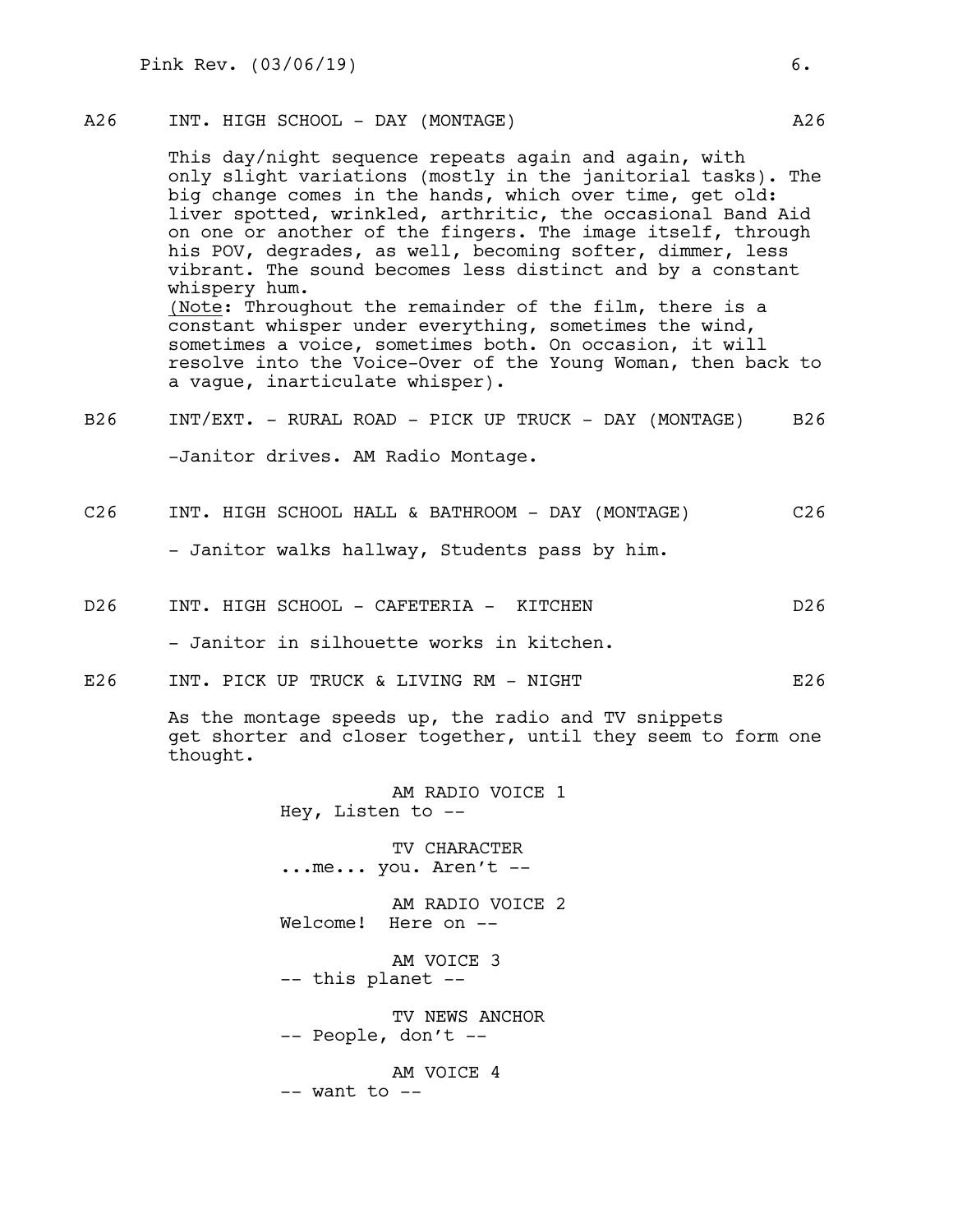A26 INT. HIGH SCHOOL - DAY (MONTAGE) A26

This day/night sequence repeats again and again, with only slight variations (mostly in the janitorial tasks). The big change comes in the hands, which over time, get old: liver spotted, wrinkled, arthritic, the occasional Band Aid on one or another of the fingers. The image itself, through his POV, degrades, as well, becoming softer, dimmer, less vibrant. The sound becomes less distinct and by a constant whispery hum.
(Note: Throughout the remainder of the film, there is a constant whisper under everything, sometimes the wind, sometimes a voice, sometimes both. On occasion, it will resolve into the Voice-Over of the Young Woman, then back to a vague, inarticulate whisper).

B26 INT/EXT. - RURAL ROAD - PICK UP TRUCK - DAY (MONTAGE) B26

-Janitor drives. AM Radio Montage.

C26 INT. HIGH SCHOOL HALL & BATHROOM - DAY (MONTAGE) C26

- Janitor walks hallway, Students pass by him.

D26 INT. HIGH SCHOOL - CAFETERIA - KITCHEN D26

- Janitor in silhouette works in kitchen.

E26 INT. PICK UP TRUCK & LIVING RM - NIGHT E26

As the montage speeds up, the radio and TV snippets get shorter and closer together, until they seem to form one thought.

AM RADIO VOICE 1
Hey, Listen to --

TV CHARACTER
...me... you. Aren't --

AM RADIO VOICE 2
Welcome! Here on --

AM VOICE 3
-- this planet --

TV NEWS ANCHOR
-- People, don't --

AM VOICE 4
-- want to --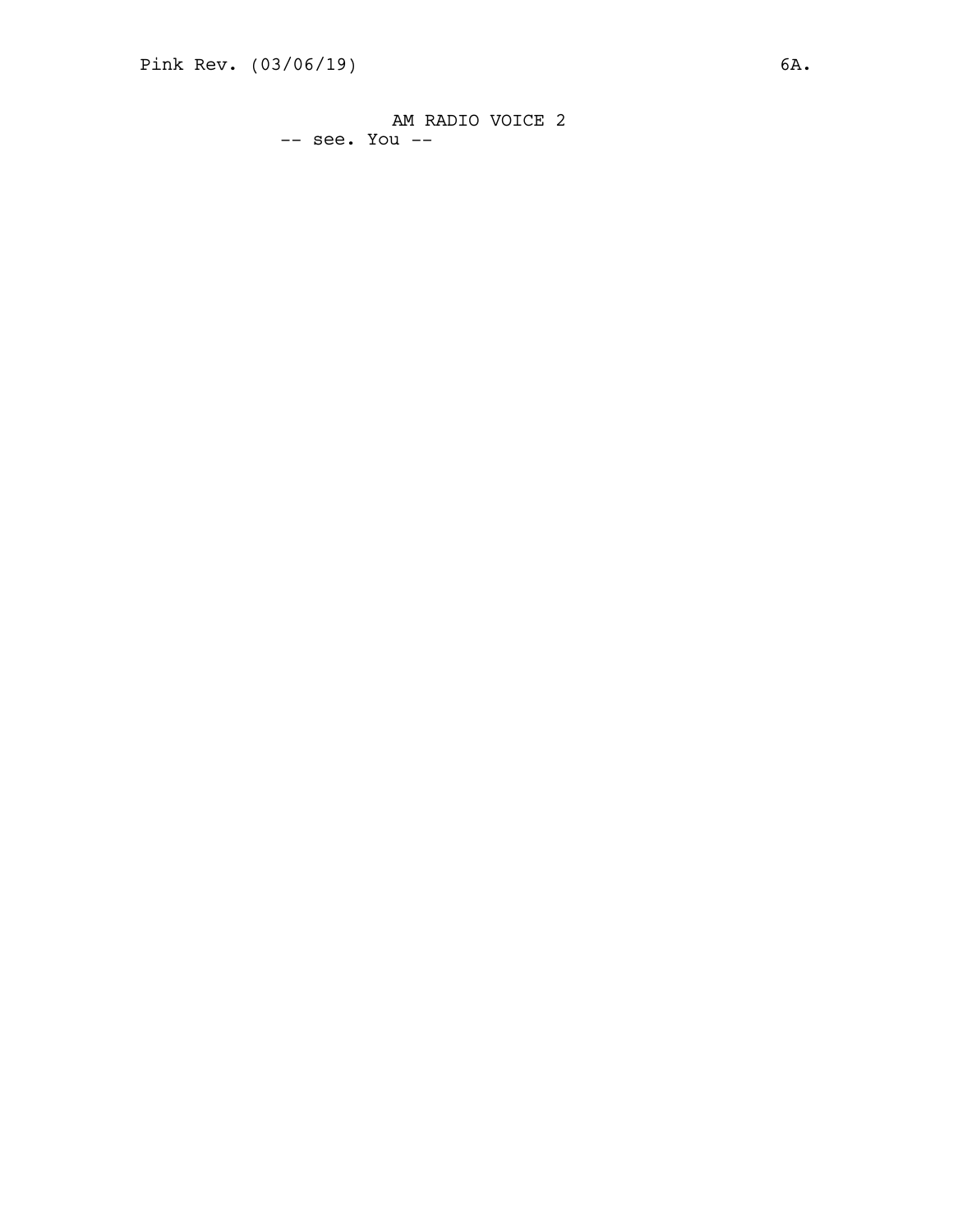AM RADIO VOICE 2

-- see. You --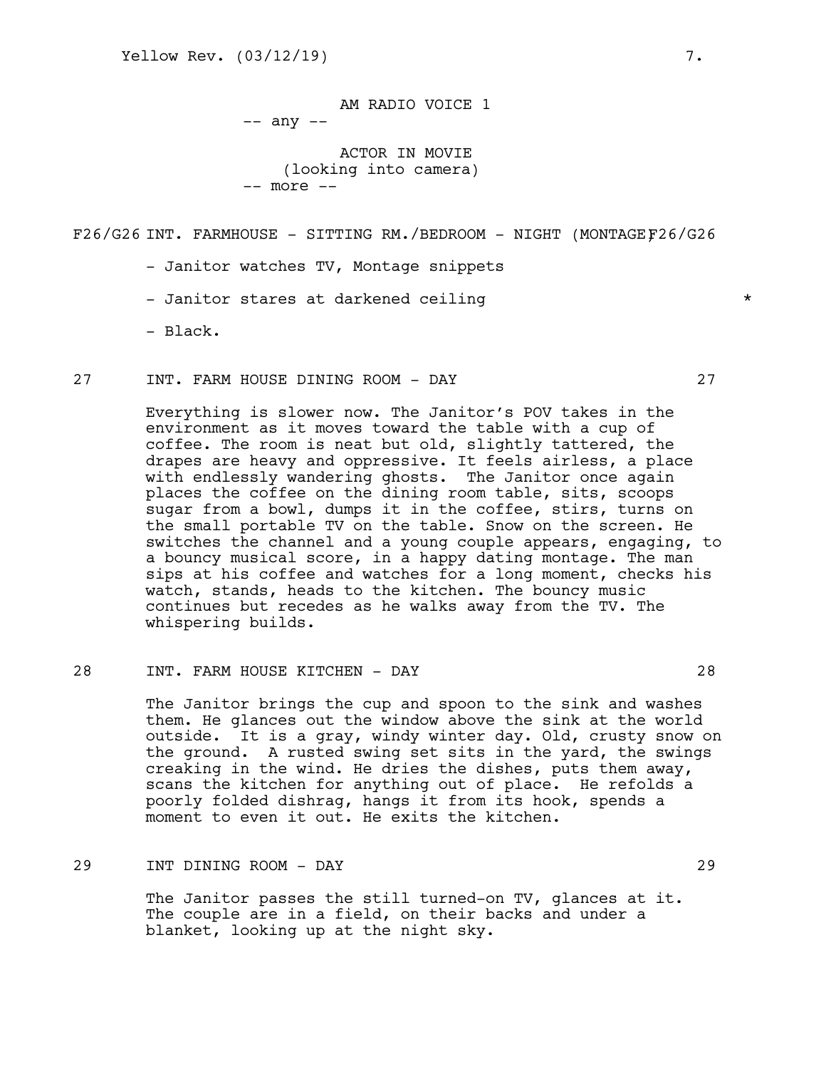AM RADIO VOICE 1
-- any --

ACTOR IN MOVIE
(looking into camera)
-- more --

F26/G26 INT. FARMHOUSE - SITTING RM./BEDROOM - NIGHT (MONTAGE) F26/G26

- Janitor watches TV, Montage snippets

- Janitor stares at darkened ceiling *

- Black.

27 INT. FARM HOUSE DINING ROOM - DAY 27

Everything is slower now. The Janitor's POV takes in the environment as it moves toward the table with a cup of coffee. The room is neat but old, slightly tattered, the drapes are heavy and oppressive. It feels airless, a place with endlessly wandering ghosts. The Janitor once again places the coffee on the dining room table, sits, scoops sugar from a bowl, dumps it in the coffee, stirs, turns on the small portable TV on the table. Snow on the screen. He switches the channel and a young couple appears, engaging, to a bouncy musical score, in a happy dating montage. The man sips at his coffee and watches for a long moment, checks his watch, stands, heads to the kitchen. The bouncy music continues but recedes as he walks away from the TV. The whispering builds.

28 INT. FARM HOUSE KITCHEN - DAY 28

The Janitor brings the cup and spoon to the sink and washes them. He glances out the window above the sink at the world outside. It is a gray, windy winter day. Old, crusty snow on the ground. A rusted swing set sits in the yard, the swings creaking in the wind. He dries the dishes, puts them away, scans the kitchen for anything out of place. He refolds a poorly folded dishrag, hangs it from its hook, spends a moment to even it out. He exits the kitchen.

29 INT DINING ROOM - DAY 29

The Janitor passes the still turned-on TV, glances at it. The couple are in a field, on their backs and under a blanket, looking up at the night sky.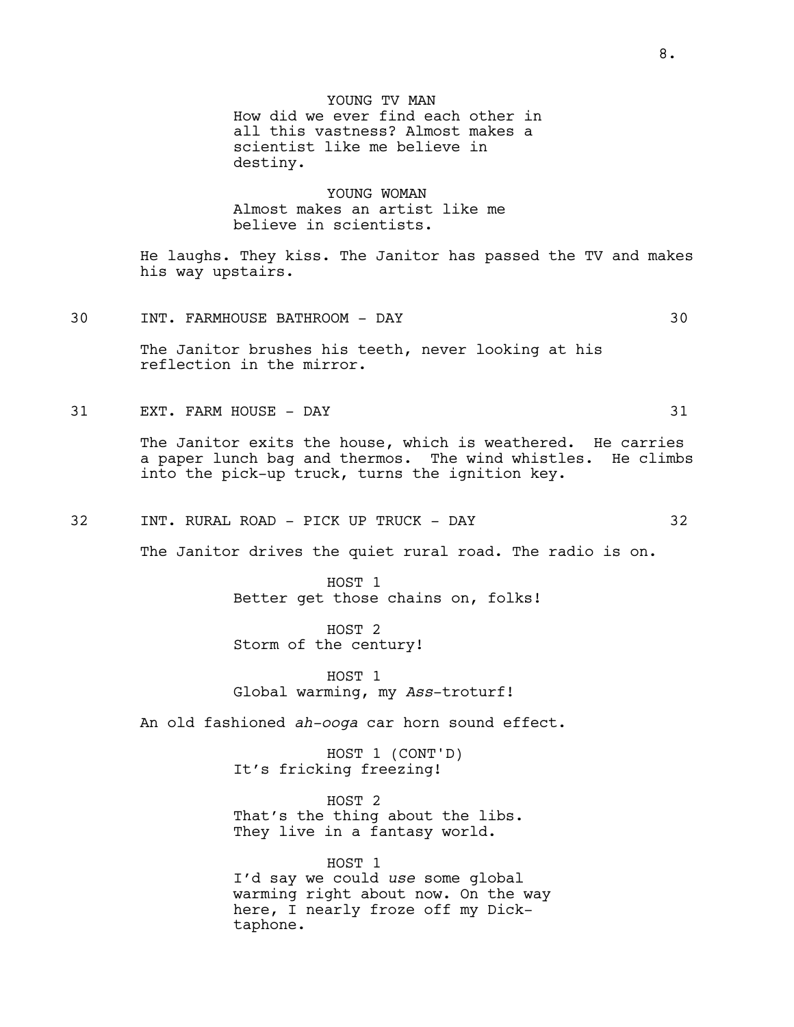YOUNG TV MAN
How did we ever find each other in all this vastness? Almost makes a scientist like me believe in destiny.

YOUNG WOMAN
Almost makes an artist like me believe in scientists.

He laughs. They kiss. The Janitor has passed the TV and makes his way upstairs.

30 INT. FARMHOUSE BATHROOM - DAY 30

The Janitor brushes his teeth, never looking at his reflection in the mirror.

31 EXT. FARM HOUSE - DAY 31

The Janitor exits the house, which is weathered. He carries a paper lunch bag and thermos. The wind whistles. He climbs into the pick-up truck, turns the ignition key.

32 INT. RURAL ROAD - PICK UP TRUCK - DAY 32

The Janitor drives the quiet rural road. The radio is on.

HOST 1
Better get those chains on, folks!

HOST 2
Storm of the century!

HOST 1
Global warming, my *Ass*-troturf!

An old fashioned *ah-ooga* car horn sound effect.

HOST 1 (CONT'D)
It's fricking freezing!

HOST 2
That's the thing about the libs. They live in a fantasy world.

HOST 1
I'd say we could *use* some global warming right about now. On the way here, I nearly froze off my Dick-taphone.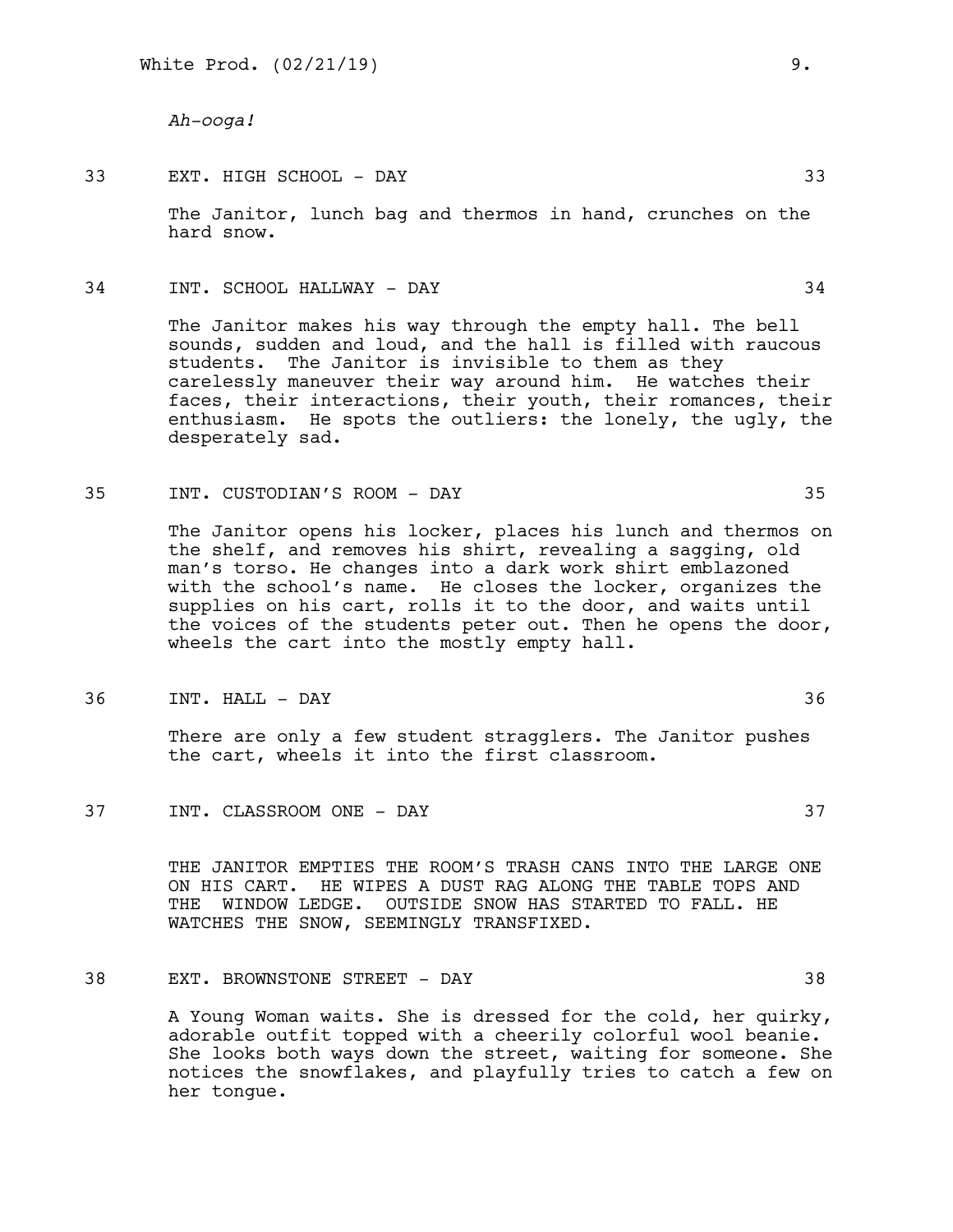*Ah-ooga!*

33 EXT. HIGH SCHOOL - DAY 33

The Janitor, lunch bag and thermos in hand, crunches on the hard snow.

34 INT. SCHOOL HALLWAY - DAY 34

The Janitor makes his way through the empty hall. The bell sounds, sudden and loud, and the hall is filled with raucous students. The Janitor is invisible to them as they carelessly maneuver their way around him. He watches their faces, their interactions, their youth, their romances, their enthusiasm. He spots the outliers: the lonely, the ugly, the desperately sad.

35 INT. CUSTODIAN'S ROOM - DAY 35

The Janitor opens his locker, places his lunch and thermos on the shelf, and removes his shirt, revealing a sagging, old man's torso. He changes into a dark work shirt emblazoned with the school's name. He closes the locker, organizes the supplies on his cart, rolls it to the door, and waits until the voices of the students peter out. Then he opens the door, wheels the cart into the mostly empty hall.

36 INT. HALL - DAY 36

There are only a few student stragglers. The Janitor pushes the cart, wheels it into the first classroom.

37 INT. CLASSROOM ONE - DAY 37

THE JANITOR EMPTIES THE ROOM'S TRASH CANS INTO THE LARGE ONE ON HIS CART. HE WIPES A DUST RAG ALONG THE TABLE TOPS AND THE WINDOW LEDGE. OUTSIDE SNOW HAS STARTED TO FALL. HE WATCHES THE SNOW, SEEMINGLY TRANSFIXED.

38 EXT. BROWNSTONE STREET - DAY 38

A Young Woman waits. She is dressed for the cold, her quirky, adorable outfit topped with a cheerily colorful wool beanie. She looks both ways down the street, waiting for someone. She notices the snowflakes, and playfully tries to catch a few on her tongue.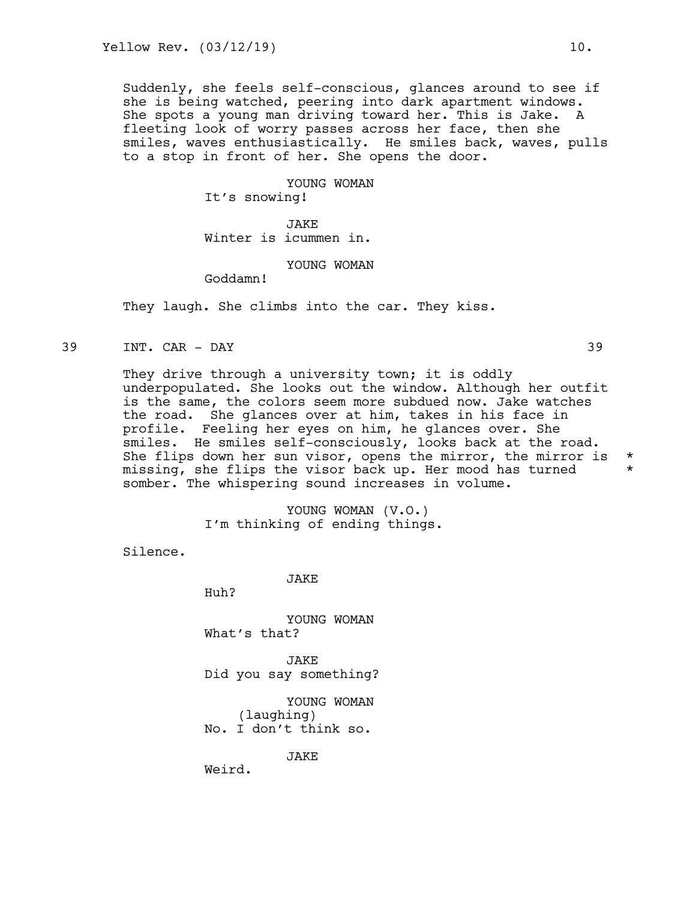Suddenly, she feels self-conscious, glances around to see if she is being watched, peering into dark apartment windows. She spots a young man driving toward her. This is Jake. A fleeting look of worry passes across her face, then she smiles, waves enthusiastically. He smiles back, waves, pulls to a stop in front of her. She opens the door.

YOUNG WOMAN
It's snowing!

JAKE
Winter is icummen in.

YOUNG WOMAN
Goddamn!

They laugh. She climbs into the car. They kiss.

39 INT. CAR - DAY 39

They drive through a university town; it is oddly underpopulated. She looks out the window. Although her outfit is the same, the colors seem more subdued now. Jake watches the road. She glances over at him, takes in his face in profile. Feeling her eyes on him, he glances over. She smiles. He smiles self-consciously, looks back at the road. She flips down her sun visor, opens the mirror, the mirror is missing, she flips the visor back up. Her mood has turned somber. The whispering sound increases in volume. * *

YOUNG WOMAN (V.O.)
I'm thinking of ending things.

Silence.

JAKE
Huh?

YOUNG WOMAN
What's that?

JAKE
Did you say something?

YOUNG WOMAN
(laughing)
No. I don't think so.

JAKE
Weird.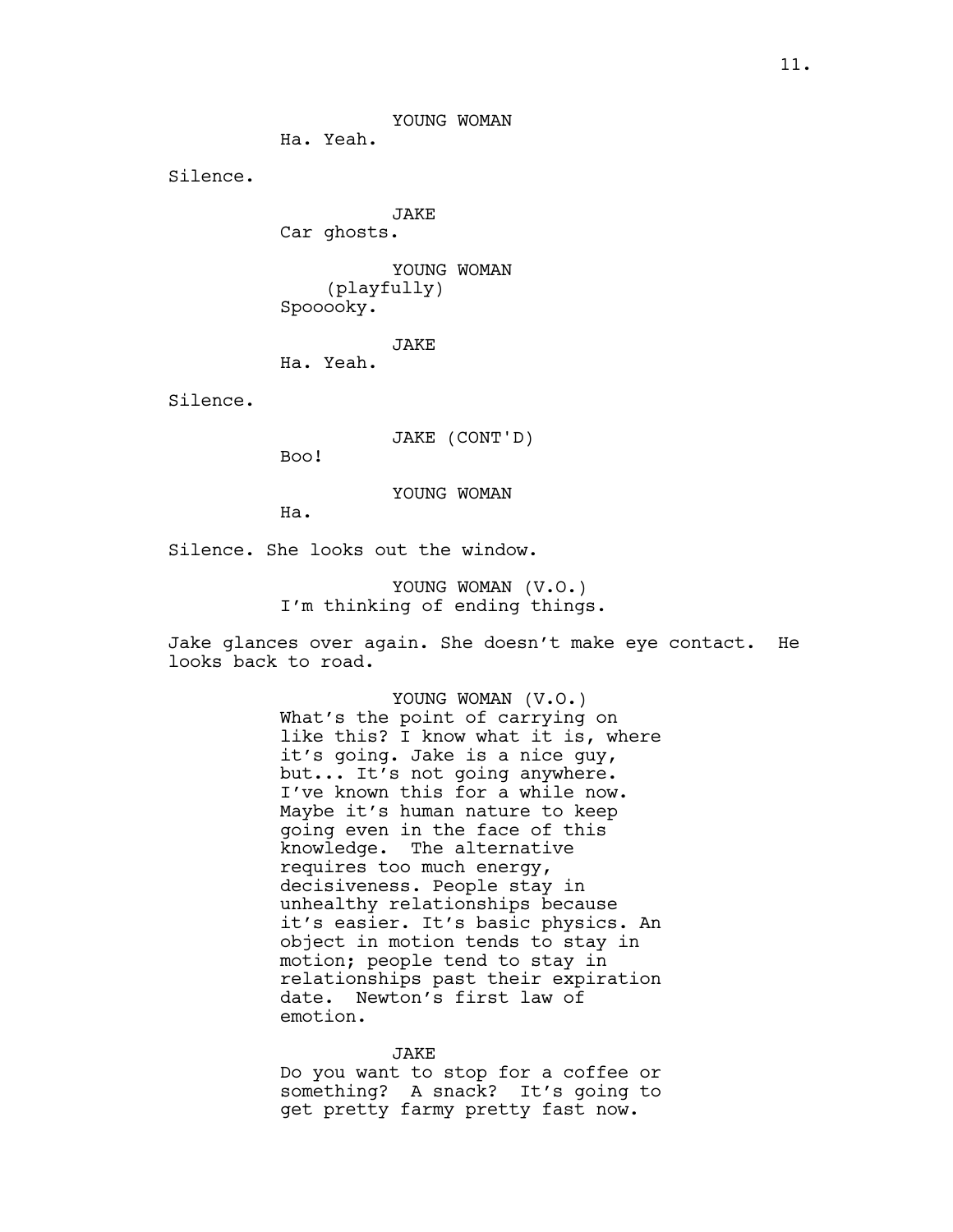YOUNG WOMAN
Ha. Yeah.

Silence.

JAKE
Car ghosts.

YOUNG WOMAN
(playfully)
Spooooky.

JAKE
Ha. Yeah.

Silence.

JAKE (CONT'D)
Boo!

YOUNG WOMAN
Ha.

Silence. She looks out the window.

YOUNG WOMAN (V.O.)
I'm thinking of ending things.

Jake glances over again. She doesn't make eye contact. He looks back to road.

YOUNG WOMAN (V.O.)
What's the point of carrying on like this? I know what it is, where it's going. Jake is a nice guy, but... It's not going anywhere. I've known this for a while now. Maybe it's human nature to keep going even in the face of this knowledge. The alternative requires too much energy, decisiveness. People stay in unhealthy relationships because it's easier. It's basic physics. An object in motion tends to stay in motion; people tend to stay in relationships past their expiration date. Newton's first law of emotion.

JAKE
Do you want to stop for a coffee or something? A snack? It's going to get pretty farmy pretty fast now.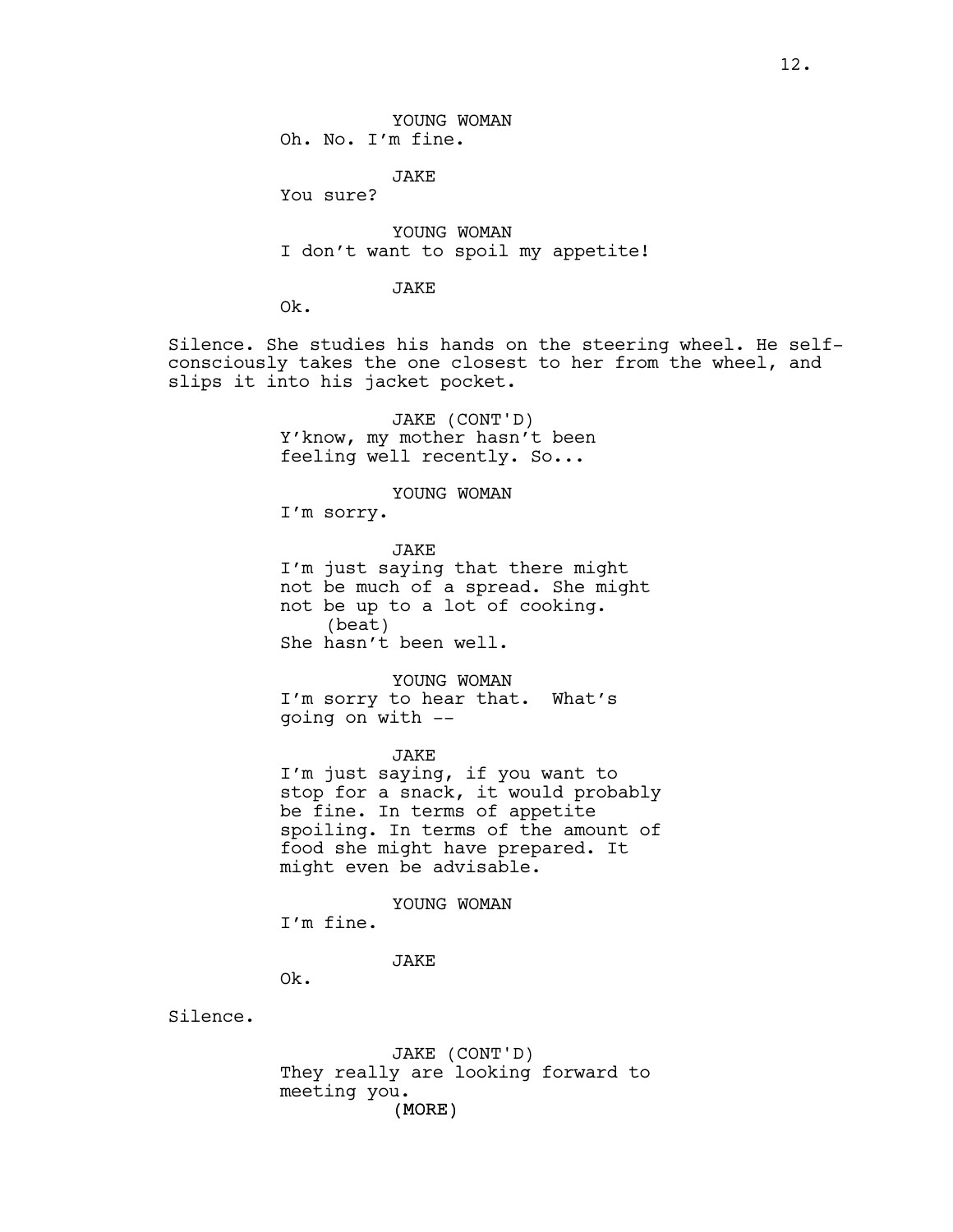YOUNG WOMAN
Oh. No. I'm fine.

JAKE
You sure?

YOUNG WOMAN
I don't want to spoil my appetite!

JAKE
Ok.

Silence. She studies his hands on the steering wheel. He self-consciously takes the one closest to her from the wheel, and slips it into his jacket pocket.

JAKE (CONT'D)
Y'know, my mother hasn't been feeling well recently. So...

YOUNG WOMAN
I'm sorry.

JAKE
I'm just saying that there might not be much of a spread. She might not be up to a lot of cooking.
(beat)
She hasn't been well.

YOUNG WOMAN
I'm sorry to hear that. What's going on with --

JAKE
I'm just saying, if you want to stop for a snack, it would probably be fine. In terms of appetite spoiling. In terms of the amount of food she might have prepared. It might even be advisable.

YOUNG WOMAN
I'm fine.

JAKE
Ok.

Silence.

JAKE (CONT'D)
They really are looking forward to meeting you.
(MORE)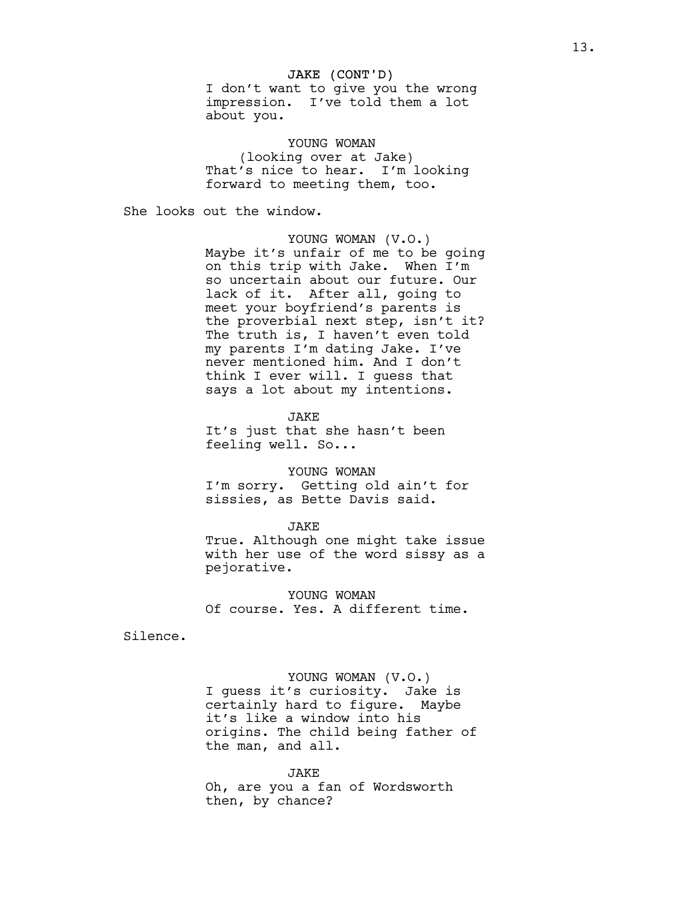JAKE (CONT'D)
I don't want to give you the wrong impression. I've told them a lot about you.

YOUNG WOMAN
(looking over at Jake)
That's nice to hear. I'm looking forward to meeting them, too.

She looks out the window.

YOUNG WOMAN (V.O.)
Maybe it's unfair of me to be going on this trip with Jake. When I'm so uncertain about our future. Our lack of it. After all, going to meet your boyfriend's parents is the proverbial next step, isn't it? The truth is, I haven't even told my parents I'm dating Jake. I've never mentioned him. And I don't think I ever will. I guess that says a lot about my intentions.

JAKE
It's just that she hasn't been feeling well. So...

YOUNG WOMAN
I'm sorry. Getting old ain't for sissies, as Bette Davis said.

JAKE
True. Although one might take issue with her use of the word sissy as a pejorative.

YOUNG WOMAN
Of course. Yes. A different time.

Silence.

YOUNG WOMAN (V.O.)
I guess it's curiosity. Jake is certainly hard to figure. Maybe it's like a window into his origins. The child being father of the man, and all.

JAKE
Oh, are you a fan of Wordsworth then, by chance?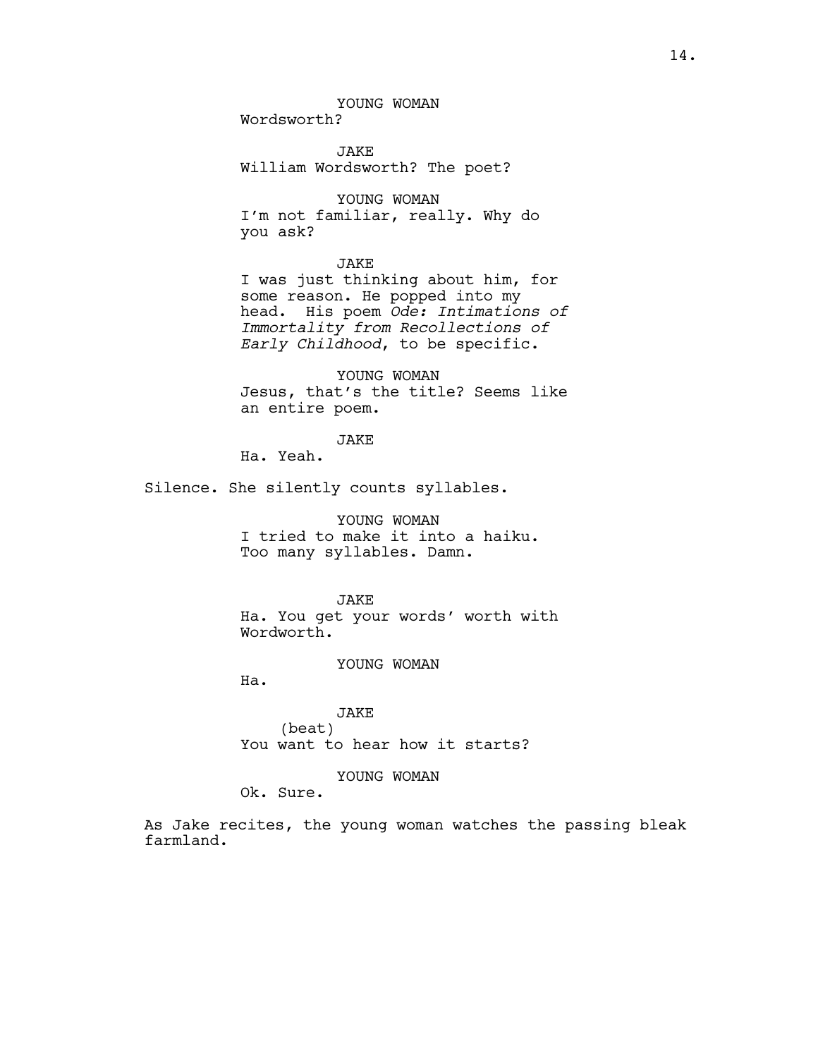YOUNG WOMAN
Wordsworth?

JAKE
William Wordsworth? The poet?

YOUNG WOMAN
I'm not familiar, really. Why do you ask?

JAKE
I was just thinking about him, for some reason. He popped into my head. His poem *Ode: Intimations of Immortality from Recollections of Early Childhood*, to be specific.

YOUNG WOMAN
Jesus, that's the title? Seems like an entire poem.

JAKE
Ha. Yeah.

Silence. She silently counts syllables.

YOUNG WOMAN
I tried to make it into a haiku.
Too many syllables. Damn.

JAKE
Ha. You get your words' worth with Wordworth.

YOUNG WOMAN
Ha.

JAKE
(beat)
You want to hear how it starts?

YOUNG WOMAN
Ok. Sure.

As Jake recites, the young woman watches the passing bleak farmland.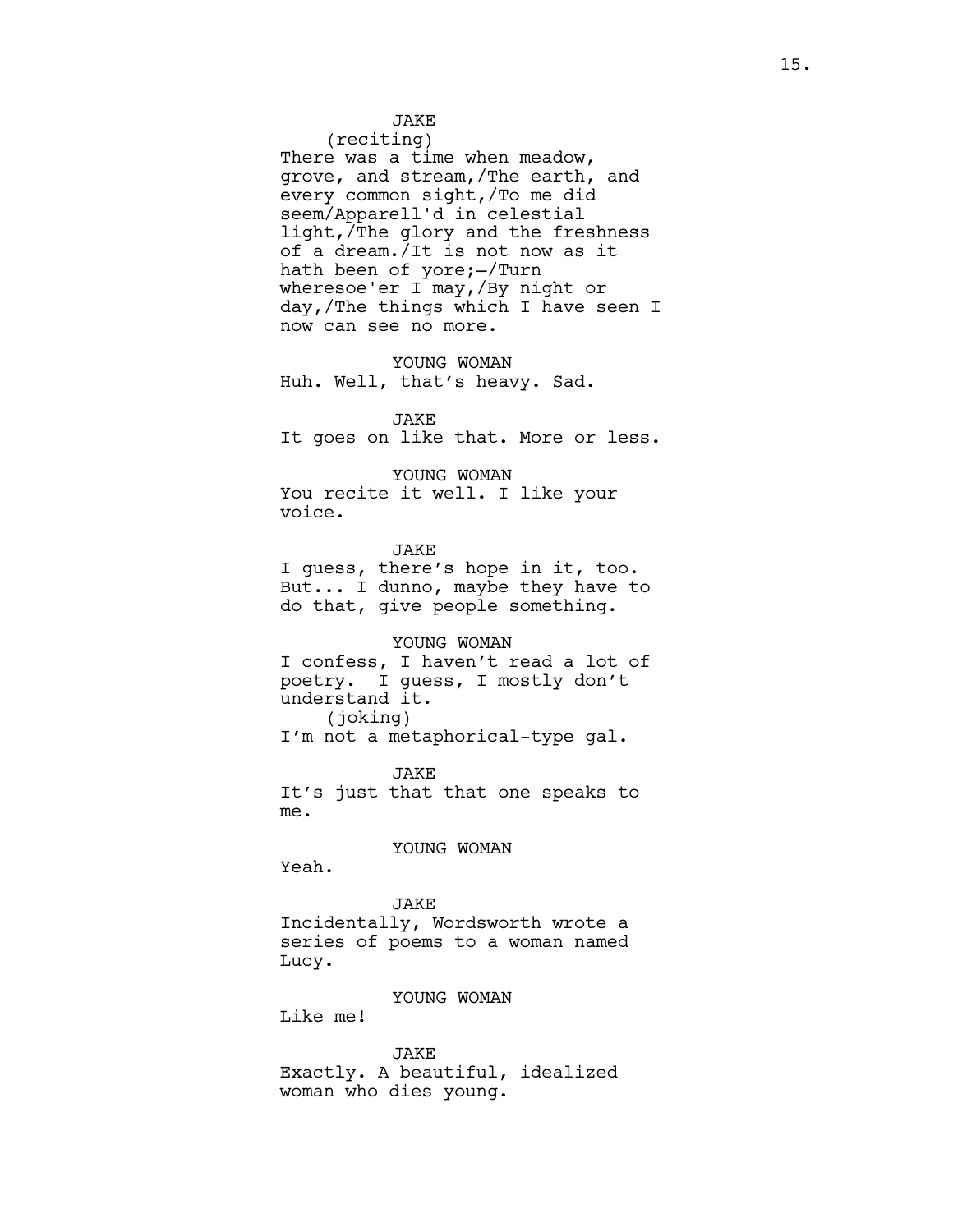JAKE
(reciting)
There was a time when meadow, grove, and stream,/The earth, and every common sight,/To me did seem/Apparell'd in celestial light,/The glory and the freshness of a dream./It is not now as it hath been of yore;—/Turn wheresoe'er I may,/By night or day,/The things which I have seen I now can see no more.

YOUNG WOMAN
Huh. Well, that's heavy. Sad.

JAKE
It goes on like that. More or less.

YOUNG WOMAN
You recite it well. I like your voice.

JAKE
I guess, there's hope in it, too. But... I dunno, maybe they have to do that, give people something.

YOUNG WOMAN
I confess, I haven't read a lot of poetry. I guess, I mostly don't understand it.
(joking)
I'm not a metaphorical-type gal.

JAKE
It's just that that one speaks to me.

YOUNG WOMAN
Yeah.

JAKE
Incidentally, Wordsworth wrote a series of poems to a woman named Lucy.

YOUNG WOMAN
Like me!

JAKE
Exactly. A beautiful, idealized woman who dies young.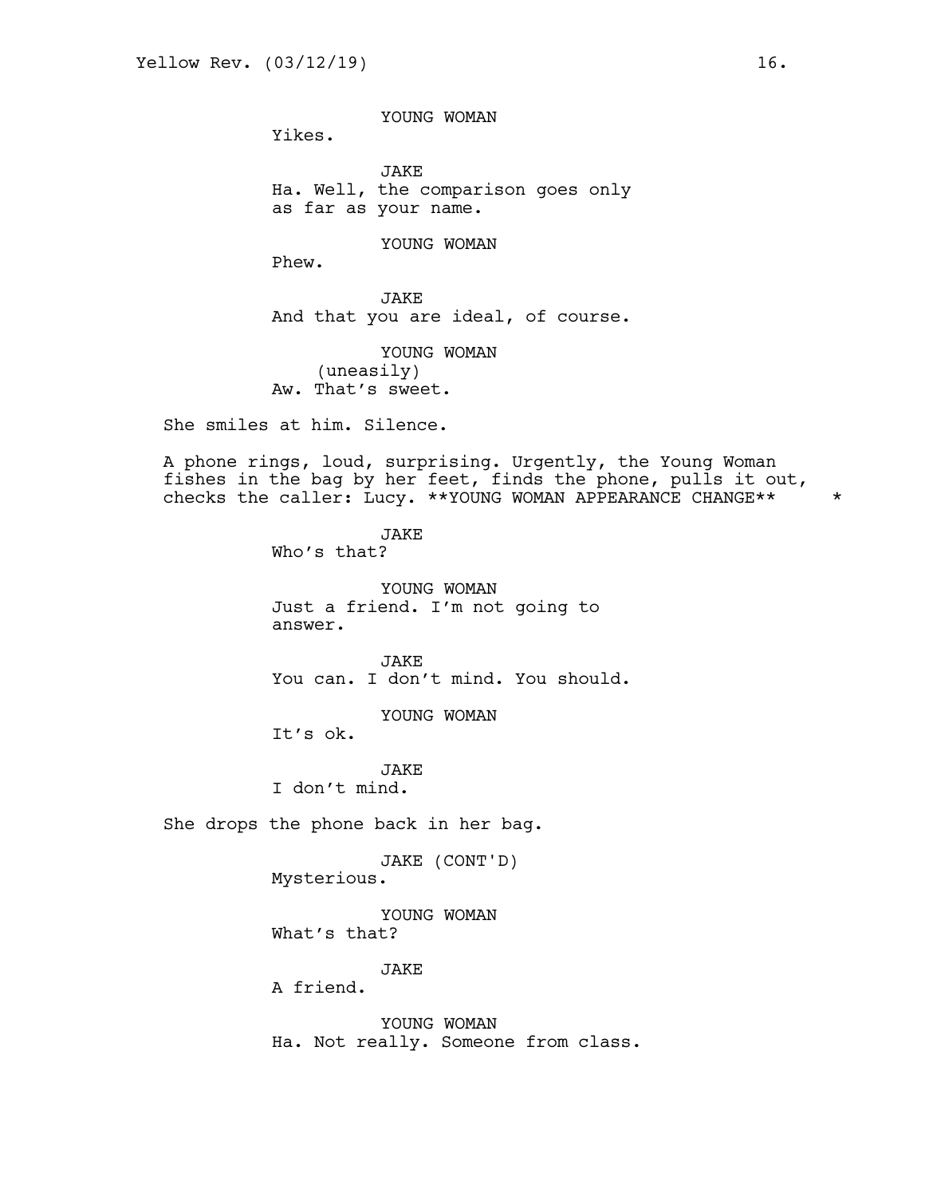YOUNG WOMAN

Yikes.

JAKE

Ha. Well, the comparison goes only as far as your name.

YOUNG WOMAN

Phew.

JAKE

And that you are ideal, of course.

YOUNG WOMAN

(uneasily)

Aw. That's sweet.

She smiles at him. Silence.

A phone rings, loud, surprising. Urgently, the Young Woman fishes in the bag by her feet, finds the phone, pulls it out, checks the caller: Lucy. **YOUNG WOMAN APPEARANCE CHANGE** *

JAKE

Who's that?

YOUNG WOMAN

Just a friend. I'm not going to answer.

JAKE

You can. I don't mind. You should.

YOUNG WOMAN

It's ok.

JAKE

I don't mind.

She drops the phone back in her bag.

JAKE (CONT'D)

Mysterious.

YOUNG WOMAN

What's that?

JAKE

A friend.

YOUNG WOMAN

Ha. Not really. Someone from class.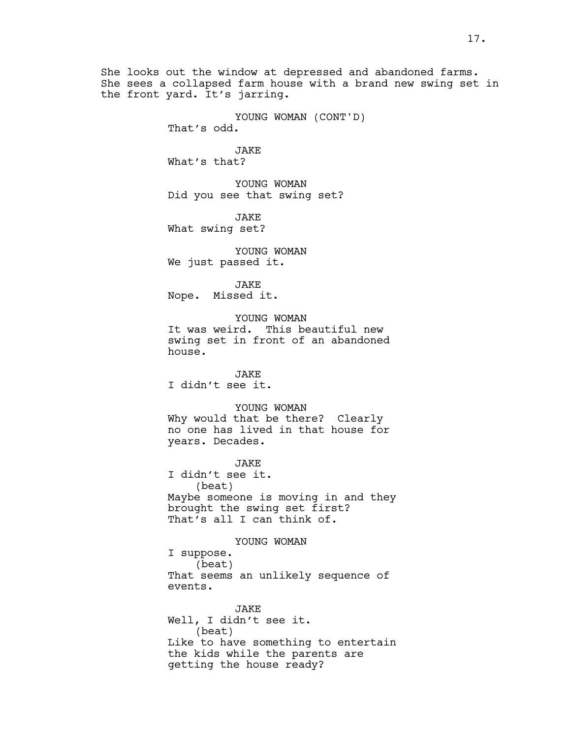She looks out the window at depressed and abandoned farms. She sees a collapsed farm house with a brand new swing set in the front yard. It's jarring.

YOUNG WOMAN (CONT'D)
That's odd.

JAKE
What's that?

YOUNG WOMAN
Did you see that swing set?

JAKE
What swing set?

YOUNG WOMAN
We just passed it.

JAKE
Nope. Missed it.

YOUNG WOMAN
It was weird. This beautiful new swing set in front of an abandoned house.

JAKE
I didn't see it.

YOUNG WOMAN
Why would that be there? Clearly no one has lived in that house for years. Decades.

JAKE
I didn't see it.
(beat)
Maybe someone is moving in and they brought the swing set first? That's all I can think of.

YOUNG WOMAN
I suppose.
(beat)
That seems an unlikely sequence of events.

JAKE
Well, I didn't see it.
(beat)
Like to have something to entertain the kids while the parents are getting the house ready?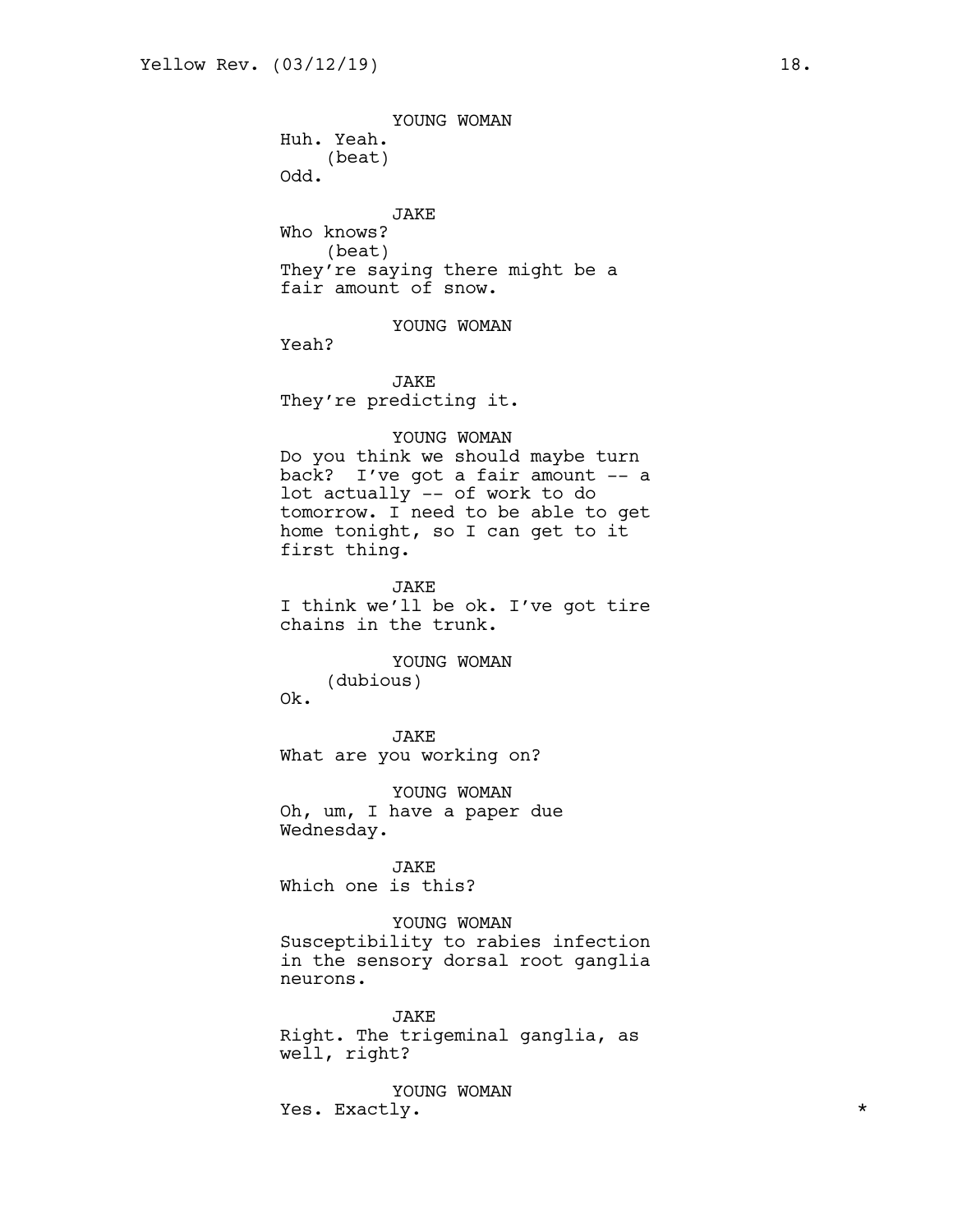YOUNG WOMAN
Huh. Yeah.
(beat)
Odd.

JAKE
Who knows?
(beat)
They're saying there might be a fair amount of snow.

YOUNG WOMAN
Yeah?

JAKE
They're predicting it.

YOUNG WOMAN
Do you think we should maybe turn back? I've got a fair amount -- a lot actually -- of work to do tomorrow. I need to be able to get home tonight, so I can get to it first thing.

JAKE
I think we'll be ok. I've got tire chains in the trunk.

YOUNG WOMAN
(dubious)
Ok.

JAKE
What are you working on?

YOUNG WOMAN
Oh, um, I have a paper due Wednesday.

JAKE
Which one is this?

YOUNG WOMAN
Susceptibility to rabies infection in the sensory dorsal root ganglia neurons.

JAKE
Right. The trigeminal ganglia, as well, right?

YOUNG WOMAN
Yes. Exactly. *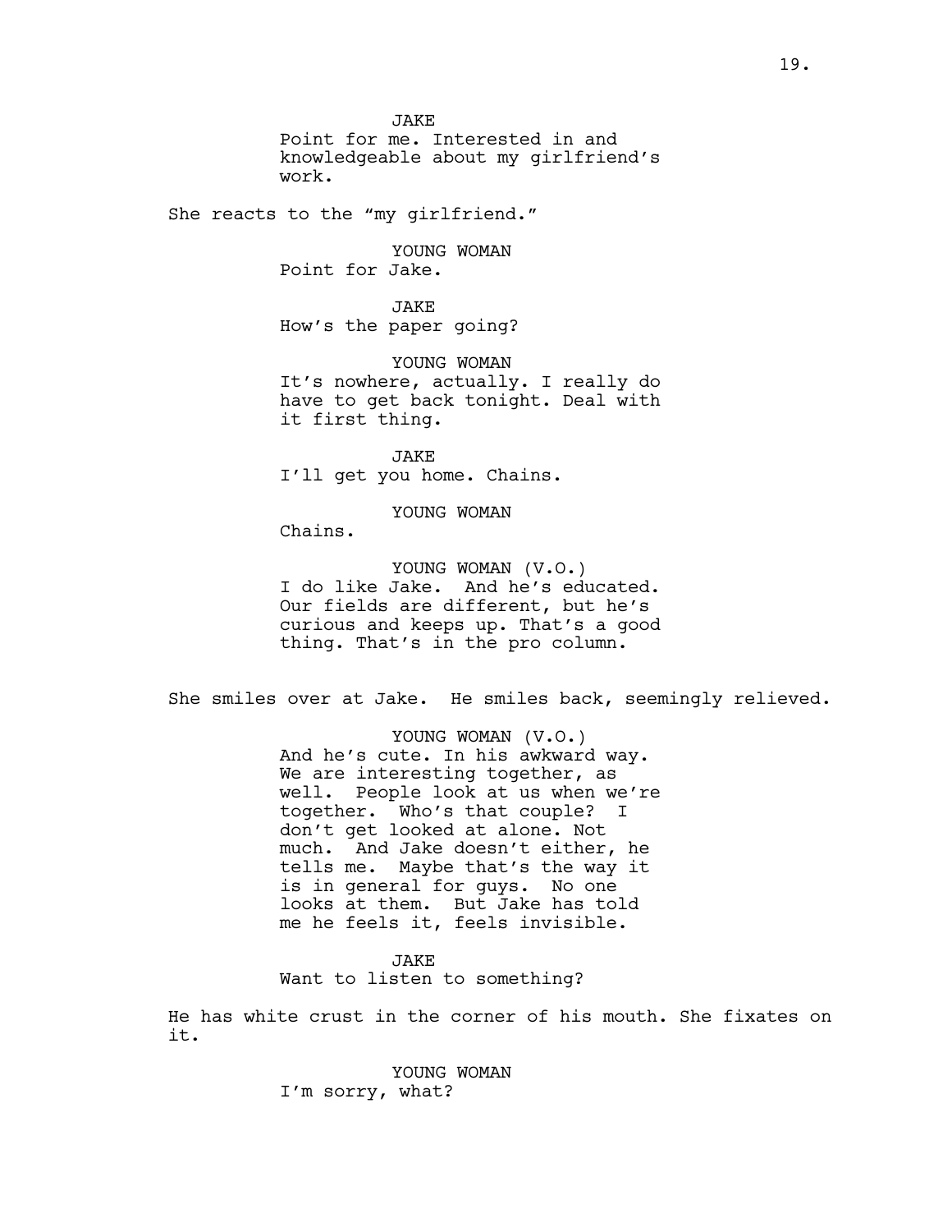JAKE
Point for me. Interested in and knowledgeable about my girlfriend's work.

She reacts to the "my girlfriend."

YOUNG WOMAN
Point for Jake.

JAKE
How's the paper going?

YOUNG WOMAN
It's nowhere, actually. I really do have to get back tonight. Deal with it first thing.

JAKE
I'll get you home. Chains.

YOUNG WOMAN
Chains.

YOUNG WOMAN (V.O.)
I do like Jake. And he's educated. Our fields are different, but he's curious and keeps up. That's a good thing. That's in the pro column.

She smiles over at Jake. He smiles back, seemingly relieved.

YOUNG WOMAN (V.O.)
And he's cute. In his awkward way. We are interesting together, as well. People look at us when we're together. Who's that couple? I don't get looked at alone. Not much. And Jake doesn't either, he tells me. Maybe that's the way it is in general for guys. No one looks at them. But Jake has told me he feels it, feels invisible.

JAKE
Want to listen to something?

He has white crust in the corner of his mouth. She fixates on it.

YOUNG WOMAN
I'm sorry, what?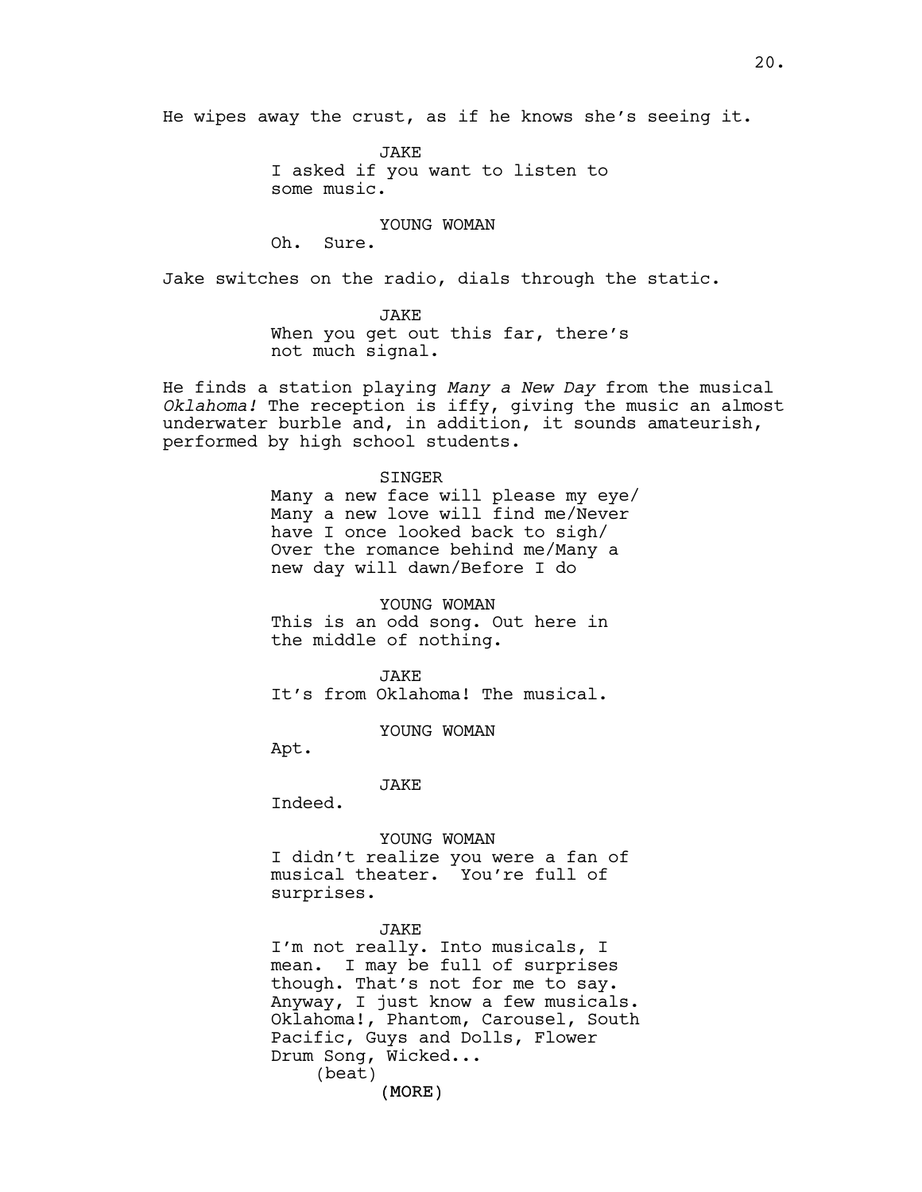He wipes away the crust, as if he knows she's seeing it.

JAKE
I asked if you want to listen to some music.

YOUNG WOMAN
Oh. Sure.

Jake switches on the radio, dials through the static.

JAKE
When you get out this far, there's not much signal.

He finds a station playing *Many a New Day* from the musical *Oklahoma!* The reception is iffy, giving the music an almost underwater burble and, in addition, it sounds amateurish, performed by high school students.

SINGER
Many a new face will please my eye/ Many a new love will find me/Never have I once looked back to sigh/ Over the romance behind me/Many a new day will dawn/Before I do

YOUNG WOMAN
This is an odd song. Out here in the middle of nothing.

JAKE
It's from Oklahoma! The musical.

YOUNG WOMAN
Apt.

JAKE
Indeed.

YOUNG WOMAN
I didn't realize you were a fan of musical theater. You're full of surprises.

JAKE
I'm not really. Into musicals, I mean. I may be full of surprises though. That's not for me to say. Anyway, I just know a few musicals. Oklahoma!, Phantom, Carousel, South Pacific, Guys and Dolls, Flower Drum Song, Wicked...
(beat)
(MORE)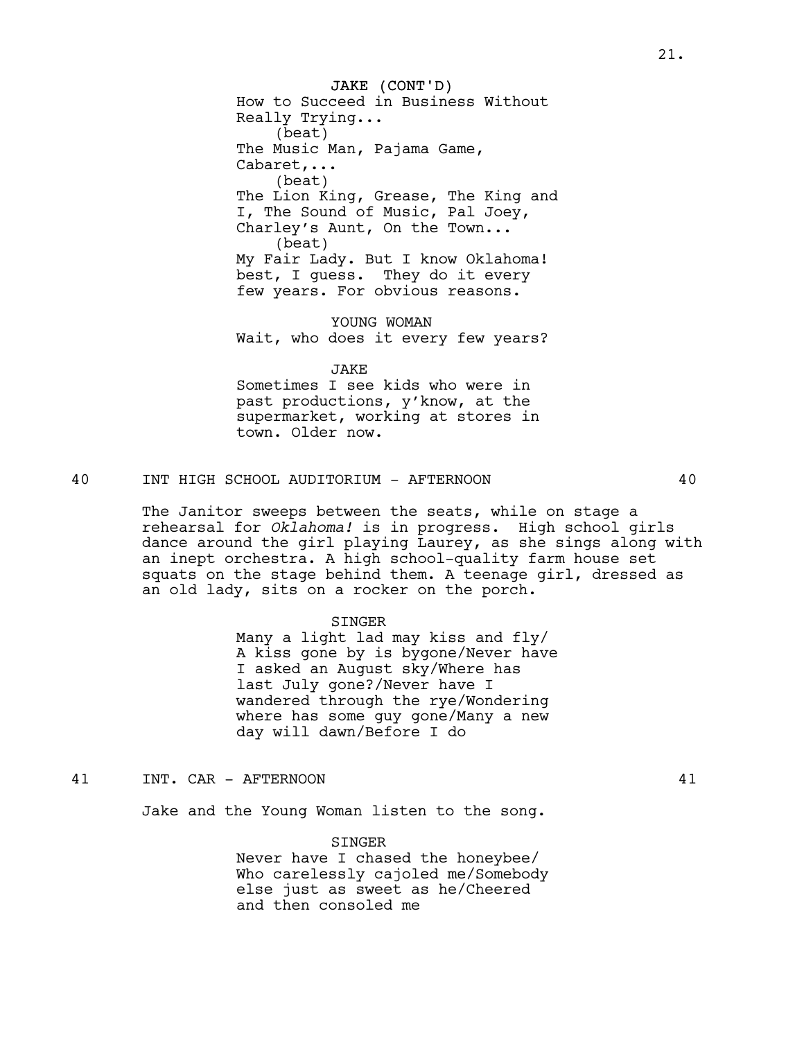JAKE (CONT'D)
How to Succeed in Business Without Really Trying...
(beat)
The Music Man, Pajama Game, Cabaret,...
(beat)
The Lion King, Grease, The King and I, The Sound of Music, Pal Joey, Charley's Aunt, On the Town...
(beat)
My Fair Lady. But I know Oklahoma! best, I guess. They do it every few years. For obvious reasons.

YOUNG WOMAN
Wait, who does it every few years?

JAKE
Sometimes I see kids who were in past productions, y'know, at the supermarket, working at stores in town. Older now.

40 INT HIGH SCHOOL AUDITORIUM - AFTERNOON 40

The Janitor sweeps between the seats, while on stage a rehearsal for *Oklahoma!* is in progress. High school girls dance around the girl playing Laurey, as she sings along with an inept orchestra. A high school-quality farm house set squats on the stage behind them. A teenage girl, dressed as an old lady, sits on a rocker on the porch.

SINGER
Many a light lad may kiss and fly/ A kiss gone by is bygone/Never have I asked an August sky/Where has last July gone?/Never have I wandered through the rye/Wondering where has some guy gone/Many a new day will dawn/Before I do

41 INT. CAR - AFTERNOON 41

Jake and the Young Woman listen to the song.

SINGER
Never have I chased the honeybee/ Who carelessly cajoled me/Somebody else just as sweet as he/Cheered and then consoled me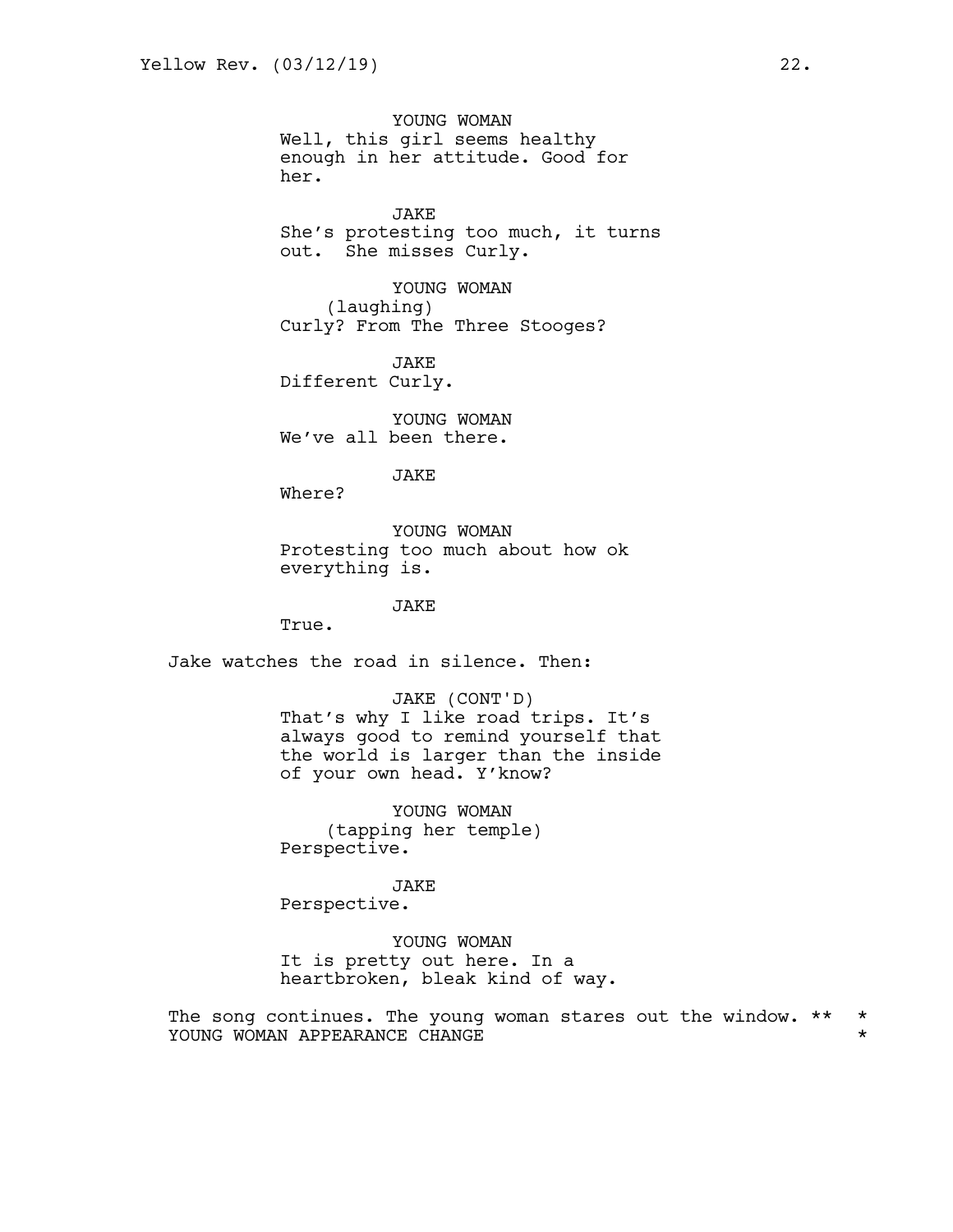YOUNG WOMAN
Well, this girl seems healthy enough in her attitude. Good for her.

JAKE
She's protesting too much, it turns out. She misses Curly.

YOUNG WOMAN
(laughing)
Curly? From The Three Stooges?

JAKE
Different Curly.

YOUNG WOMAN
We've all been there.

JAKE
Where?

YOUNG WOMAN
Protesting too much about how ok everything is.

JAKE
True.

Jake watches the road in silence. Then:

JAKE (CONT'D)
That's why I like road trips. It's always good to remind yourself that the world is larger than the inside of your own head. Y'know?

YOUNG WOMAN
(tapping her temple)
Perspective.

JAKE
Perspective.

YOUNG WOMAN
It is pretty out here. In a heartbroken, bleak kind of way.

The song continues. The young woman stares out the window. ** YOUNG WOMAN APPEARANCE CHANGE *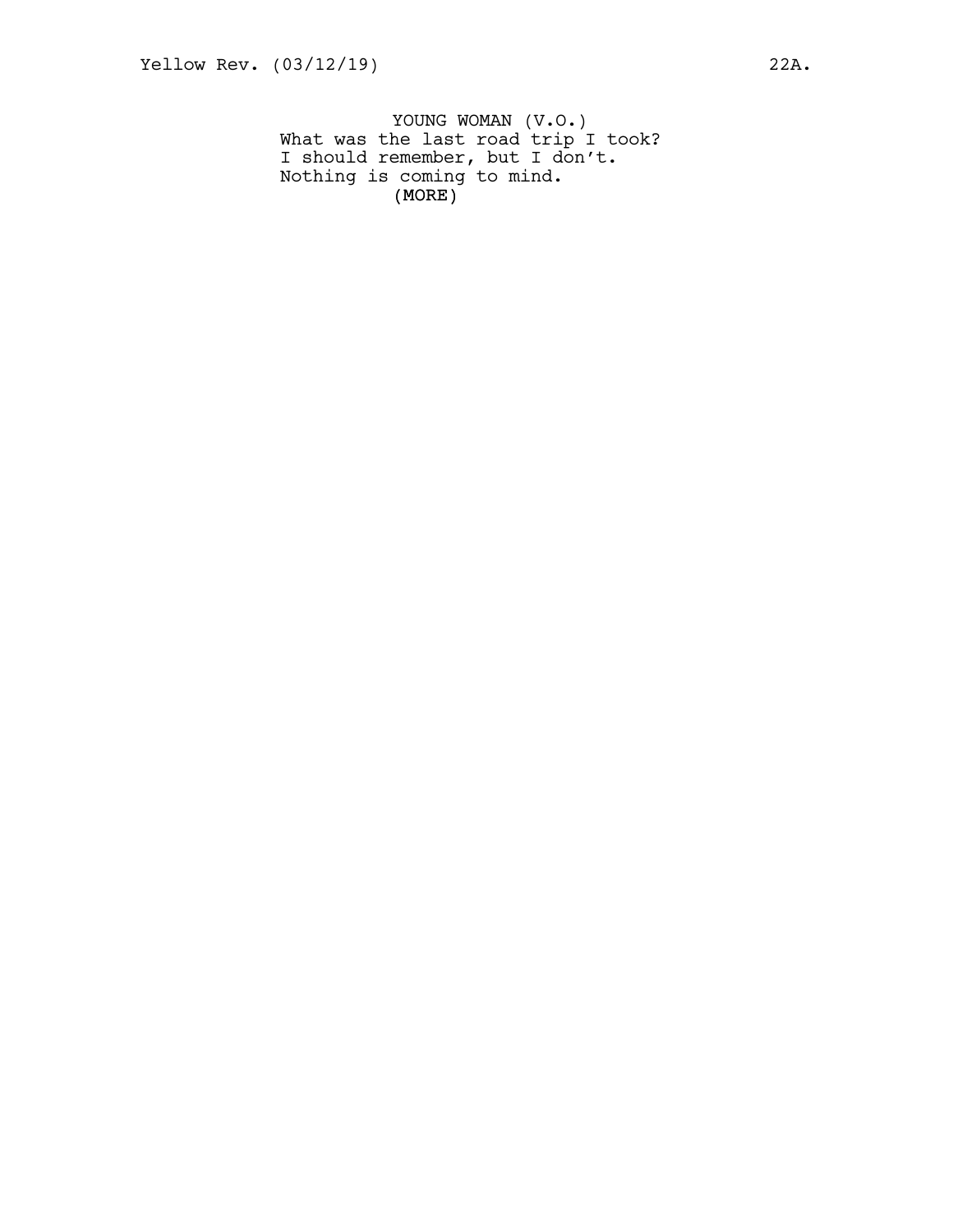YOUNG WOMAN (V.O.)

What was the last road trip I took?
I should remember, but I don't.
Nothing is coming to mind.

(MORE)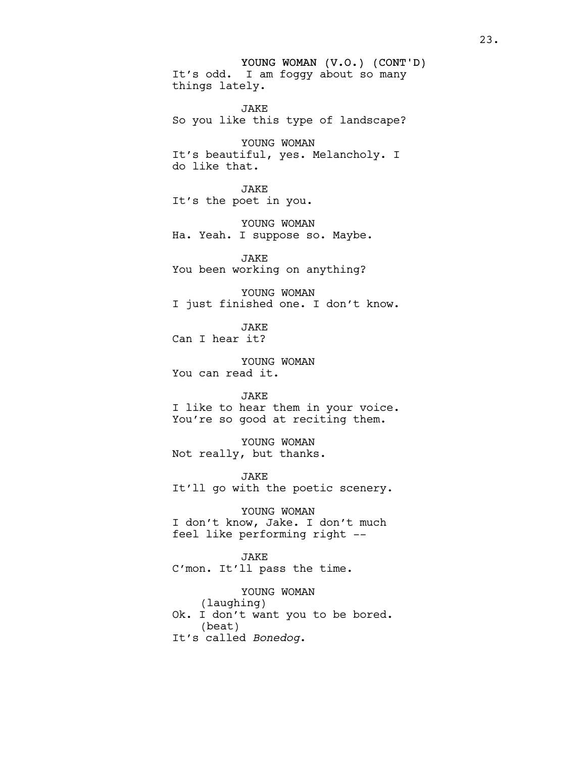YOUNG WOMAN (V.O.) (CONT'D)
It's odd. I am foggy about so many things lately.

JAKE
So you like this type of landscape?

YOUNG WOMAN
It's beautiful, yes. Melancholy. I do like that.

JAKE
It's the poet in you.

YOUNG WOMAN
Ha. Yeah. I suppose so. Maybe.

JAKE
You been working on anything?

YOUNG WOMAN
I just finished one. I don't know.

JAKE
Can I hear it?

YOUNG WOMAN
You can read it.

JAKE
I like to hear them in your voice. You're so good at reciting them.

YOUNG WOMAN
Not really, but thanks.

JAKE
It'll go with the poetic scenery.

YOUNG WOMAN
I don't know, Jake. I don't much feel like performing right --

JAKE
C'mon. It'll pass the time.

YOUNG WOMAN
(laughing)
Ok. I don't want you to be bored.
(beat)
It's called *Bonedog*.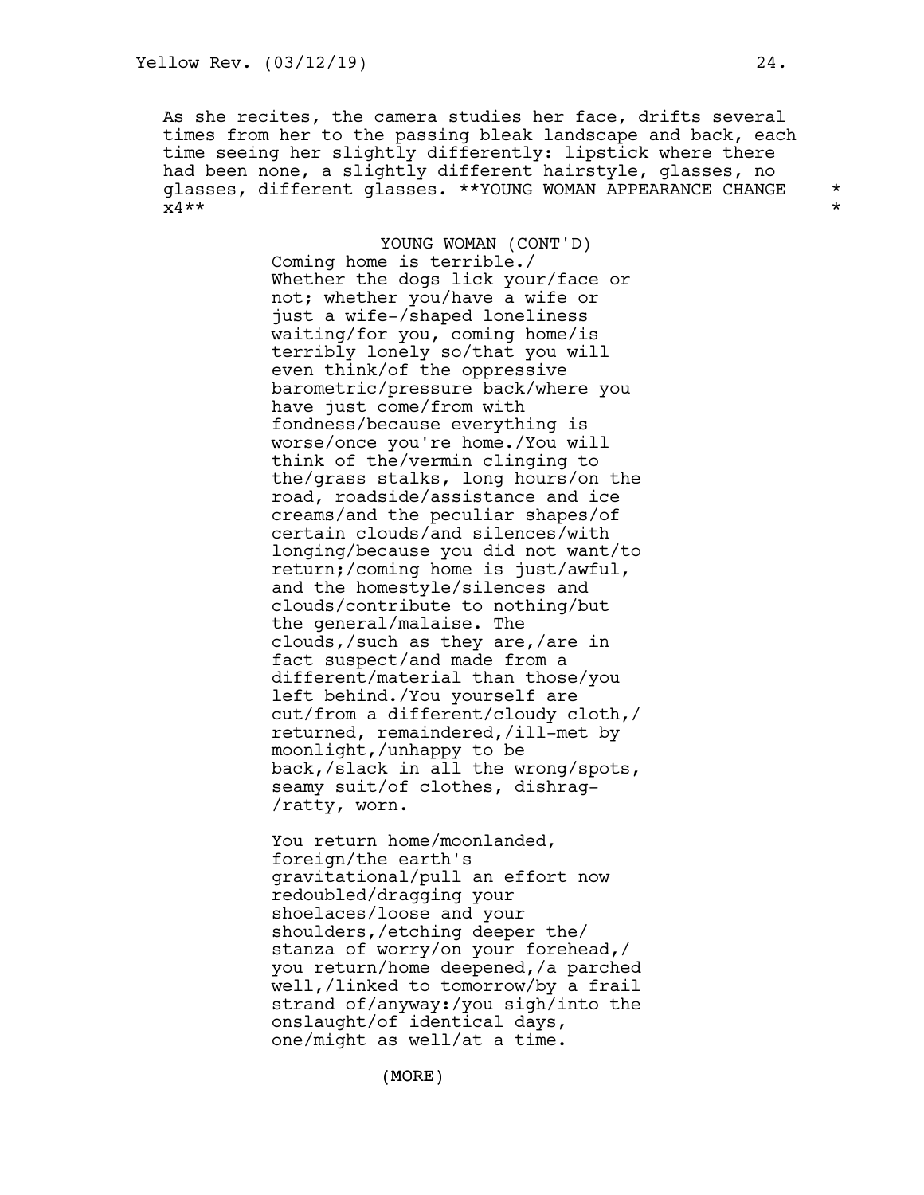As she recites, the camera studies her face, drifts several times from her to the passing bleak landscape and back, each time seeing her slightly differently: lipstick where there had been none, a slightly different hairstyle, glasses, no glasses, different glasses. **YOUNG WOMAN APPEARANCE CHANGE x4** *

YOUNG WOMAN (CONT'D)
Coming home is terrible./
Whether the dogs lick your/face or not; whether you/have a wife or just a wife-/shaped loneliness waiting/for you, coming home/is terribly lonely so/that you will even think/of the oppressive barometric/pressure back/where you have just come/from with fondness/because everything is worse/once you're home./You will think of the/vermin clinging to the/grass stalks, long hours/on the road, roadside/assistance and ice creams/and the peculiar shapes/of certain clouds/and silences/with longing/because you did not want/to return;/coming home is just/awful, and the homestyle/silences and clouds/contribute to nothing/but the general/malaise. The clouds,/such as they are,/are in fact suspect/and made from a different/material than those/you left behind./You yourself are cut/from a different/cloudy cloth,/returned, remaindered,/ill-met by moonlight,/unhappy to be back,/slack in all the wrong/spots, seamy suit/of clothes, dishrag-/ratty, worn.

You return home/moonlanded, foreign/the earth's gravitational/pull an effort now redoubled/dragging your shoelaces/loose and your shoulders,/etching deeper the/ stanza of worry/on your forehead,/ you return/home deepened,/a parched well,/linked to tomorrow/by a frail strand of/anyway:/you sigh/into the onslaught/of identical days, one/might as well/at a time.

(MORE)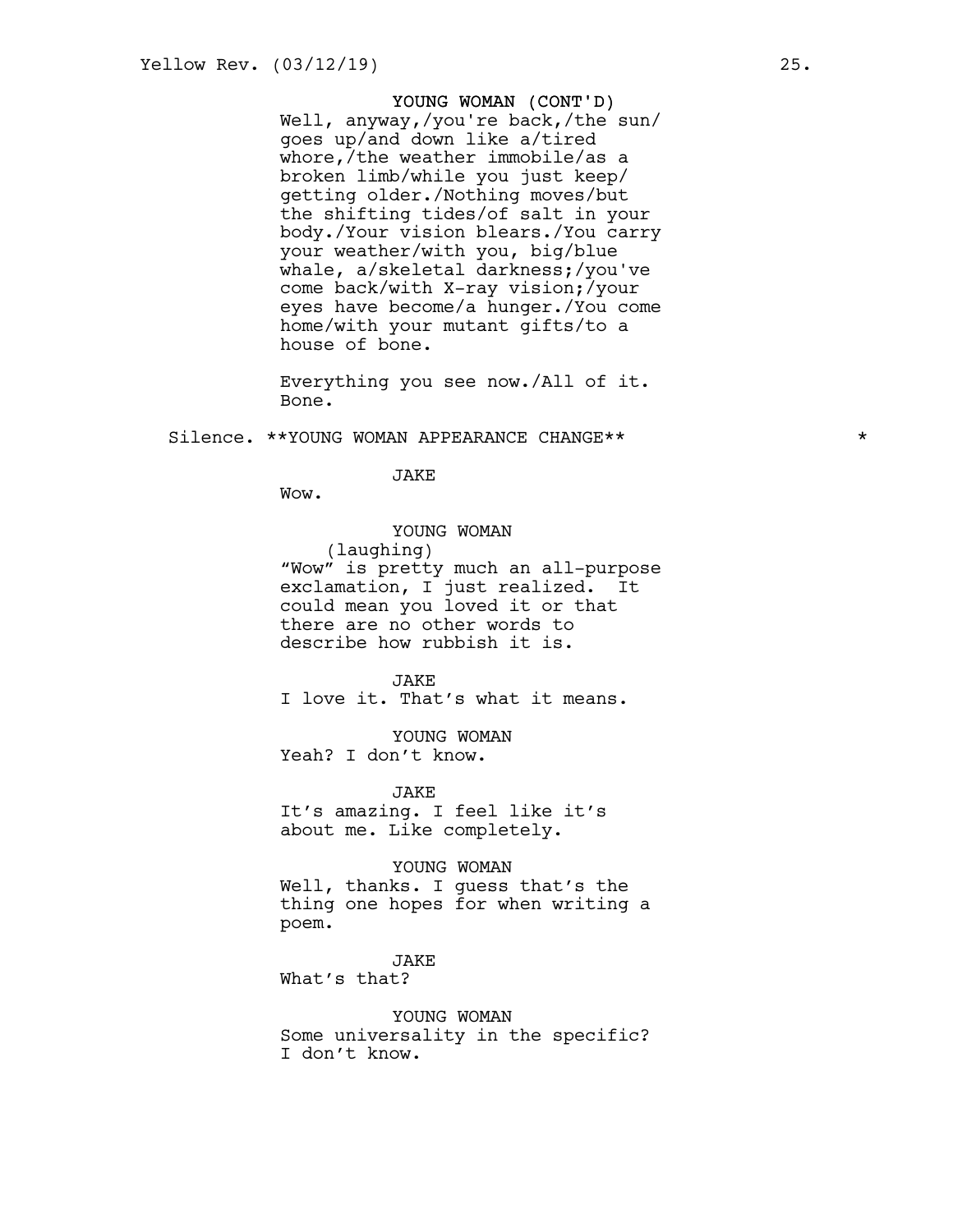YOUNG WOMAN (CONT'D)
Well, anyway,/you're back,/the sun/ goes up/and down like a/tired whore,/the weather immobile/as a broken limb/while you just keep/ getting older./Nothing moves/but the shifting tides/of salt in your body./Your vision blears./You carry your weather/with you, big/blue whale, a/skeletal darkness;/you've come back/with X-ray vision;/your eyes have become/a hunger./You come home/with your mutant gifts/to a house of bone.

Everything you see now./All of it. Bone.

Silence. **YOUNG WOMAN APPEARANCE CHANGE** *

JAKE
Wow.

YOUNG WOMAN
(laughing)
"Wow" is pretty much an all-purpose exclamation, I just realized. It could mean you loved it or that there are no other words to describe how rubbish it is.

JAKE
I love it. That's what it means.

YOUNG WOMAN
Yeah? I don't know.

JAKE
It's amazing. I feel like it's about me. Like completely.

YOUNG WOMAN
Well, thanks. I guess that's the thing one hopes for when writing a poem.

JAKE
What's that?

YOUNG WOMAN
Some universality in the specific? I don't know.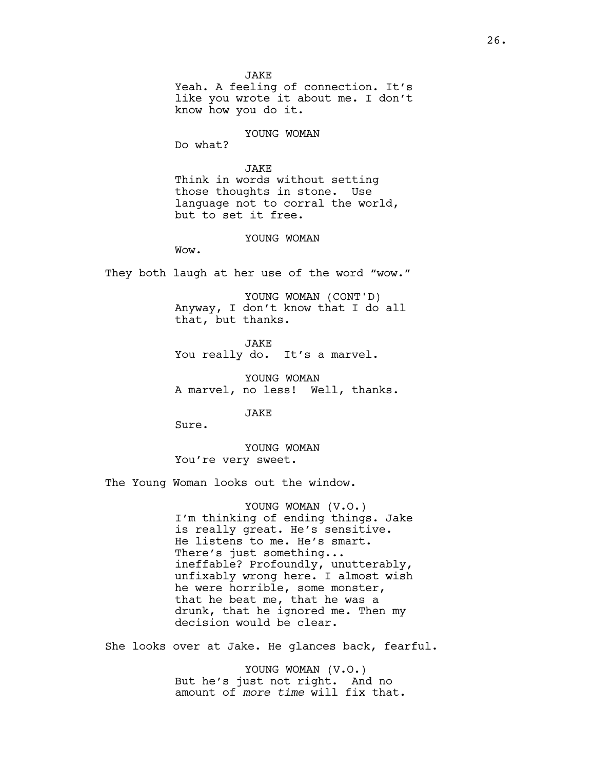JAKE
Yeah. A feeling of connection. It's like you wrote it about me. I don't know how you do it.

YOUNG WOMAN
Do what?

JAKE
Think in words without setting those thoughts in stone. Use language not to corral the world, but to set it free.

YOUNG WOMAN
Wow.

They both laugh at her use of the word "wow."

YOUNG WOMAN (CONT'D)
Anyway, I don't know that I do all that, but thanks.

JAKE
You really do. It's a marvel.

YOUNG WOMAN
A marvel, no less! Well, thanks.

JAKE
Sure.

YOUNG WOMAN
You're very sweet.

The Young Woman looks out the window.

YOUNG WOMAN (V.O.)
I'm thinking of ending things. Jake is really great. He's sensitive. He listens to me. He's smart. There's just something... ineffable? Profoundly, unutterably, unfixably wrong here. I almost wish he were horrible, some monster, that he beat me, that he was a drunk, that he ignored me. Then my decision would be clear.

She looks over at Jake. He glances back, fearful.

YOUNG WOMAN (V.O.)
But he's just not right. And no amount of *more time* will fix that.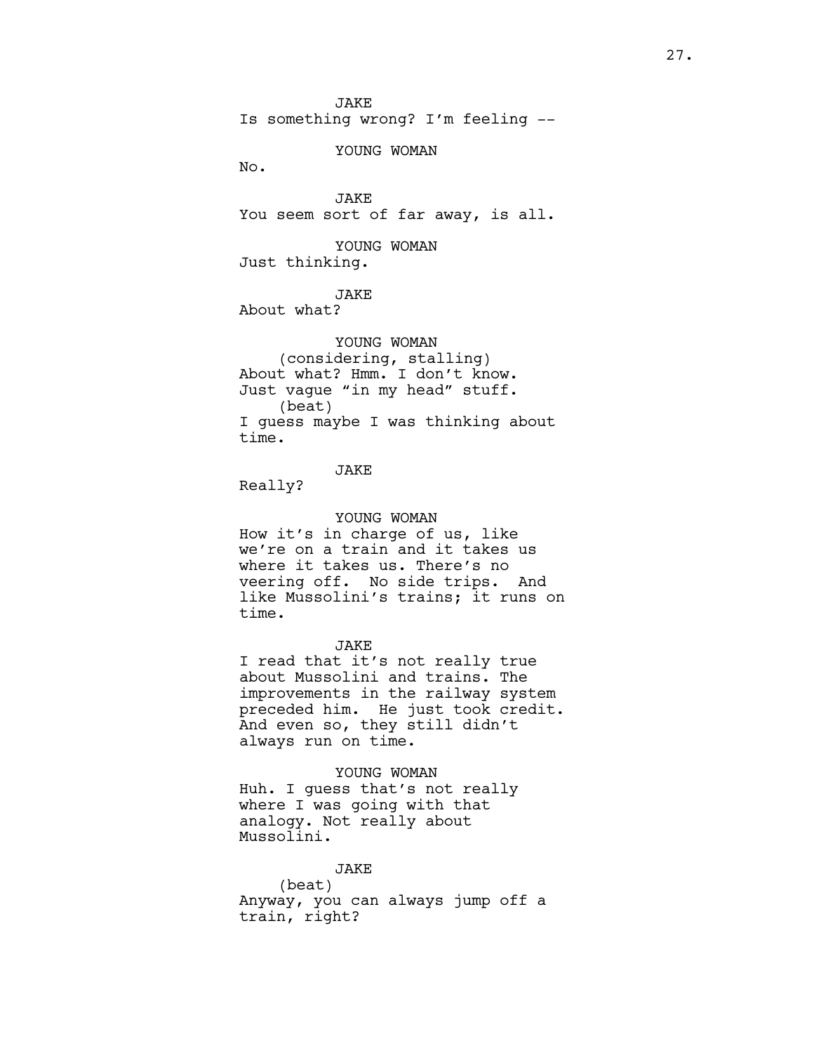JAKE
Is something wrong? I'm feeling --

YOUNG WOMAN
No.

JAKE
You seem sort of far away, is all.

YOUNG WOMAN
Just thinking.

JAKE
About what?

YOUNG WOMAN
(considering, stalling)
About what? Hmm. I don't know.
Just vague "in my head" stuff.
(beat)
I guess maybe I was thinking about
time.

JAKE
Really?

YOUNG WOMAN
How it's in charge of us, like
we're on a train and it takes us
where it takes us. There's no
veering off. No side trips. And
like Mussolini's trains; it runs on
time.

JAKE
I read that it's not really true
about Mussolini and trains. The
improvements in the railway system
preceded him. He just took credit.
And even so, they still didn't
always run on time.

YOUNG WOMAN
Huh. I guess that's not really
where I was going with that
analogy. Not really about
Mussolini.

JAKE
(beat)
Anyway, you can always jump off a
train, right?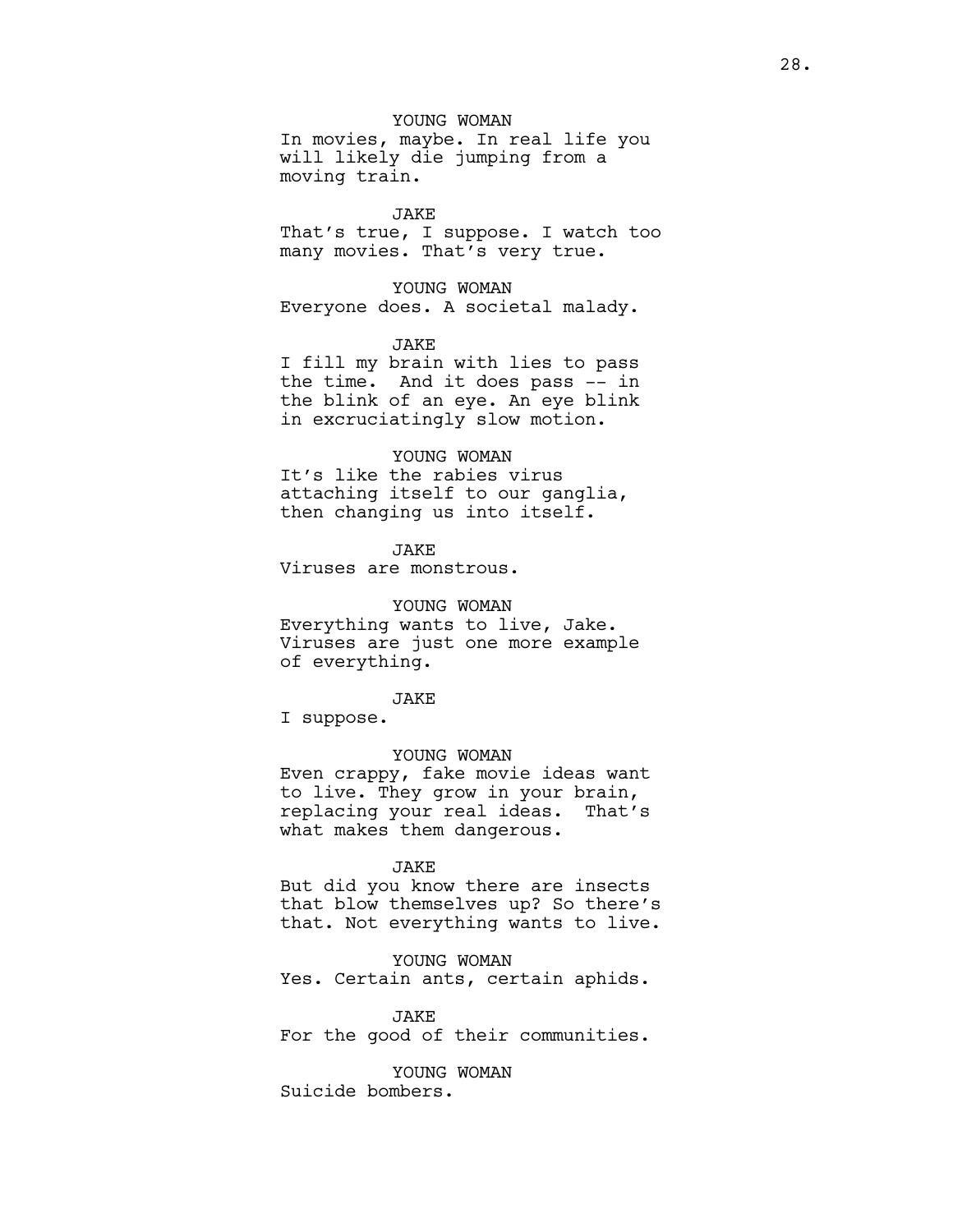YOUNG WOMAN

In movies, maybe. In real life you will likely die jumping from a moving train.

JAKE

That's true, I suppose. I watch too many movies. That's very true.

YOUNG WOMAN

Everyone does. A societal malady.

JAKE

I fill my brain with lies to pass the time. And it does pass -- in the blink of an eye. An eye blink in excruciatingly slow motion.

YOUNG WOMAN

It's like the rabies virus attaching itself to our ganglia, then changing us into itself.

JAKE

Viruses are monstrous.

YOUNG WOMAN

Everything wants to live, Jake. Viruses are just one more example of everything.

JAKE

I suppose.

YOUNG WOMAN

Even crappy, fake movie ideas want to live. They grow in your brain, replacing your real ideas. That's what makes them dangerous.

JAKE

But did you know there are insects that blow themselves up? So there's that. Not everything wants to live.

YOUNG WOMAN

Yes. Certain ants, certain aphids.

JAKE

For the good of their communities.

YOUNG WOMAN

Suicide bombers.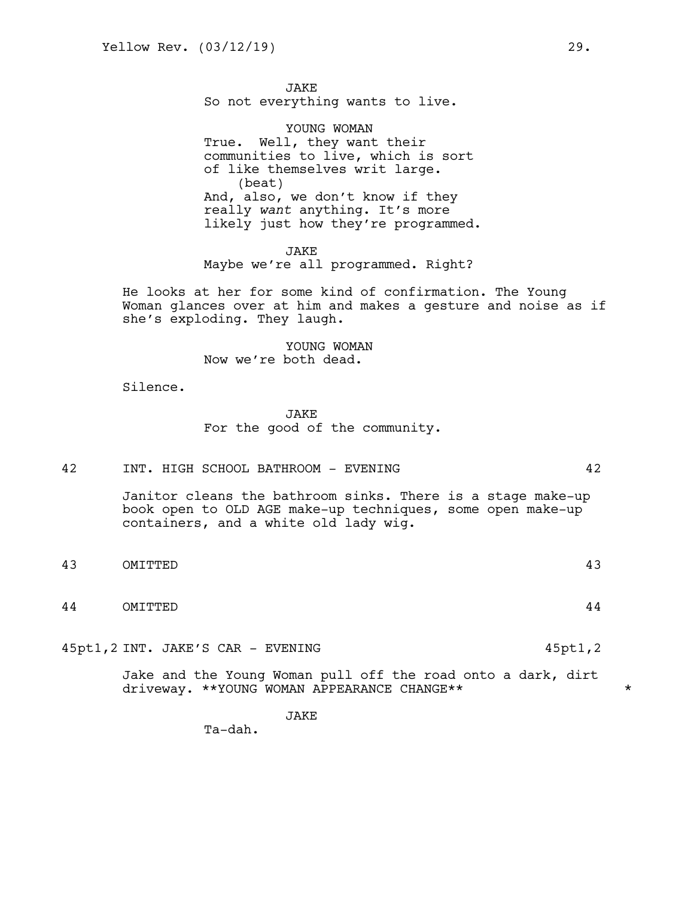JAKE
So not everything wants to live.

YOUNG WOMAN
True. Well, they want their communities to live, which is sort of like themselves writ large.
(beat)
And, also, we don't know if they really *want* anything. It's more likely just how they're programmed.

JAKE
Maybe we're all programmed. Right?

He looks at her for some kind of confirmation. The Young Woman glances over at him and makes a gesture and noise as if she's exploding. They laugh.

YOUNG WOMAN
Now we're both dead.

Silence.

JAKE
For the good of the community.

42 INT. HIGH SCHOOL BATHROOM - EVENING 42

Janitor cleans the bathroom sinks. There is a stage make-up book open to OLD AGE make-up techniques, some open make-up containers, and a white old lady wig.

43 OMITTED 43

44 OMITTED 44

45pt1,2 INT. JAKE'S CAR - EVENING 45pt1,2

Jake and the Young Woman pull off the road onto a dark, dirt driveway. **YOUNG WOMAN APPEARANCE CHANGE** *

JAKE
Ta-dah.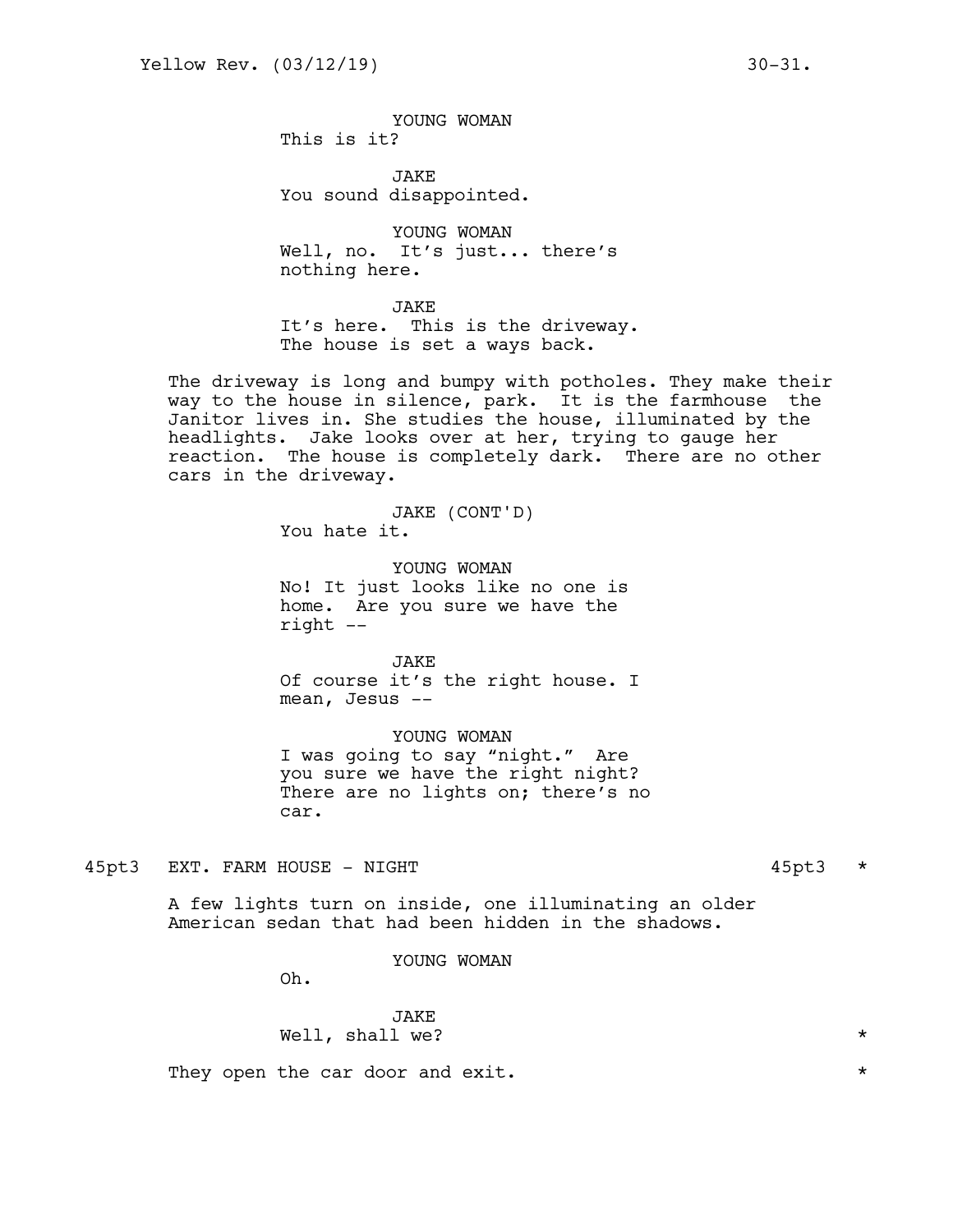YOUNG WOMAN
This is it?

JAKE
You sound disappointed.

YOUNG WOMAN
Well, no. It's just... there's nothing here.

JAKE
It's here. This is the driveway. The house is set a ways back.

The driveway is long and bumpy with potholes. They make their way to the house in silence, park. It is the farmhouse the Janitor lives in. She studies the house, illuminated by the headlights. Jake looks over at her, trying to gauge her reaction. The house is completely dark. There are no other cars in the driveway.

JAKE (CONT'D)
You hate it.

YOUNG WOMAN
No! It just looks like no one is home. Are you sure we have the right --

JAKE
Of course it's the right house. I mean, Jesus --

YOUNG WOMAN
I was going to say "night." Are you sure we have the right night? There are no lights on; there's no car.

45pt3 EXT. FARM HOUSE - NIGHT 45pt3 *

A few lights turn on inside, one illuminating an older American sedan that had been hidden in the shadows.

YOUNG WOMAN
Oh.

JAKE
Well, shall we? *

They open the car door and exit. *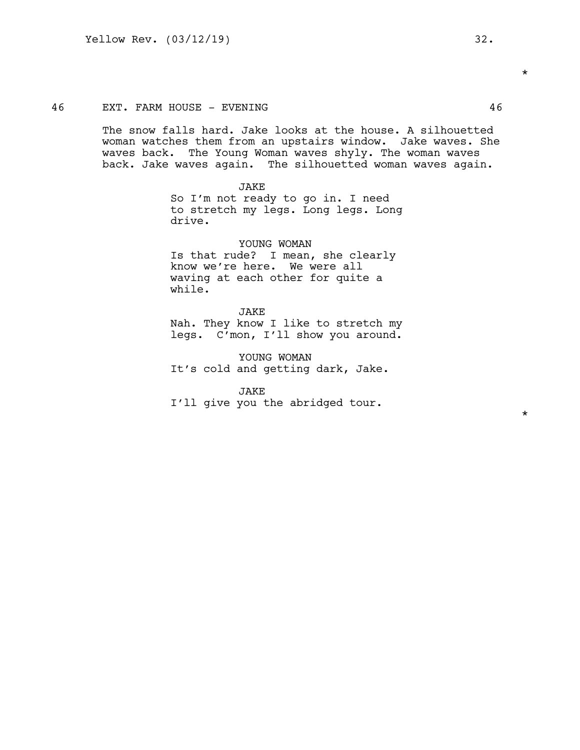46 EXT. FARM HOUSE - EVENING 46

The snow falls hard. Jake looks at the house. A silhouetted woman watches them from an upstairs window. Jake waves. She waves back. The Young Woman waves shyly. The woman waves back. Jake waves again. The silhouetted woman waves again.

JAKE
So I'm not ready to go in. I need to stretch my legs. Long legs. Long drive.

YOUNG WOMAN
Is that rude? I mean, she clearly know we're here. We were all waving at each other for quite a while.

JAKE
Nah. They know I like to stretch my legs. C'mon, I'll show you around.

YOUNG WOMAN
It's cold and getting dark, Jake.

JAKE
I'll give you the abridged tour.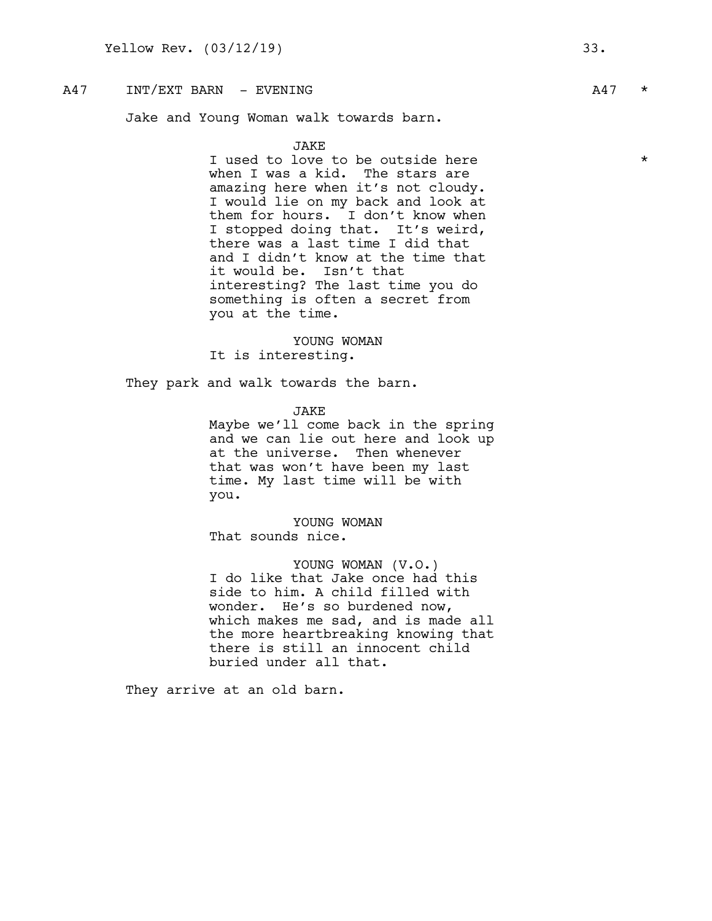A47 INT/EXT BARN - EVENING A47 *

Jake and Young Woman walk towards barn.

JAKE
I used to love to be outside here *
when I was a kid. The stars are
amazing here when it's not cloudy.
I would lie on my back and look at
them for hours. I don't know when
I stopped doing that. It's weird,
there was a last time I did that
and I didn't know at the time that
it would be. Isn't that
interesting? The last time you do
something is often a secret from
you at the time.

YOUNG WOMAN
It is interesting.

They park and walk towards the barn.

JAKE
Maybe we'll come back in the spring
and we can lie out here and look up
at the universe. Then whenever
that was won't have been my last
time. My last time will be with
you.

YOUNG WOMAN
That sounds nice.

YOUNG WOMAN (V.O.)
I do like that Jake once had this
side to him. A child filled with
wonder. He's so burdened now,
which makes me sad, and is made all
the more heartbreaking knowing that
there is still an innocent child
buried under all that.

They arrive at an old barn.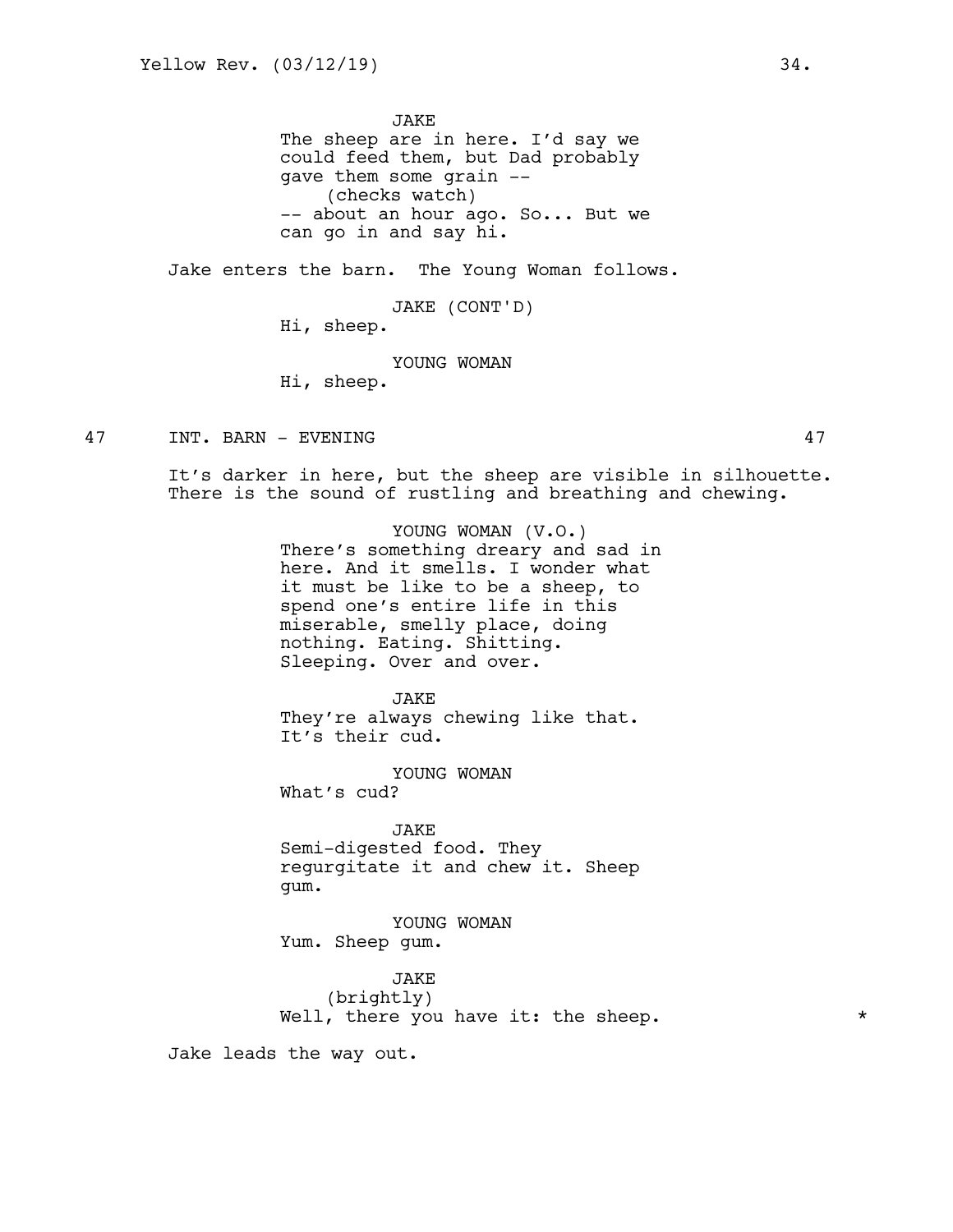JAKE
The sheep are in here. I'd say we could feed them, but Dad probably gave them some grain --
(checks watch)
-- about an hour ago. So... But we can go in and say hi.

Jake enters the barn. The Young Woman follows.

JAKE (CONT'D)
Hi, sheep.

YOUNG WOMAN
Hi, sheep.

47 INT. BARN - EVENING 47

It's darker in here, but the sheep are visible in silhouette. There is the sound of rustling and breathing and chewing.

YOUNG WOMAN (V.O.)
There's something dreary and sad in here. And it smells. I wonder what it must be like to be a sheep, to spend one's entire life in this miserable, smelly place, doing nothing. Eating. Shitting. Sleeping. Over and over.

JAKE
They're always chewing like that. It's their cud.

YOUNG WOMAN
What's cud?

JAKE
Semi-digested food. They regurgitate it and chew it. Sheep gum.

YOUNG WOMAN
Yum. Sheep gum.

JAKE
(brightly)
Well, there you have it: the sheep. *

Jake leads the way out.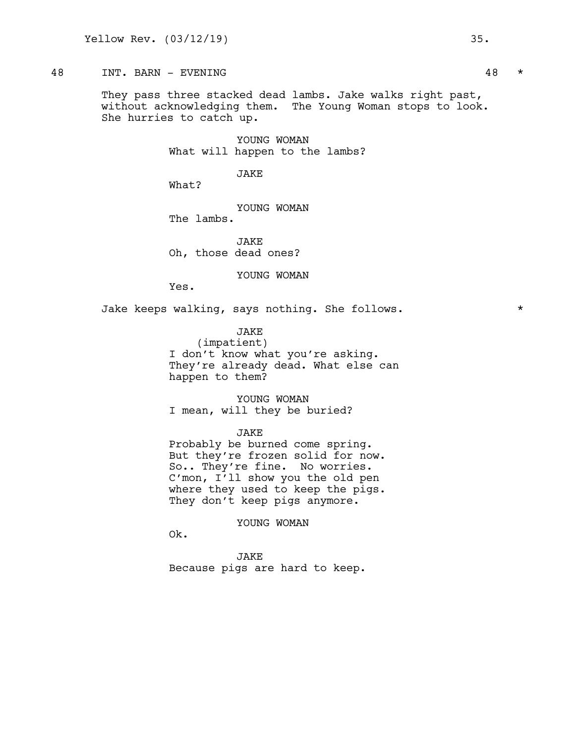48 INT. BARN - EVENING 48 *

They pass three stacked dead lambs. Jake walks right past, without acknowledging them. The Young Woman stops to look. She hurries to catch up.

YOUNG WOMAN
What will happen to the lambs?

JAKE
What?

YOUNG WOMAN
The lambs.

JAKE
Oh, those dead ones?

YOUNG WOMAN
Yes.

Jake keeps walking, says nothing. She follows. *

JAKE
(impatient)
I don't know what you're asking. They're already dead. What else can happen to them?

YOUNG WOMAN
I mean, will they be buried?

JAKE
Probably be burned come spring. But they're frozen solid for now. So.. They're fine. No worries. C'mon, I'll show you the old pen where they used to keep the pigs. They don't keep pigs anymore.

YOUNG WOMAN
Ok.

JAKE
Because pigs are hard to keep.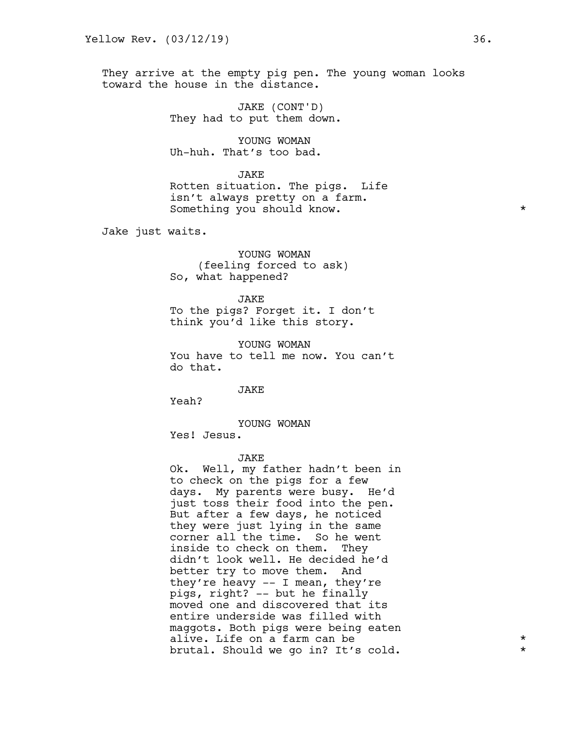They arrive at the empty pig pen. The young woman looks toward the house in the distance.

JAKE (CONT'D)
They had to put them down.

YOUNG WOMAN
Uh-huh. That's too bad.

JAKE
Rotten situation. The pigs. Life isn't always pretty on a farm. Something you should know. *

Jake just waits.

YOUNG WOMAN
(feeling forced to ask)
So, what happened?

JAKE
To the pigs? Forget it. I don't think you'd like this story.

YOUNG WOMAN
You have to tell me now. You can't do that.

JAKE
Yeah?

YOUNG WOMAN
Yes! Jesus.

JAKE
Ok. Well, my father hadn't been in to check on the pigs for a few days. My parents were busy. He'd just toss their food into the pen. But after a few days, he noticed they were just lying in the same corner all the time. So he went inside to check on them. They didn't look well. He decided he'd better try to move them. And they're heavy -- I mean, they're pigs, right? -- but he finally moved one and discovered that its entire underside was filled with maggots. Both pigs were being eaten alive. Life on a farm can be *
brutal. Should we go in? It's cold. *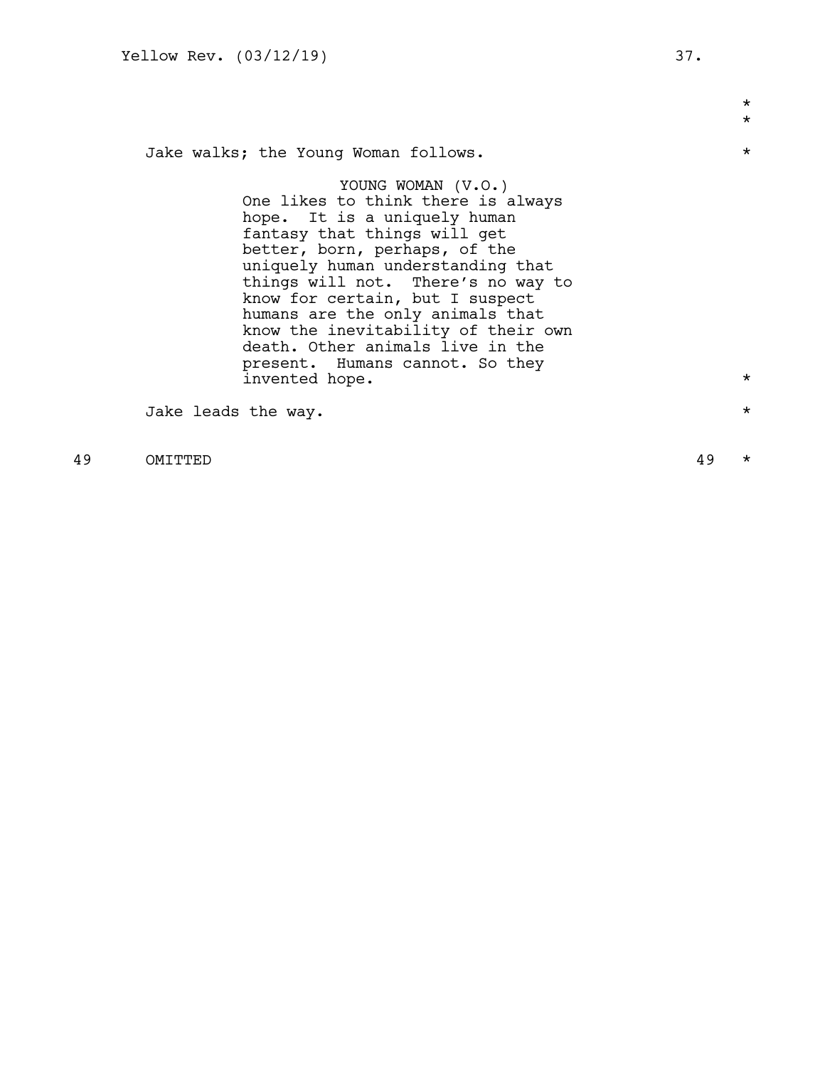Jake walks; the Young Woman follows.

YOUNG WOMAN (V.O.)
One likes to think there is always hope. It is a uniquely human fantasy that things will get better, born, perhaps, of the uniquely human understanding that things will not. There's no way to know for certain, but I suspect humans are the only animals that know the inevitability of their own death. Other animals live in the present. Humans cannot. So they invented hope.

Jake leads the way.

49 OMITTED 49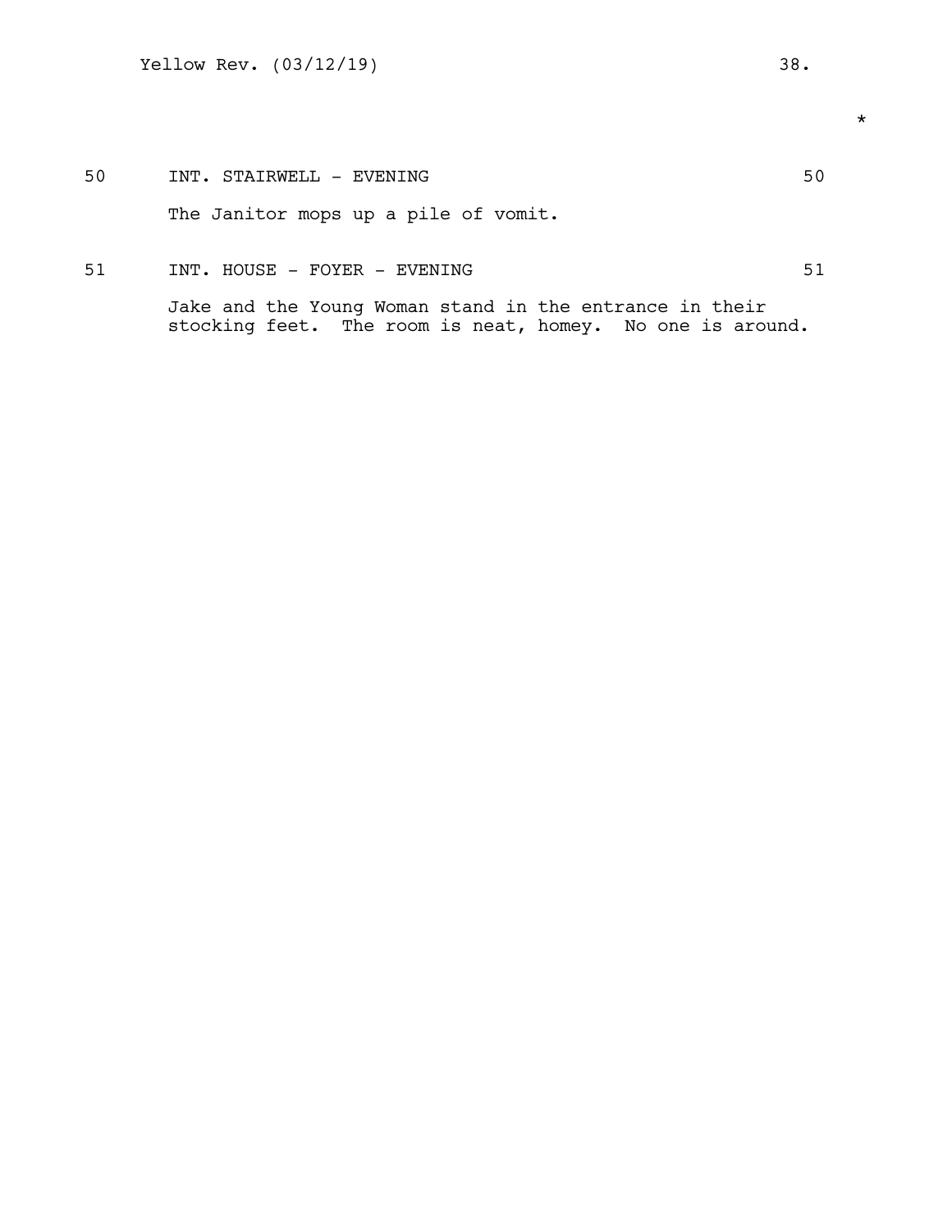50 INT. STAIRWELL - EVENING 50

The Janitor mops up a pile of vomit.

51 INT. HOUSE - FOYER - EVENING 51

Jake and the Young Woman stand in the entrance in their stocking feet. The room is neat, homey. No one is around.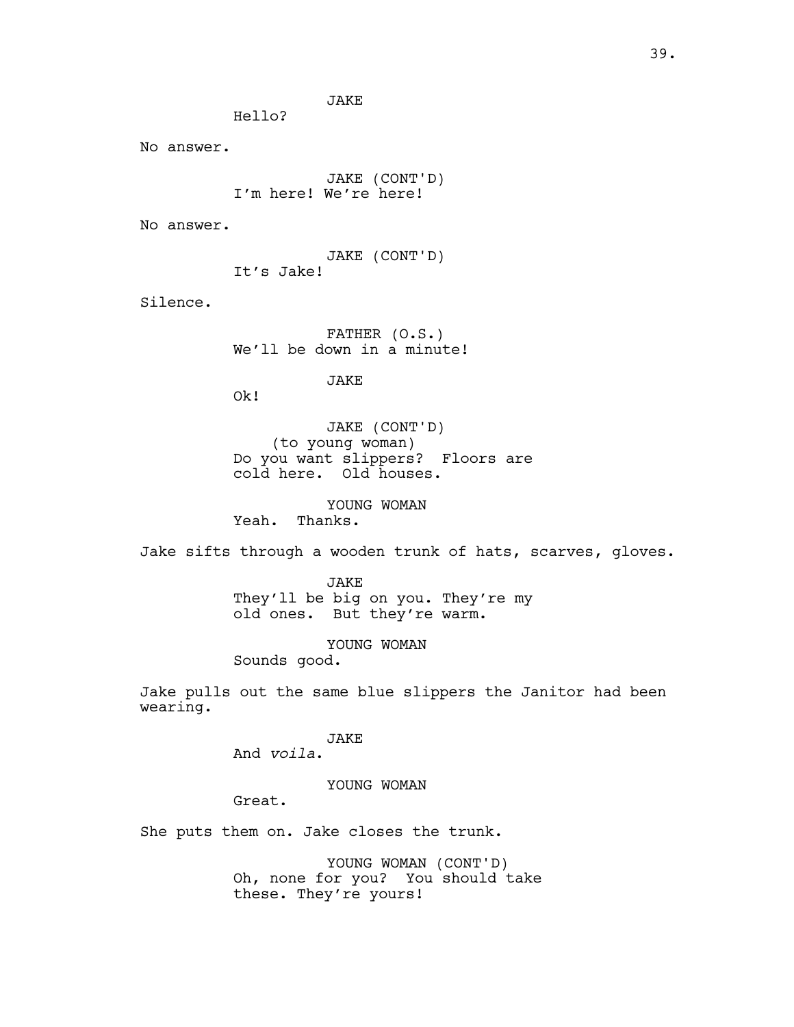JAKE
Hello?

No answer.

JAKE (CONT'D)
I'm here! We're here!

No answer.

JAKE (CONT'D)
It's Jake!

Silence.

FATHER (O.S.)
We'll be down in a minute!

JAKE
Ok!

JAKE (CONT'D)
(to young woman)
Do you want slippers? Floors are cold here. Old houses.

YOUNG WOMAN
Yeah. Thanks.

Jake sifts through a wooden trunk of hats, scarves, gloves.

JAKE
They'll be big on you. They're my old ones. But they're warm.

YOUNG WOMAN
Sounds good.

Jake pulls out the same blue slippers the Janitor had been wearing.

JAKE
And *voila*.

YOUNG WOMAN
Great.

She puts them on. Jake closes the trunk.

YOUNG WOMAN (CONT'D)
Oh, none for you? You should take these. They're yours!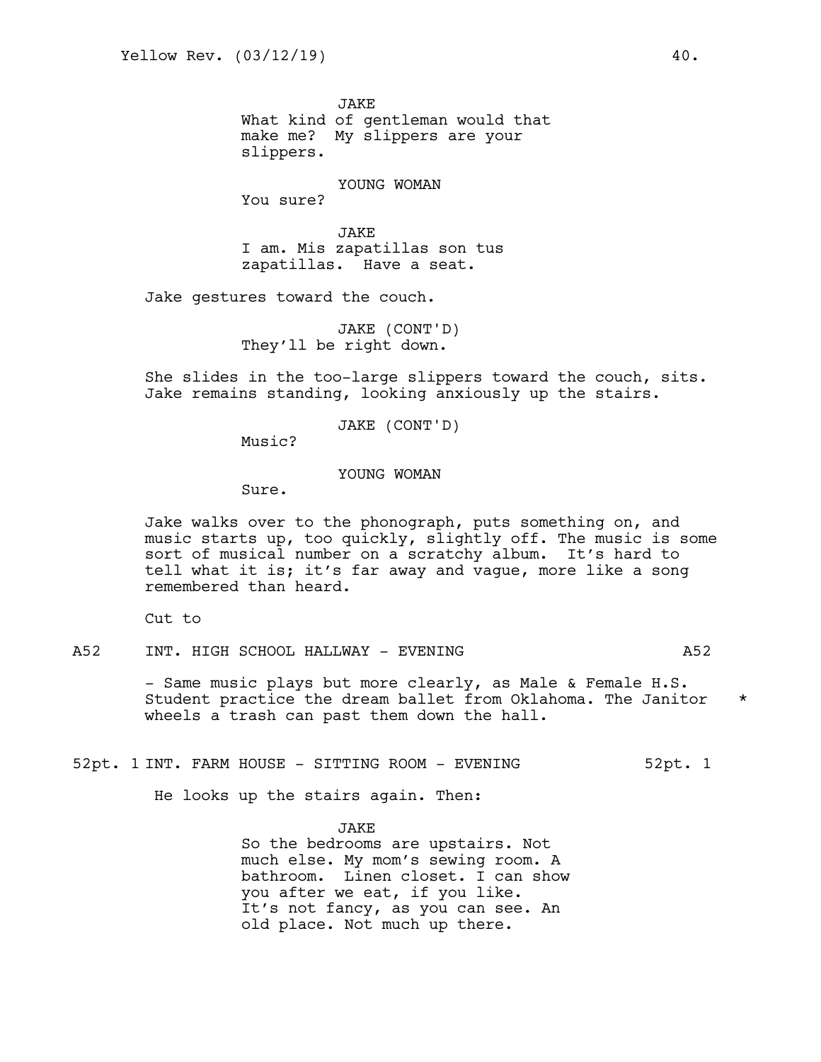JAKE
What kind of gentleman would that make me? My slippers are your slippers.

YOUNG WOMAN
You sure?

JAKE
I am. Mis zapatillas son tus zapatillas. Have a seat.

Jake gestures toward the couch.

JAKE (CONT'D)
They'll be right down.

She slides in the too-large slippers toward the couch, sits. Jake remains standing, looking anxiously up the stairs.

JAKE (CONT'D)
Music?

YOUNG WOMAN
Sure.

Jake walks over to the phonograph, puts something on, and music starts up, too quickly, slightly off. The music is some sort of musical number on a scratchy album. It's hard to tell what it is; it's far away and vague, more like a song remembered than heard.

Cut to

A52 INT. HIGH SCHOOL HALLWAY - EVENING A52

- Same music plays but more clearly, as Male & Female H.S. Student practice the dream ballet from Oklahoma. The Janitor wheels a trash can past them down the hall. *

52pt. 1 INT. FARM HOUSE - SITTING ROOM - EVENING 52pt. 1

He looks up the stairs again. Then:

JAKE
So the bedrooms are upstairs. Not much else. My mom's sewing room. A bathroom. Linen closet. I can show you after we eat, if you like. It's not fancy, as you can see. An old place. Not much up there.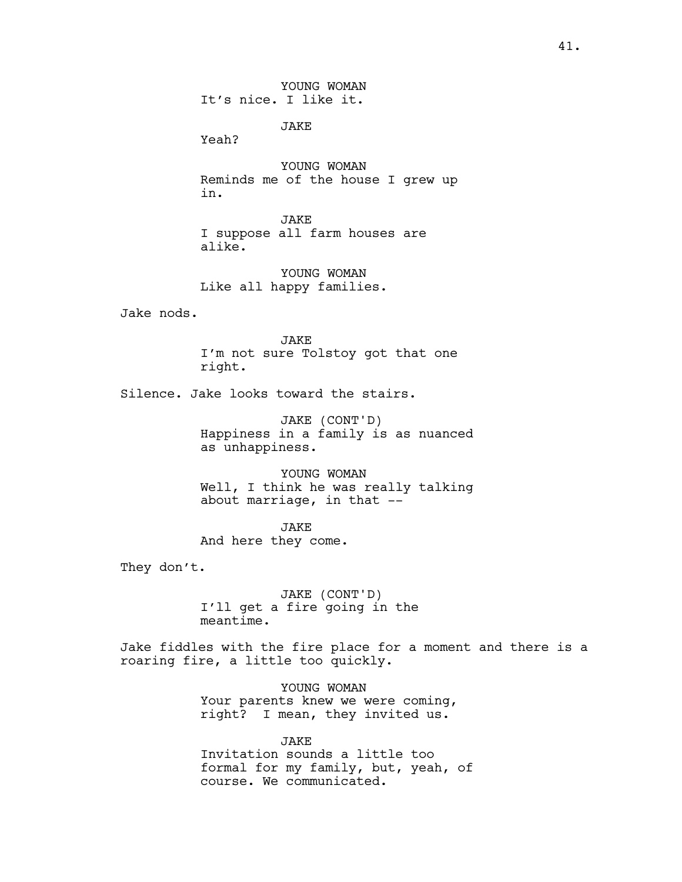YOUNG WOMAN
It's nice. I like it.

JAKE
Yeah?

YOUNG WOMAN
Reminds me of the house I grew up in.

JAKE
I suppose all farm houses are alike.

YOUNG WOMAN
Like all happy families.

Jake nods.

JAKE
I'm not sure Tolstoy got that one right.

Silence. Jake looks toward the stairs.

JAKE (CONT'D)
Happiness in a family is as nuanced as unhappiness.

YOUNG WOMAN
Well, I think he was really talking about marriage, in that --

JAKE
And here they come.

They don't.

JAKE (CONT'D)
I'll get a fire going in the meantime.

Jake fiddles with the fire place for a moment and there is a roaring fire, a little too quickly.

YOUNG WOMAN
Your parents knew we were coming, right? I mean, they invited us.

JAKE
Invitation sounds a little too formal for my family, but, yeah, of course. We communicated.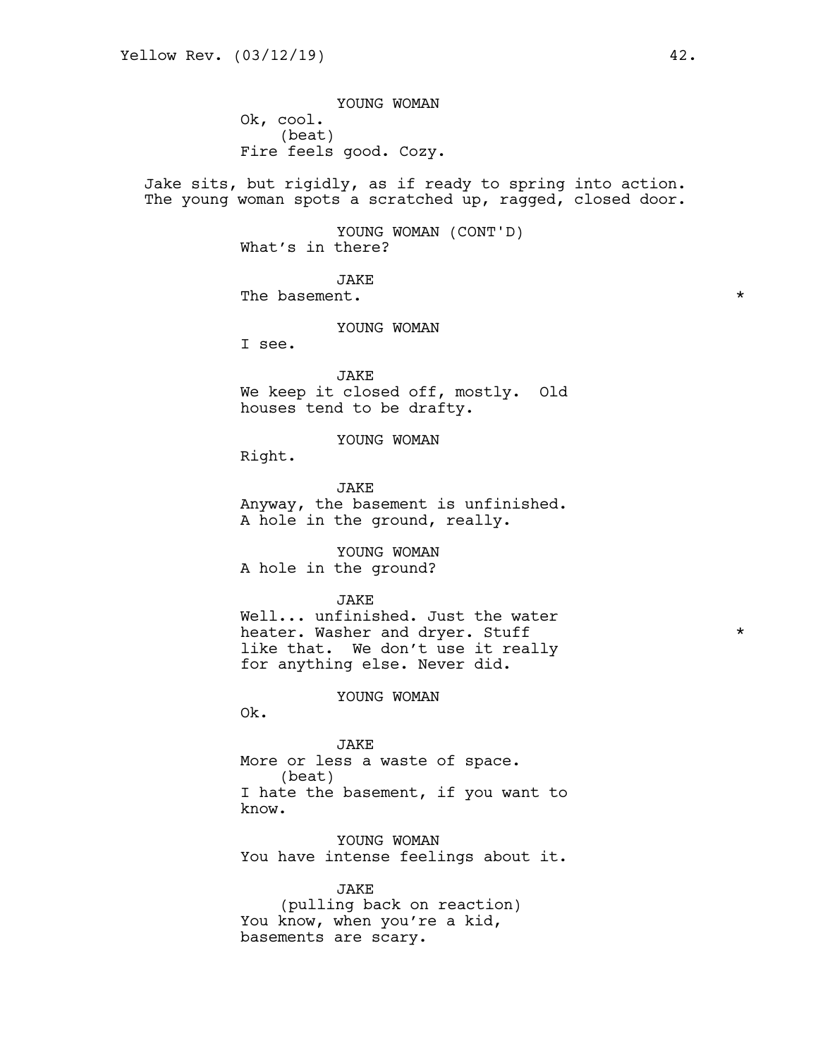YOUNG WOMAN
Ok, cool.
(beat)
Fire feels good. Cozy.

Jake sits, but rigidly, as if ready to spring into action. The young woman spots a scratched up, ragged, closed door.

YOUNG WOMAN (CONT'D)
What's in there?

JAKE
The basement. *

YOUNG WOMAN
I see.

JAKE
We keep it closed off, mostly. Old houses tend to be drafty.

YOUNG WOMAN
Right.

JAKE
Anyway, the basement is unfinished. A hole in the ground, really.

YOUNG WOMAN
A hole in the ground?

JAKE
Well... unfinished. Just the water heater. Washer and dryer. Stuff like that. We don't use it really for anything else. Never did. *

YOUNG WOMAN
Ok.

JAKE
More or less a waste of space.
(beat)
I hate the basement, if you want to know.

YOUNG WOMAN
You have intense feelings about it.

JAKE
(pulling back on reaction)
You know, when you're a kid, basements are scary.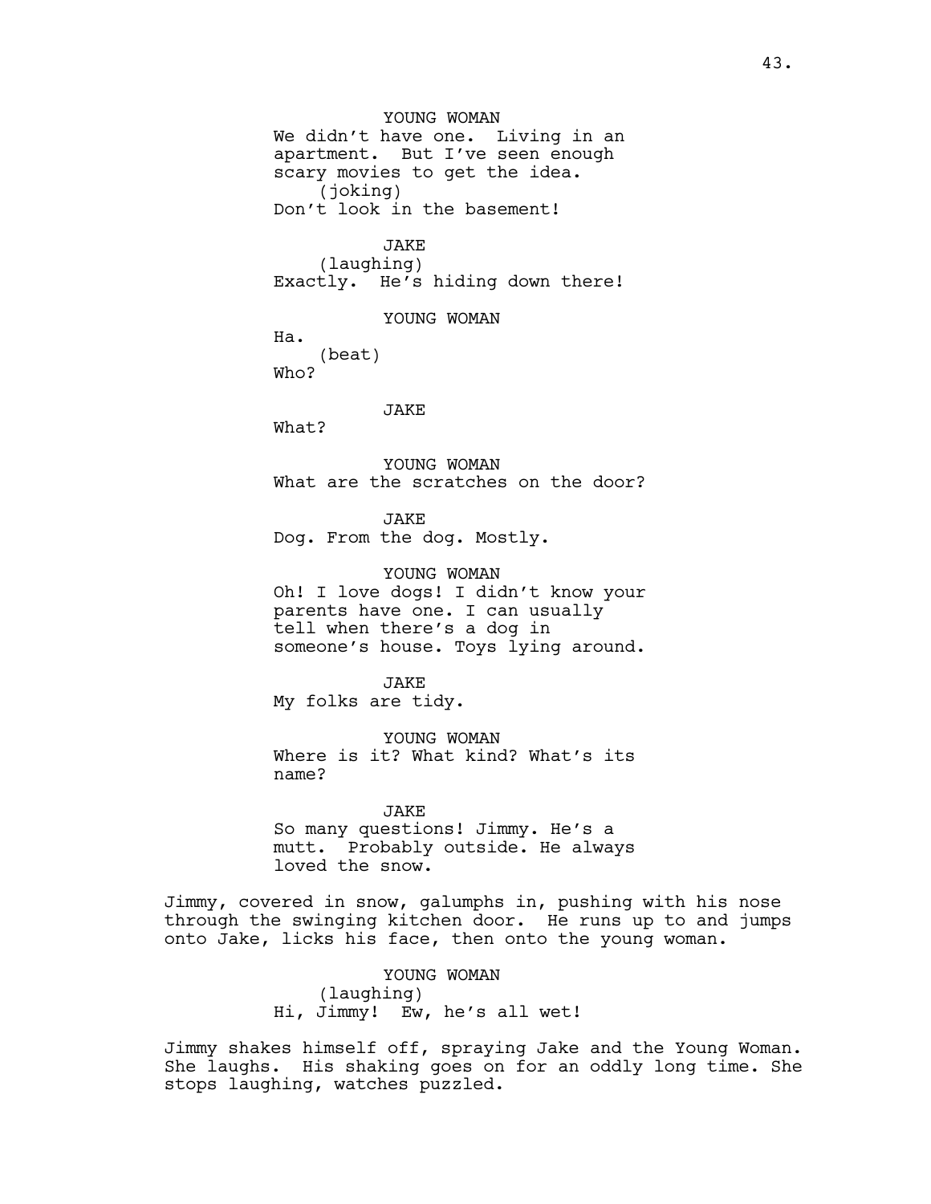YOUNG WOMAN
We didn't have one. Living in an apartment. But I've seen enough scary movies to get the idea.
(joking)
Don't look in the basement!

JAKE
(laughing)
Exactly. He's hiding down there!

YOUNG WOMAN
Ha.
(beat)
Who?

JAKE
What?

YOUNG WOMAN
What are the scratches on the door?

JAKE
Dog. From the dog. Mostly.

YOUNG WOMAN
Oh! I love dogs! I didn't know your parents have one. I can usually tell when there's a dog in someone's house. Toys lying around.

JAKE
My folks are tidy.

YOUNG WOMAN
Where is it? What kind? What's its name?

JAKE
So many questions! Jimmy. He's a mutt. Probably outside. He always loved the snow.

Jimmy, covered in snow, galumphs in, pushing with his nose through the swinging kitchen door. He runs up to and jumps onto Jake, licks his face, then onto the young woman.

YOUNG WOMAN
(laughing)
Hi, Jimmy! Ew, he's all wet!

Jimmy shakes himself off, spraying Jake and the Young Woman. She laughs. His shaking goes on for an oddly long time. She stops laughing, watches puzzled.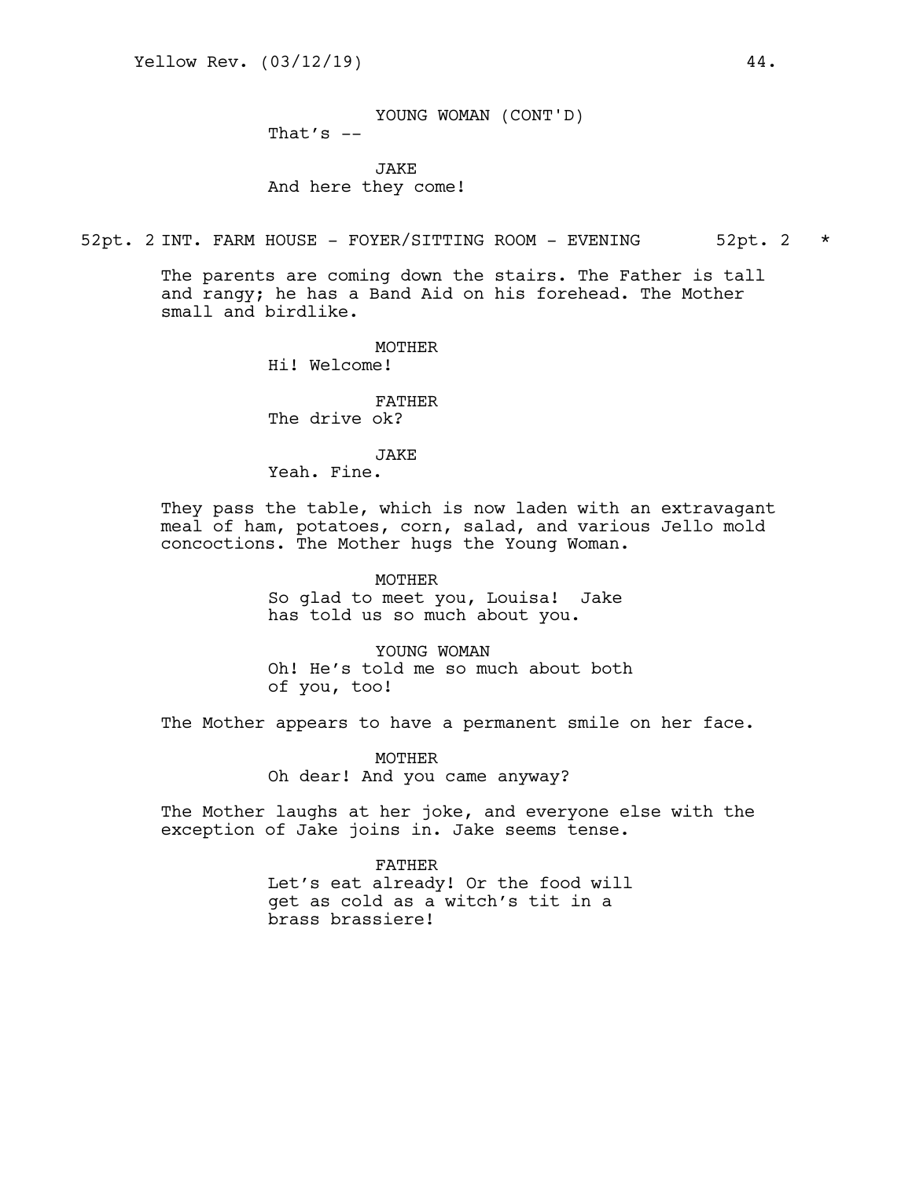YOUNG WOMAN (CONT'D)
That's --

JAKE
And here they come!

52pt. 2 INT. FARM HOUSE - FOYER/SITTING ROOM - EVENING 52pt. 2 *

The parents are coming down the stairs. The Father is tall and rangy; he has a Band Aid on his forehead. The Mother small and birdlike.

MOTHER
Hi! Welcome!

FATHER
The drive ok?

JAKE
Yeah. Fine.

They pass the table, which is now laden with an extravagant meal of ham, potatoes, corn, salad, and various Jello mold concoctions. The Mother hugs the Young Woman.

MOTHER
So glad to meet you, Louisa! Jake has told us so much about you.

YOUNG WOMAN
Oh! He's told me so much about both of you, too!

The Mother appears to have a permanent smile on her face.

MOTHER
Oh dear! And you came anyway?

The Mother laughs at her joke, and everyone else with the exception of Jake joins in. Jake seems tense.

FATHER
Let's eat already! Or the food will get as cold as a witch's tit in a brass brassiere!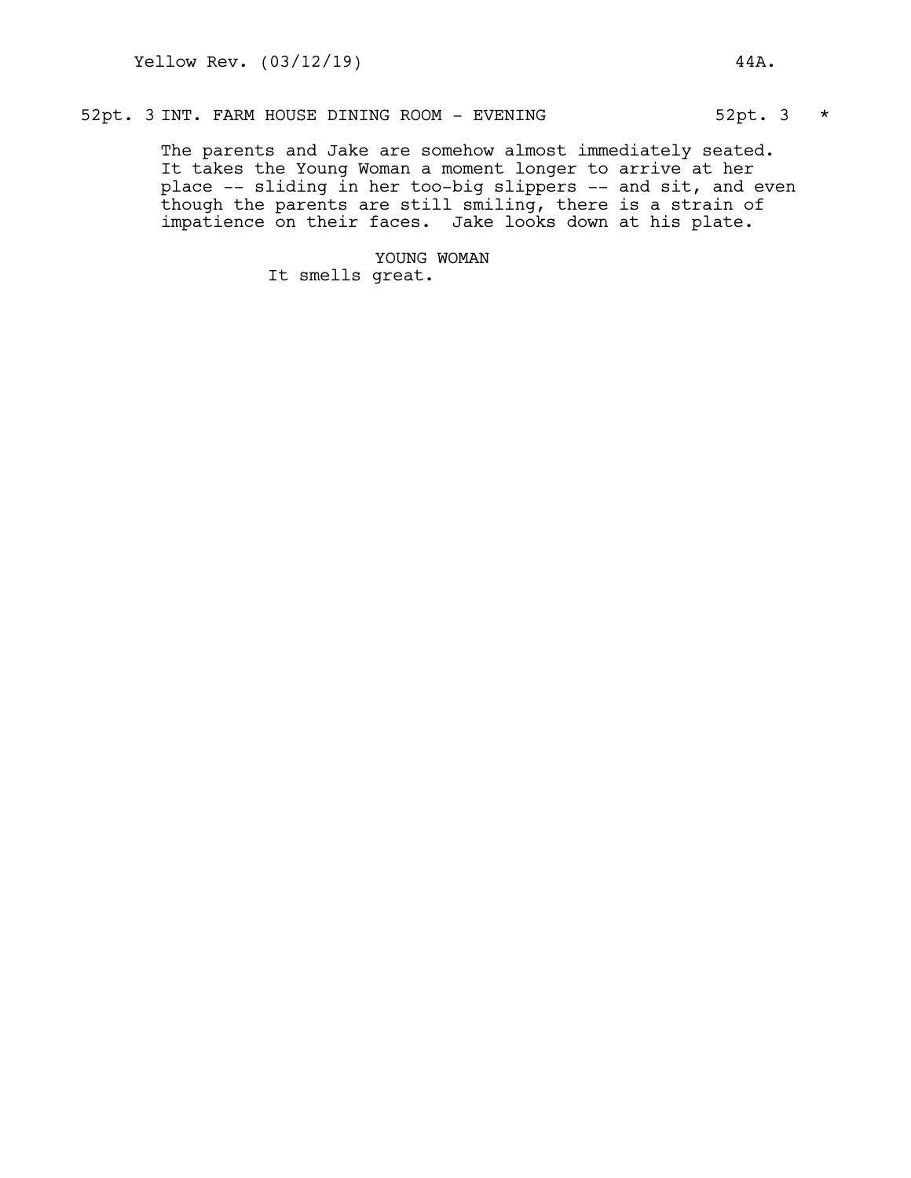52pt. 3 INT. FARM HOUSE DINING ROOM - EVENING 52pt. 3 *

The parents and Jake are somehow almost immediately seated. It takes the Young Woman a moment longer to arrive at her place -- sliding in her too-big slippers -- and sit, and even though the parents are still smiling, there is a strain of impatience on their faces. Jake looks down at his plate.

YOUNG WOMAN
It smells great.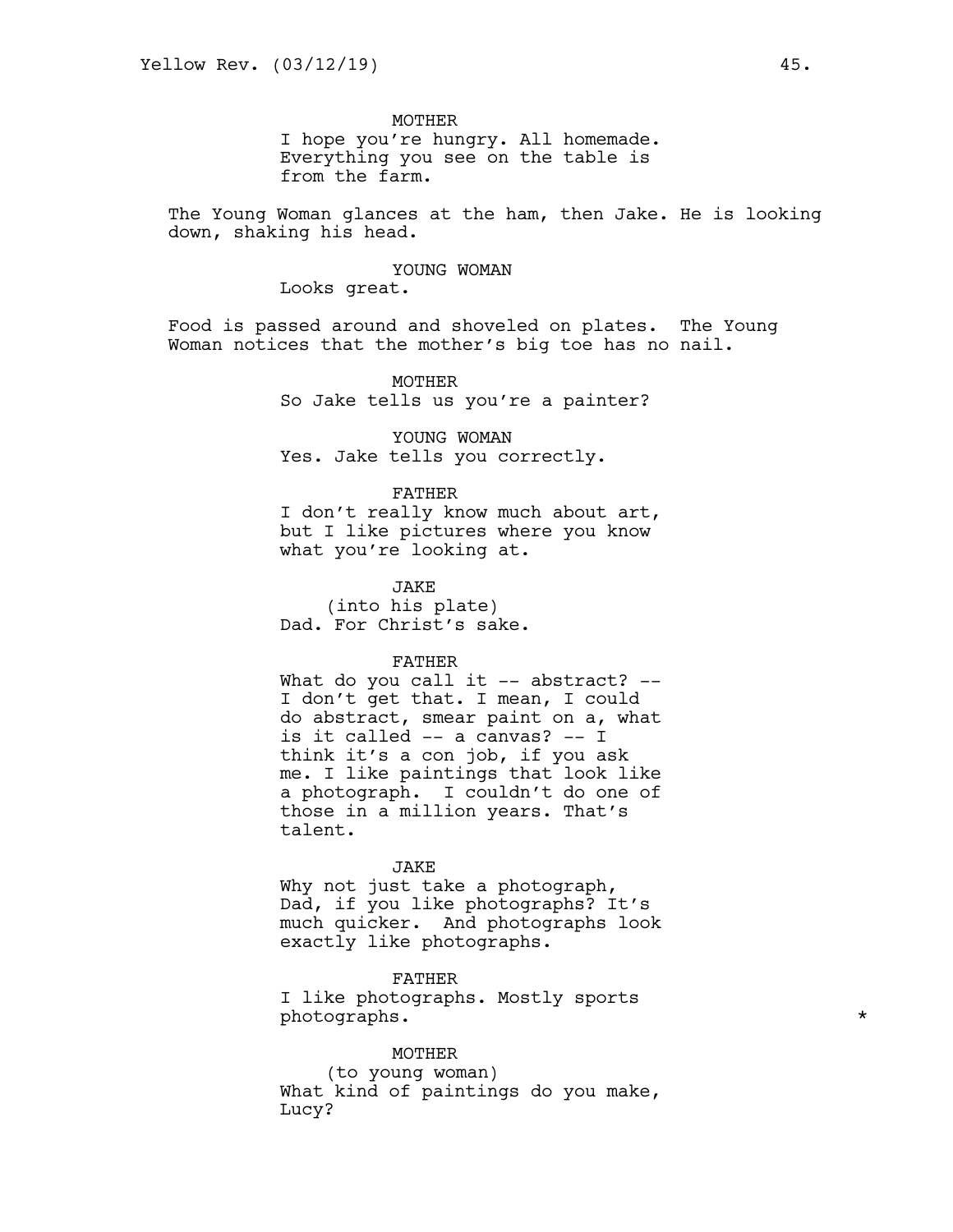MOTHER
I hope you're hungry. All homemade. Everything you see on the table is from the farm.

The Young Woman glances at the ham, then Jake. He is looking down, shaking his head.

YOUNG WOMAN
Looks great.

Food is passed around and shoveled on plates. The Young Woman notices that the mother's big toe has no nail.

MOTHER
So Jake tells us you're a painter?

YOUNG WOMAN
Yes. Jake tells you correctly.

FATHER
I don't really know much about art, but I like pictures where you know what you're looking at.

JAKE
(into his plate)
Dad. For Christ's sake.

FATHER
What do you call it -- abstract? -- I don't get that. I mean, I could do abstract, smear paint on a, what is it called -- a canvas? -- I think it's a con job, if you ask me. I like paintings that look like a photograph. I couldn't do one of those in a million years. That's talent.

JAKE
Why not just take a photograph, Dad, if you like photographs? It's much quicker. And photographs look exactly like photographs.

FATHER
I like photographs. Mostly sports photographs. *

MOTHER
(to young woman)
What kind of paintings do you make, Lucy?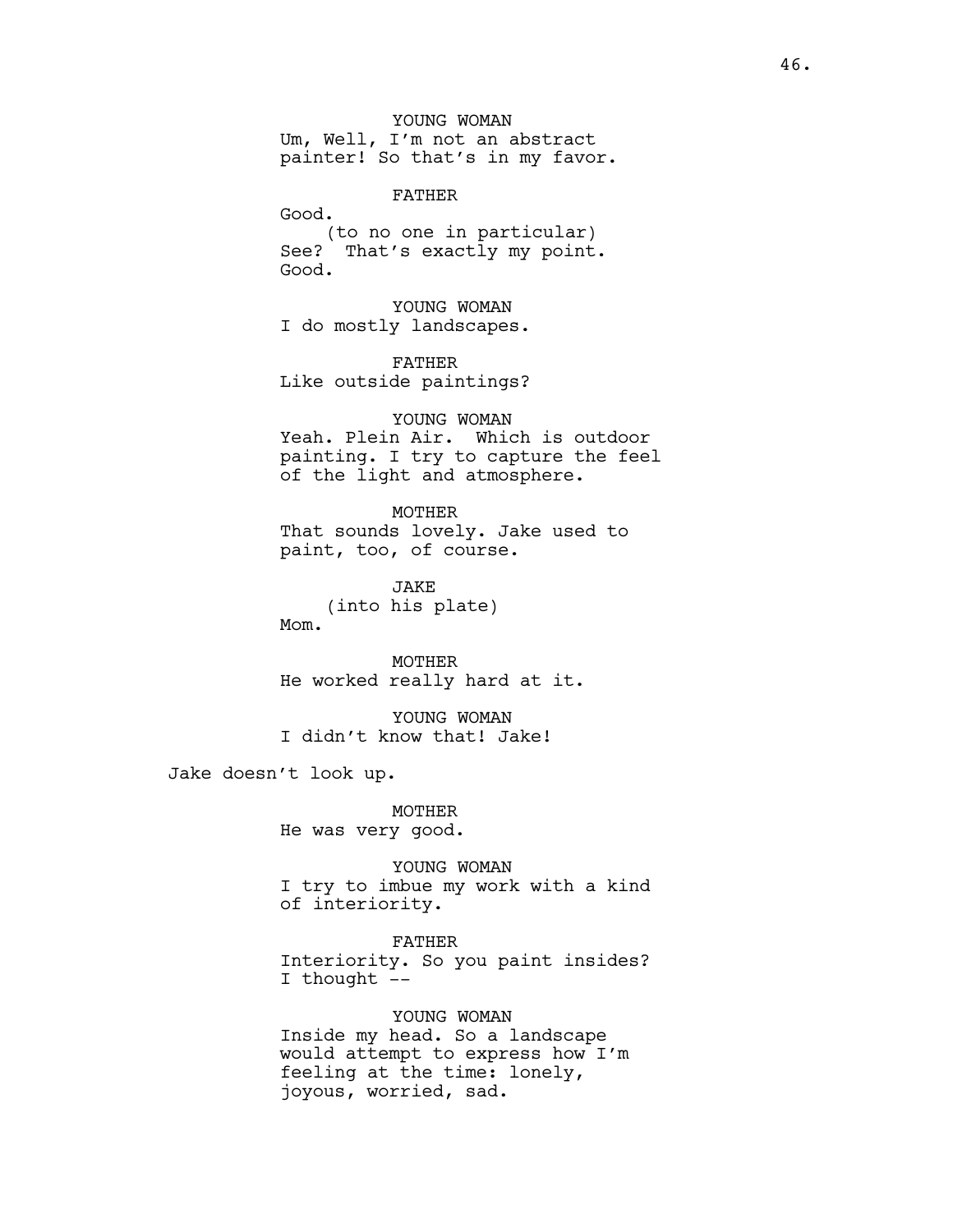YOUNG WOMAN
Um, Well, I'm not an abstract painter! So that's in my favor.

FATHER
Good.
(to no one in particular)
See? That's exactly my point. Good.

YOUNG WOMAN
I do mostly landscapes.

FATHER
Like outside paintings?

YOUNG WOMAN
Yeah. Plein Air. Which is outdoor painting. I try to capture the feel of the light and atmosphere.

MOTHER
That sounds lovely. Jake used to paint, too, of course.

JAKE
(into his plate)
Mom.

MOTHER
He worked really hard at it.

YOUNG WOMAN
I didn't know that! Jake!

Jake doesn't look up.

MOTHER
He was very good.

YOUNG WOMAN
I try to imbue my work with a kind of interiority.

FATHER
Interiority. So you paint insides? I thought --

YOUNG WOMAN
Inside my head. So a landscape would attempt to express how I'm feeling at the time: lonely, joyous, worried, sad.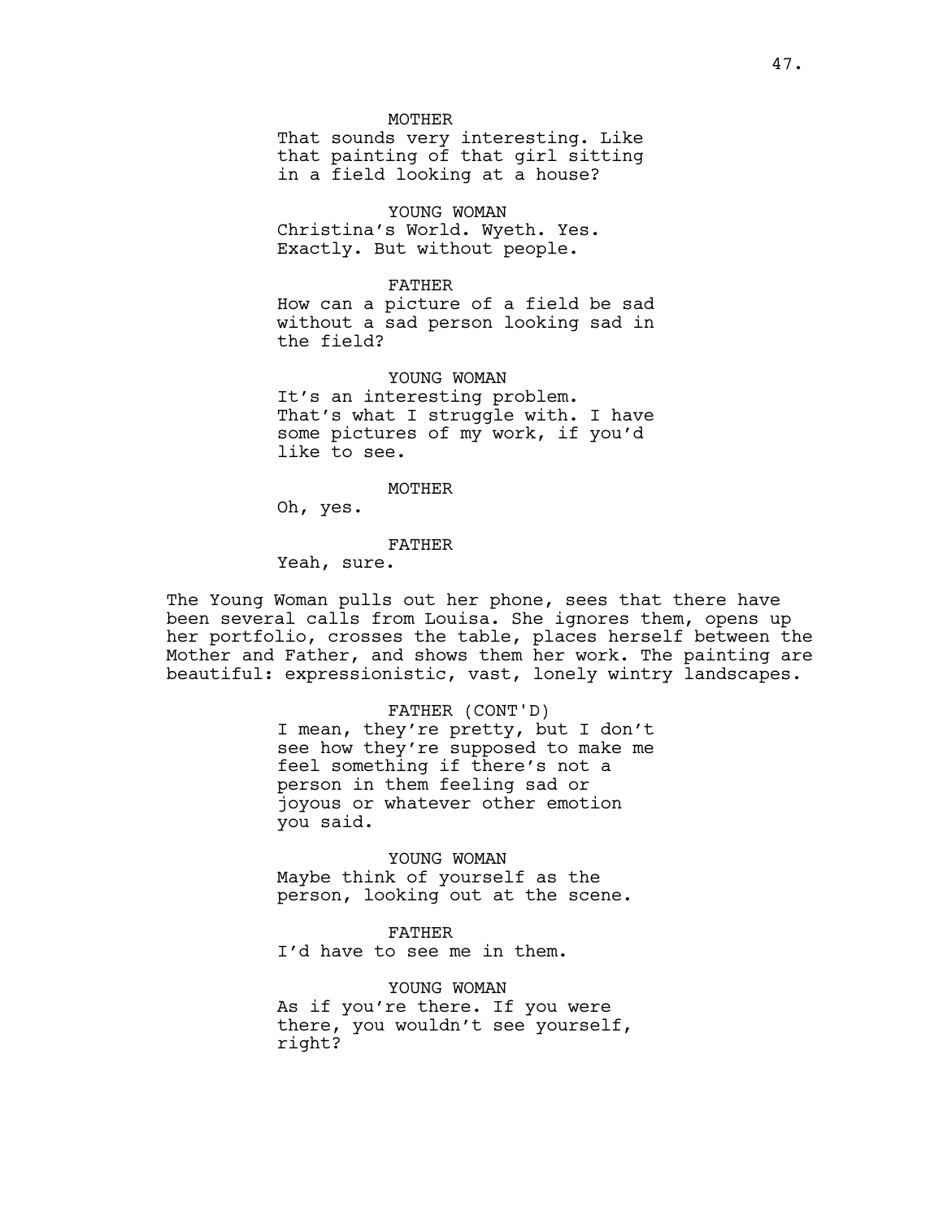MOTHER

That sounds very interesting. Like that painting of that girl sitting in a field looking at a house?

YOUNG WOMAN

Christina's World. Wyeth. Yes. Exactly. But without people.

FATHER

How can a picture of a field be sad without a sad person looking sad in the field?

YOUNG WOMAN

It's an interesting problem. That's what I struggle with. I have some pictures of my work, if you'd like to see.

MOTHER

Oh, yes.

FATHER

Yeah, sure.

The Young Woman pulls out her phone, sees that there have been several calls from Louisa. She ignores them, opens up her portfolio, crosses the table, places herself between the Mother and Father, and shows them her work. The painting are beautiful: expressionistic, vast, lonely wintry landscapes.

FATHER (CONT'D)

I mean, they're pretty, but I don't see how they're supposed to make me feel something if there's not a person in them feeling sad or joyous or whatever other emotion you said.

YOUNG WOMAN

Maybe think of yourself as the person, looking out at the scene.

FATHER

I'd have to see me in them.

YOUNG WOMAN

As if you're there. If you were there, you wouldn't see yourself, right?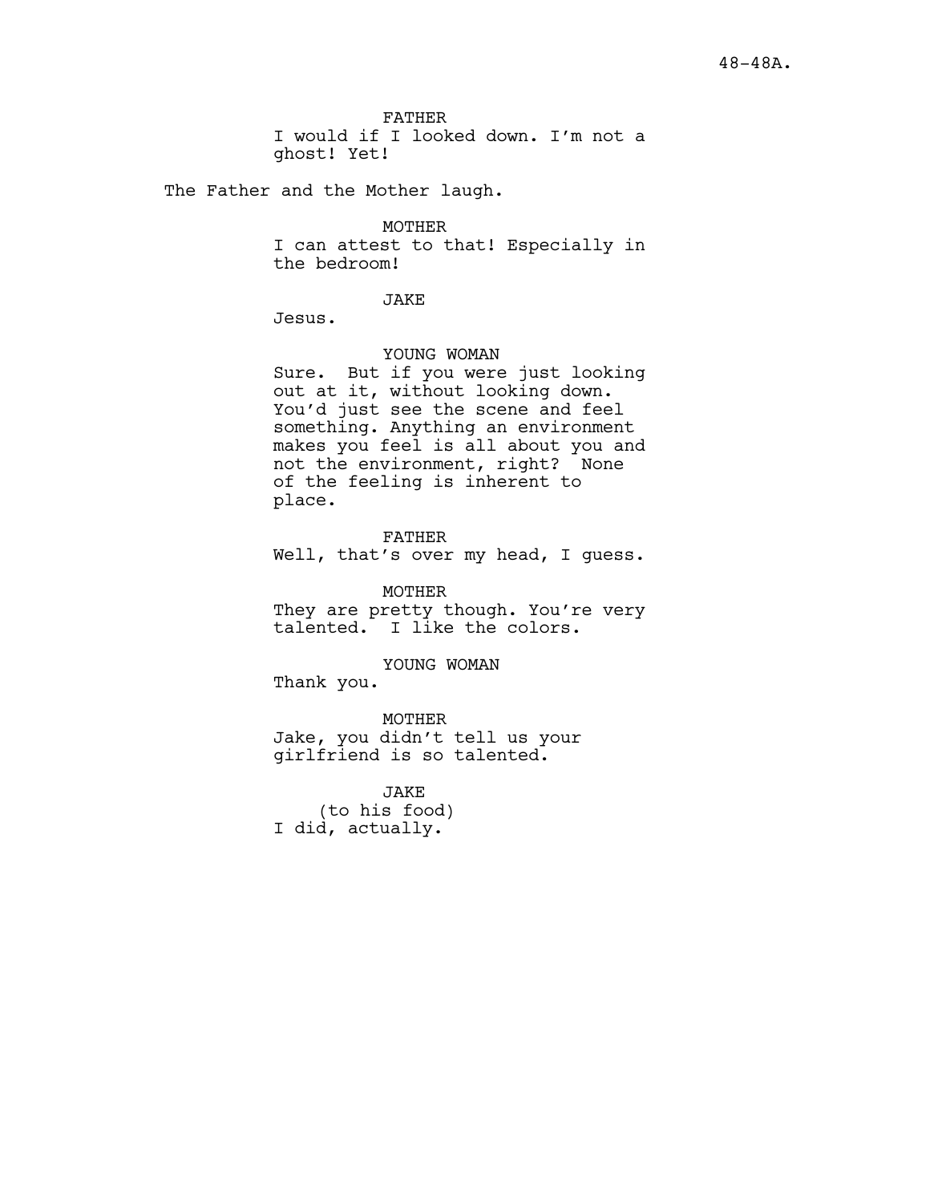FATHER
I would if I looked down. I'm not a ghost! Yet!

The Father and the Mother laugh.

MOTHER
I can attest to that! Especially in the bedroom!

JAKE
Jesus.

YOUNG WOMAN
Sure. But if you were just looking out at it, without looking down. You'd just see the scene and feel something. Anything an environment makes you feel is all about you and not the environment, right? None of the feeling is inherent to place.

FATHER
Well, that's over my head, I guess.

MOTHER
They are pretty though. You're very talented. I like the colors.

YOUNG WOMAN
Thank you.

MOTHER
Jake, you didn't tell us your girlfriend is so talented.

JAKE
(to his food)
I did, actually.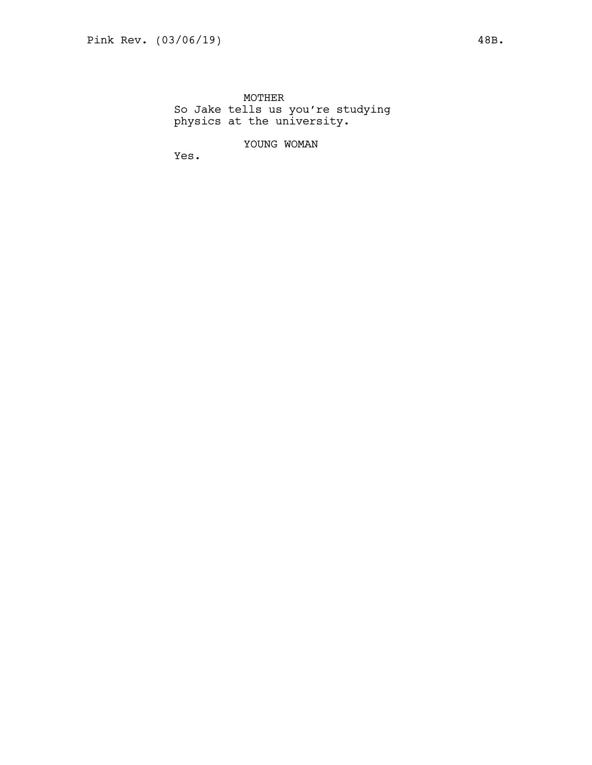MOTHER

So Jake tells us you're studying physics at the university.

YOUNG WOMAN

Yes.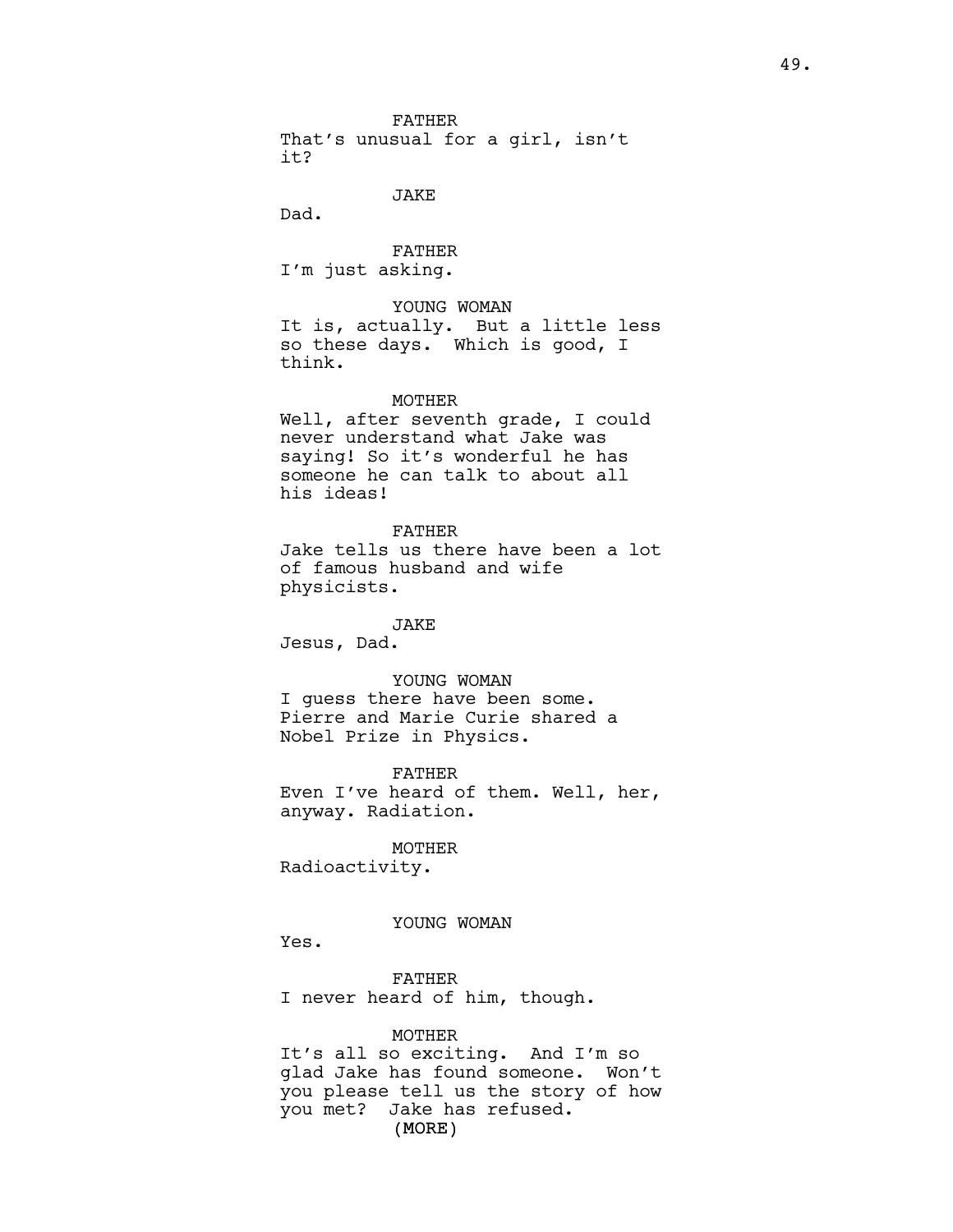FATHER
That's unusual for a girl, isn't it?

JAKE
Dad.

FATHER
I'm just asking.

YOUNG WOMAN
It is, actually. But a little less so these days. Which is good, I think.

MOTHER
Well, after seventh grade, I could never understand what Jake was saying! So it's wonderful he has someone he can talk to about all his ideas!

FATHER
Jake tells us there have been a lot of famous husband and wife physicists.

JAKE
Jesus, Dad.

YOUNG WOMAN
I guess there have been some. Pierre and Marie Curie shared a Nobel Prize in Physics.

FATHER
Even I've heard of them. Well, her, anyway. Radiation.

MOTHER
Radioactivity.

YOUNG WOMAN
Yes.

FATHER
I never heard of him, though.

MOTHER
It's all so exciting. And I'm so glad Jake has found someone. Won't you please tell us the story of how you met? Jake has refused.
(MORE)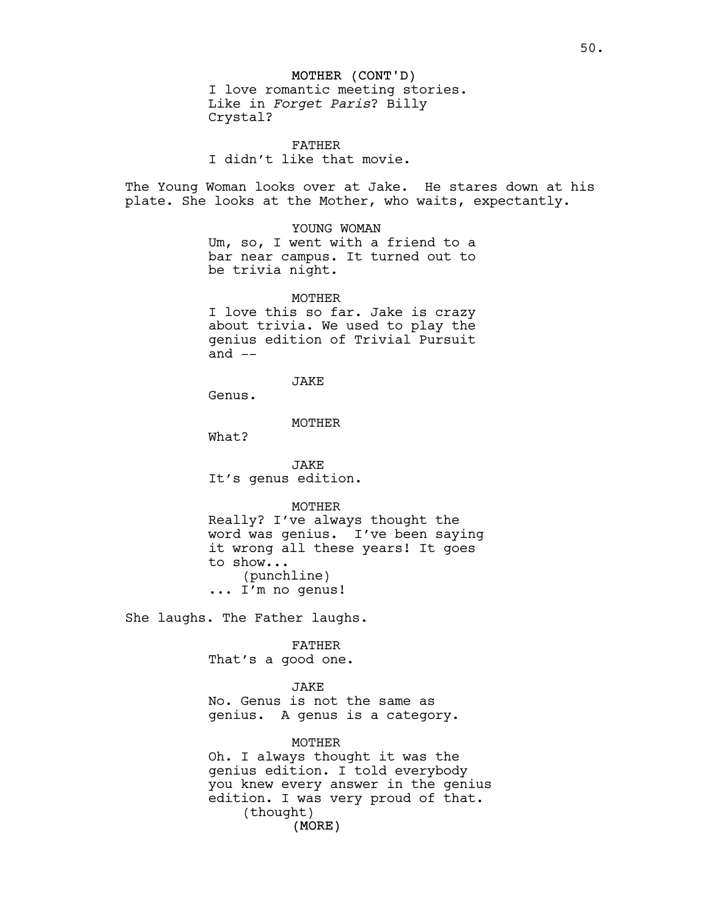MOTHER (CONT'D)
I love romantic meeting stories. Like in *Forget Paris*? Billy Crystal?

FATHER
I didn't like that movie.

The Young Woman looks over at Jake. He stares down at his plate. She looks at the Mother, who waits, expectantly.

YOUNG WOMAN
Um, so, I went with a friend to a bar near campus. It turned out to be trivia night.

MOTHER
I love this so far. Jake is crazy about trivia. We used to play the genius edition of Trivial Pursuit and --

JAKE
Genus.

MOTHER
What?

JAKE
It's genus edition.

MOTHER
Really? I've always thought the word was genius. I've been saying it wrong all these years! It goes to show...
(punchline)
... I'm no genus!

She laughs. The Father laughs.

FATHER
That's a good one.

JAKE
No. Genus is not the same as genius. A genus is a category.

MOTHER
Oh. I always thought it was the genius edition. I told everybody you knew every answer in the genius edition. I was very proud of that.
(thought)
(MORE)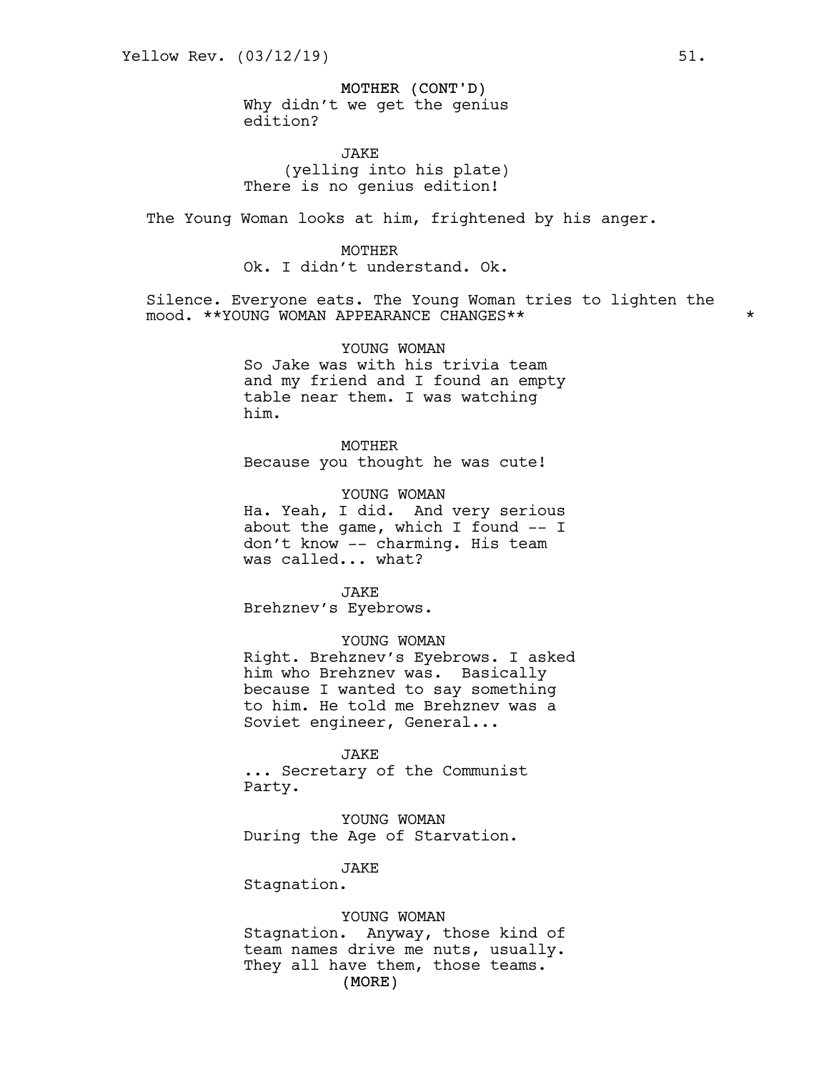MOTHER (CONT'D)
Why didn't we get the genius edition?

JAKE
(yelling into his plate)
There is no genius edition!

The Young Woman looks at him, frightened by his anger.

MOTHER
Ok. I didn't understand. Ok.

Silence. Everyone eats. The Young Woman tries to lighten the mood. **YOUNG WOMAN APPEARANCE CHANGES** *

YOUNG WOMAN
So Jake was with his trivia team and my friend and I found an empty table near them. I was watching him.

MOTHER
Because you thought he was cute!

YOUNG WOMAN
Ha. Yeah, I did. And very serious about the game, which I found -- I don't know -- charming. His team was called... what?

JAKE
Brehznev's Eyebrows.

YOUNG WOMAN
Right. Brehznev's Eyebrows. I asked him who Brehznev was. Basically because I wanted to say something to him. He told me Brehznev was a Soviet engineer, General...

JAKE
... Secretary of the Communist Party.

YOUNG WOMAN
During the Age of Starvation.

JAKE
Stagnation.

YOUNG WOMAN
Stagnation. Anyway, those kind of team names drive me nuts, usually. They all have them, those teams.
(MORE)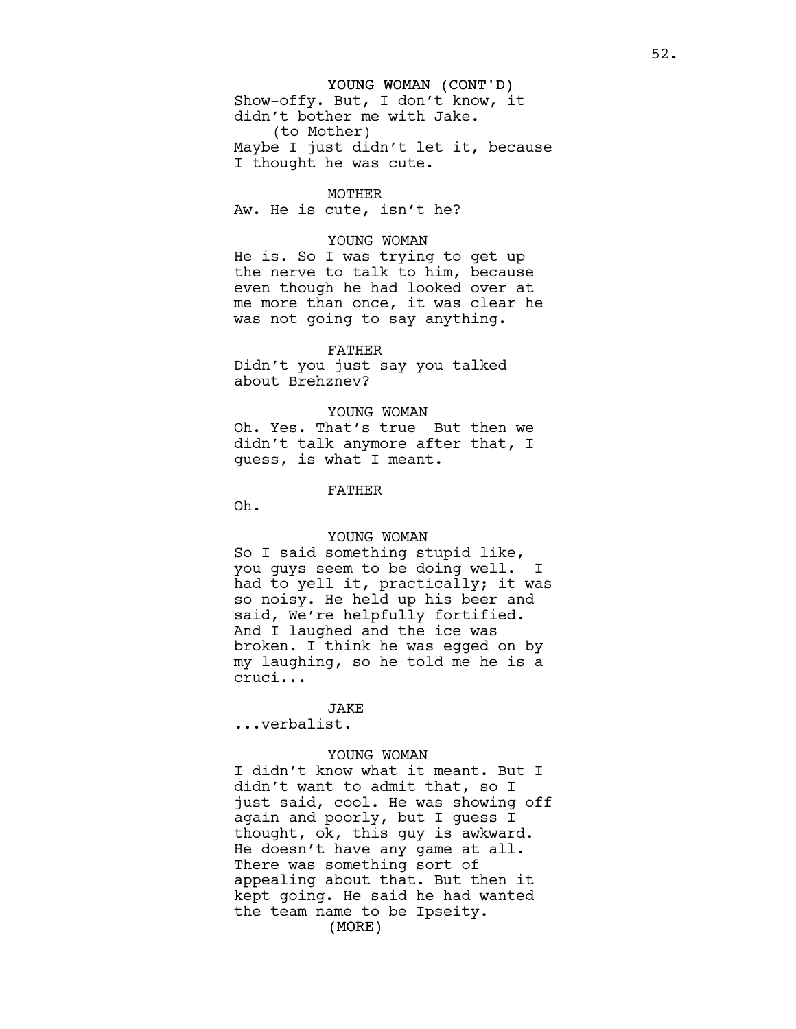YOUNG WOMAN (CONT'D)
Show-offy. But, I don't know, it didn't bother me with Jake.
(to Mother)
Maybe I just didn't let it, because I thought he was cute.

MOTHER
Aw. He is cute, isn't he?

YOUNG WOMAN
He is. So I was trying to get up the nerve to talk to him, because even though he had looked over at me more than once, it was clear he was not going to say anything.

FATHER
Didn't you just say you talked about Brehznev?

YOUNG WOMAN
Oh. Yes. That's true  But then we didn't talk anymore after that, I guess, is what I meant.

FATHER
Oh.

YOUNG WOMAN
So I said something stupid like, you guys seem to be doing well.  I had to yell it, practically; it was so noisy. He held up his beer and said, We're helpfully fortified. And I laughed and the ice was broken. I think he was egged on by my laughing, so he told me he is a cruci...

JAKE
...verbalist.

YOUNG WOMAN
I didn't know what it meant. But I didn't want to admit that, so I just said, cool. He was showing off again and poorly, but I guess I thought, ok, this guy is awkward. He doesn't have any game at all. There was something sort of appealing about that. But then it kept going. He said he had wanted the team name to be Ipseity.
(MORE)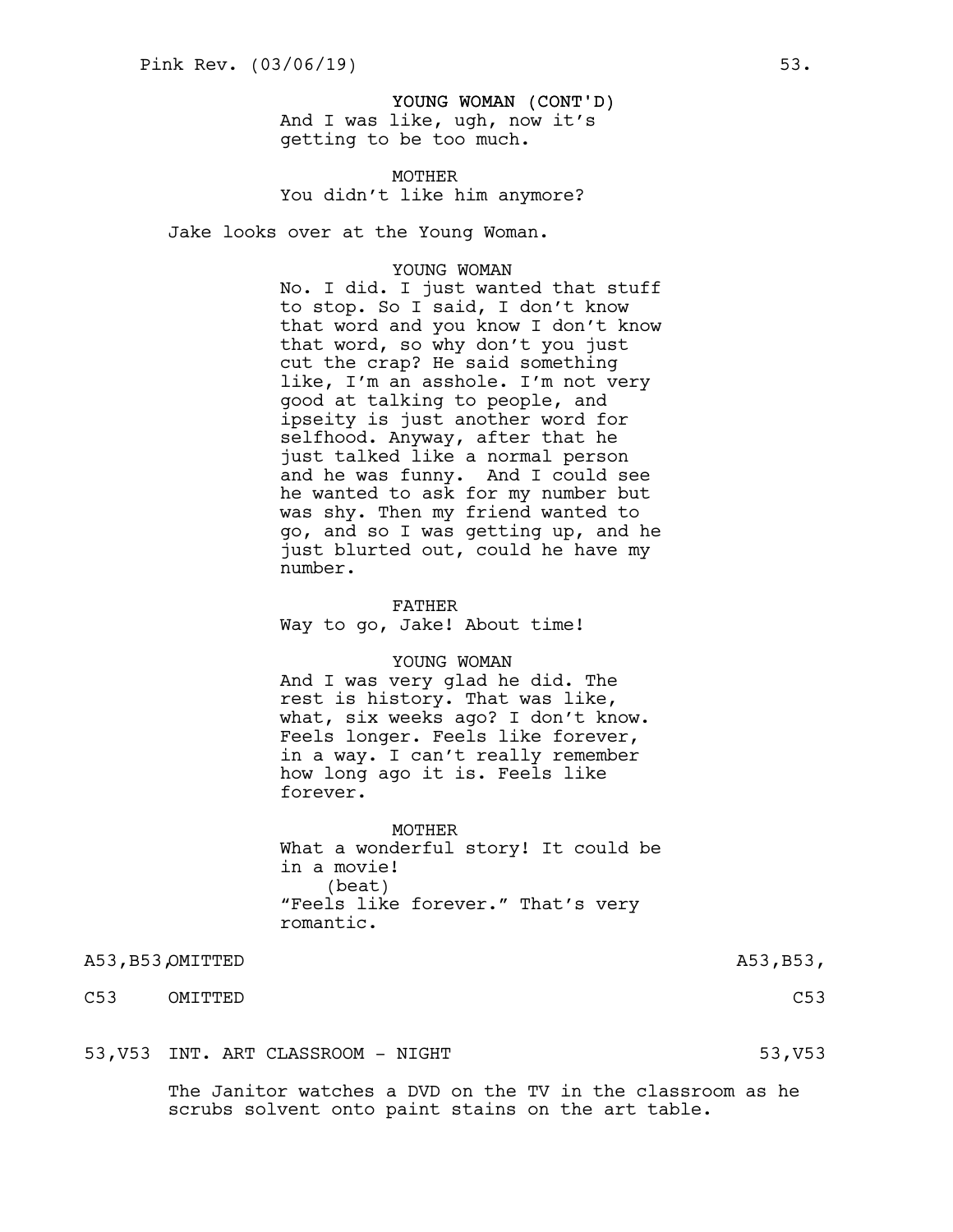YOUNG WOMAN (CONT'D)
And I was like, ugh, now it's getting to be too much.

MOTHER
You didn't like him anymore?

Jake looks over at the Young Woman.

YOUNG WOMAN
No. I did. I just wanted that stuff to stop. So I said, I don't know that word and you know I don't know that word, so why don't you just cut the crap? He said something like, I'm an asshole. I'm not very good at talking to people, and ipseity is just another word for selfhood. Anyway, after that he just talked like a normal person and he was funny. And I could see he wanted to ask for my number but was shy. Then my friend wanted to go, and so I was getting up, and he just blurted out, could he have my number.

FATHER
Way to go, Jake! About time!

YOUNG WOMAN
And I was very glad he did. The rest is history. That was like, what, six weeks ago? I don't know. Feels longer. Feels like forever, in a way. I can't really remember how long ago it is. Feels like forever.

MOTHER
What a wonderful story! It could be in a movie!
(beat)
"Feels like forever." That's very romantic.

A53,B53, OMITTED A53,B53,

C53 OMITTED C53

53,V53 INT. ART CLASSROOM - NIGHT 53,V53

The Janitor watches a DVD on the TV in the classroom as he scrubs solvent onto paint stains on the art table.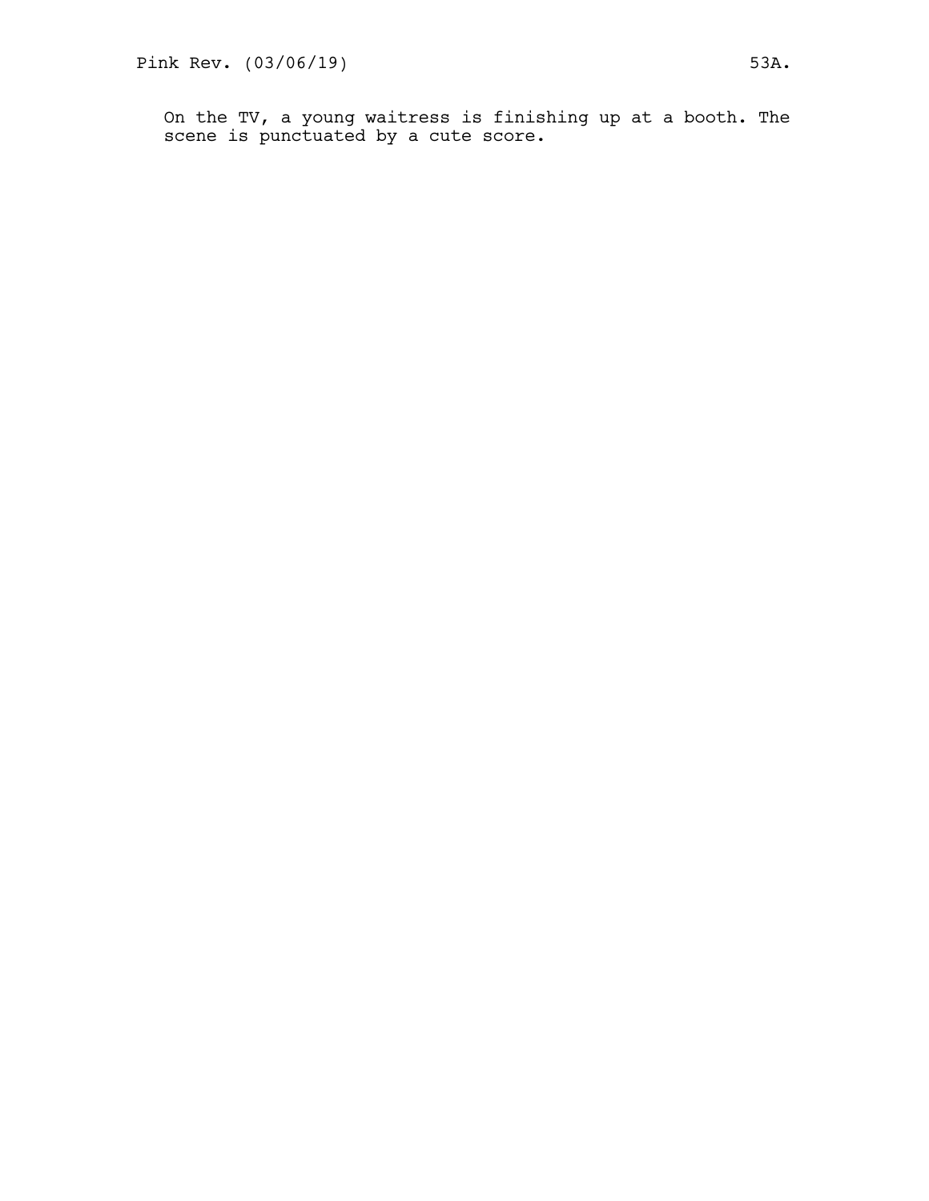On the TV, a young waitress is finishing up at a booth. The scene is punctuated by a cute score.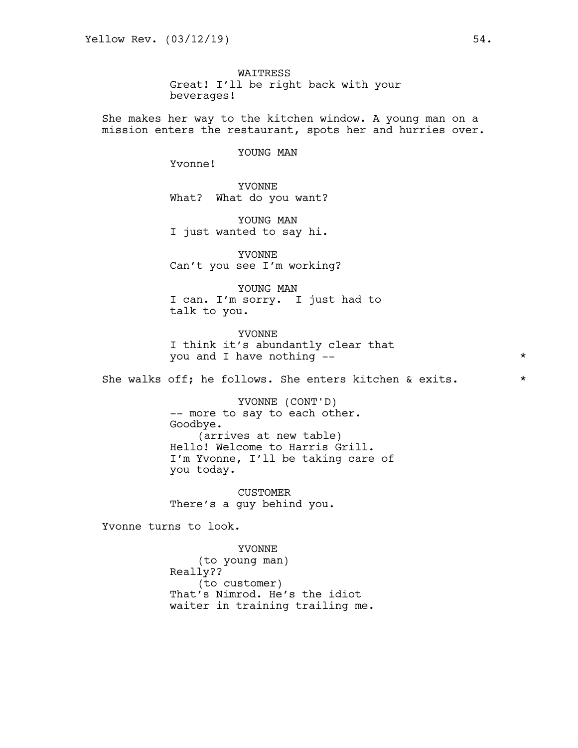WAITRESS
Great! I'll be right back with your beverages!

She makes her way to the kitchen window. A young man on a mission enters the restaurant, spots her and hurries over.

YOUNG MAN
Yvonne!

YVONNE
What? What do you want?

YOUNG MAN
I just wanted to say hi.

YVONNE
Can't you see I'm working?

YOUNG MAN
I can. I'm sorry. I just had to talk to you.

YVONNE
I think it's abundantly clear that you and I have nothing -- *

She walks off; he follows. She enters kitchen & exits. *

YVONNE (CONT'D)
-- more to say to each other. Goodbye.
(arrives at new table)
Hello! Welcome to Harris Grill. I'm Yvonne, I'll be taking care of you today.

CUSTOMER
There's a guy behind you.

Yvonne turns to look.

YVONNE
(to young man)
Really??
(to customer)
That's Nimrod. He's the idiot waiter in training trailing me.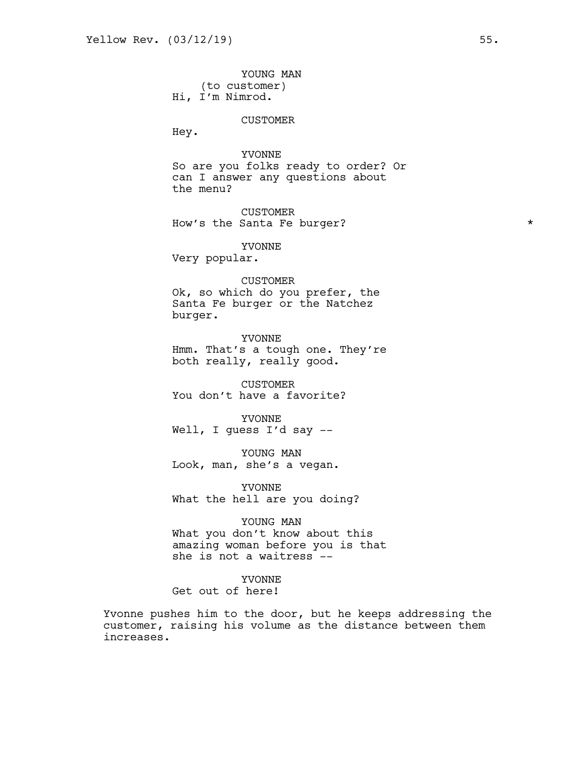YOUNG MAN
(to customer)
Hi, I'm Nimrod.

CUSTOMER
Hey.

YVONNE
So are you folks ready to order? Or can I answer any questions about the menu?

CUSTOMER
How's the Santa Fe burger? *

YVONNE
Very popular.

CUSTOMER
Ok, so which do you prefer, the Santa Fe burger or the Natchez burger.

YVONNE
Hmm. That's a tough one. They're both really, really good.

CUSTOMER
You don't have a favorite?

YVONNE
Well, I guess I'd say --

YOUNG MAN
Look, man, she's a vegan.

YVONNE
What the hell are you doing?

YOUNG MAN
What you don't know about this amazing woman before you is that she is not a waitress --

YVONNE
Get out of here!

Yvonne pushes him to the door, but he keeps addressing the customer, raising his volume as the distance between them increases.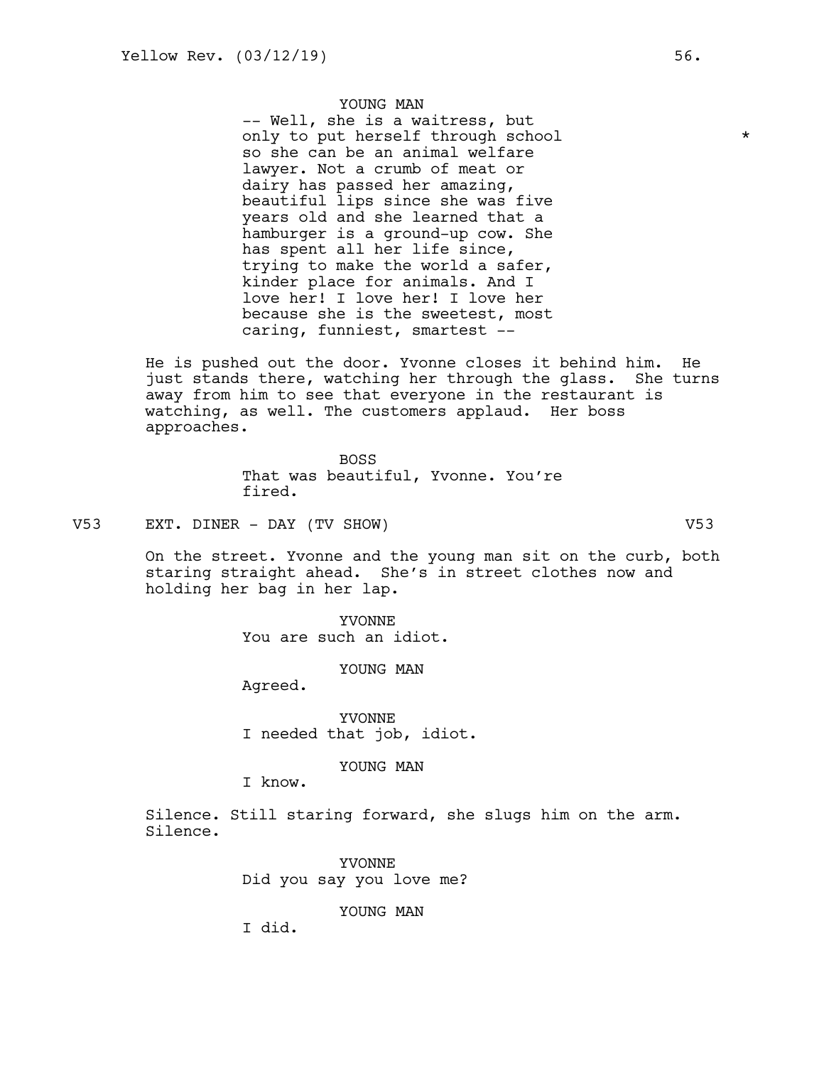YOUNG MAN
-- Well, she is a waitress, but only to put herself through school * so she can be an animal welfare lawyer. Not a crumb of meat or dairy has passed her amazing, beautiful lips since she was five years old and she learned that a hamburger is a ground-up cow. She has spent all her life since, trying to make the world a safer, kinder place for animals. And I love her! I love her! I love her because she is the sweetest, most caring, funniest, smartest --

He is pushed out the door. Yvonne closes it behind him. He just stands there, watching her through the glass. She turns away from him to see that everyone in the restaurant is watching, as well. The customers applaud. Her boss approaches.

BOSS
That was beautiful, Yvonne. You're fired.

V53 EXT. DINER - DAY (TV SHOW) V53

On the street. Yvonne and the young man sit on the curb, both staring straight ahead. She's in street clothes now and holding her bag in her lap.

YVONNE
You are such an idiot.

YOUNG MAN
Agreed.

YVONNE
I needed that job, idiot.

YOUNG MAN
I know.

Silence. Still staring forward, she slugs him on the arm. Silence.

YVONNE
Did you say you love me?

YOUNG MAN
I did.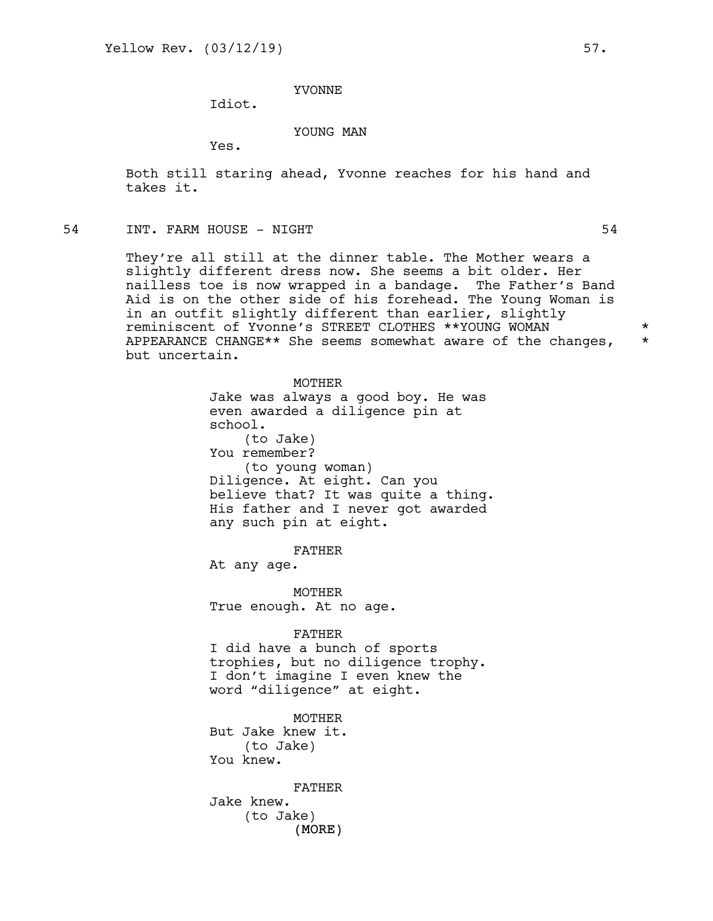YVONNE

Idiot.

YOUNG MAN

Yes.

Both still staring ahead, Yvonne reaches for his hand and takes it.

54 INT. FARM HOUSE - NIGHT 54

They're all still at the dinner table. The Mother wears a slightly different dress now. She seems a bit older. Her nailless toe is now wrapped in a bandage. The Father's Band Aid is on the other side of his forehead. The Young Woman is in an outfit slightly different than earlier, slightly reminiscent of Yvonne's STREET CLOTHES **YOUNG WOMAN APPEARANCE CHANGE** She seems somewhat aware of the changes, but uncertain. * *

MOTHER

Jake was always a good boy. He was even awarded a diligence pin at school.

(to Jake)

You remember?

(to young woman)

Diligence. At eight. Can you believe that? It was quite a thing. His father and I never got awarded any such pin at eight.

FATHER

At any age.

MOTHER

True enough. At no age.

FATHER

I did have a bunch of sports trophies, but no diligence trophy. I don't imagine I even knew the word "diligence" at eight.

MOTHER

But Jake knew it.

(to Jake)

You knew.

FATHER

Jake knew.

(to Jake)

(MORE)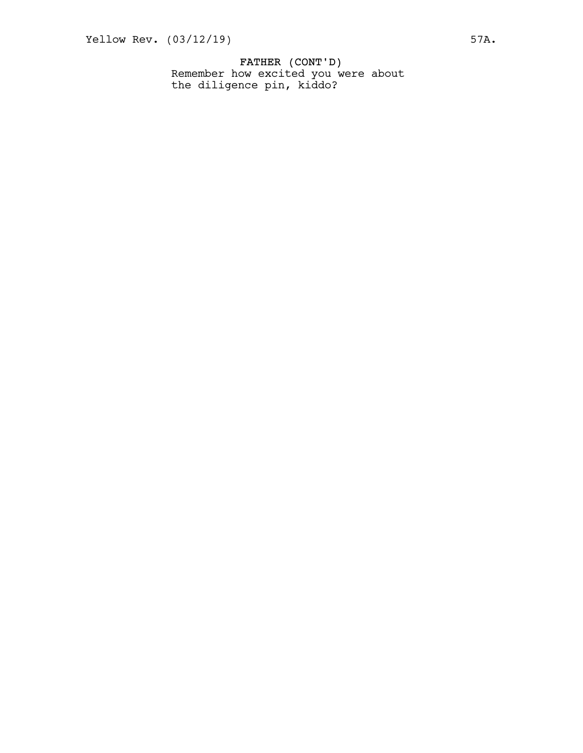FATHER (CONT'D)
Remember how excited you were about
the diligence pin, kiddo?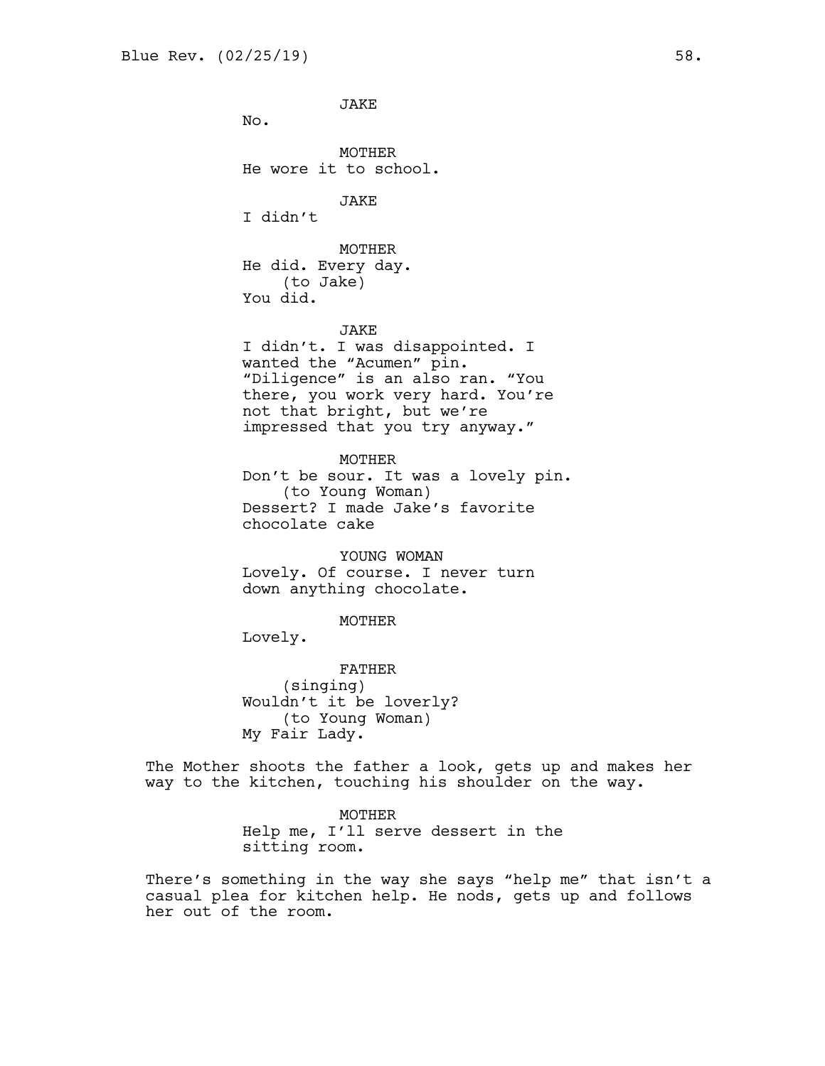JAKE

No.

MOTHER

He wore it to school.

JAKE

I didn't

MOTHER

He did. Every day.

(to Jake)

You did.

JAKE

I didn't. I was disappointed. I wanted the "Acumen" pin. "Diligence" is an also ran. "You there, you work very hard. You're not that bright, but we're impressed that you try anyway."

MOTHER

Don't be sour. It was a lovely pin.

(to Young Woman)

Dessert? I made Jake's favorite chocolate cake

YOUNG WOMAN

Lovely. Of course. I never turn down anything chocolate.

MOTHER

Lovely.

FATHER

(singing)

Wouldn't it be loverly?

(to Young Woman)

My Fair Lady.

The Mother shoots the father a look, gets up and makes her way to the kitchen, touching his shoulder on the way.

MOTHER

Help me, I'll serve dessert in the sitting room.

There's something in the way she says "help me" that isn't a casual plea for kitchen help. He nods, gets up and follows her out of the room.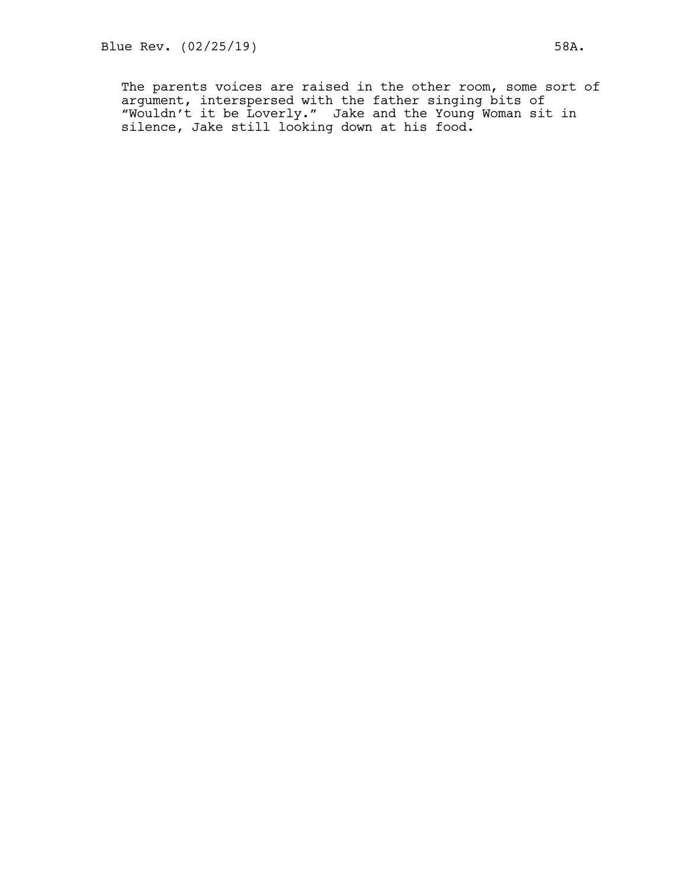The parents voices are raised in the other room, some sort of argument, interspersed with the father singing bits of "Wouldn't it be Loverly." Jake and the Young Woman sit in silence, Jake still looking down at his food.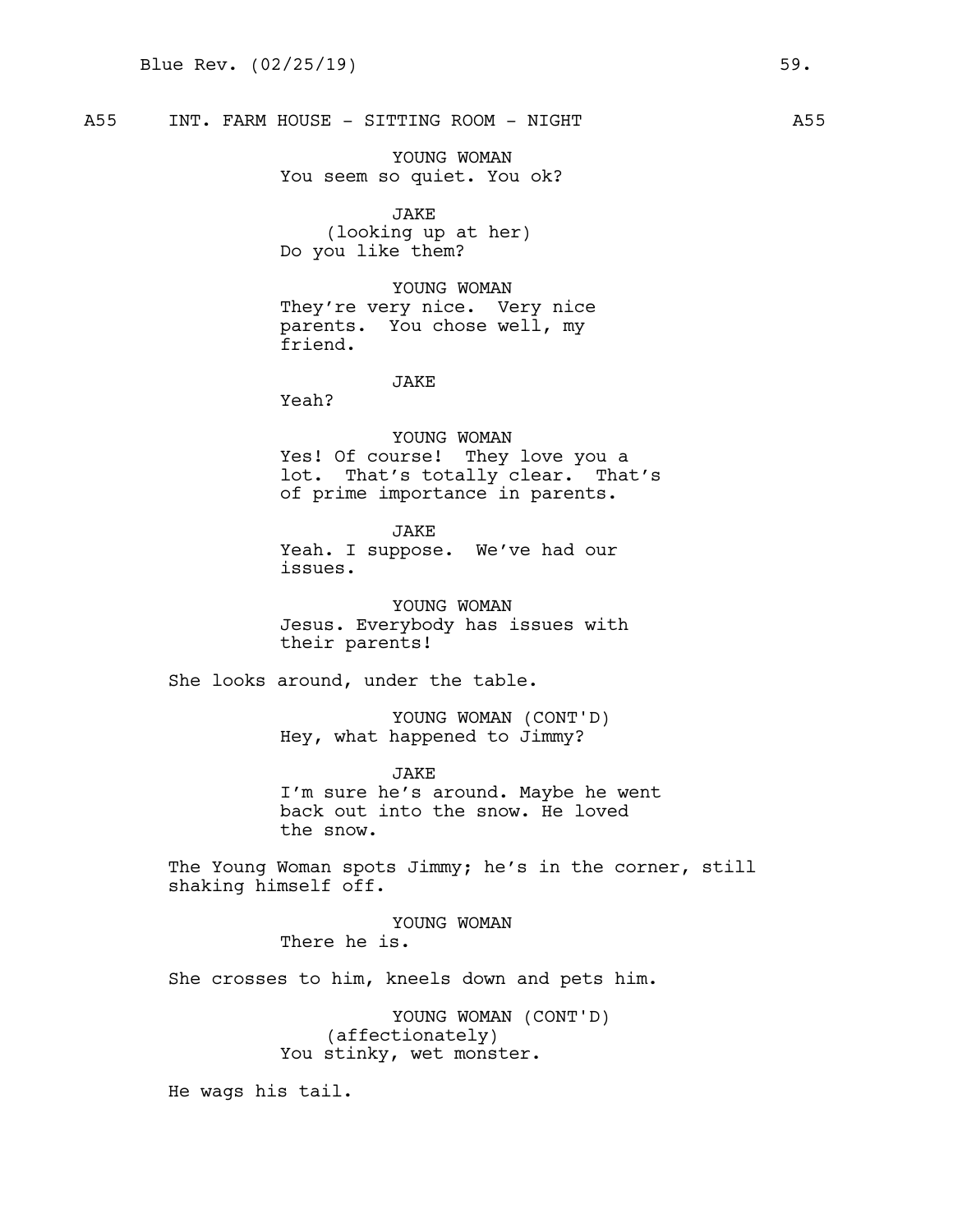A55 INT. FARM HOUSE - SITTING ROOM - NIGHT A55

YOUNG WOMAN
You seem so quiet. You ok?

JAKE
(looking up at her)
Do you like them?

YOUNG WOMAN
They're very nice. Very nice parents. You chose well, my friend.

JAKE
Yeah?

YOUNG WOMAN
Yes! Of course! They love you a lot. That's totally clear. That's of prime importance in parents.

JAKE
Yeah. I suppose. We've had our issues.

YOUNG WOMAN
Jesus. Everybody has issues with their parents!

She looks around, under the table.

YOUNG WOMAN (CONT'D)
Hey, what happened to Jimmy?

JAKE
I'm sure he's around. Maybe he went back out into the snow. He loved the snow.

The Young Woman spots Jimmy; he's in the corner, still shaking himself off.

YOUNG WOMAN
There he is.

She crosses to him, kneels down and pets him.

YOUNG WOMAN (CONT'D)
(affectionately)
You stinky, wet monster.

He wags his tail.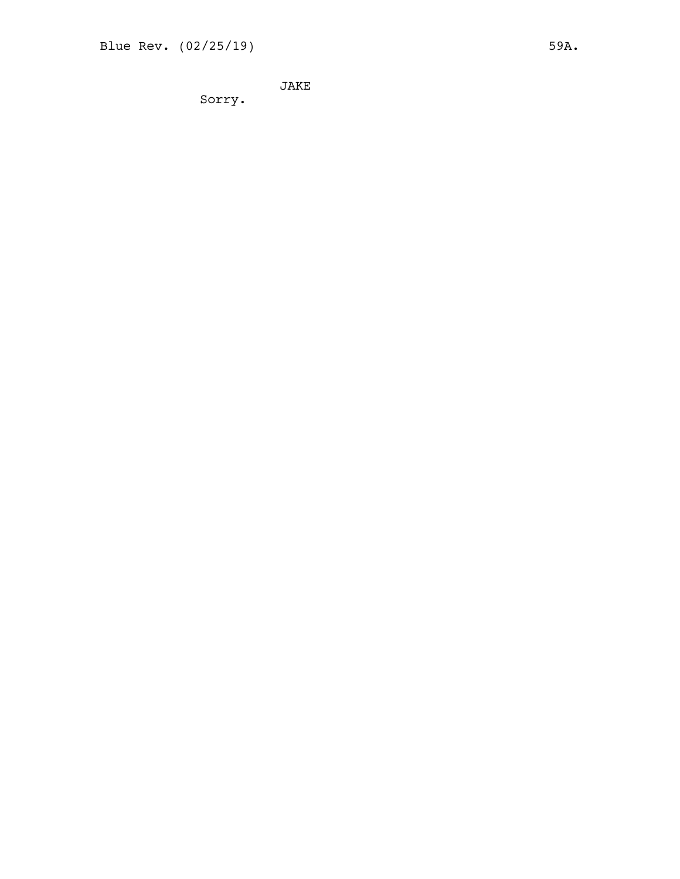JAKE
Sorry.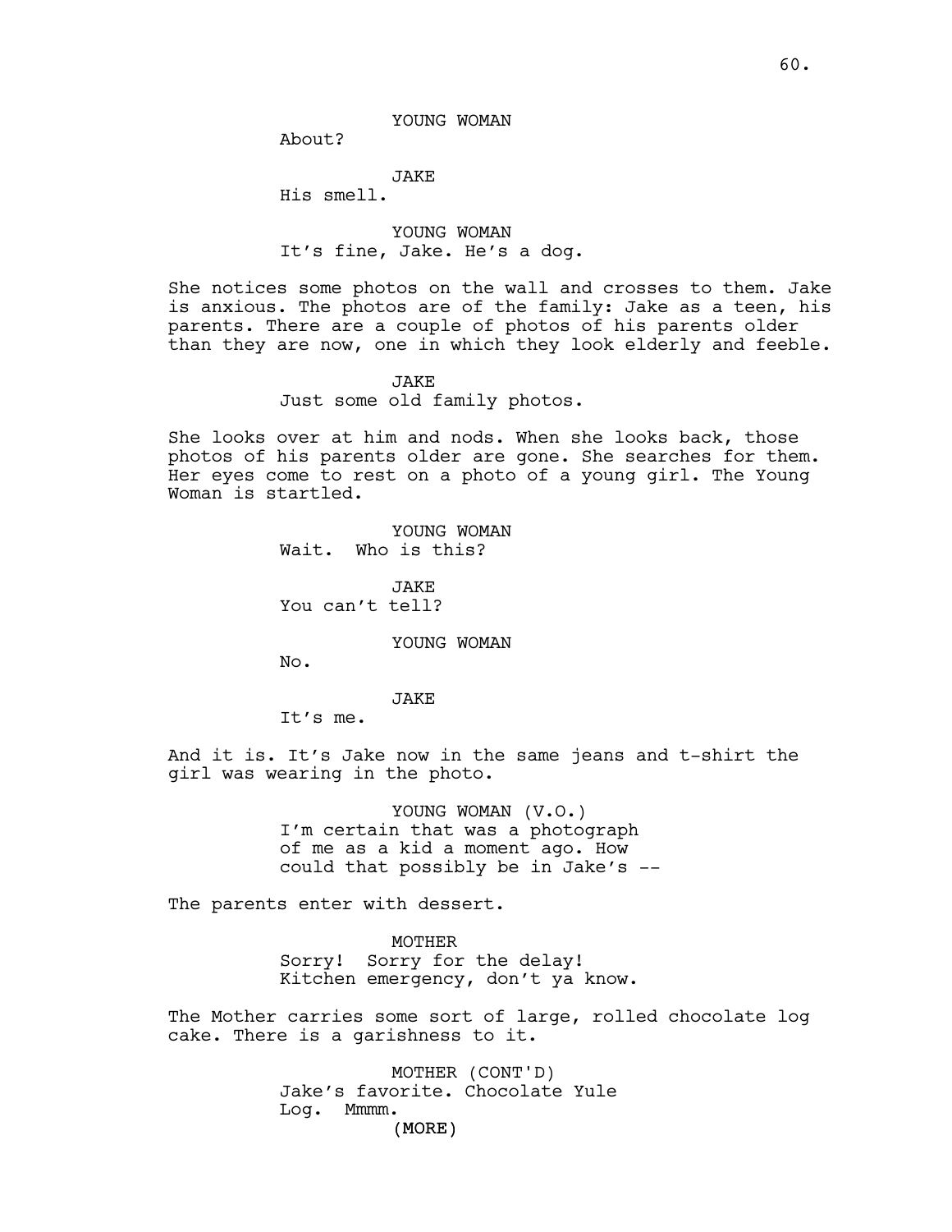YOUNG WOMAN

About?

JAKE

His smell.

YOUNG WOMAN

It's fine, Jake. He's a dog.

She notices some photos on the wall and crosses to them. Jake is anxious. The photos are of the family: Jake as a teen, his parents. There are a couple of photos of his parents older than they are now, one in which they look elderly and feeble.

JAKE

Just some old family photos.

She looks over at him and nods. When she looks back, those photos of his parents older are gone. She searches for them. Her eyes come to rest on a photo of a young girl. The Young Woman is startled.

YOUNG WOMAN

Wait.  Who is this?

JAKE

You can't tell?

YOUNG WOMAN

No.

JAKE

It's me.

And it is. It's Jake now in the same jeans and t-shirt the girl was wearing in the photo.

YOUNG WOMAN (V.O.)

I'm certain that was a photograph of me as a kid a moment ago. How could that possibly be in Jake's --

The parents enter with dessert.

MOTHER

Sorry!  Sorry for the delay! Kitchen emergency, don't ya know.

The Mother carries some sort of large, rolled chocolate log cake. There is a garishness to it.

MOTHER (CONT'D)

Jake's favorite. Chocolate Yule Log.  Mmmm.

(MORE)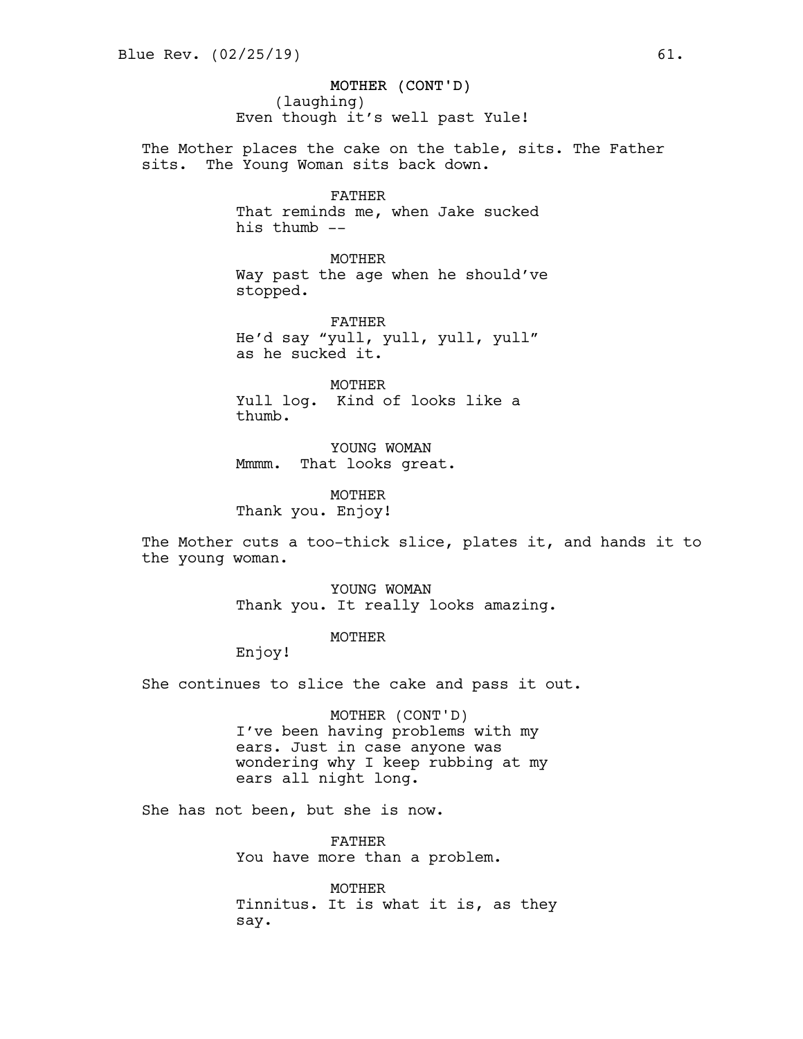MOTHER (CONT'D)
(laughing)
Even though it's well past Yule!

The Mother places the cake on the table, sits. The Father sits. The Young Woman sits back down.

FATHER
That reminds me, when Jake sucked his thumb --

MOTHER
Way past the age when he should've stopped.

FATHER
He'd say "yull, yull, yull, yull" as he sucked it.

MOTHER
Yull log. Kind of looks like a thumb.

YOUNG WOMAN
Mmmm. That looks great.

MOTHER
Thank you. Enjoy!

The Mother cuts a too-thick slice, plates it, and hands it to the young woman.

YOUNG WOMAN
Thank you. It really looks amazing.

MOTHER
Enjoy!

She continues to slice the cake and pass it out.

MOTHER (CONT'D)
I've been having problems with my ears. Just in case anyone was wondering why I keep rubbing at my ears all night long.

She has not been, but she is now.

FATHER
You have more than a problem.

MOTHER
Tinnitus. It is what it is, as they say.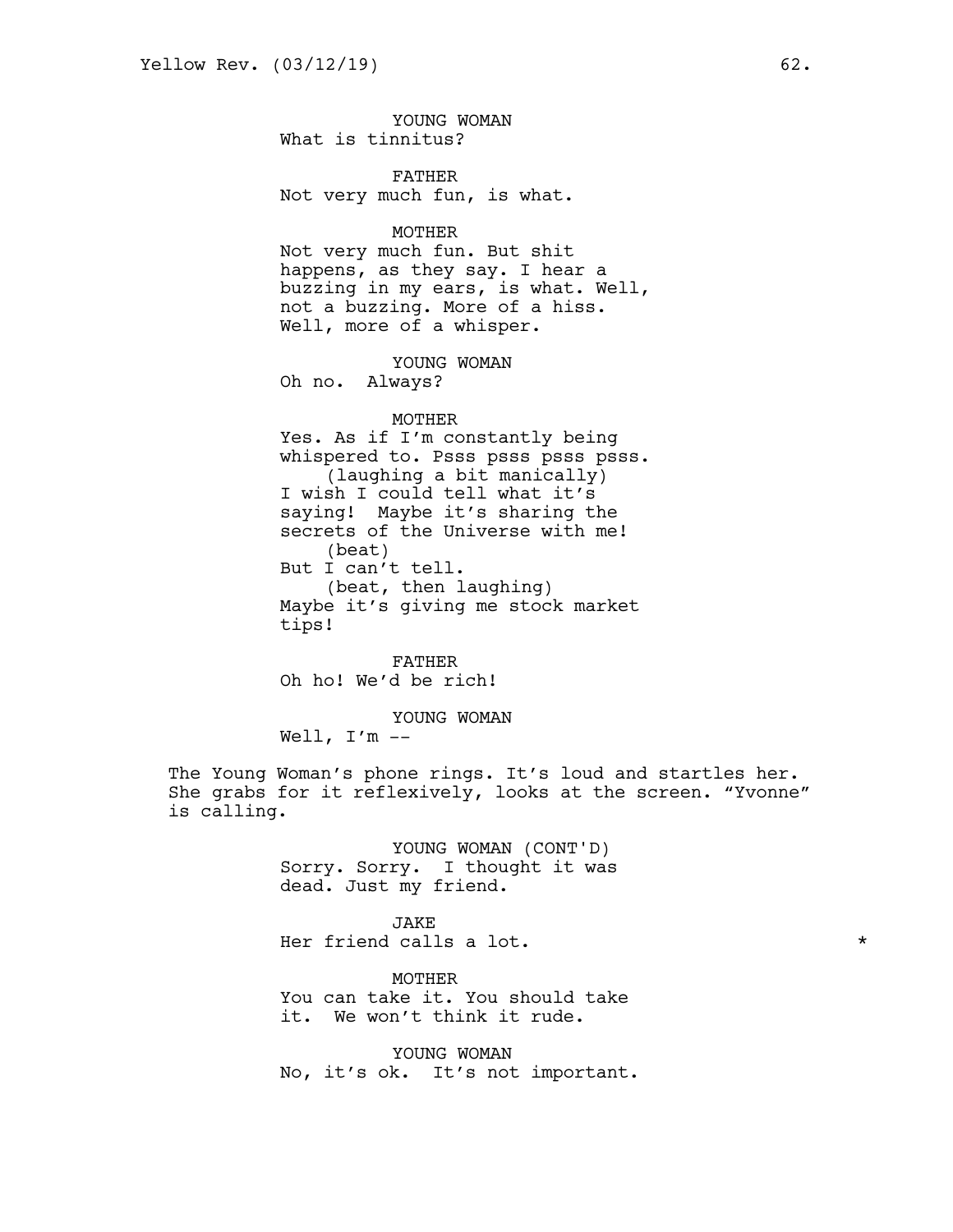YOUNG WOMAN
What is tinnitus?

FATHER
Not very much fun, is what.

MOTHER
Not very much fun. But shit happens, as they say. I hear a buzzing in my ears, is what. Well, not a buzzing. More of a hiss. Well, more of a whisper.

YOUNG WOMAN
Oh no.  Always?

MOTHER
Yes. As if I'm constantly being whispered to. Psss psss psss psss.
(laughing a bit manically)
I wish I could tell what it's saying!  Maybe it's sharing the secrets of the Universe with me!
(beat)
But I can't tell.
(beat, then laughing)
Maybe it's giving me stock market tips!

FATHER
Oh ho! We'd be rich!

YOUNG WOMAN
Well, I'm --

The Young Woman's phone rings. It's loud and startles her. She grabs for it reflexively, looks at the screen. "Yvonne" is calling.

YOUNG WOMAN (CONT'D)
Sorry. Sorry.  I thought it was dead. Just my friend.

JAKE
Her friend calls a lot. *

MOTHER
You can take it. You should take it.  We won't think it rude.

YOUNG WOMAN
No, it's ok.  It's not important.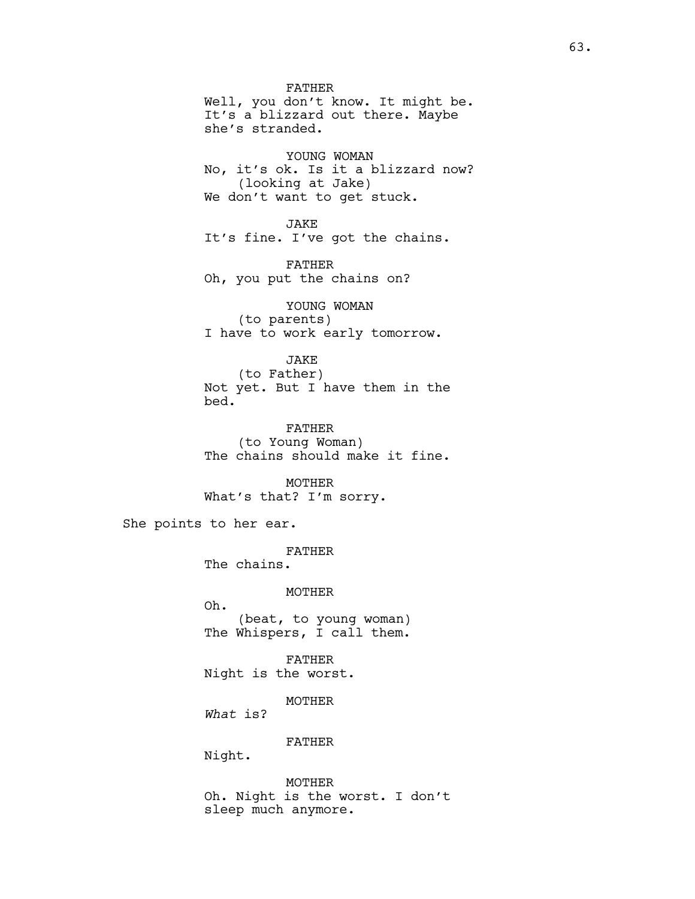FATHER
Well, you don't know. It might be. It's a blizzard out there. Maybe she's stranded.

YOUNG WOMAN
No, it's ok. Is it a blizzard now?
(looking at Jake)
We don't want to get stuck.

JAKE
It's fine. I've got the chains.

FATHER
Oh, you put the chains on?

YOUNG WOMAN
(to parents)
I have to work early tomorrow.

JAKE
(to Father)
Not yet. But I have them in the bed.

FATHER
(to Young Woman)
The chains should make it fine.

MOTHER
What's that? I'm sorry.

She points to her ear.

FATHER
The chains.

MOTHER
Oh.
(beat, to young woman)
The Whispers, I call them.

FATHER
Night is the worst.

MOTHER
*What* is?

FATHER
Night.

MOTHER
Oh. Night is the worst. I don't sleep much anymore.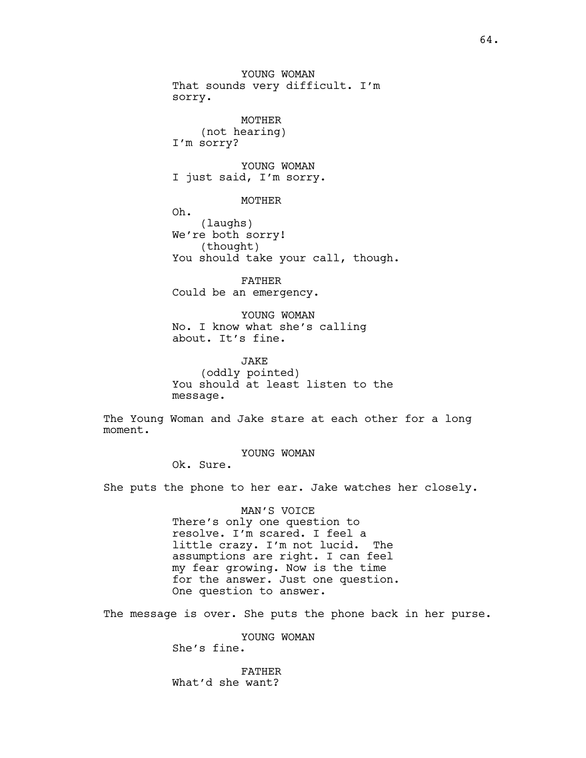YOUNG WOMAN
That sounds very difficult. I'm sorry.

MOTHER
(not hearing)
I'm sorry?

YOUNG WOMAN
I just said, I'm sorry.

MOTHER
Oh.
(laughs)
We're both sorry!
(thought)
You should take your call, though.

FATHER
Could be an emergency.

YOUNG WOMAN
No. I know what she's calling about. It's fine.

JAKE
(oddly pointed)
You should at least listen to the message.

The Young Woman and Jake stare at each other for a long moment.

YOUNG WOMAN
Ok. Sure.

She puts the phone to her ear. Jake watches her closely.

MAN'S VOICE
There's only one question to resolve. I'm scared. I feel a little crazy. I'm not lucid. The assumptions are right. I can feel my fear growing. Now is the time for the answer. Just one question. One question to answer.

The message is over. She puts the phone back in her purse.

YOUNG WOMAN
She's fine.

FATHER
What'd she want?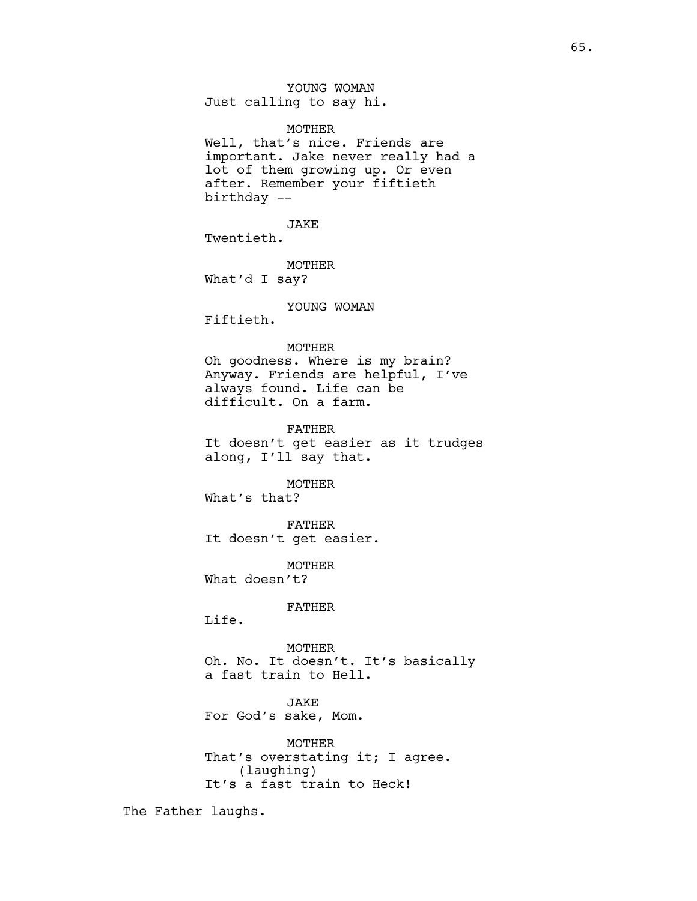YOUNG WOMAN
Just calling to say hi.

MOTHER
Well, that's nice. Friends are important. Jake never really had a lot of them growing up. Or even after. Remember your fiftieth birthday --

JAKE
Twentieth.

MOTHER
What'd I say?

YOUNG WOMAN
Fiftieth.

MOTHER
Oh goodness. Where is my brain? Anyway. Friends are helpful, I've always found. Life can be difficult. On a farm.

FATHER
It doesn't get easier as it trudges along, I'll say that.

MOTHER
What's that?

FATHER
It doesn't get easier.

MOTHER
What doesn't?

FATHER
Life.

MOTHER
Oh. No. It doesn't. It's basically a fast train to Hell.

JAKE
For God's sake, Mom.

MOTHER
That's overstating it; I agree.
(laughing)
It's a fast train to Heck!

The Father laughs.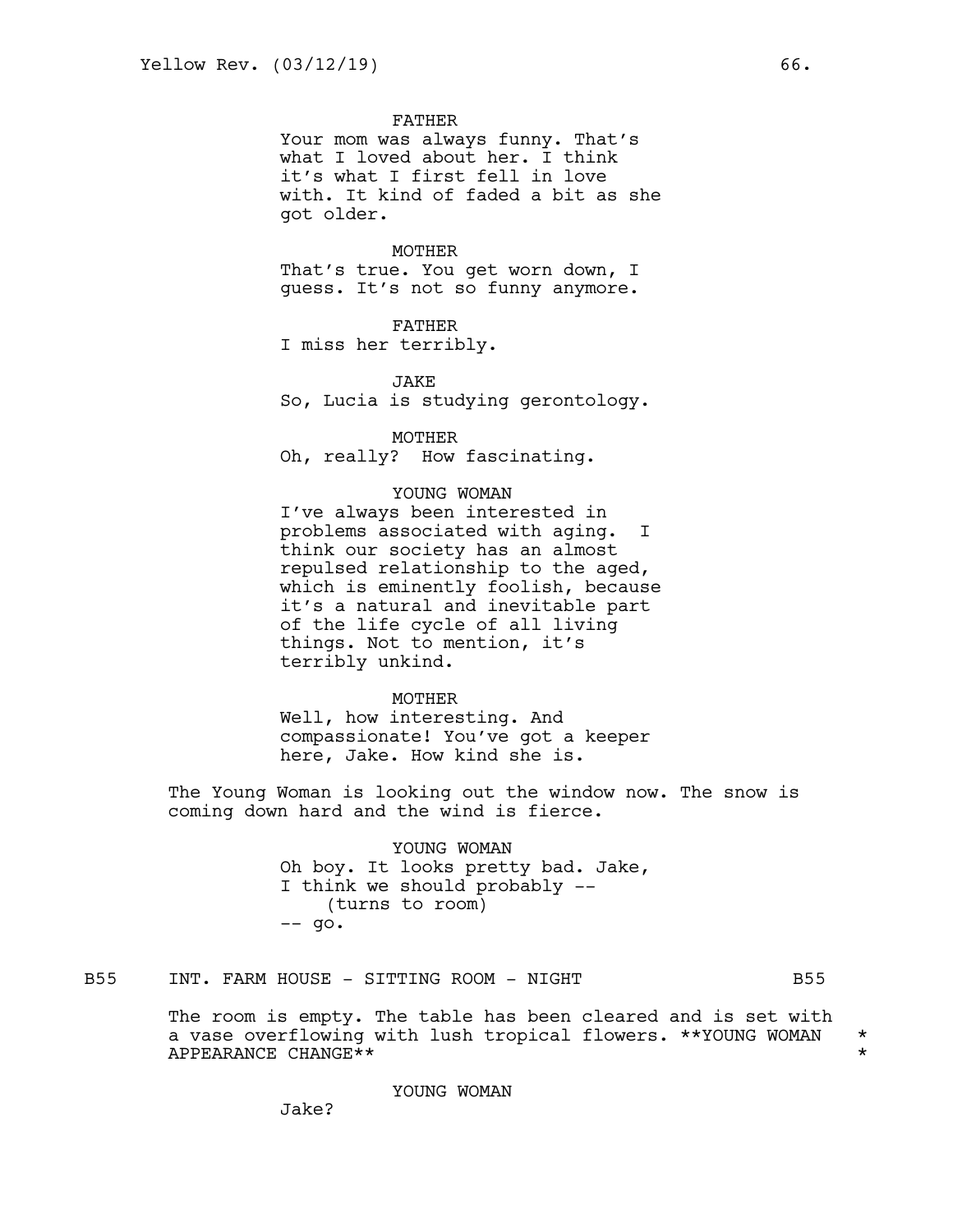FATHER
Your mom was always funny. That's what I loved about her. I think it's what I first fell in love with. It kind of faded a bit as she got older.

MOTHER
That's true. You get worn down, I guess. It's not so funny anymore.

FATHER
I miss her terribly.

JAKE
So, Lucia is studying gerontology.

MOTHER
Oh, really? How fascinating.

YOUNG WOMAN
I've always been interested in problems associated with aging. I think our society has an almost repulsed relationship to the aged, which is eminently foolish, because it's a natural and inevitable part of the life cycle of all living things. Not to mention, it's terribly unkind.

MOTHER
Well, how interesting. And compassionate! You've got a keeper here, Jake. How kind she is.

The Young Woman is looking out the window now. The snow is coming down hard and the wind is fierce.

YOUNG WOMAN
Oh boy. It looks pretty bad. Jake, I think we should probably --
(turns to room)
-- go.

B55 INT. FARM HOUSE - SITTING ROOM - NIGHT B55

The room is empty. The table has been cleared and is set with a vase overflowing with lush tropical flowers. **YOUNG WOMAN APPEARANCE CHANGE** *

YOUNG WOMAN
Jake?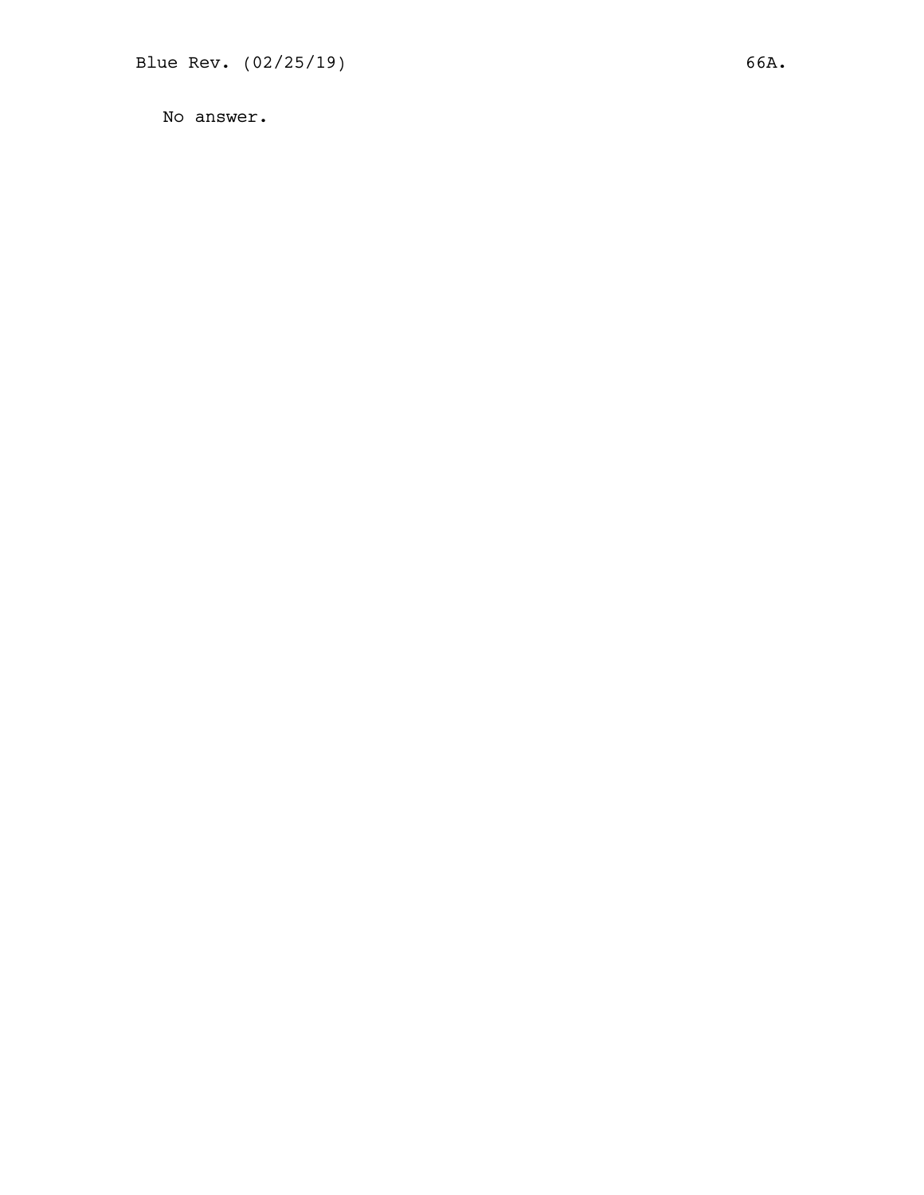No answer.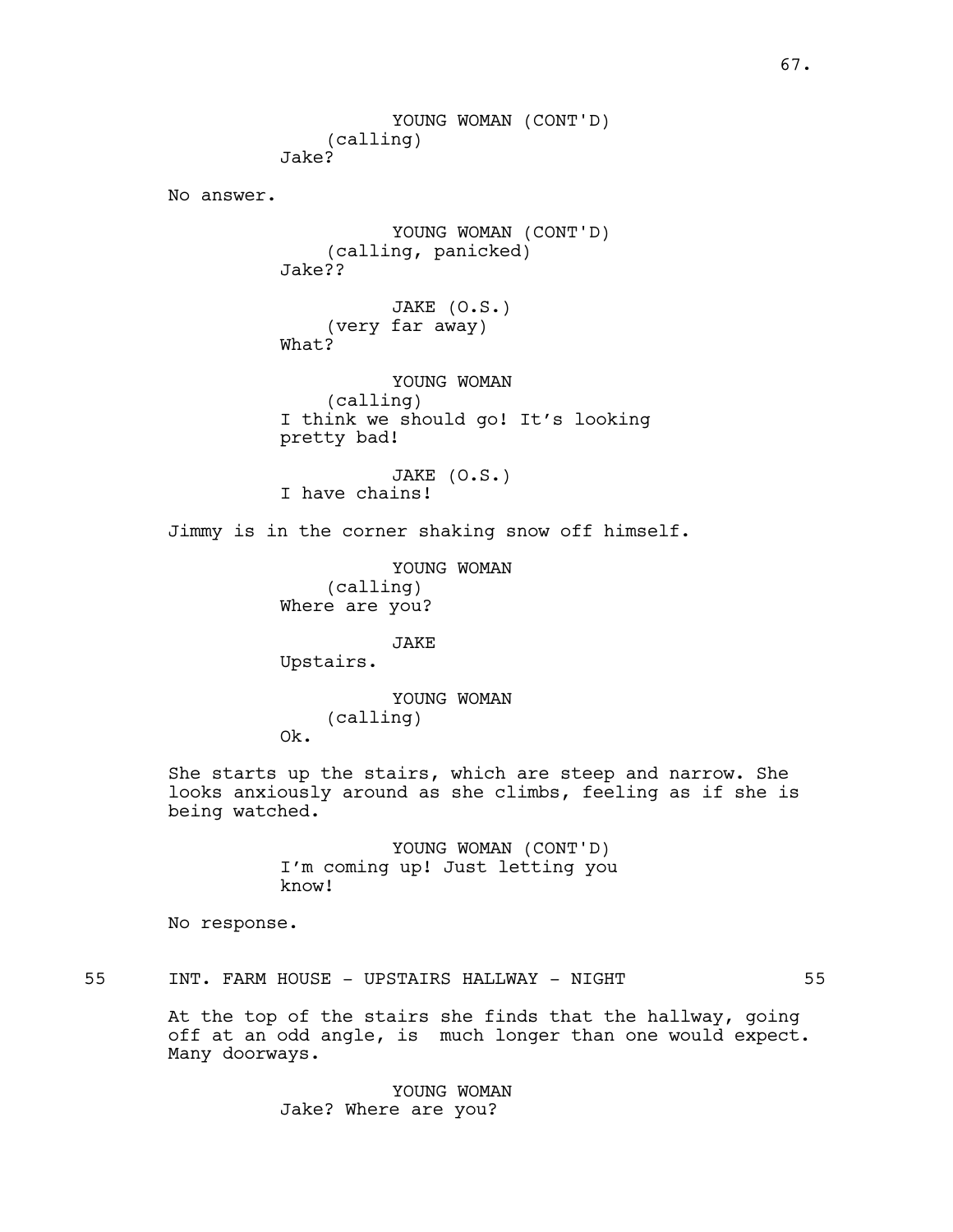YOUNG WOMAN (CONT'D)
(calling)
Jake?

No answer.

YOUNG WOMAN (CONT'D)
(calling, panicked)
Jake??

JAKE (O.S.)
(very far away)
What?

YOUNG WOMAN
(calling)
I think we should go! It's looking pretty bad!

JAKE (O.S.)
I have chains!

Jimmy is in the corner shaking snow off himself.

YOUNG WOMAN
(calling)
Where are you?

JAKE
Upstairs.

YOUNG WOMAN
(calling)
Ok.

She starts up the stairs, which are steep and narrow. She looks anxiously around as she climbs, feeling as if she is being watched.

YOUNG WOMAN (CONT'D)
I'm coming up! Just letting you know!

No response.

55 INT. FARM HOUSE - UPSTAIRS HALLWAY - NIGHT 55

At the top of the stairs she finds that the hallway, going off at an odd angle, is much longer than one would expect. Many doorways.

YOUNG WOMAN
Jake? Where are you?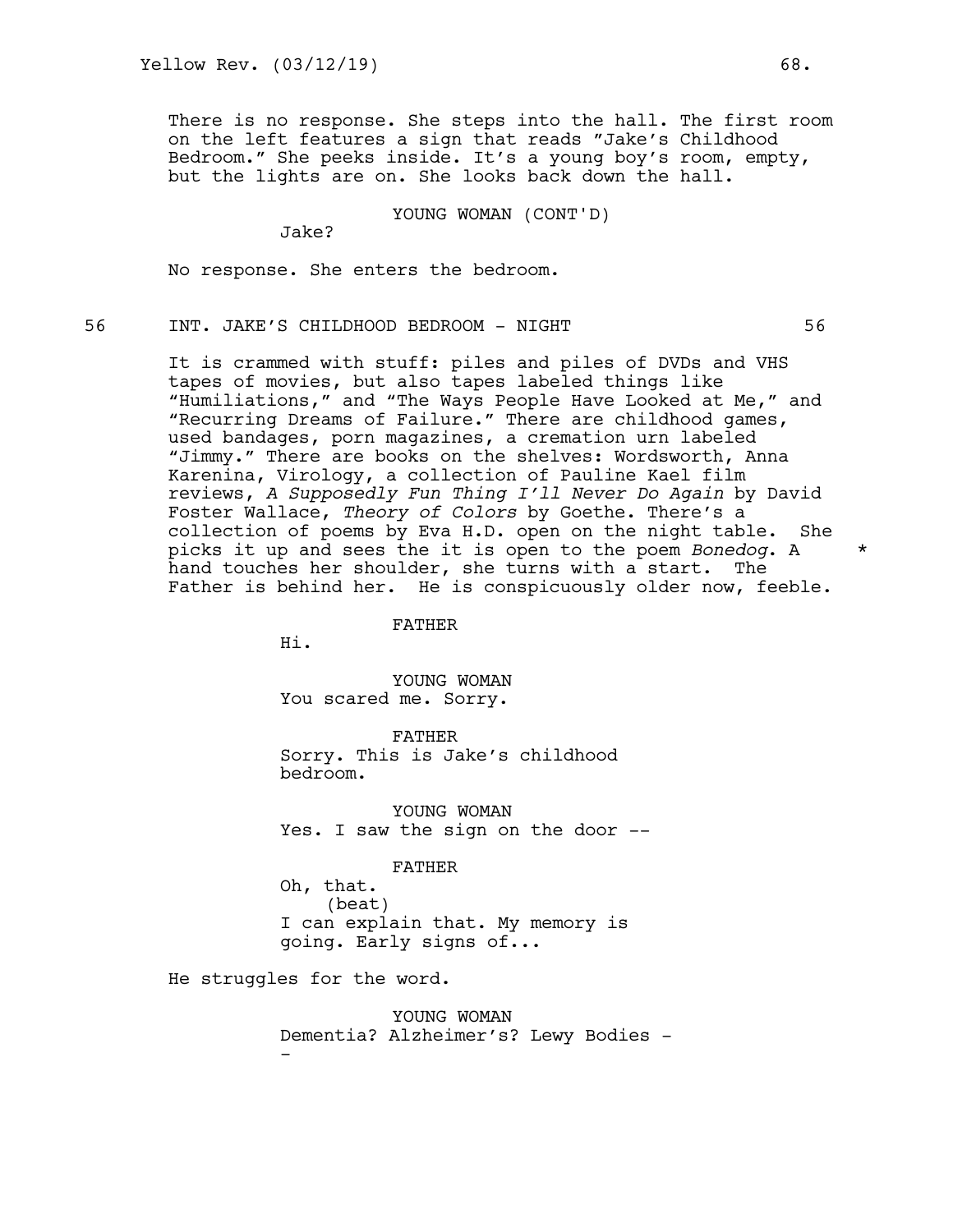There is no response. She steps into the hall. The first room on the left features a sign that reads "Jake's Childhood Bedroom." She peeks inside. It's a young boy's room, empty, but the lights are on. She looks back down the hall.

YOUNG WOMAN (CONT'D)
Jake?

No response. She enters the bedroom.

56 INT. JAKE'S CHILDHOOD BEDROOM - NIGHT 56

It is crammed with stuff: piles and piles of DVDs and VHS tapes of movies, but also tapes labeled things like "Humiliations," and "The Ways People Have Looked at Me," and "Recurring Dreams of Failure." There are childhood games, used bandages, porn magazines, a cremation urn labeled "Jimmy." There are books on the shelves: Wordsworth, Anna Karenina, Virology, a collection of Pauline Kael film reviews, *A Supposedly Fun Thing I'll Never Do Again* by David Foster Wallace, *Theory of Colors* by Goethe. There's a collection of poems by Eva H.D. open on the night table. She picks it up and sees the it is open to the poem *Bonedog*. A hand touches her shoulder, she turns with a start. The Father is behind her. He is conspicuously older now, feeble. *

FATHER
Hi.

YOUNG WOMAN
You scared me. Sorry.

FATHER
Sorry. This is Jake's childhood bedroom.

YOUNG WOMAN
Yes. I saw the sign on the door --

FATHER
Oh, that.
(beat)
I can explain that. My memory is going. Early signs of...

He struggles for the word.

YOUNG WOMAN
Dementia? Alzheimer's? Lewy Bodies --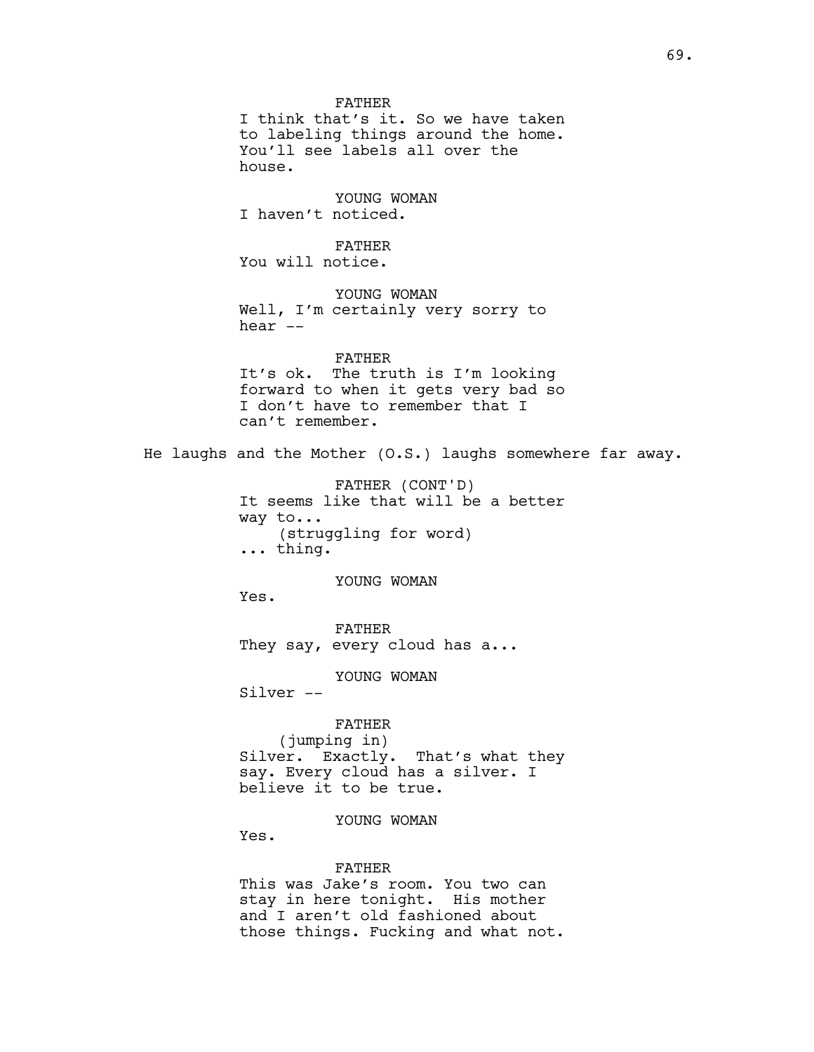FATHER
I think that's it. So we have taken to labeling things around the home. You'll see labels all over the house.

YOUNG WOMAN
I haven't noticed.

FATHER
You will notice.

YOUNG WOMAN
Well, I'm certainly very sorry to hear --

FATHER
It's ok. The truth is I'm looking forward to when it gets very bad so I don't have to remember that I can't remember.

He laughs and the Mother (O.S.) laughs somewhere far away.

FATHER (CONT'D)
It seems like that will be a better way to...
(struggling for word)
... thing.

YOUNG WOMAN
Yes.

FATHER
They say, every cloud has a...

YOUNG WOMAN
Silver --

FATHER
(jumping in)
Silver. Exactly. That's what they say. Every cloud has a silver. I believe it to be true.

YOUNG WOMAN
Yes.

FATHER
This was Jake's room. You two can stay in here tonight. His mother and I aren't old fashioned about those things. Fucking and what not.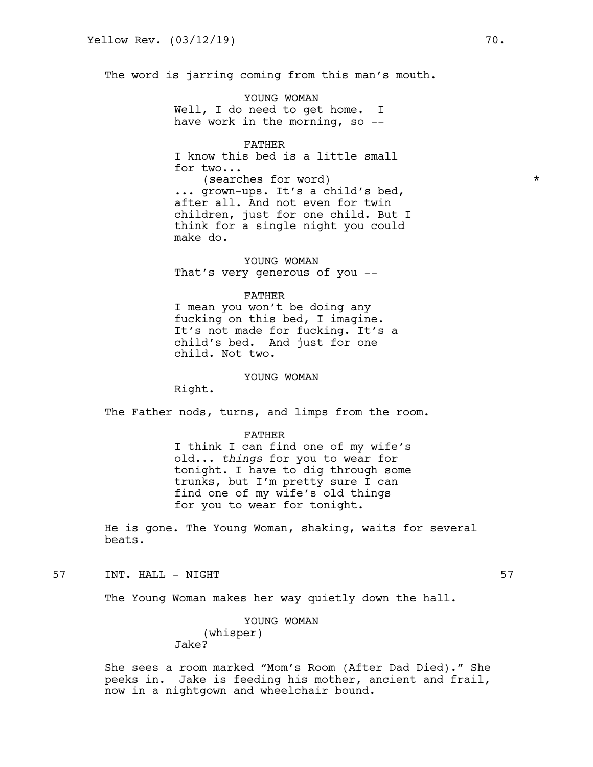The word is jarring coming from this man's mouth.

YOUNG WOMAN
Well, I do need to get home. I have work in the morning, so --

FATHER
I know this bed is a little small for two...
(searches for word) *
... grown-ups. It's a child's bed, after all. And not even for twin children, just for one child. But I think for a single night you could make do.

YOUNG WOMAN
That's very generous of you --

FATHER
I mean you won't be doing any fucking on this bed, I imagine. It's not made for fucking. It's a child's bed. And just for one child. Not two.

YOUNG WOMAN
Right.

The Father nods, turns, and limps from the room.

FATHER
I think I can find one of my wife's old... *things* for you to wear for tonight. I have to dig through some trunks, but I'm pretty sure I can find one of my wife's old things for you to wear for tonight.

He is gone. The Young Woman, shaking, waits for several beats.

57 INT. HALL - NIGHT 57

The Young Woman makes her way quietly down the hall.

YOUNG WOMAN
(whisper)
Jake?

She sees a room marked "Mom's Room (After Dad Died)." She peeks in. Jake is feeding his mother, ancient and frail, now in a nightgown and wheelchair bound.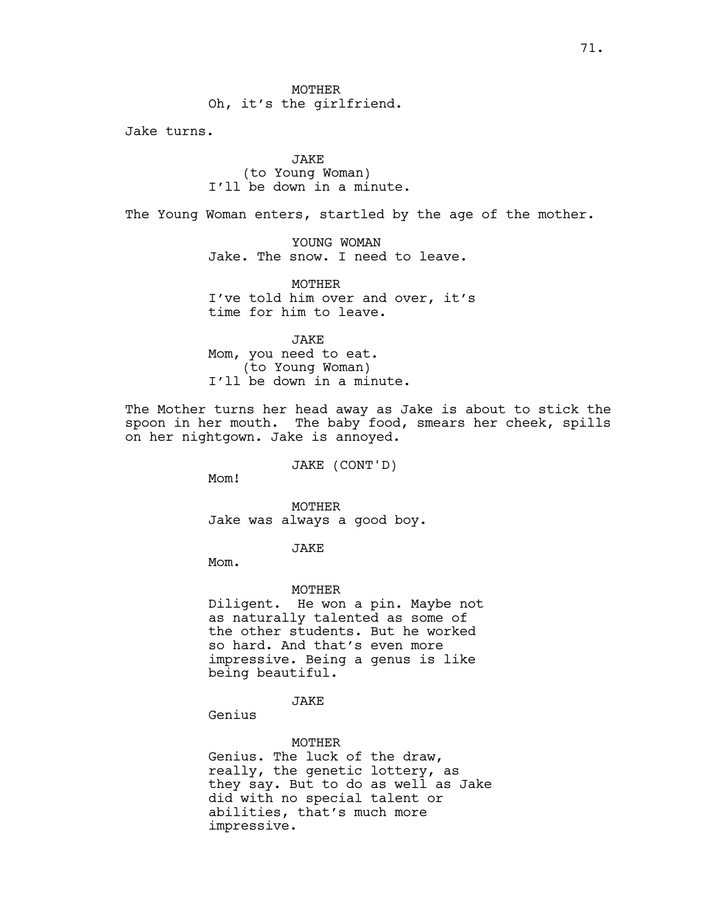MOTHER
Oh, it's the girlfriend.

Jake turns.

JAKE
(to Young Woman)
I'll be down in a minute.

The Young Woman enters, startled by the age of the mother.

YOUNG WOMAN
Jake. The snow. I need to leave.

MOTHER
I've told him over and over, it's time for him to leave.

JAKE
Mom, you need to eat.
(to Young Woman)
I'll be down in a minute.

The Mother turns her head away as Jake is about to stick the spoon in her mouth. The baby food, smears her cheek, spills on her nightgown. Jake is annoyed.

JAKE (CONT'D)
Mom!

MOTHER
Jake was always a good boy.

JAKE
Mom.

MOTHER
Diligent. He won a pin. Maybe not as naturally talented as some of the other students. But he worked so hard. And that's even more impressive. Being a genus is like being beautiful.

JAKE
Genius

MOTHER
Genius. The luck of the draw, really, the genetic lottery, as they say. But to do as well as Jake did with no special talent or abilities, that's much more impressive.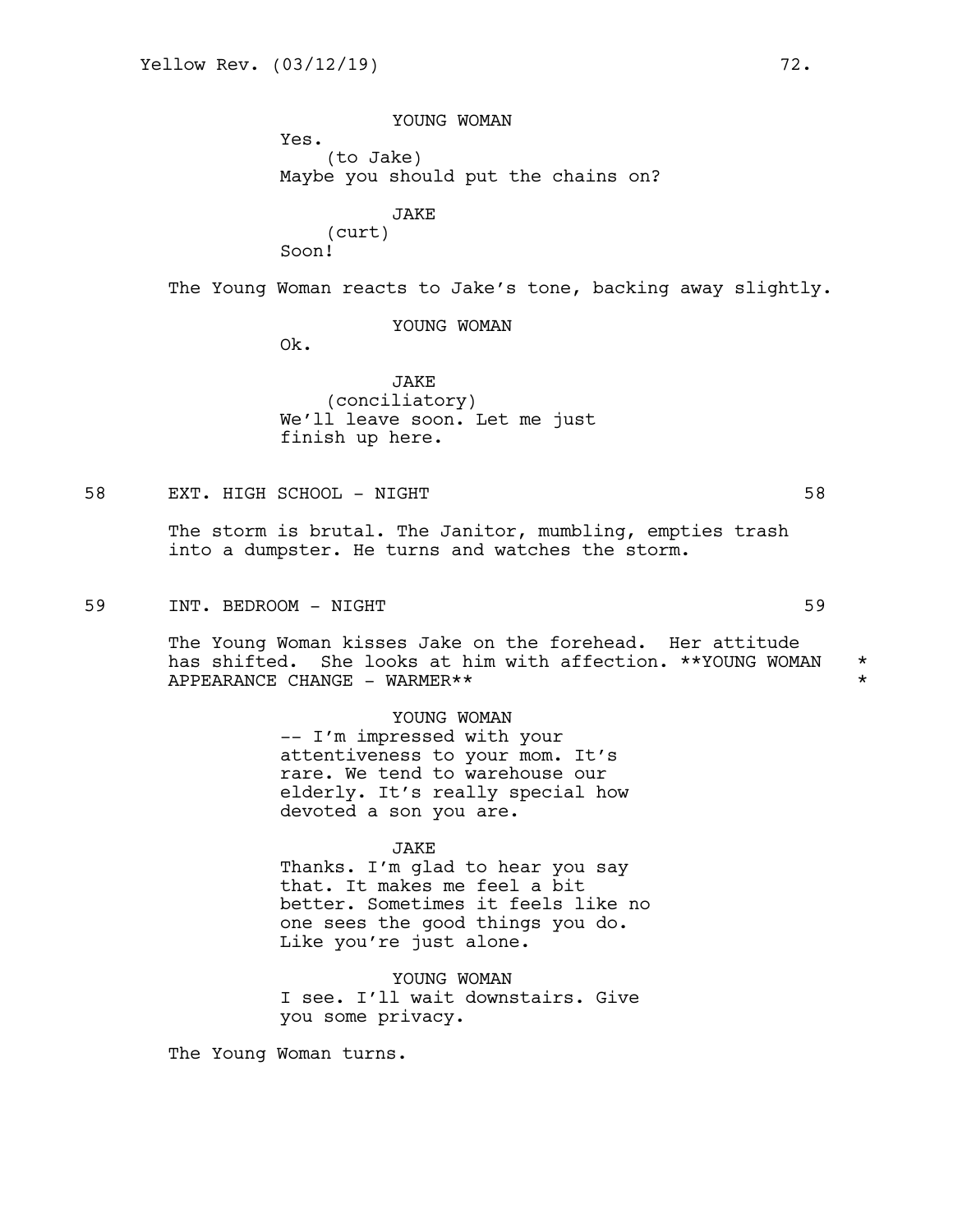YOUNG WOMAN
Yes.
(to Jake)
Maybe you should put the chains on?

JAKE
(curt)
Soon!

The Young Woman reacts to Jake's tone, backing away slightly.

YOUNG WOMAN
Ok.

JAKE
(conciliatory)
We'll leave soon. Let me just finish up here.

58 EXT. HIGH SCHOOL - NIGHT 58

The storm is brutal. The Janitor, mumbling, empties trash into a dumpster. He turns and watches the storm.

59 INT. BEDROOM - NIGHT 59

The Young Woman kisses Jake on the forehead. Her attitude has shifted. She looks at him with affection. **YOUNG WOMAN APPEARANCE CHANGE - WARMER** *

YOUNG WOMAN
-- I'm impressed with your attentiveness to your mom. It's rare. We tend to warehouse our elderly. It's really special how devoted a son you are.

JAKE
Thanks. I'm glad to hear you say that. It makes me feel a bit better. Sometimes it feels like no one sees the good things you do. Like you're just alone.

YOUNG WOMAN
I see. I'll wait downstairs. Give you some privacy.

The Young Woman turns.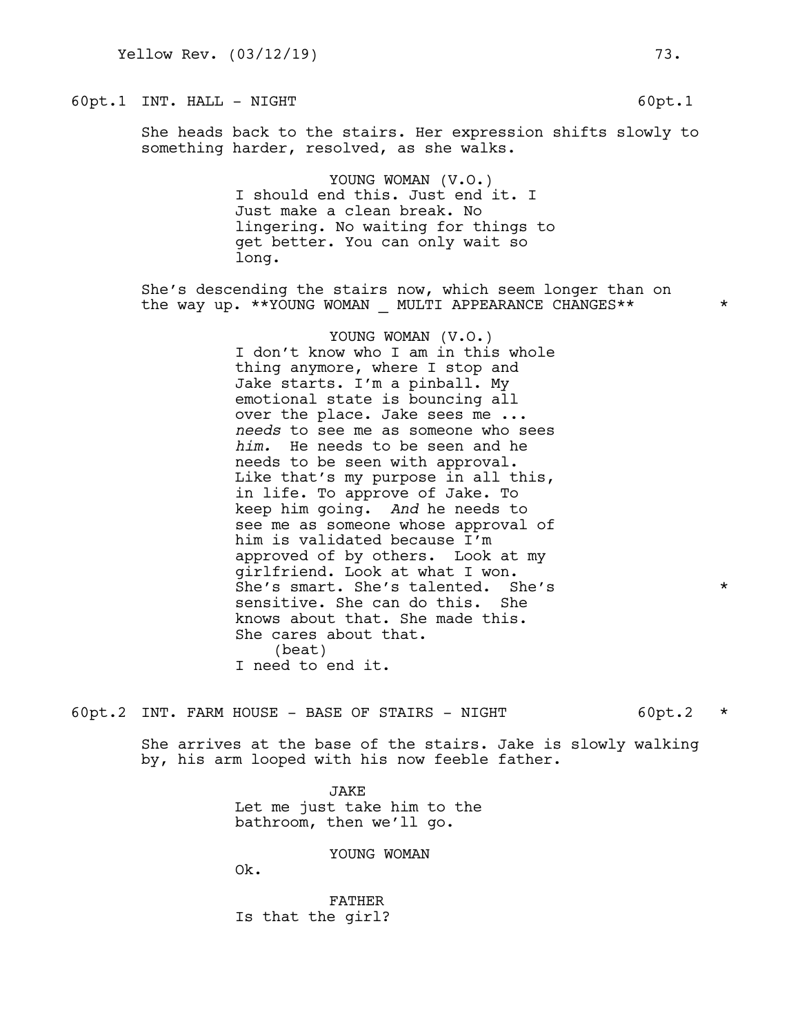60pt.1 INT. HALL - NIGHT 60pt.1

She heads back to the stairs. Her expression shifts slowly to something harder, resolved, as she walks.

YOUNG WOMAN (V.O.)
I should end this. Just end it. I Just make a clean break. No lingering. No waiting for things to get better. You can only wait so long.

She's descending the stairs now, which seem longer than on the way up. **YOUNG WOMAN _ MULTI APPEARANCE CHANGES** *

YOUNG WOMAN (V.O.)
I don't know who I am in this whole thing anymore, where I stop and Jake starts. I'm a pinball. My emotional state is bouncing all over the place. Jake sees me ... *needs* to see me as someone who sees *him.* He needs to be seen and he needs to be seen with approval. Like that's my purpose in all this, in life. To approve of Jake. To keep him going. *And* he needs to see me as someone whose approval of him is validated because I'm approved of by others. Look at my girlfriend. Look at what I won. She's smart. She's talented. She's sensitive. She can do this. She knows about that. She made this. She cares about that. *
(beat)
I need to end it.

60pt.2 INT. FARM HOUSE - BASE OF STAIRS - NIGHT 60pt.2 *

She arrives at the base of the stairs. Jake is slowly walking by, his arm looped with his now feeble father.

JAKE
Let me just take him to the bathroom, then we'll go.

YOUNG WOMAN
Ok.

FATHER
Is that the girl?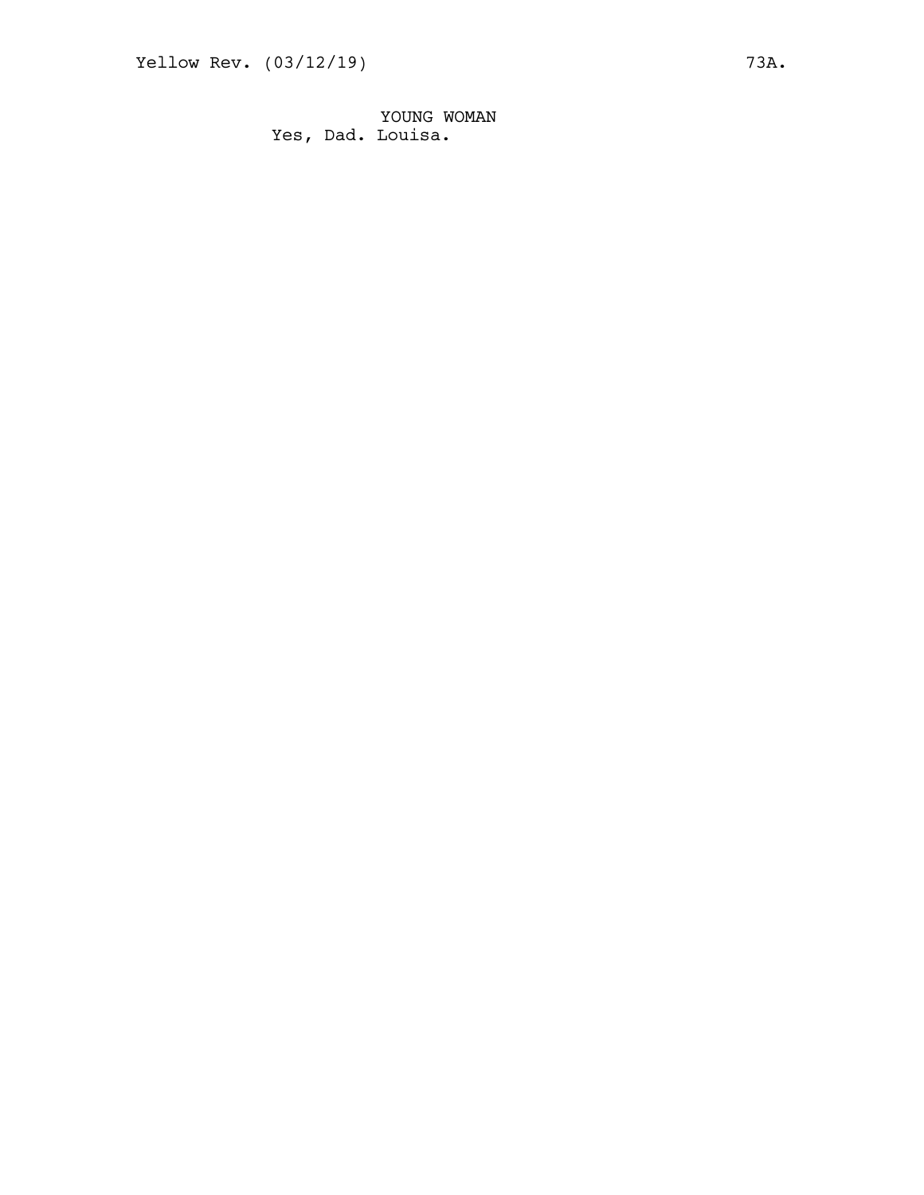YOUNG WOMAN

Yes, Dad. Louisa.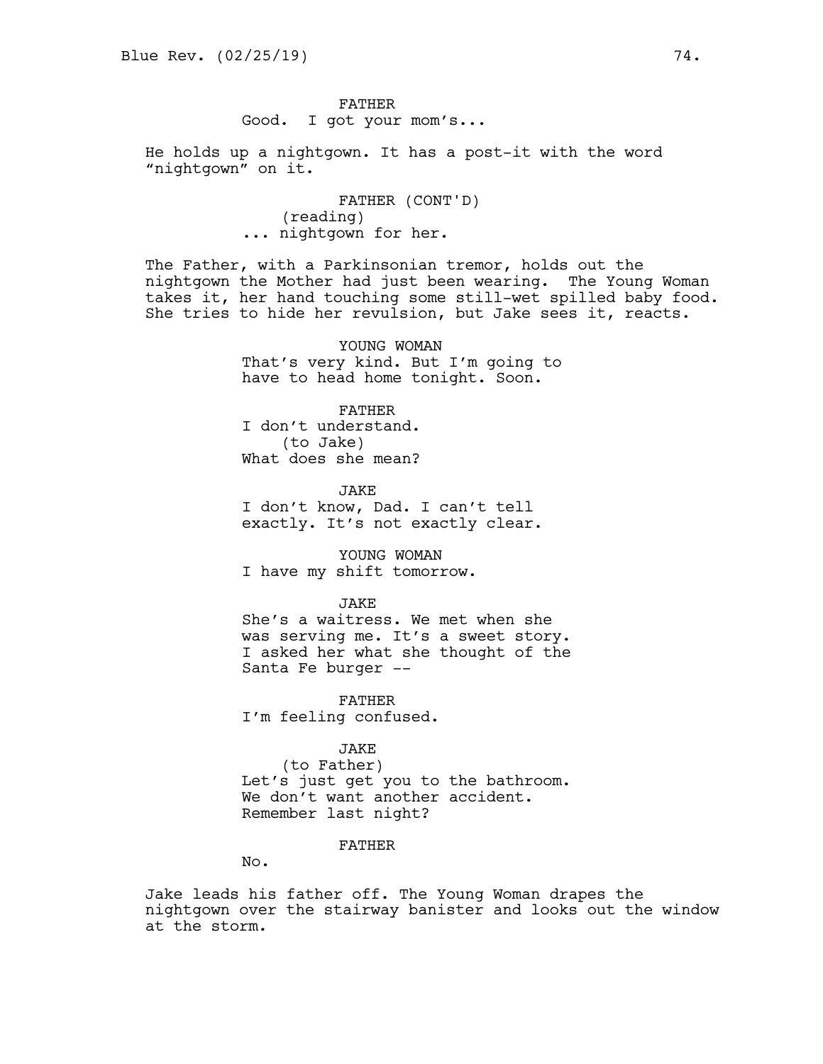FATHER
Good. I got your mom's...

He holds up a nightgown. It has a post-it with the word "nightgown" on it.

FATHER (CONT'D)
(reading)
... nightgown for her.

The Father, with a Parkinsonian tremor, holds out the nightgown the Mother had just been wearing. The Young Woman takes it, her hand touching some still-wet spilled baby food. She tries to hide her revulsion, but Jake sees it, reacts.

YOUNG WOMAN
That's very kind. But I'm going to have to head home tonight. Soon.

FATHER
I don't understand.
(to Jake)
What does she mean?

JAKE
I don't know, Dad. I can't tell exactly. It's not exactly clear.

YOUNG WOMAN
I have my shift tomorrow.

JAKE
She's a waitress. We met when she was serving me. It's a sweet story. I asked her what she thought of the Santa Fe burger --

FATHER
I'm feeling confused.

JAKE
(to Father)
Let's just get you to the bathroom. We don't want another accident. Remember last night?

FATHER
No.

Jake leads his father off. The Young Woman drapes the nightgown over the stairway banister and looks out the window at the storm.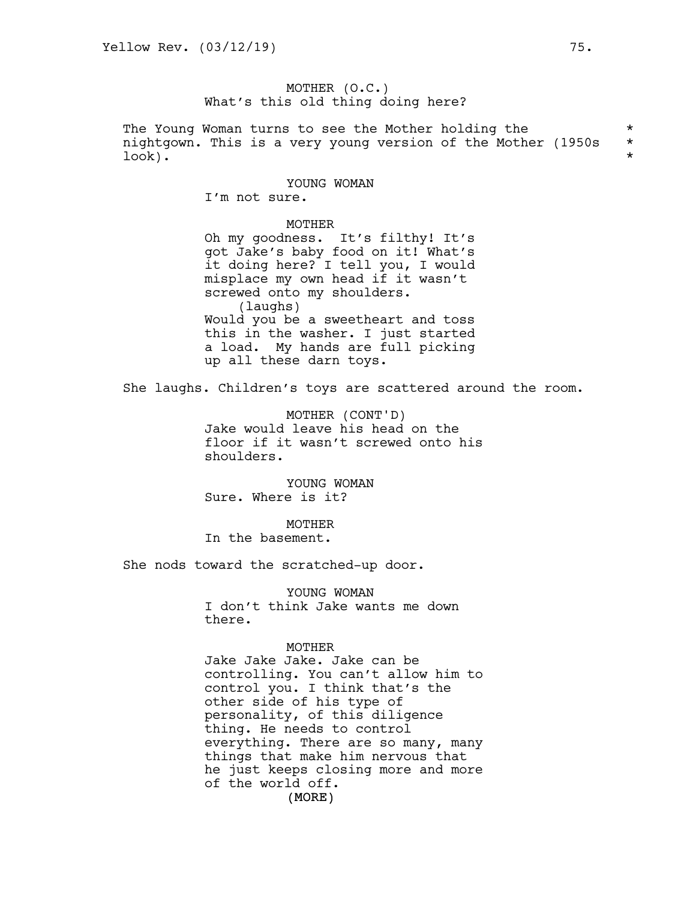MOTHER (O.C.)
What's this old thing doing here?

The Young Woman turns to see the Mother holding the nightgown. This is a very young version of the Mother (1950s look). *

YOUNG WOMAN
I'm not sure.

MOTHER
Oh my goodness. It's filthy! It's got Jake's baby food on it! What's it doing here? I tell you, I would misplace my own head if it wasn't screwed onto my shoulders.
(laughs)
Would you be a sweetheart and toss this in the washer. I just started a load. My hands are full picking up all these darn toys.

She laughs. Children's toys are scattered around the room.

MOTHER (CONT'D)
Jake would leave his head on the floor if it wasn't screwed onto his shoulders.

YOUNG WOMAN
Sure. Where is it?

MOTHER
In the basement.

She nods toward the scratched-up door.

YOUNG WOMAN
I don't think Jake wants me down there.

MOTHER
Jake Jake Jake. Jake can be controlling. You can't allow him to control you. I think that's the other side of his type of personality, of this diligence thing. He needs to control everything. There are so many, many things that make him nervous that he just keeps closing more and more of the world off.
(MORE)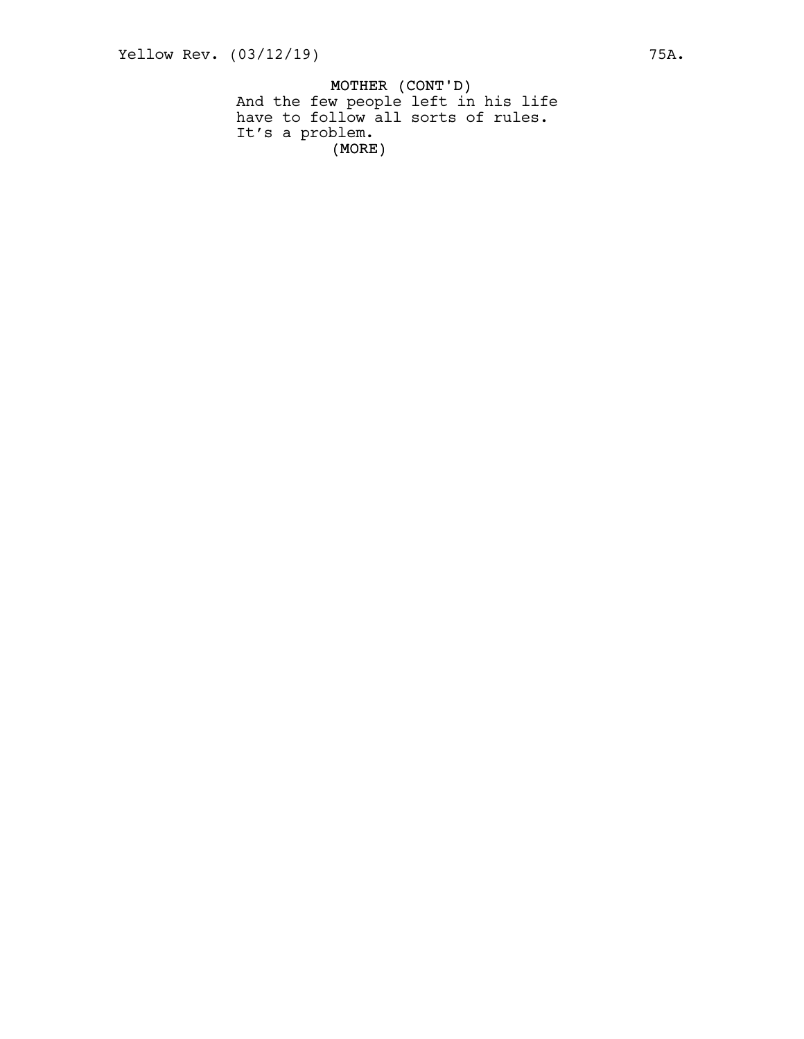MOTHER (CONT'D)

And the few people left in his life have to follow all sorts of rules. It’s a problem.

(MORE)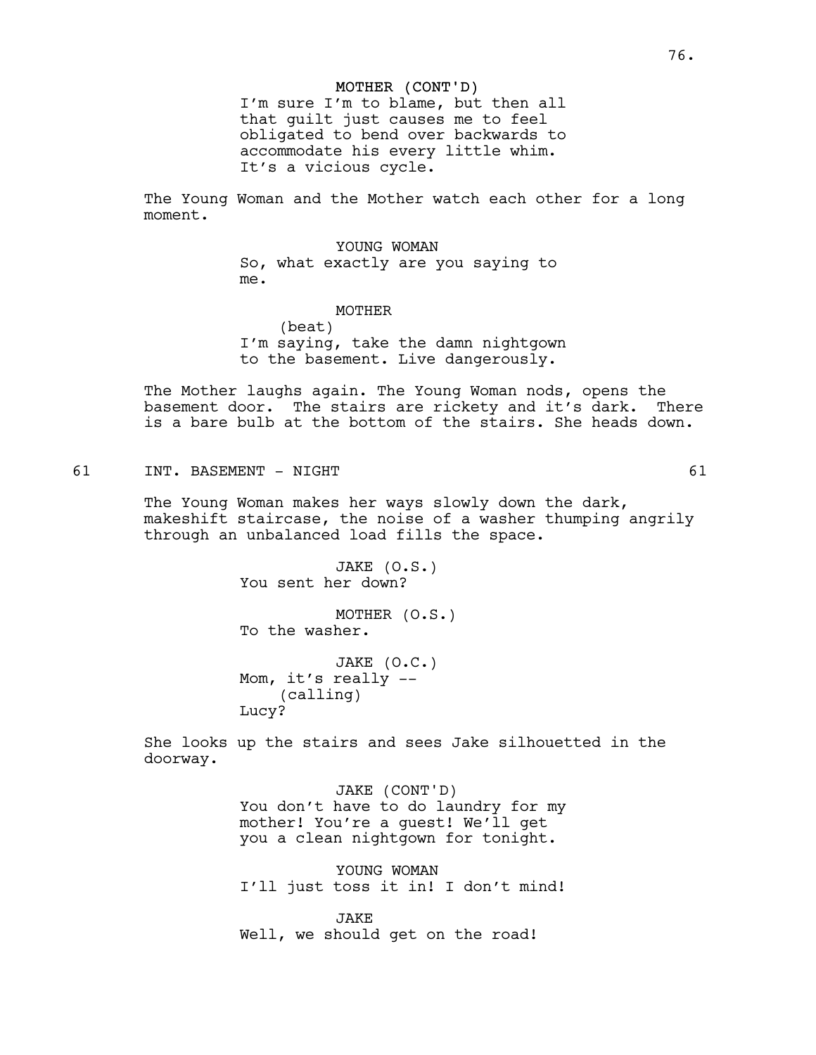MOTHER (CONT'D)
I'm sure I'm to blame, but then all that guilt just causes me to feel obligated to bend over backwards to accommodate his every little whim. It's a vicious cycle.

The Young Woman and the Mother watch each other for a long moment.

YOUNG WOMAN
So, what exactly are you saying to me.

MOTHER
(beat)
I'm saying, take the damn nightgown to the basement. Live dangerously.

The Mother laughs again. The Young Woman nods, opens the basement door. The stairs are rickety and it's dark. There is a bare bulb at the bottom of the stairs. She heads down.

61 INT. BASEMENT - NIGHT 61

The Young Woman makes her ways slowly down the dark, makeshift staircase, the noise of a washer thumping angrily through an unbalanced load fills the space.

JAKE (O.S.)
You sent her down?

MOTHER (O.S.)
To the washer.

JAKE (O.C.)
Mom, it's really --
(calling)
Lucy?

She looks up the stairs and sees Jake silhouetted in the doorway.

JAKE (CONT'D)
You don't have to do laundry for my mother! You're a guest! We'll get you a clean nightgown for tonight.

YOUNG WOMAN
I'll just toss it in! I don't mind!

JAKE
Well, we should get on the road!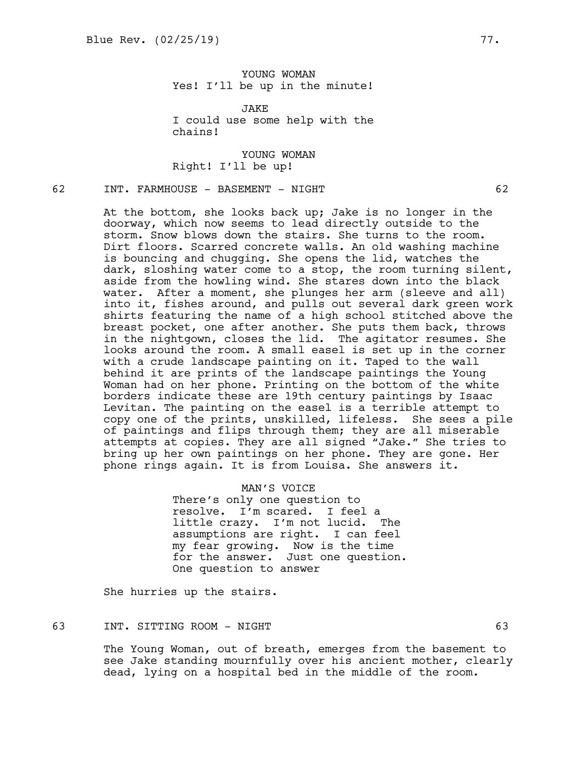YOUNG WOMAN
Yes! I'll be up in the minute!

JAKE
I could use some help with the chains!

YOUNG WOMAN
Right! I'll be up!

62 INT. FARMHOUSE - BASEMENT - NIGHT 62

At the bottom, she looks back up; Jake is no longer in the doorway, which now seems to lead directly outside to the storm. Snow blows down the stairs. She turns to the room. Dirt floors. Scarred concrete walls. An old washing machine is bouncing and chugging. She opens the lid, watches the dark, sloshing water come to a stop, the room turning silent, aside from the howling wind. She stares down into the black water. After a moment, she plunges her arm (sleeve and all) into it, fishes around, and pulls out several dark green work shirts featuring the name of a high school stitched above the breast pocket, one after another. She puts them back, throws in the nightgown, closes the lid. The agitator resumes. She looks around the room. A small easel is set up in the corner with a crude landscape painting on it. Taped to the wall behind it are prints of the landscape paintings the Young Woman had on her phone. Printing on the bottom of the white borders indicate these are 19th century paintings by Isaac Levitan. The painting on the easel is a terrible attempt to copy one of the prints, unskilled, lifeless. She sees a pile of paintings and flips through them; they are all miserable attempts at copies. They are all signed "Jake." She tries to bring up her own paintings on her phone. They are gone. Her phone rings again. It is from Louisa. She answers it.

MAN'S VOICE
There's only one question to resolve. I'm scared. I feel a little crazy. I'm not lucid. The assumptions are right. I can feel my fear growing. Now is the time for the answer. Just one question. One question to answer

She hurries up the stairs.

63 INT. SITTING ROOM - NIGHT 63

The Young Woman, out of breath, emerges from the basement to see Jake standing mournfully over his ancient mother, clearly dead, lying on a hospital bed in the middle of the room.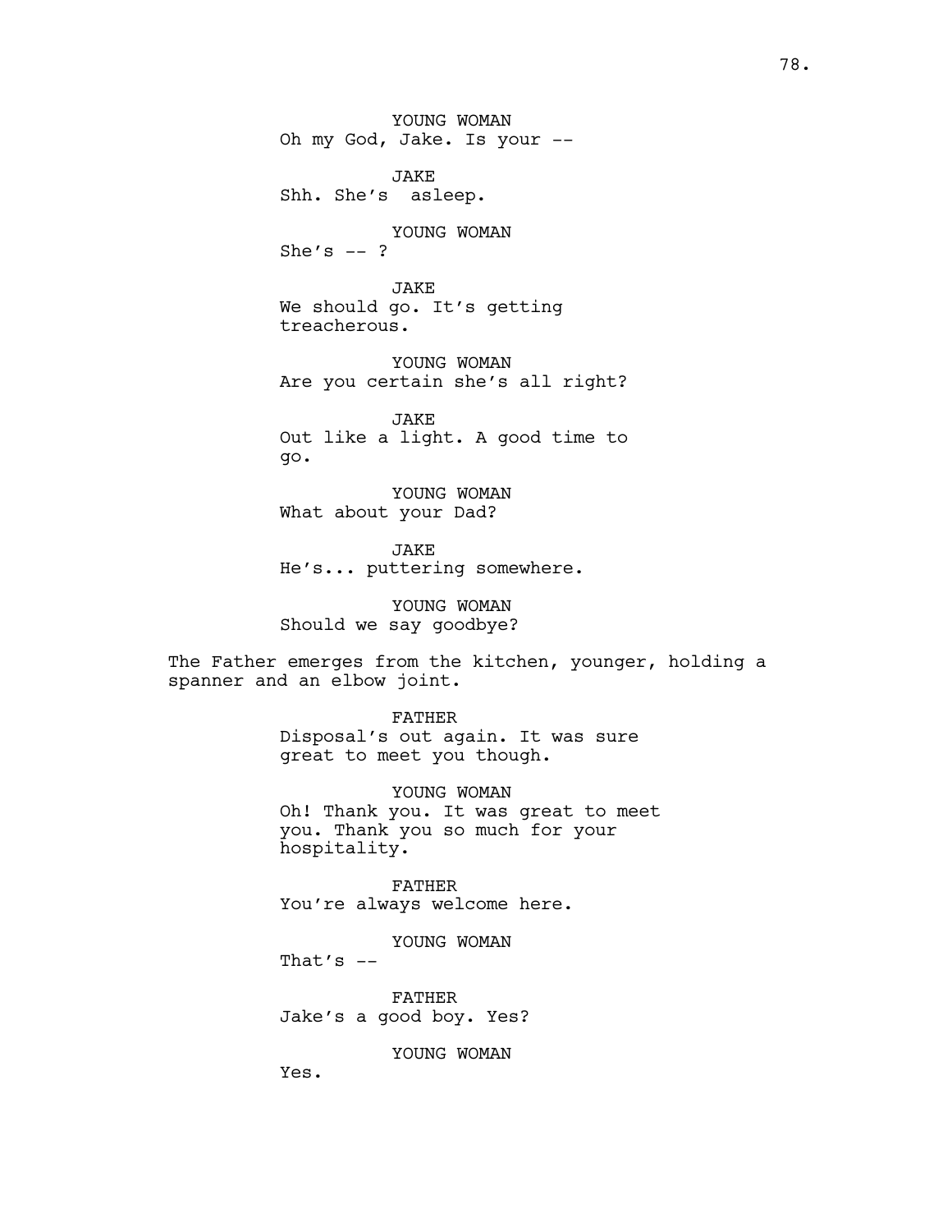YOUNG WOMAN
Oh my God, Jake. Is your --

JAKE
Shh. She's  asleep.

YOUNG WOMAN
She's -- ?

JAKE
We should go. It's getting
treacherous.

YOUNG WOMAN
Are you certain she's all right?

JAKE
Out like a light. A good time to
go.

YOUNG WOMAN
What about your Dad?

JAKE
He's... puttering somewhere.

YOUNG WOMAN
Should we say goodbye?

The Father emerges from the kitchen, younger, holding a spanner and an elbow joint.

FATHER
Disposal's out again. It was sure
great to meet you though.

YOUNG WOMAN
Oh! Thank you. It was great to meet
you. Thank you so much for your
hospitality.

FATHER
You're always welcome here.

YOUNG WOMAN
That's --

FATHER
Jake's a good boy. Yes?

YOUNG WOMAN
Yes.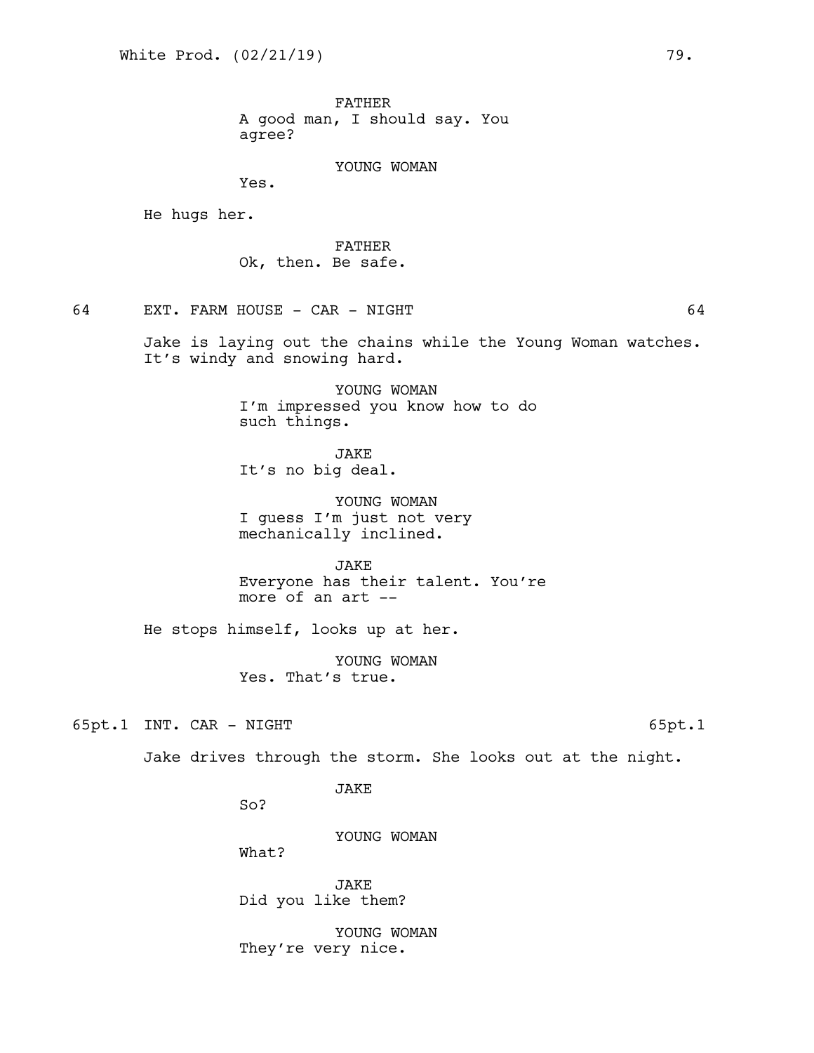FATHER
A good man, I should say. You agree?

YOUNG WOMAN
Yes.

He hugs her.

FATHER
Ok, then. Be safe.

64 EXT. FARM HOUSE - CAR - NIGHT 64

Jake is laying out the chains while the Young Woman watches. It's windy and snowing hard.

YOUNG WOMAN
I'm impressed you know how to do such things.

JAKE
It's no big deal.

YOUNG WOMAN
I guess I'm just not very mechanically inclined.

JAKE
Everyone has their talent. You're more of an art --

He stops himself, looks up at her.

YOUNG WOMAN
Yes. That's true.

65pt.1 INT. CAR - NIGHT 65pt.1

Jake drives through the storm. She looks out at the night.

JAKE
So?

YOUNG WOMAN
What?

JAKE
Did you like them?

YOUNG WOMAN
They're very nice.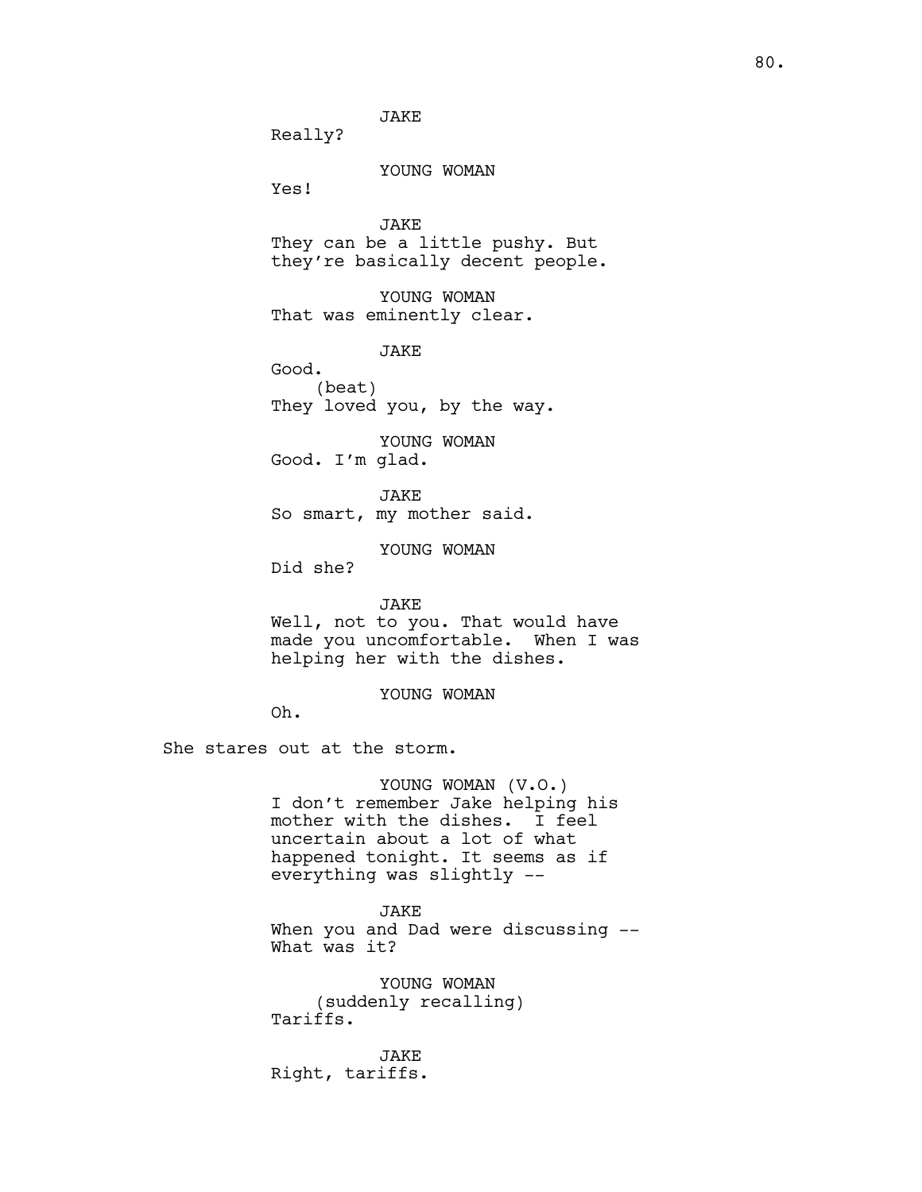JAKE
Really?

YOUNG WOMAN
Yes!

JAKE
They can be a little pushy. But they're basically decent people.

YOUNG WOMAN
That was eminently clear.

JAKE
Good.
(beat)
They loved you, by the way.

YOUNG WOMAN
Good. I'm glad.

JAKE
So smart, my mother said.

YOUNG WOMAN
Did she?

JAKE
Well, not to you. That would have made you uncomfortable. When I was helping her with the dishes.

YOUNG WOMAN
Oh.

She stares out at the storm.

YOUNG WOMAN (V.O.)
I don't remember Jake helping his mother with the dishes. I feel uncertain about a lot of what happened tonight. It seems as if everything was slightly --

JAKE
When you and Dad were discussing -- What was it?

YOUNG WOMAN
(suddenly recalling)
Tariffs.

JAKE
Right, tariffs.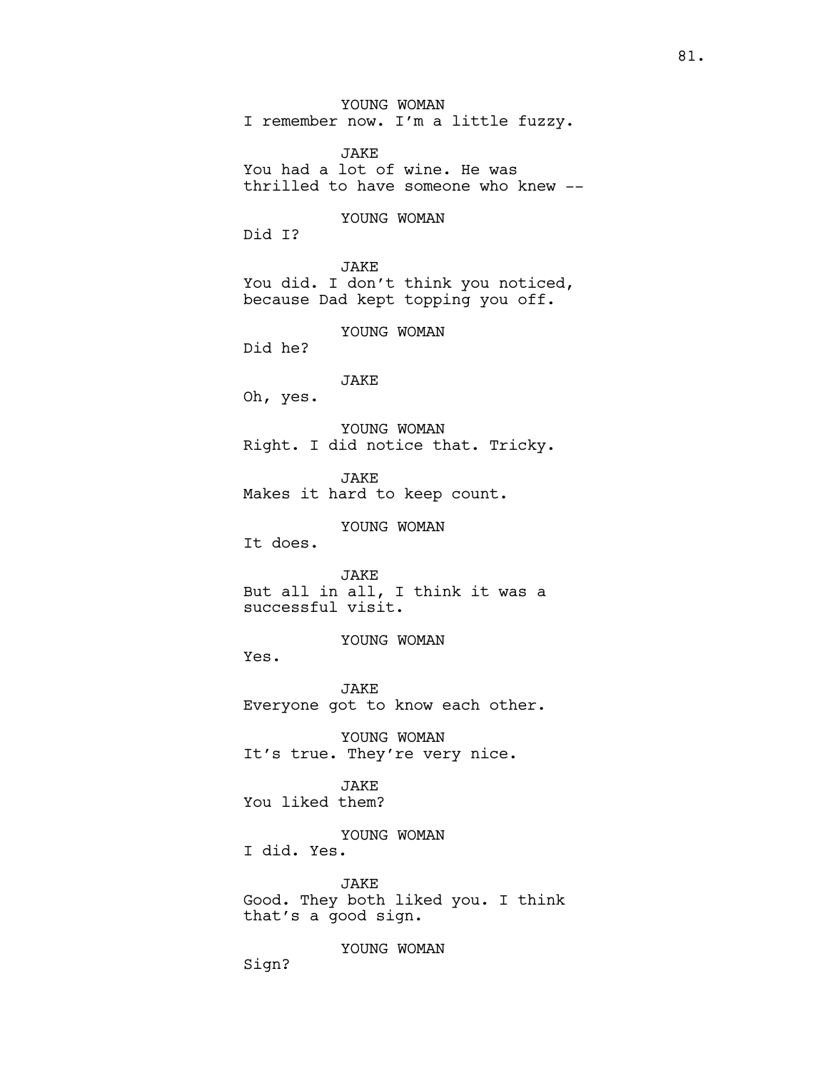YOUNG WOMAN
I remember now. I'm a little fuzzy.

JAKE
You had a lot of wine. He was thrilled to have someone who knew --

YOUNG WOMAN
Did I?

JAKE
You did. I don't think you noticed, because Dad kept topping you off.

YOUNG WOMAN
Did he?

JAKE
Oh, yes.

YOUNG WOMAN
Right. I did notice that. Tricky.

JAKE
Makes it hard to keep count.

YOUNG WOMAN
It does.

JAKE
But all in all, I think it was a successful visit.

YOUNG WOMAN
Yes.

JAKE
Everyone got to know each other.

YOUNG WOMAN
It's true. They're very nice.

JAKE
You liked them?

YOUNG WOMAN
I did. Yes.

JAKE
Good. They both liked you. I think that's a good sign.

YOUNG WOMAN
Sign?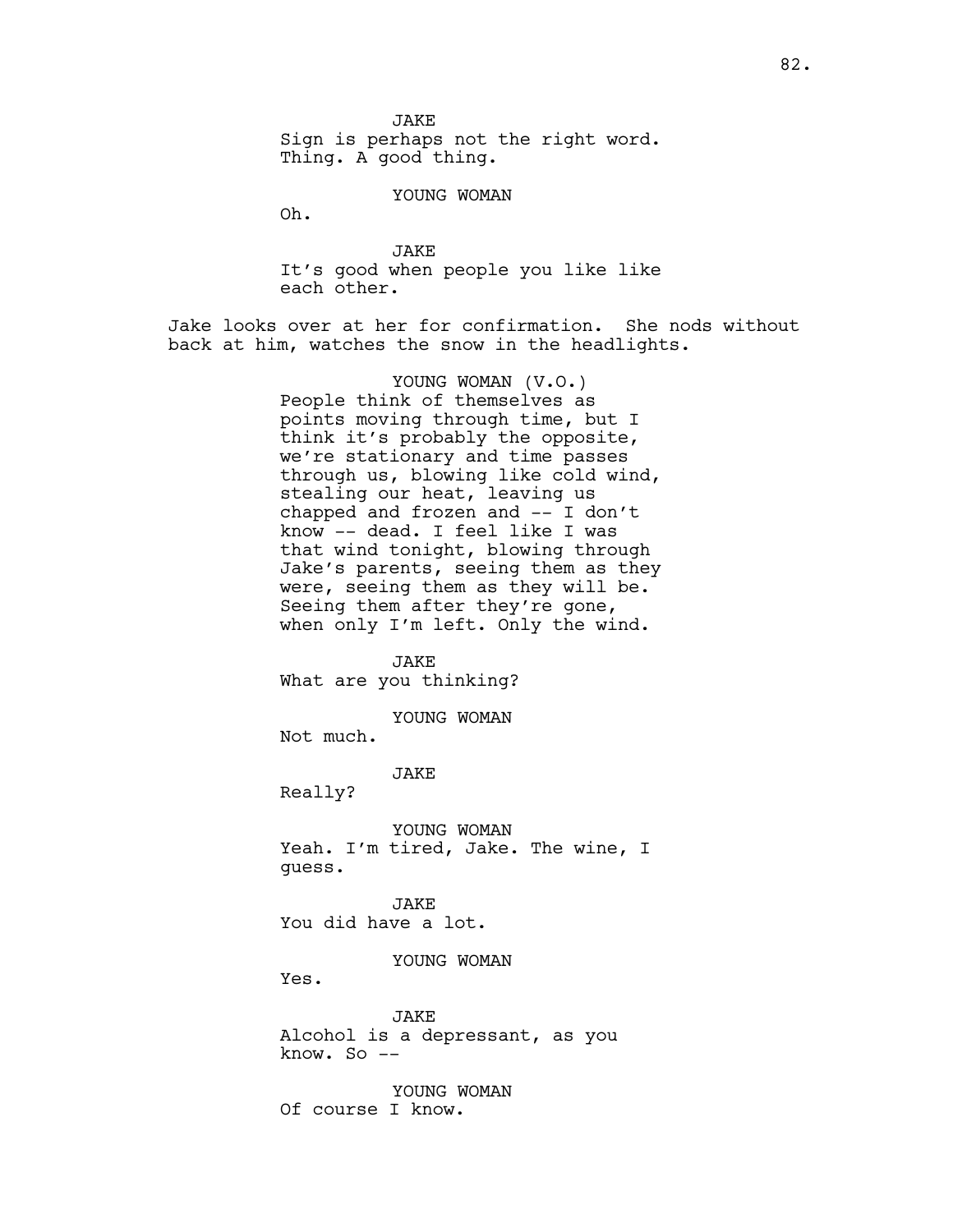JAKE
Sign is perhaps not the right word. Thing. A good thing.

YOUNG WOMAN
Oh.

JAKE
It's good when people you like like each other.

Jake looks over at her for confirmation. She nods without back at him, watches the snow in the headlights.

YOUNG WOMAN (V.O.)
People think of themselves as points moving through time, but I think it's probably the opposite, we're stationary and time passes through us, blowing like cold wind, stealing our heat, leaving us chapped and frozen and -- I don't know -- dead. I feel like I was that wind tonight, blowing through Jake's parents, seeing them as they were, seeing them as they will be. Seeing them after they're gone, when only I'm left. Only the wind.

JAKE
What are you thinking?

YOUNG WOMAN
Not much.

JAKE
Really?

YOUNG WOMAN
Yeah. I'm tired, Jake. The wine, I guess.

JAKE
You did have a lot.

YOUNG WOMAN
Yes.

JAKE
Alcohol is a depressant, as you know. So --

YOUNG WOMAN
Of course I know.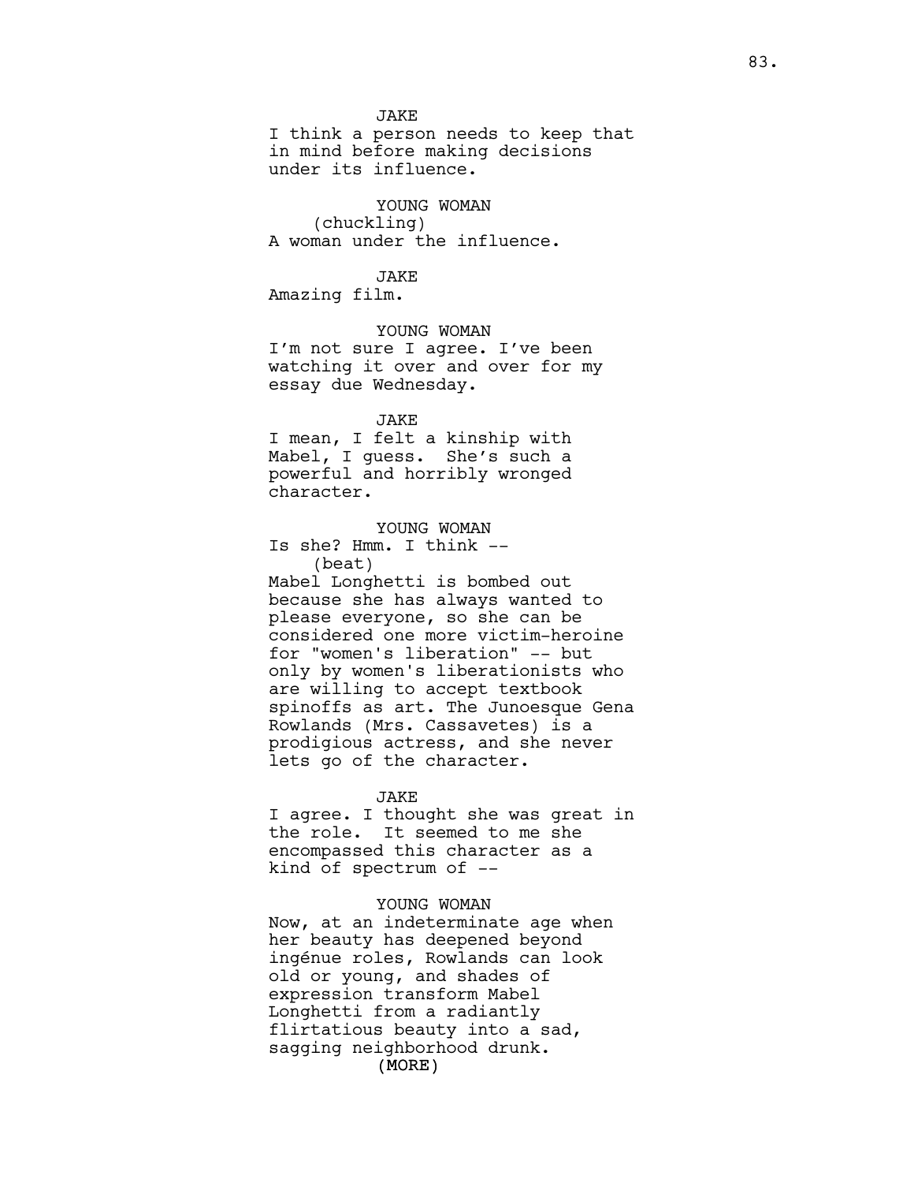JAKE
I think a person needs to keep that in mind before making decisions under its influence.

YOUNG WOMAN
(chuckling)
A woman under the influence.

JAKE
Amazing film.

YOUNG WOMAN
I'm not sure I agree. I've been watching it over and over for my essay due Wednesday.

JAKE
I mean, I felt a kinship with Mabel, I guess. She's such a powerful and horribly wronged character.

YOUNG WOMAN
Is she? Hmm. I think --
(beat)
Mabel Longhetti is bombed out because she has always wanted to please everyone, so she can be considered one more victim-heroine for "women's liberation" -- but only by women's liberationists who are willing to accept textbook spinoffs as art. The Junoesque Gena Rowlands (Mrs. Cassavetes) is a prodigious actress, and she never lets go of the character.

JAKE
I agree. I thought she was great in the role. It seemed to me she encompassed this character as a kind of spectrum of --

YOUNG WOMAN
Now, at an indeterminate age when her beauty has deepened beyond ingénue roles, Rowlands can look old or young, and shades of expression transform Mabel Longhetti from a radiantly flirtatious beauty into a sad, sagging neighborhood drunk.
(MORE)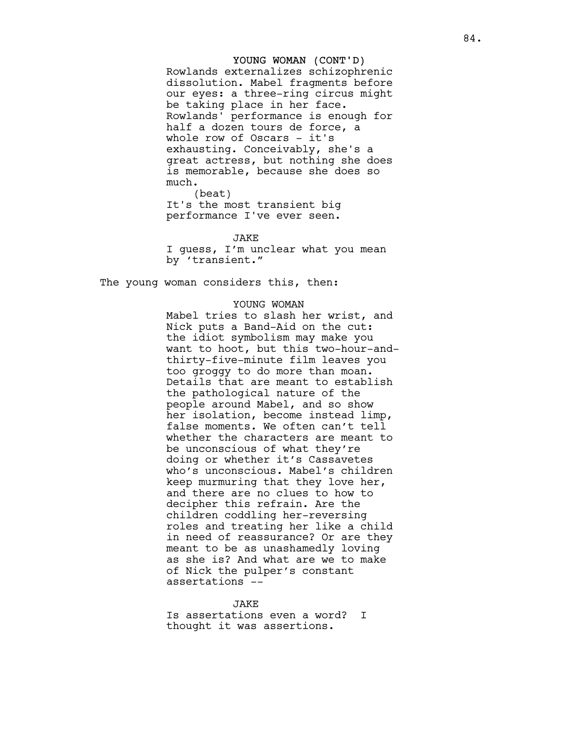YOUNG WOMAN (CONT'D)
Rowlands externalizes schizophrenic dissolution. Mabel fragments before our eyes: a three-ring circus might be taking place in her face. Rowlands' performance is enough for half a dozen tours de force, a whole row of Oscars - it's exhausting. Conceivably, she's a great actress, but nothing she does is memorable, because she does so much.
(beat)
It's the most transient big performance I've ever seen.

JAKE
I guess, I'm unclear what you mean by 'transient."

The young woman considers this, then:

YOUNG WOMAN
Mabel tries to slash her wrist, and Nick puts a Band-Aid on the cut: the idiot symbolism may make you want to hoot, but this two-hour-and-thirty-five-minute film leaves you too groggy to do more than moan. Details that are meant to establish the pathological nature of the people around Mabel, and so show her isolation, become instead limp, false moments. We often can't tell whether the characters are meant to be unconscious of what they're doing or whether it's Cassavetes who's unconscious. Mabel's children keep murmuring that they love her, and there are no clues to how to decipher this refrain. Are the children coddling her-reversing roles and treating her like a child in need of reassurance? Or are they meant to be as unashamedly loving as she is? And what are we to make of Nick the pulper's constant assertations --

JAKE
Is assertations even a word? I thought it was assertions.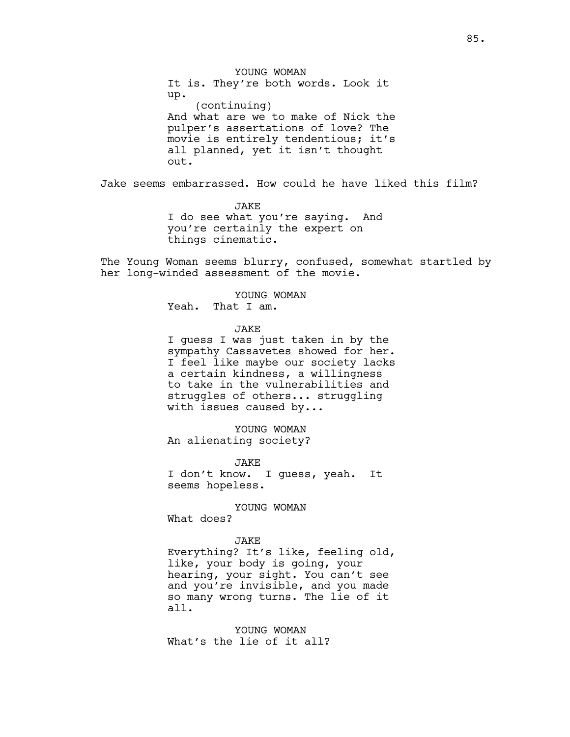YOUNG WOMAN
It is. They're both words. Look it up.
(continuing)
And what are we to make of Nick the pulper's assertations of love? The movie is entirely tendentious; it's all planned, yet it isn't thought out.

Jake seems embarrassed. How could he have liked this film?

JAKE
I do see what you're saying. And you're certainly the expert on things cinematic.

The Young Woman seems blurry, confused, somewhat startled by her long-winded assessment of the movie.

YOUNG WOMAN
Yeah. That I am.

JAKE
I guess I was just taken in by the sympathy Cassavetes showed for her. I feel like maybe our society lacks a certain kindness, a willingness to take in the vulnerabilities and struggles of others... struggling with issues caused by...

YOUNG WOMAN
An alienating society?

JAKE
I don't know. I guess, yeah. It seems hopeless.

YOUNG WOMAN
What does?

JAKE
Everything? It's like, feeling old, like, your body is going, your hearing, your sight. You can't see and you're invisible, and you made so many wrong turns. The lie of it all.

YOUNG WOMAN
What's the lie of it all?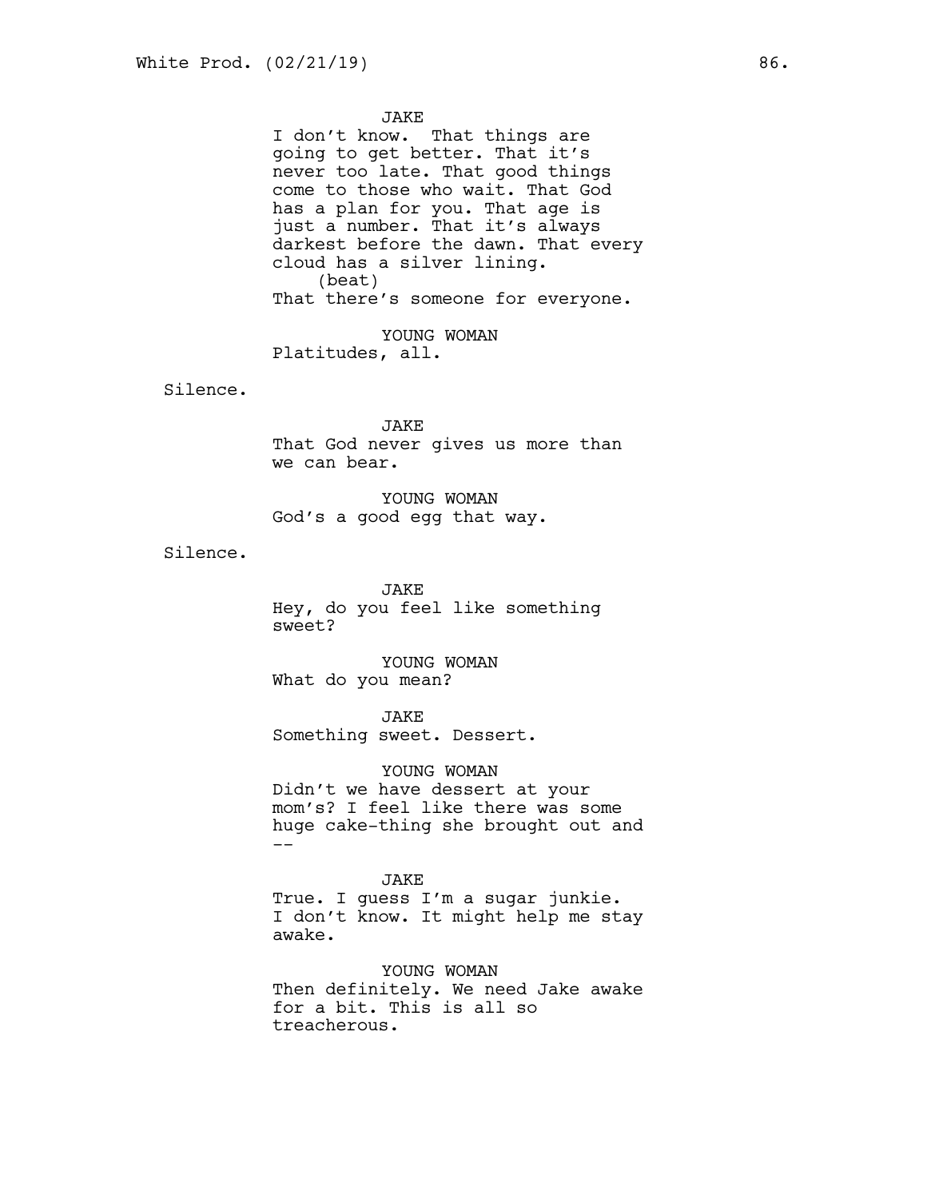JAKE
I don't know.  That things are going to get better. That it's never too late. That good things come to those who wait. That God has a plan for you. That age is just a number. That it's always darkest before the dawn. That every cloud has a silver lining.
(beat)
That there's someone for everyone.

YOUNG WOMAN
Platitudes, all.

Silence.

JAKE
That God never gives us more than we can bear.

YOUNG WOMAN
God's a good egg that way.

Silence.

JAKE
Hey, do you feel like something sweet?

YOUNG WOMAN
What do you mean?

JAKE
Something sweet. Dessert.

YOUNG WOMAN
Didn't we have dessert at your mom's? I feel like there was some huge cake-thing she brought out and --

JAKE
True. I guess I'm a sugar junkie. I don't know. It might help me stay awake.

YOUNG WOMAN
Then definitely. We need Jake awake for a bit. This is all so treacherous.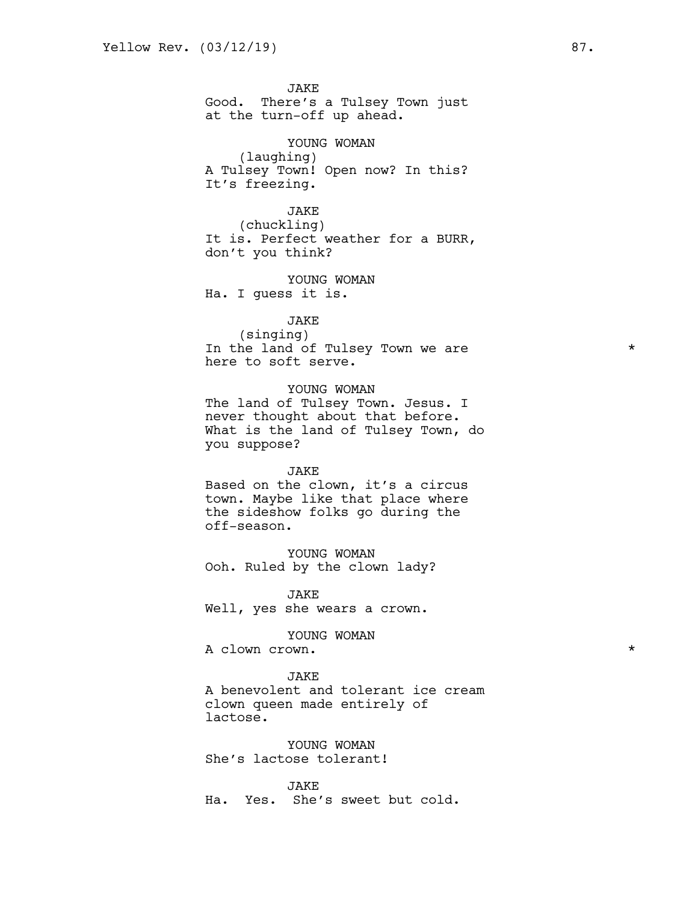JAKE
Good. There's a Tulsey Town just at the turn-off up ahead.

YOUNG WOMAN
(laughing)
A Tulsey Town! Open now? In this? It's freezing.

JAKE
(chuckling)
It is. Perfect weather for a BURR, don't you think?

YOUNG WOMAN
Ha. I guess it is.

JAKE
(singing)
In the land of Tulsey Town we are here to soft serve. *

YOUNG WOMAN
The land of Tulsey Town. Jesus. I never thought about that before. What is the land of Tulsey Town, do you suppose?

JAKE
Based on the clown, it's a circus town. Maybe like that place where the sideshow folks go during the off-season.

YOUNG WOMAN
Ooh. Ruled by the clown lady?

JAKE
Well, yes she wears a crown.

YOUNG WOMAN
A clown crown. *

JAKE
A benevolent and tolerant ice cream clown queen made entirely of lactose.

YOUNG WOMAN
She's lactose tolerant!

JAKE
Ha. Yes. She's sweet but cold.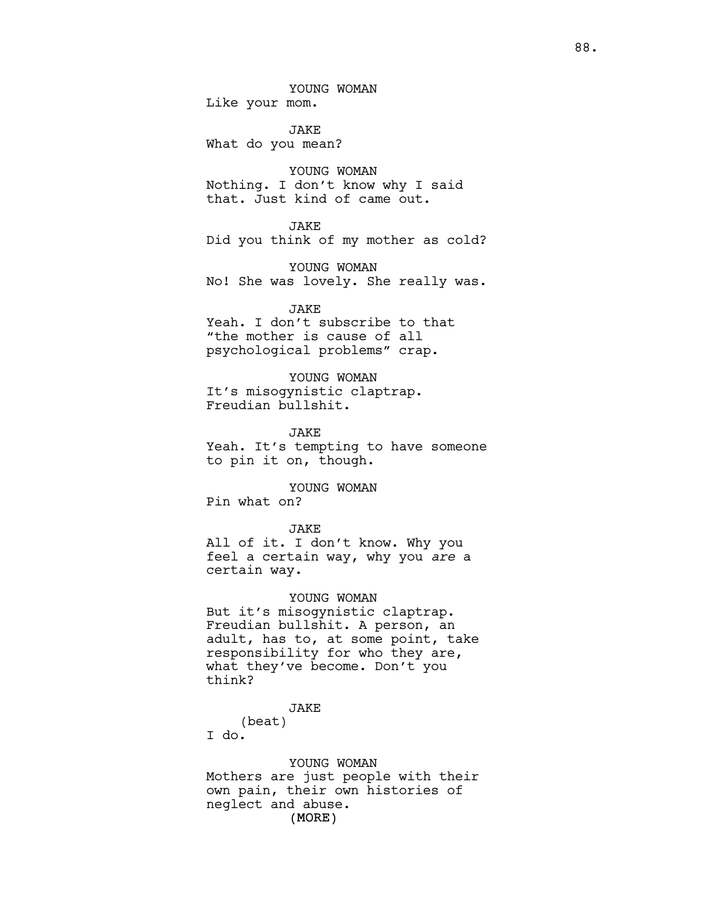YOUNG WOMAN
Like your mom.

JAKE
What do you mean?

YOUNG WOMAN
Nothing. I don't know why I said that. Just kind of came out.

JAKE
Did you think of my mother as cold?

YOUNG WOMAN
No! She was lovely. She really was.

JAKE
Yeah. I don't subscribe to that "the mother is cause of all psychological problems" crap.

YOUNG WOMAN
It's misogynistic claptrap. Freudian bullshit.

JAKE
Yeah. It's tempting to have someone to pin it on, though.

YOUNG WOMAN
Pin what on?

JAKE
All of it. I don't know. Why you feel a certain way, why you *are* a certain way.

YOUNG WOMAN
But it's misogynistic claptrap. Freudian bullshit. A person, an adult, has to, at some point, take responsibility for who they are, what they've become. Don't you think?

JAKE
(beat)
I do.

YOUNG WOMAN
Mothers are just people with their own pain, their own histories of neglect and abuse.
(MORE)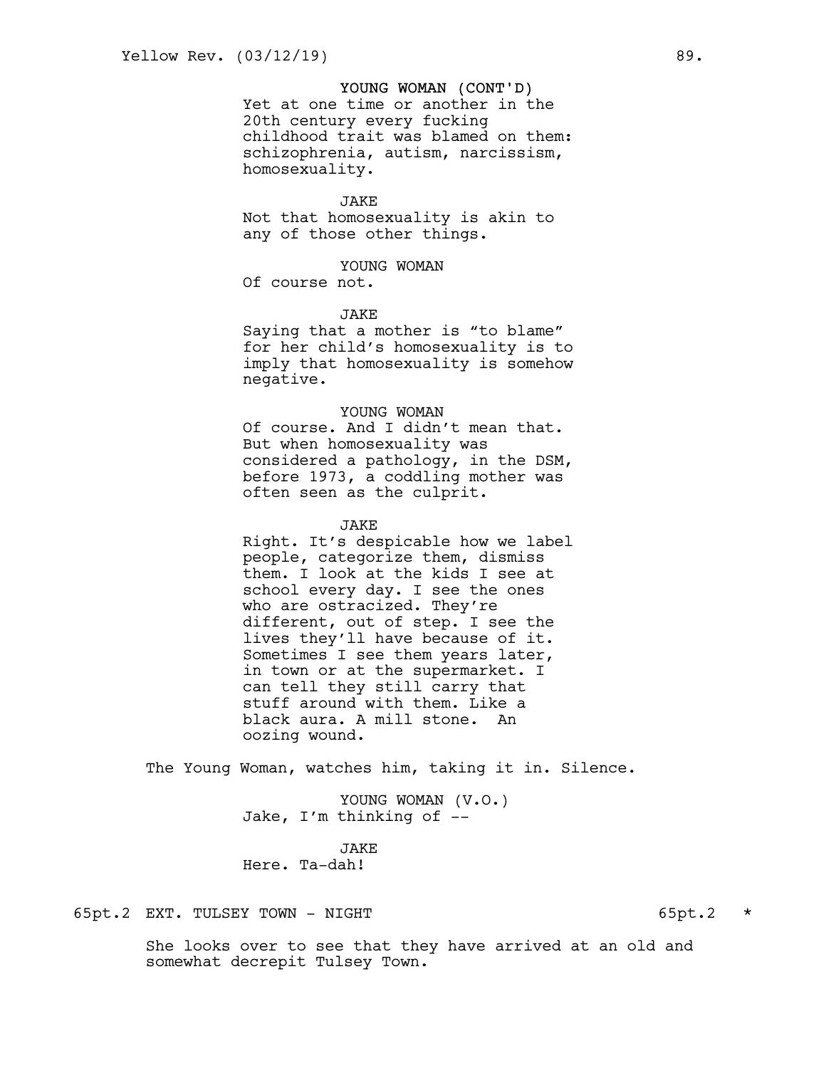YOUNG WOMAN (CONT'D)
Yet at one time or another in the 20th century every fucking childhood trait was blamed on them: schizophrenia, autism, narcissism, homosexuality.

JAKE
Not that homosexuality is akin to any of those other things.

YOUNG WOMAN
Of course not.

JAKE
Saying that a mother is “to blame” for her child’s homosexuality is to imply that homosexuality is somehow negative.

YOUNG WOMAN
Of course. And I didn’t mean that. But when homosexuality was considered a pathology, in the DSM, before 1973, a coddling mother was often seen as the culprit.

JAKE
Right. It’s despicable how we label people, categorize them, dismiss them. I look at the kids I see at school every day. I see the ones who are ostracized. They’re different, out of step. I see the lives they’ll have because of it. Sometimes I see them years later, in town or at the supermarket. I can tell they still carry that stuff around with them. Like a black aura. A mill stone.  An oozing wound.

The Young Woman, watches him, taking it in. Silence.

YOUNG WOMAN (V.O.)
Jake, I’m thinking of --

JAKE
Here. Ta-dah!

65pt.2 EXT. TULSEY TOWN - NIGHT 65pt.2 *

She looks over to see that they have arrived at an old and somewhat decrepit Tulsey Town.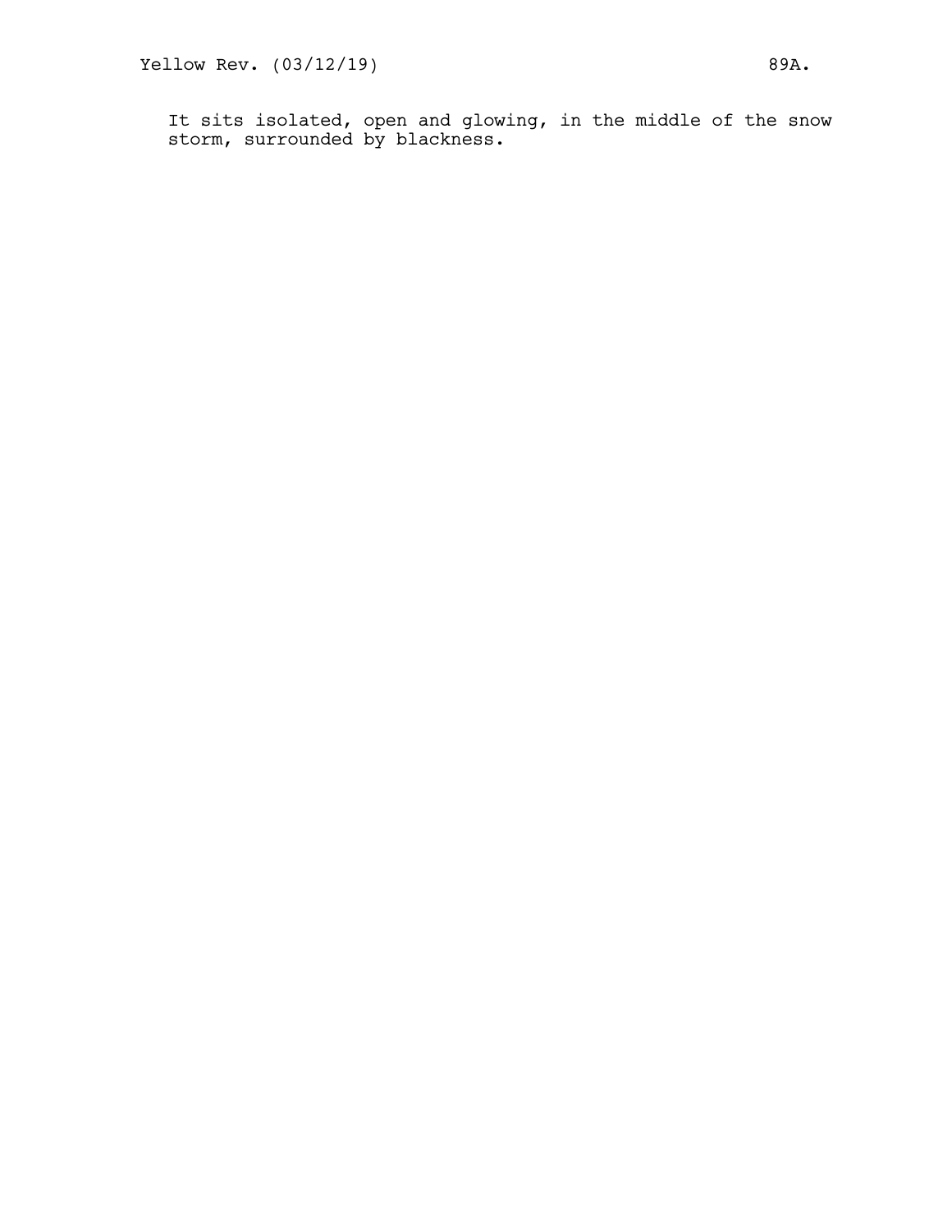It sits isolated, open and glowing, in the middle of the snow storm, surrounded by blackness.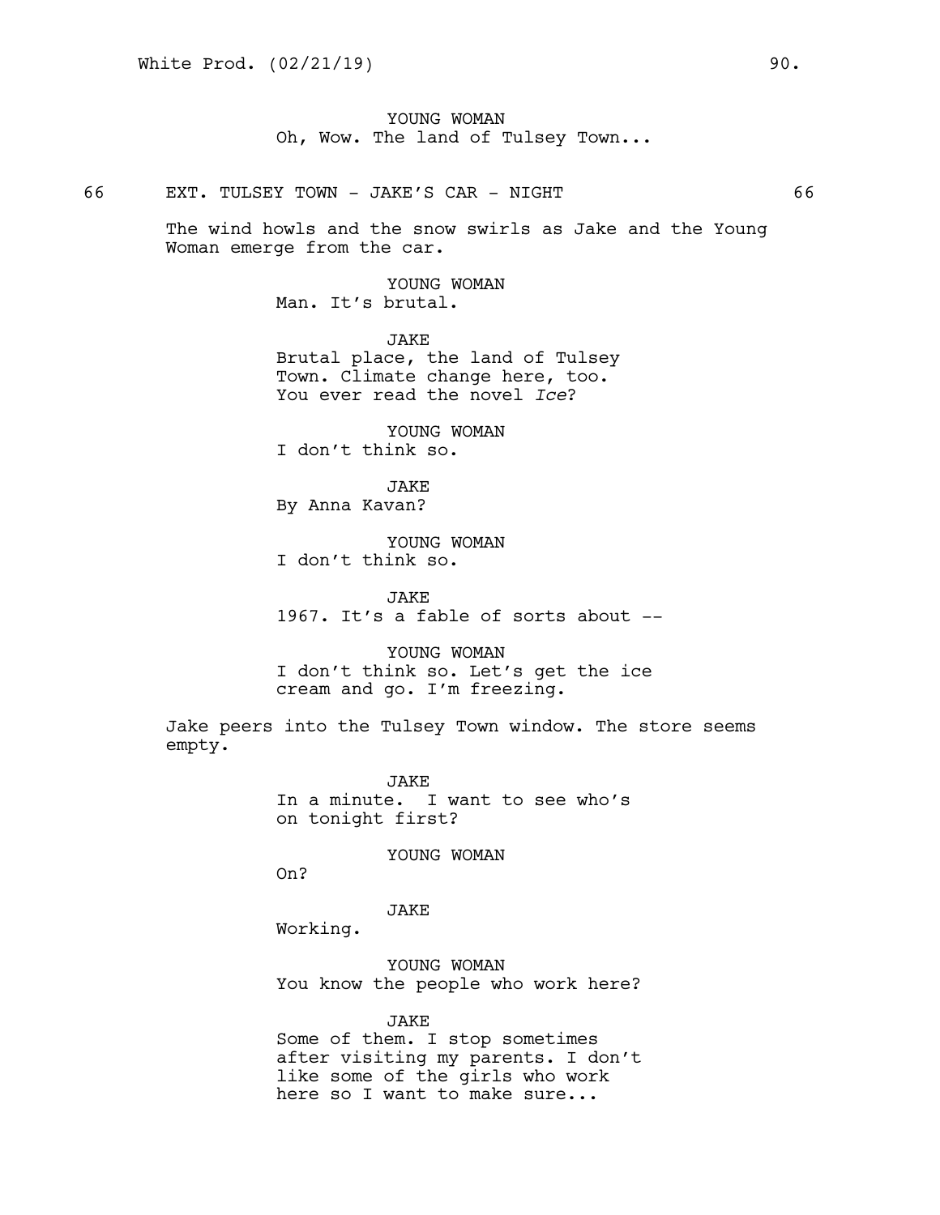YOUNG WOMAN
Oh, Wow. The land of Tulsey Town...

66 EXT. TULSEY TOWN - JAKE'S CAR - NIGHT 66

The wind howls and the snow swirls as Jake and the Young Woman emerge from the car.

YOUNG WOMAN
Man. It's brutal.

JAKE
Brutal place, the land of Tulsey Town. Climate change here, too. You ever read the novel *Ice*?

YOUNG WOMAN
I don't think so.

JAKE
By Anna Kavan?

YOUNG WOMAN
I don't think so.

JAKE
1967. It's a fable of sorts about --

YOUNG WOMAN
I don't think so. Let's get the ice cream and go. I'm freezing.

Jake peers into the Tulsey Town window. The store seems empty.

JAKE
In a minute. I want to see who's on tonight first?

YOUNG WOMAN
On?

JAKE
Working.

YOUNG WOMAN
You know the people who work here?

JAKE
Some of them. I stop sometimes after visiting my parents. I don't like some of the girls who work here so I want to make sure...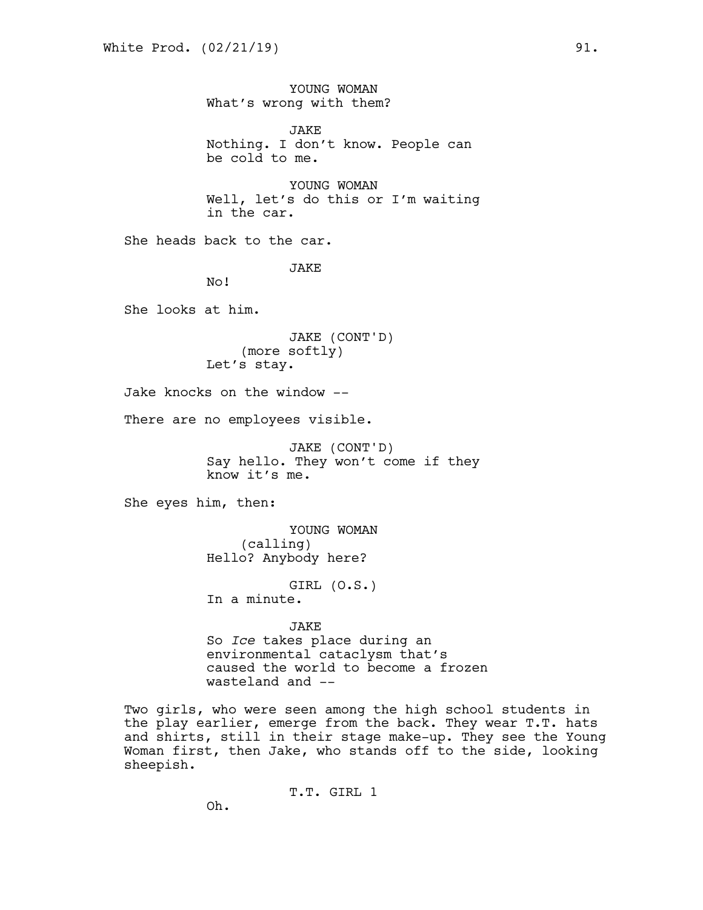YOUNG WOMAN
What's wrong with them?

JAKE
Nothing. I don't know. People can be cold to me.

YOUNG WOMAN
Well, let's do this or I'm waiting in the car.

She heads back to the car.

JAKE
No!

She looks at him.

JAKE (CONT'D)
(more softly)
Let's stay.

Jake knocks on the window --

There are no employees visible.

JAKE (CONT'D)
Say hello. They won't come if they know it's me.

She eyes him, then:

YOUNG WOMAN
(calling)
Hello? Anybody here?

GIRL (O.S.)
In a minute.

JAKE
So *Ice* takes place during an environmental cataclysm that's caused the world to become a frozen wasteland and --

Two girls, who were seen among the high school students in the play earlier, emerge from the back. They wear T.T. hats and shirts, still in their stage make-up. They see the Young Woman first, then Jake, who stands off to the side, looking sheepish.

T.T. GIRL 1
Oh.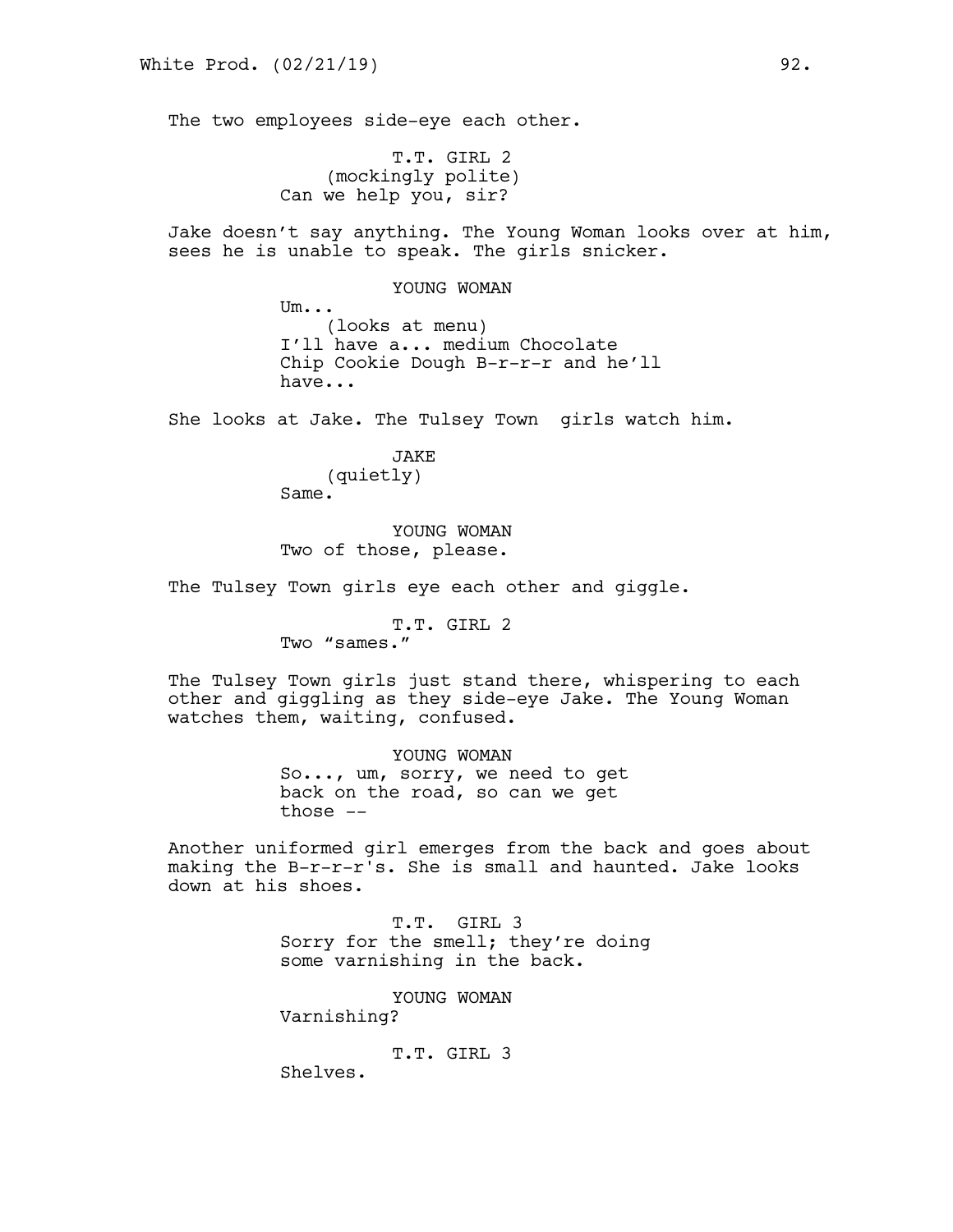The two employees side-eye each other.

T.T. GIRL 2
(mockingly polite)
Can we help you, sir?

Jake doesn't say anything. The Young Woman looks over at him, sees he is unable to speak. The girls snicker.

YOUNG WOMAN
Um...
(looks at menu)
I'll have a... medium Chocolate Chip Cookie Dough B-r-r-r and he'll have...

She looks at Jake. The Tulsey Town girls watch him.

JAKE
(quietly)
Same.

YOUNG WOMAN
Two of those, please.

The Tulsey Town girls eye each other and giggle.

T.T. GIRL 2
Two "sames."

The Tulsey Town girls just stand there, whispering to each other and giggling as they side-eye Jake. The Young Woman watches them, waiting, confused.

YOUNG WOMAN
So..., um, sorry, we need to get back on the road, so can we get those --

Another uniformed girl emerges from the back and goes about making the B-r-r-r's. She is small and haunted. Jake looks down at his shoes.

T.T. GIRL 3
Sorry for the smell; they're doing some varnishing in the back.

YOUNG WOMAN
Varnishing?

T.T. GIRL 3
Shelves.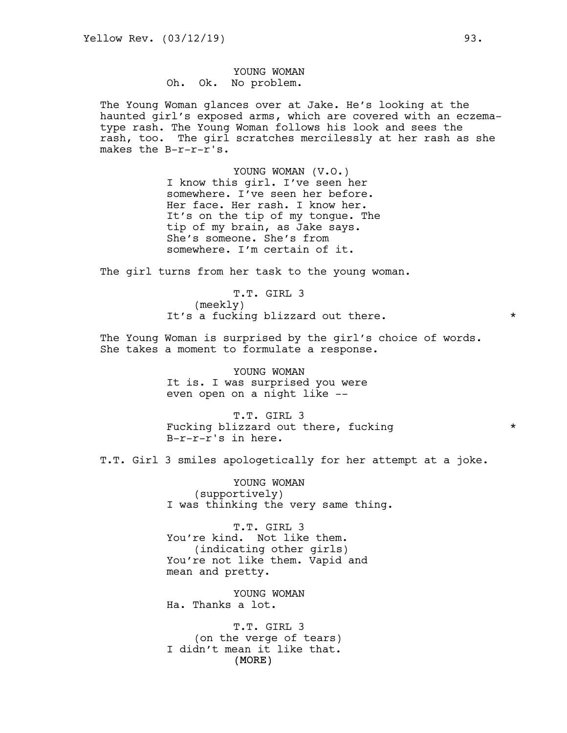YOUNG WOMAN
Oh. Ok. No problem.

The Young Woman glances over at Jake. He's looking at the haunted girl's exposed arms, which are covered with an eczema-type rash. The Young Woman follows his look and sees the rash, too. The girl scratches mercilessly at her rash as she makes the B-r-r-r's.

YOUNG WOMAN (V.O.)
I know this girl. I've seen her somewhere. I've seen her before. Her face. Her rash. I know her. It's on the tip of my tongue. The tip of my brain, as Jake says. She's someone. She's from somewhere. I'm certain of it.

The girl turns from her task to the young woman.

T.T. GIRL 3
(meekly)
It's a fucking blizzard out there. *

The Young Woman is surprised by the girl's choice of words. She takes a moment to formulate a response.

YOUNG WOMAN
It is. I was surprised you were even open on a night like --

T.T. GIRL 3
Fucking blizzard out there, fucking B-r-r-r's in here. *

T.T. Girl 3 smiles apologetically for her attempt at a joke.

YOUNG WOMAN
(supportively)
I was thinking the very same thing.

T.T. GIRL 3
You're kind. Not like them.
(indicating other girls)
You're not like them. Vapid and mean and pretty.

YOUNG WOMAN
Ha. Thanks a lot.

T.T. GIRL 3
(on the verge of tears)
I didn't mean it like that.
(MORE)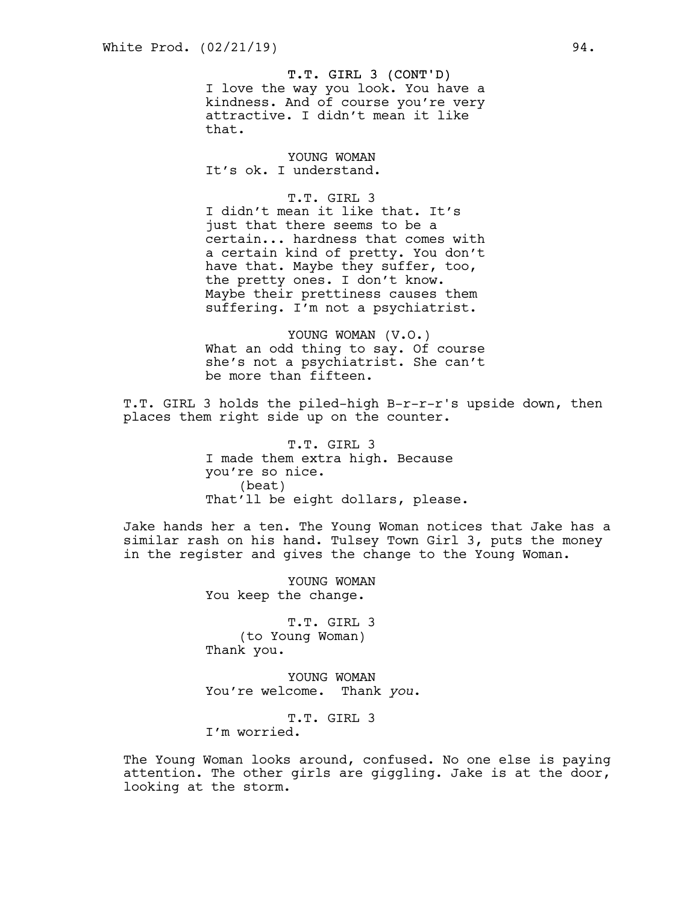T.T. GIRL 3 (CONT'D)
I love the way you look. You have a kindness. And of course you're very attractive. I didn't mean it like that.

YOUNG WOMAN
It's ok. I understand.

T.T. GIRL 3
I didn't mean it like that. It's just that there seems to be a certain... hardness that comes with a certain kind of pretty. You don't have that. Maybe they suffer, too, the pretty ones. I don't know. Maybe their prettiness causes them suffering. I'm not a psychiatrist.

YOUNG WOMAN (V.O.)
What an odd thing to say. Of course she's not a psychiatrist. She can't be more than fifteen.

T.T. GIRL 3 holds the piled-high B-r-r-r's upside down, then places them right side up on the counter.

T.T. GIRL 3
I made them extra high. Because you're so nice.
(beat)
That'll be eight dollars, please.

Jake hands her a ten. The Young Woman notices that Jake has a similar rash on his hand. Tulsey Town Girl 3, puts the money in the register and gives the change to the Young Woman.

YOUNG WOMAN
You keep the change.

T.T. GIRL 3
(to Young Woman)
Thank you.

YOUNG WOMAN
You're welcome. Thank *you*.

T.T. GIRL 3
I'm worried.

The Young Woman looks around, confused. No one else is paying attention. The other girls are giggling. Jake is at the door, looking at the storm.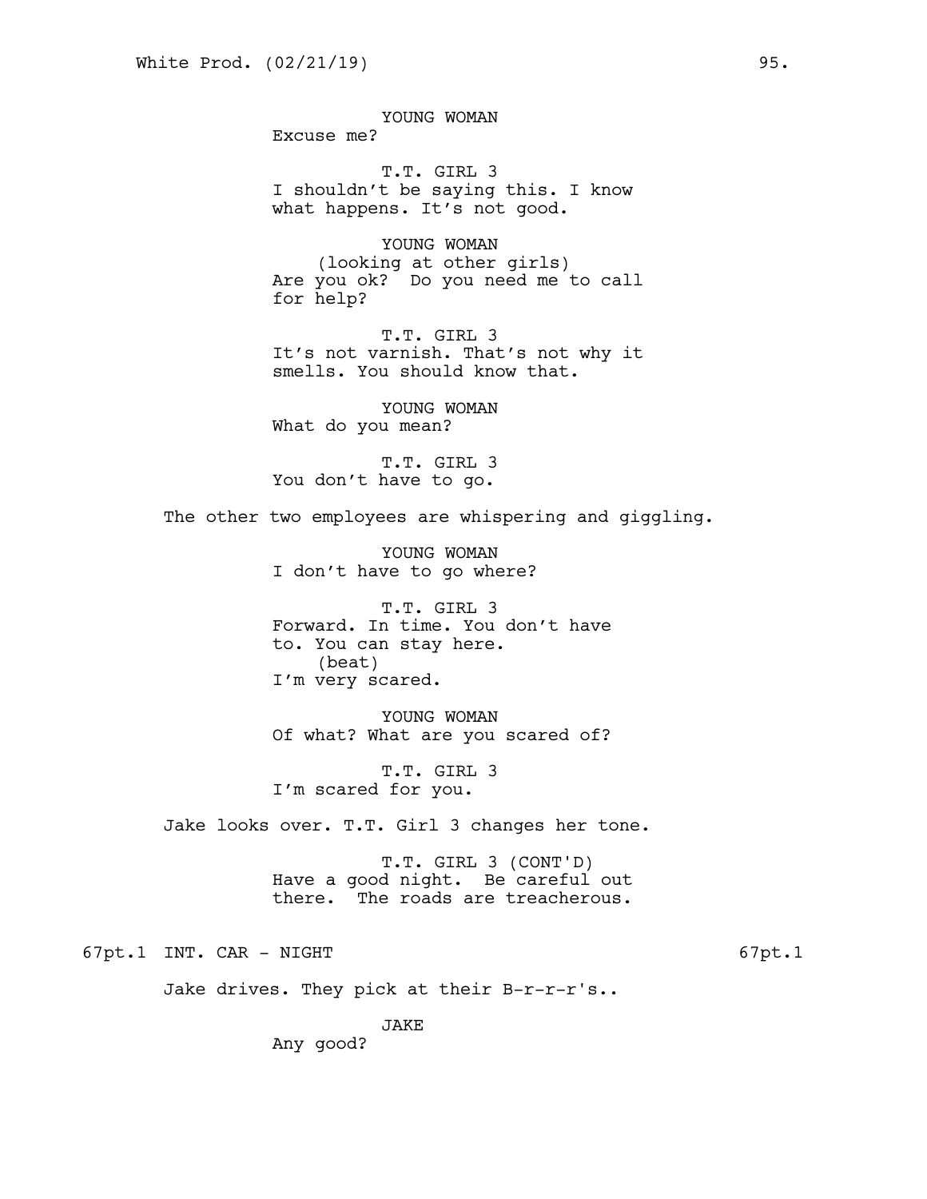YOUNG WOMAN
Excuse me?

T.T. GIRL 3
I shouldn't be saying this. I know what happens. It's not good.

YOUNG WOMAN
(looking at other girls)
Are you ok? Do you need me to call for help?

T.T. GIRL 3
It's not varnish. That's not why it smells. You should know that.

YOUNG WOMAN
What do you mean?

T.T. GIRL 3
You don't have to go.

The other two employees are whispering and giggling.

YOUNG WOMAN
I don't have to go where?

T.T. GIRL 3
Forward. In time. You don't have to. You can stay here.
(beat)
I'm very scared.

YOUNG WOMAN
Of what? What are you scared of?

T.T. GIRL 3
I'm scared for you.

Jake looks over. T.T. Girl 3 changes her tone.

T.T. GIRL 3 (CONT'D)
Have a good night. Be careful out there. The roads are treacherous.

67pt.1 INT. CAR - NIGHT 67pt.1

Jake drives. They pick at their B-r-r-r's..

JAKE
Any good?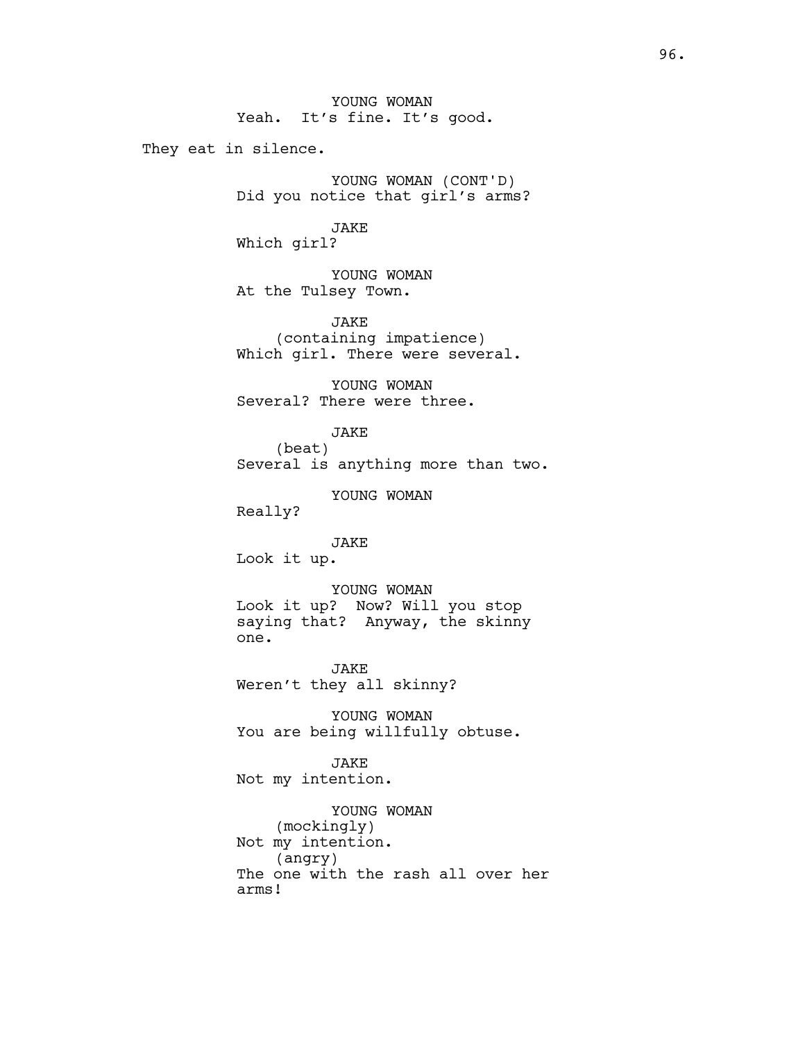YOUNG WOMAN
Yeah.  It's fine. It's good.

They eat in silence.

YOUNG WOMAN (CONT'D)
Did you notice that girl's arms?

JAKE
Which girl?

YOUNG WOMAN
At the Tulsey Town.

JAKE
(containing impatience)
Which girl. There were several.

YOUNG WOMAN
Several? There were three.

JAKE
(beat)
Several is anything more than two.

YOUNG WOMAN
Really?

JAKE
Look it up.

YOUNG WOMAN
Look it up?  Now? Will you stop saying that?  Anyway, the skinny one.

JAKE
Weren't they all skinny?

YOUNG WOMAN
You are being willfully obtuse.

JAKE
Not my intention.

YOUNG WOMAN
(mockingly)
Not my intention.
(angry)
The one with the rash all over her arms!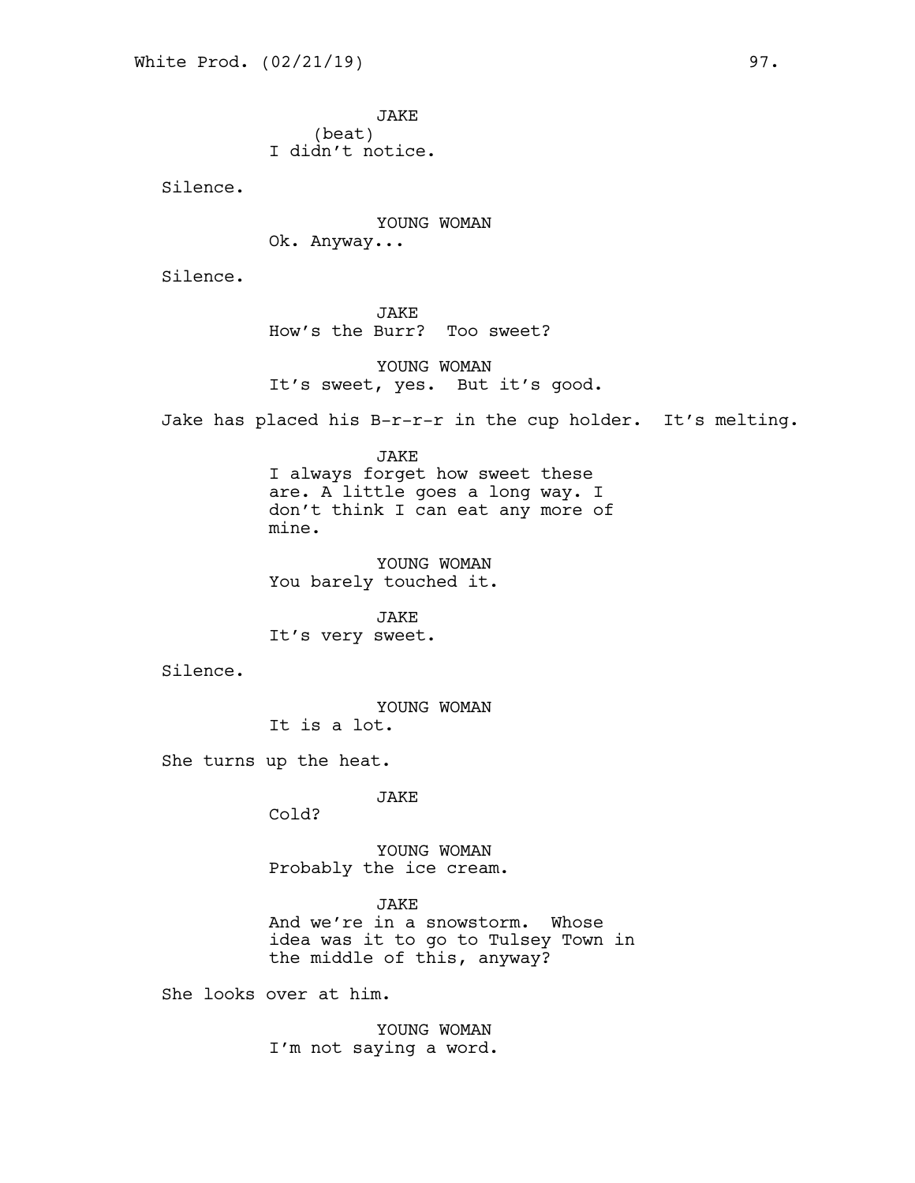JAKE
(beat)
I didn't notice.

Silence.

YOUNG WOMAN
Ok. Anyway...

Silence.

JAKE
How's the Burr? Too sweet?

YOUNG WOMAN
It's sweet, yes. But it's good.

Jake has placed his B-r-r-r in the cup holder. It's melting.

JAKE
I always forget how sweet these are. A little goes a long way. I don't think I can eat any more of mine.

YOUNG WOMAN
You barely touched it.

JAKE
It's very sweet.

Silence.

YOUNG WOMAN
It is a lot.

She turns up the heat.

JAKE
Cold?

YOUNG WOMAN
Probably the ice cream.

JAKE
And we're in a snowstorm. Whose idea was it to go to Tulsey Town in the middle of this, anyway?

She looks over at him.

YOUNG WOMAN
I'm not saying a word.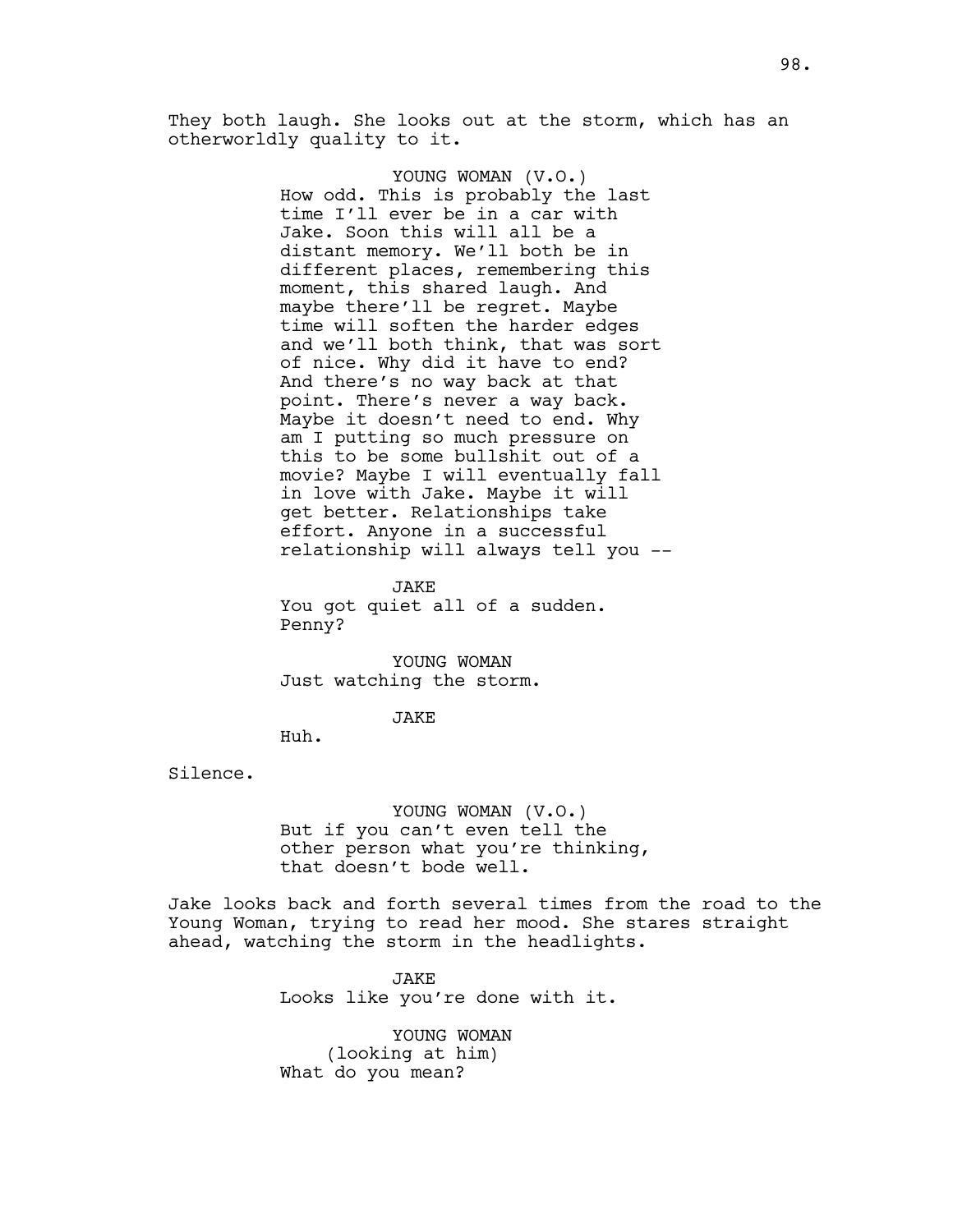They both laugh. She looks out at the storm, which has an otherworldly quality to it.

YOUNG WOMAN (V.O.)
How odd. This is probably the last time I'll ever be in a car with Jake. Soon this will all be a distant memory. We'll both be in different places, remembering this moment, this shared laugh. And maybe there'll be regret. Maybe time will soften the harder edges and we'll both think, that was sort of nice. Why did it have to end? And there's no way back at that point. There's never a way back. Maybe it doesn't need to end. Why am I putting so much pressure on this to be some bullshit out of a movie? Maybe I will eventually fall in love with Jake. Maybe it will get better. Relationships take effort. Anyone in a successful relationship will always tell you --

JAKE
You got quiet all of a sudden. Penny?

YOUNG WOMAN
Just watching the storm.

JAKE
Huh.

Silence.

YOUNG WOMAN (V.O.)
But if you can't even tell the other person what you're thinking, that doesn't bode well.

Jake looks back and forth several times from the road to the Young Woman, trying to read her mood. She stares straight ahead, watching the storm in the headlights.

JAKE
Looks like you're done with it.

YOUNG WOMAN
(looking at him)
What do you mean?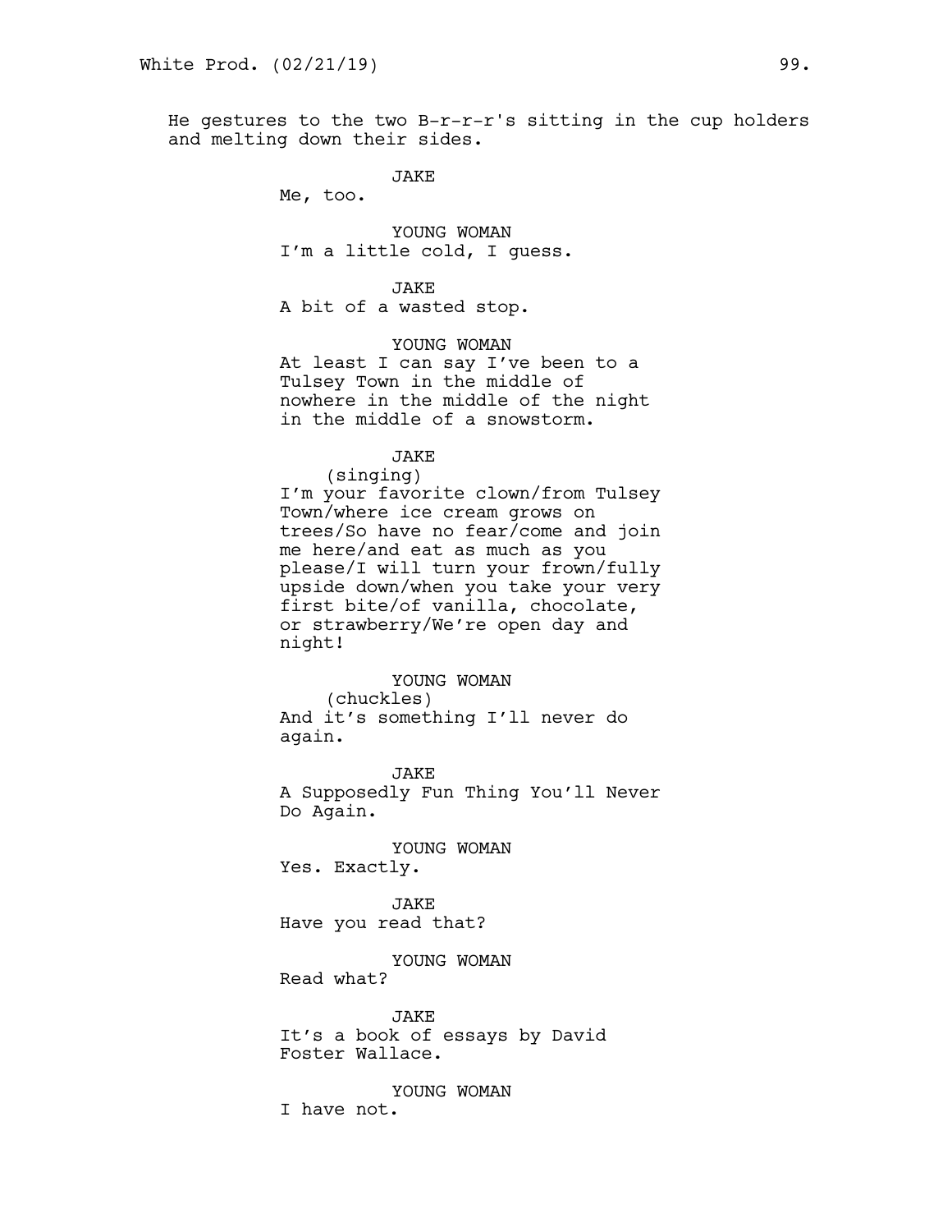He gestures to the two B-r-r-r's sitting in the cup holders and melting down their sides.

JAKE
Me, too.

YOUNG WOMAN
I'm a little cold, I guess.

JAKE
A bit of a wasted stop.

YOUNG WOMAN
At least I can say I've been to a Tulsey Town in the middle of nowhere in the middle of the night in the middle of a snowstorm.

JAKE
(singing)
I'm your favorite clown/from Tulsey Town/where ice cream grows on trees/So have no fear/come and join me here/and eat as much as you please/I will turn your frown/fully upside down/when you take your very first bite/of vanilla, chocolate, or strawberry/We're open day and night!

YOUNG WOMAN
(chuckles)
And it's something I'll never do again.

JAKE
A Supposedly Fun Thing You'll Never Do Again.

YOUNG WOMAN
Yes. Exactly.

JAKE
Have you read that?

YOUNG WOMAN
Read what?

JAKE
It's a book of essays by David Foster Wallace.

YOUNG WOMAN
I have not.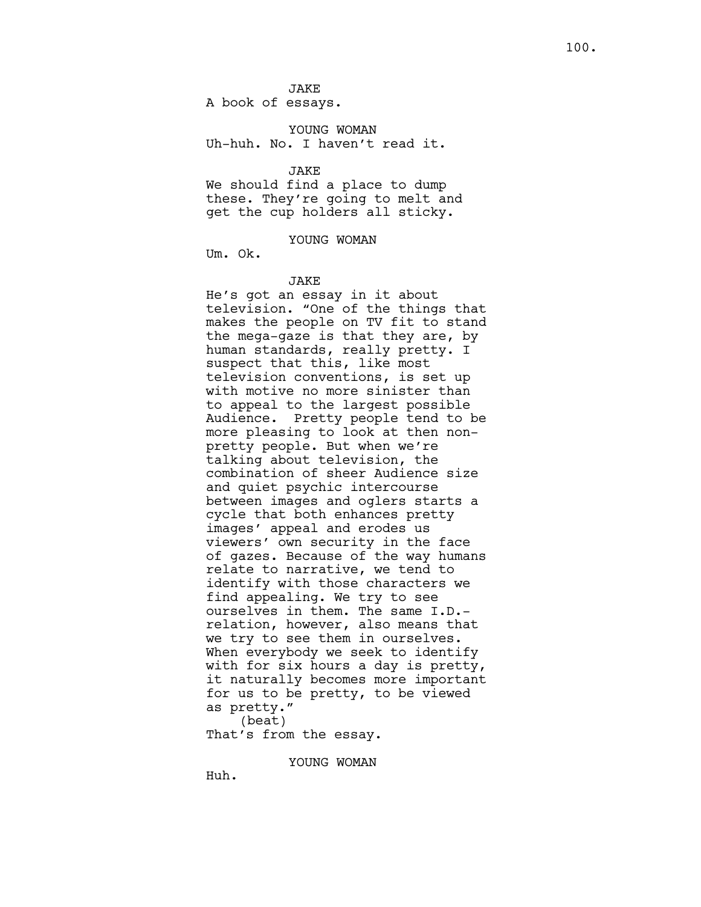JAKE
A book of essays.

YOUNG WOMAN
Uh-huh. No. I haven't read it.

JAKE
We should find a place to dump these. They're going to melt and get the cup holders all sticky.

YOUNG WOMAN
Um. Ok.

JAKE
He's got an essay in it about television. "One of the things that makes the people on TV fit to stand the mega-gaze is that they are, by human standards, really pretty. I suspect that this, like most television conventions, is set up with motive no more sinister than to appeal to the largest possible Audience. Pretty people tend to be more pleasing to look at then non-pretty people. But when we're talking about television, the combination of sheer Audience size and quiet psychic intercourse between images and oglers starts a cycle that both enhances pretty images' appeal and erodes us viewers' own security in the face of gazes. Because of the way humans relate to narrative, we tend to identify with those characters we find appealing. We try to see ourselves in them. The same I.D.-relation, however, also means that we try to see them in ourselves. When everybody we seek to identify with for six hours a day is pretty, it naturally becomes more important for us to be pretty, to be viewed as pretty."
(beat)
That's from the essay.

YOUNG WOMAN
Huh.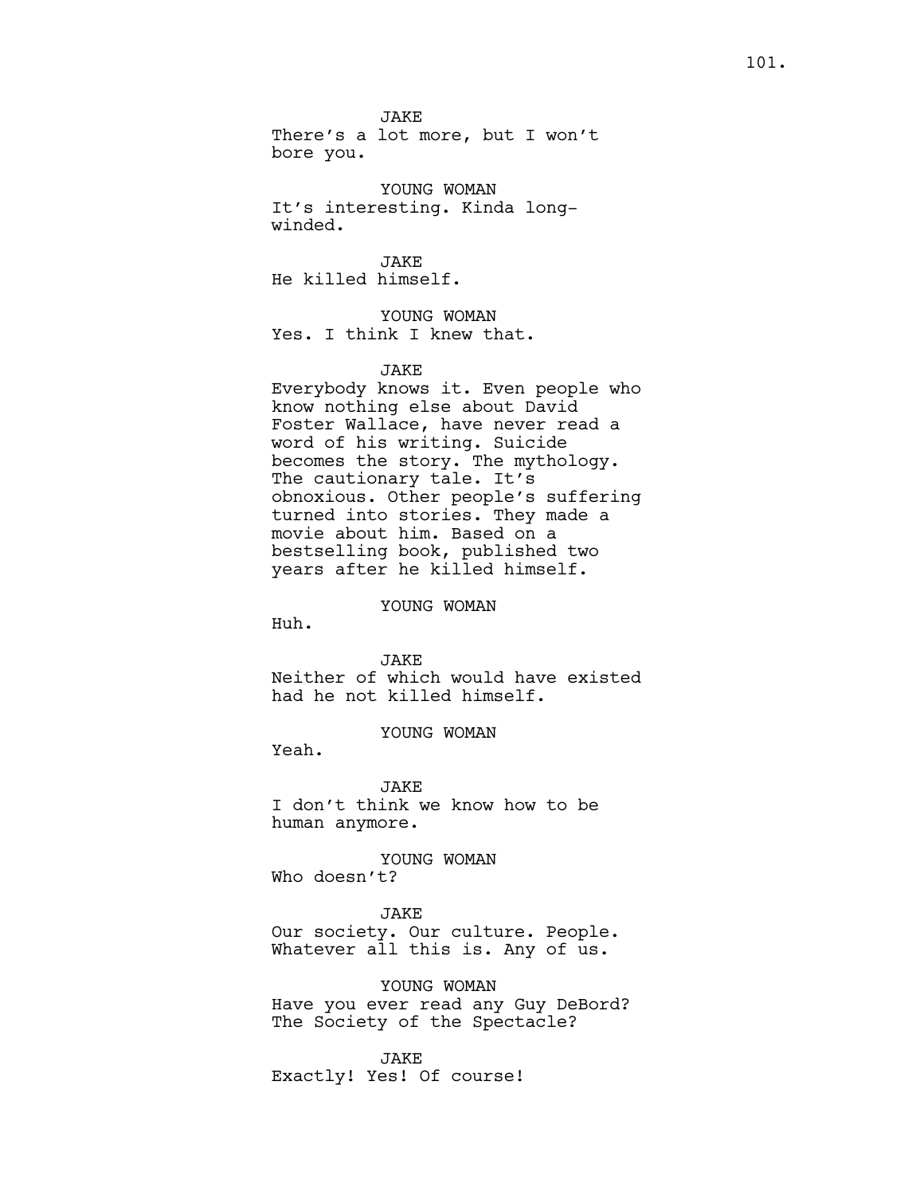JAKE
There's a lot more, but I won't bore you.

YOUNG WOMAN
It's interesting. Kinda long-winded.

JAKE
He killed himself.

YOUNG WOMAN
Yes. I think I knew that.

JAKE
Everybody knows it. Even people who know nothing else about David Foster Wallace, have never read a word of his writing. Suicide becomes the story. The mythology. The cautionary tale. It's obnoxious. Other people's suffering turned into stories. They made a movie about him. Based on a bestselling book, published two years after he killed himself.

YOUNG WOMAN
Huh.

JAKE
Neither of which would have existed had he not killed himself.

YOUNG WOMAN
Yeah.

JAKE
I don't think we know how to be human anymore.

YOUNG WOMAN
Who doesn't?

JAKE
Our society. Our culture. People. Whatever all this is. Any of us.

YOUNG WOMAN
Have you ever read any Guy DeBord? The Society of the Spectacle?

JAKE
Exactly! Yes! Of course!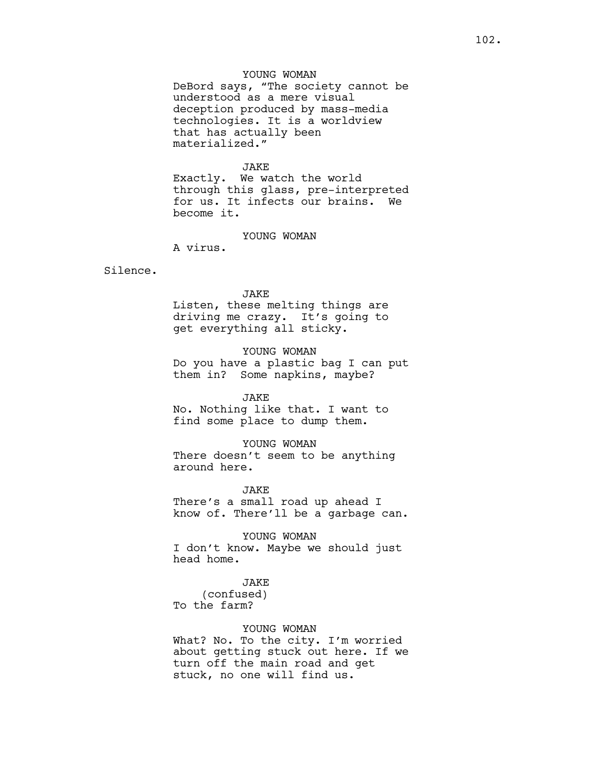YOUNG WOMAN

DeBord says, “The society cannot be understood as a mere visual deception produced by mass-media technologies. It is a worldview that has actually been materialized.”

JAKE

Exactly. We watch the world through this glass, pre-interpreted for us. It infects our brains. We become it.

YOUNG WOMAN

A virus.

Silence.

JAKE

Listen, these melting things are driving me crazy. It’s going to get everything all sticky.

YOUNG WOMAN

Do you have a plastic bag I can put them in? Some napkins, maybe?

JAKE

No. Nothing like that. I want to find some place to dump them.

YOUNG WOMAN

There doesn’t seem to be anything around here.

JAKE

There’s a small road up ahead I know of. There’ll be a garbage can.

YOUNG WOMAN

I don’t know. Maybe we should just head home.

JAKE

(confused)

To the farm?

YOUNG WOMAN

What? No. To the city. I’m worried about getting stuck out here. If we turn off the main road and get stuck, no one will find us.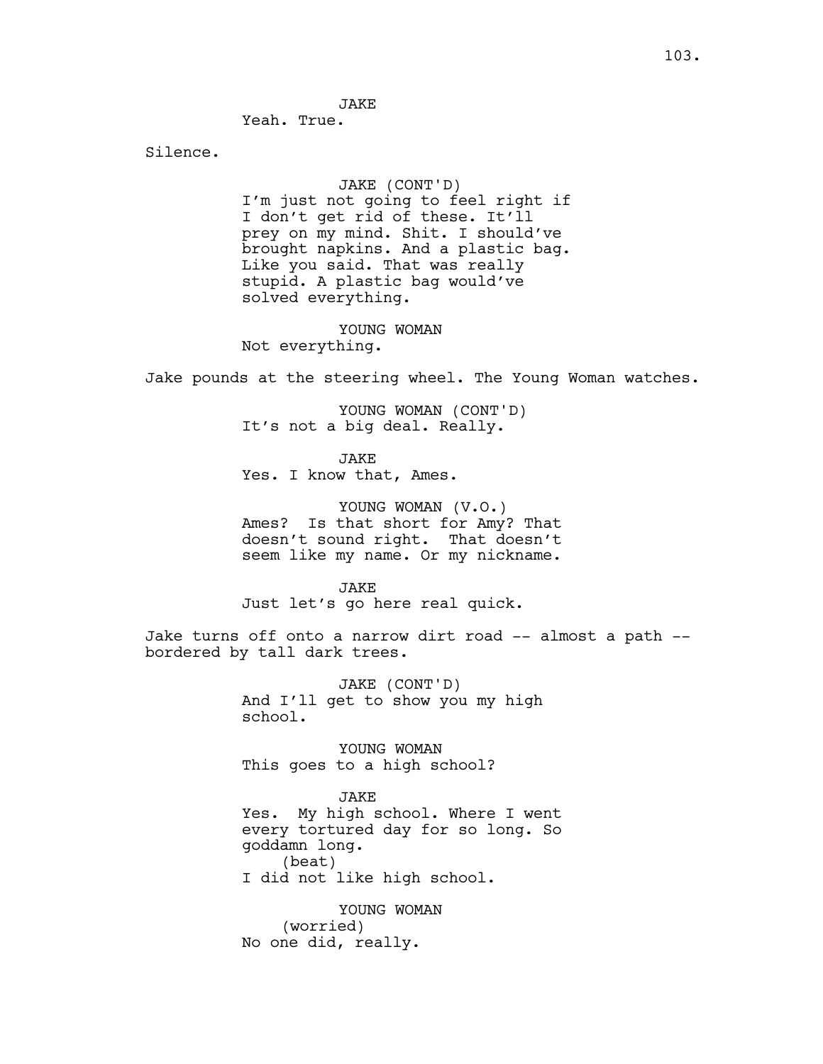JAKE
Yeah. True.

Silence.

JAKE (CONT'D)
I'm just not going to feel right if I don't get rid of these. It'll prey on my mind. Shit. I should've brought napkins. And a plastic bag. Like you said. That was really stupid. A plastic bag would've solved everything.

YOUNG WOMAN
Not everything.

Jake pounds at the steering wheel. The Young Woman watches.

YOUNG WOMAN (CONT'D)
It's not a big deal. Really.

JAKE
Yes. I know that, Ames.

YOUNG WOMAN (V.O.)
Ames? Is that short for Amy? That doesn't sound right. That doesn't seem like my name. Or my nickname.

JAKE
Just let's go here real quick.

Jake turns off onto a narrow dirt road -- almost a path -- bordered by tall dark trees.

JAKE (CONT'D)
And I'll get to show you my high school.

YOUNG WOMAN
This goes to a high school?

JAKE
Yes. My high school. Where I went every tortured day for so long. So goddamn long.
(beat)
I did not like high school.

YOUNG WOMAN
(worried)
No one did, really.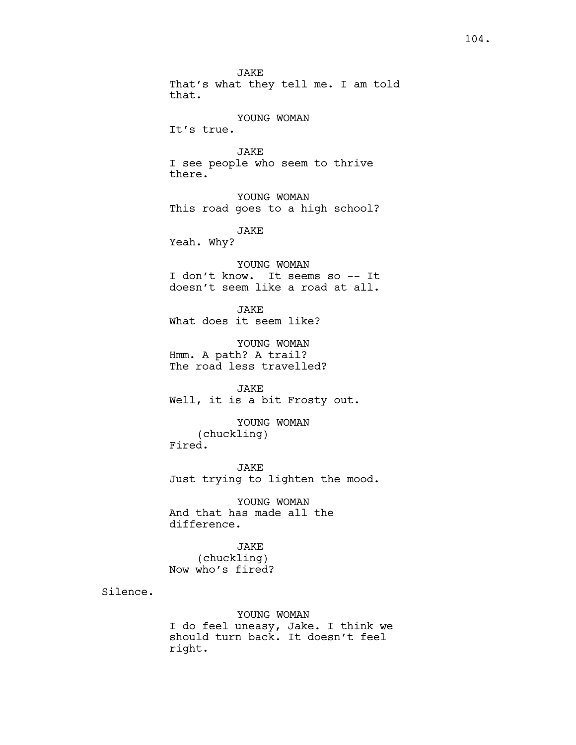JAKE
That's what they tell me. I am told that.

YOUNG WOMAN
It's true.

JAKE
I see people who seem to thrive there.

YOUNG WOMAN
This road goes to a high school?

JAKE
Yeah. Why?

YOUNG WOMAN
I don't know. It seems so -- It doesn't seem like a road at all.

JAKE
What does it seem like?

YOUNG WOMAN
Hmm. A path? A trail?
The road less travelled?

JAKE
Well, it is a bit Frosty out.

YOUNG WOMAN
(chuckling)
Fired.

JAKE
Just trying to lighten the mood.

YOUNG WOMAN
And that has made all the difference.

JAKE
(chuckling)
Now who's fired?

Silence.

YOUNG WOMAN
I do feel uneasy, Jake. I think we should turn back. It doesn't feel right.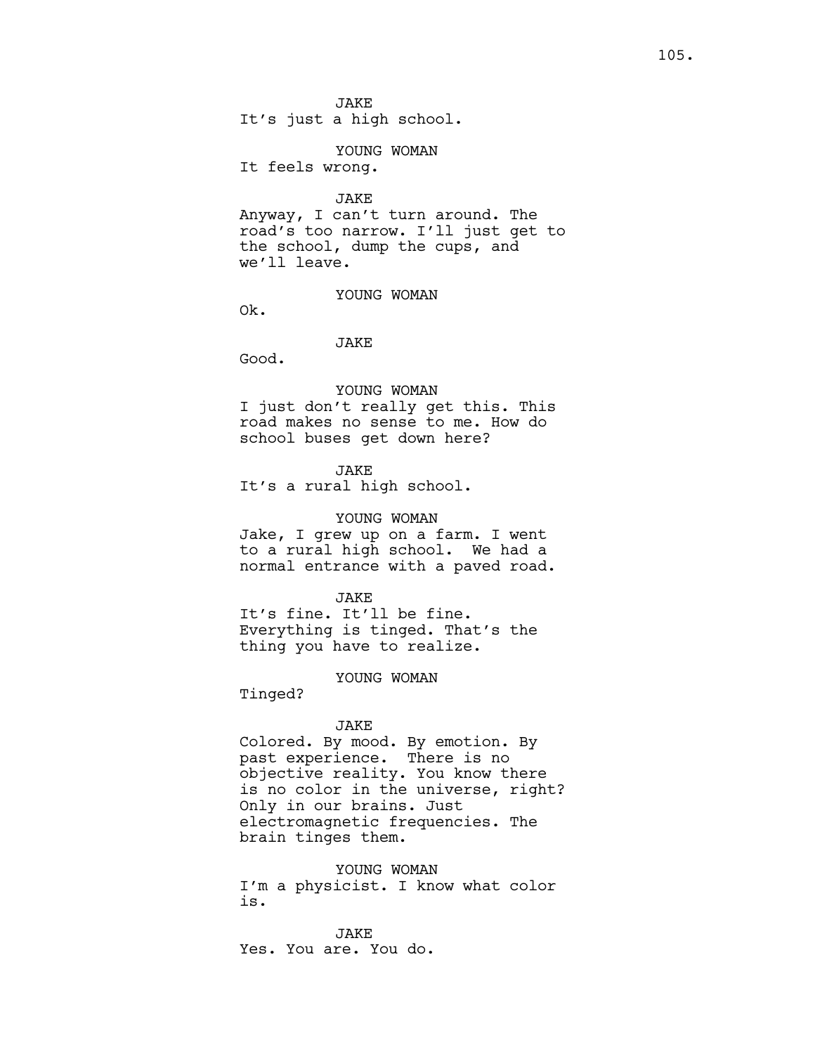JAKE
It's just a high school.

YOUNG WOMAN
It feels wrong.

JAKE
Anyway, I can't turn around. The road's too narrow. I'll just get to the school, dump the cups, and we'll leave.

YOUNG WOMAN
Ok.

JAKE
Good.

YOUNG WOMAN
I just don't really get this. This road makes no sense to me. How do school buses get down here?

JAKE
It's a rural high school.

YOUNG WOMAN
Jake, I grew up on a farm. I went to a rural high school. We had a normal entrance with a paved road.

JAKE
It's fine. It'll be fine. Everything is tinged. That's the thing you have to realize.

YOUNG WOMAN
Tinged?

JAKE
Colored. By mood. By emotion. By past experience. There is no objective reality. You know there is no color in the universe, right? Only in our brains. Just electromagnetic frequencies. The brain tinges them.

YOUNG WOMAN
I'm a physicist. I know what color is.

JAKE
Yes. You are. You do.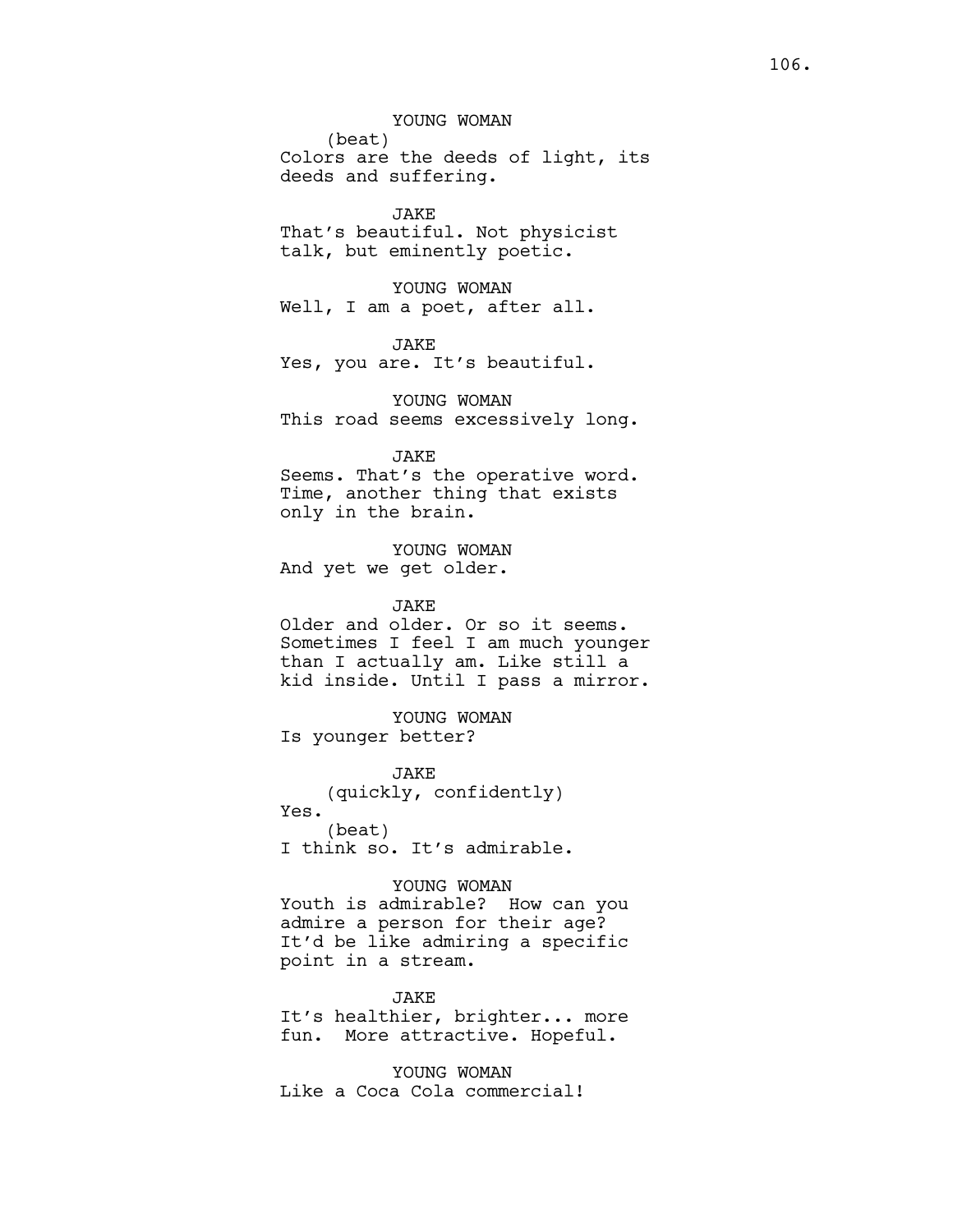YOUNG WOMAN
(beat)
Colors are the deeds of light, its deeds and suffering.

JAKE
That's beautiful. Not physicist talk, but eminently poetic.

YOUNG WOMAN
Well, I am a poet, after all.

JAKE
Yes, you are. It's beautiful.

YOUNG WOMAN
This road seems excessively long.

JAKE
Seems. That's the operative word. Time, another thing that exists only in the brain.

YOUNG WOMAN
And yet we get older.

JAKE
Older and older. Or so it seems. Sometimes I feel I am much younger than I actually am. Like still a kid inside. Until I pass a mirror.

YOUNG WOMAN
Is younger better?

JAKE
(quickly, confidently)
Yes.
(beat)
I think so. It's admirable.

YOUNG WOMAN
Youth is admirable? How can you admire a person for their age? It'd be like admiring a specific point in a stream.

JAKE
It's healthier, brighter... more fun. More attractive. Hopeful.

YOUNG WOMAN
Like a Coca Cola commercial!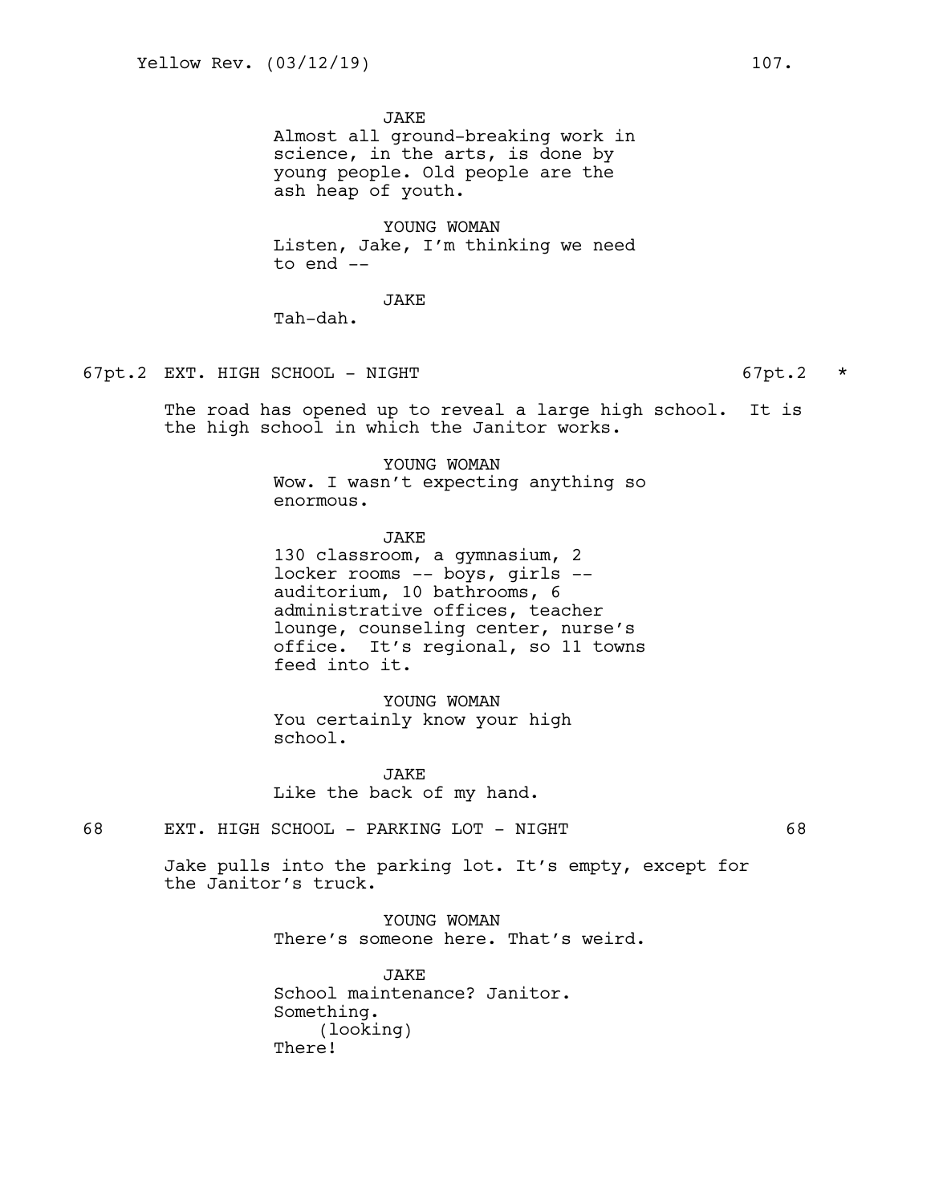JAKE
Almost all ground-breaking work in science, in the arts, is done by young people. Old people are the ash heap of youth.

YOUNG WOMAN
Listen, Jake, I'm thinking we need to end --

JAKE
Tah-dah.

67pt.2 EXT. HIGH SCHOOL - NIGHT 67pt.2 *

The road has opened up to reveal a large high school. It is the high school in which the Janitor works.

YOUNG WOMAN
Wow. I wasn't expecting anything so enormous.

JAKE
130 classroom, a gymnasium, 2 locker rooms -- boys, girls -- auditorium, 10 bathrooms, 6 administrative offices, teacher lounge, counseling center, nurse's office. It's regional, so 11 towns feed into it.

YOUNG WOMAN
You certainly know your high school.

JAKE
Like the back of my hand.

68 EXT. HIGH SCHOOL - PARKING LOT - NIGHT 68

Jake pulls into the parking lot. It's empty, except for the Janitor's truck.

YOUNG WOMAN
There's someone here. That's weird.

JAKE
School maintenance? Janitor. Something.
(looking)
There!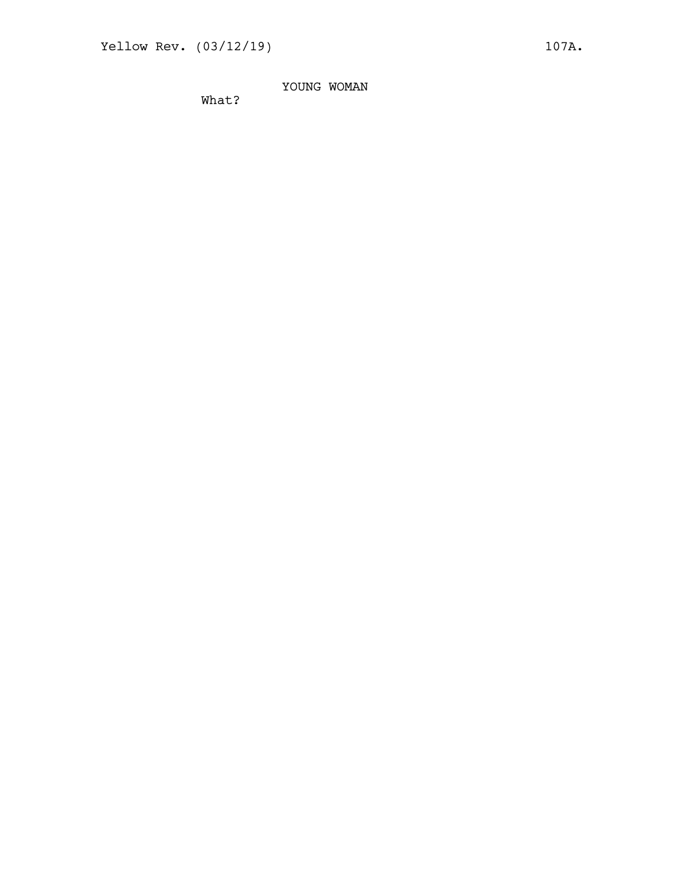YOUNG WOMAN

What?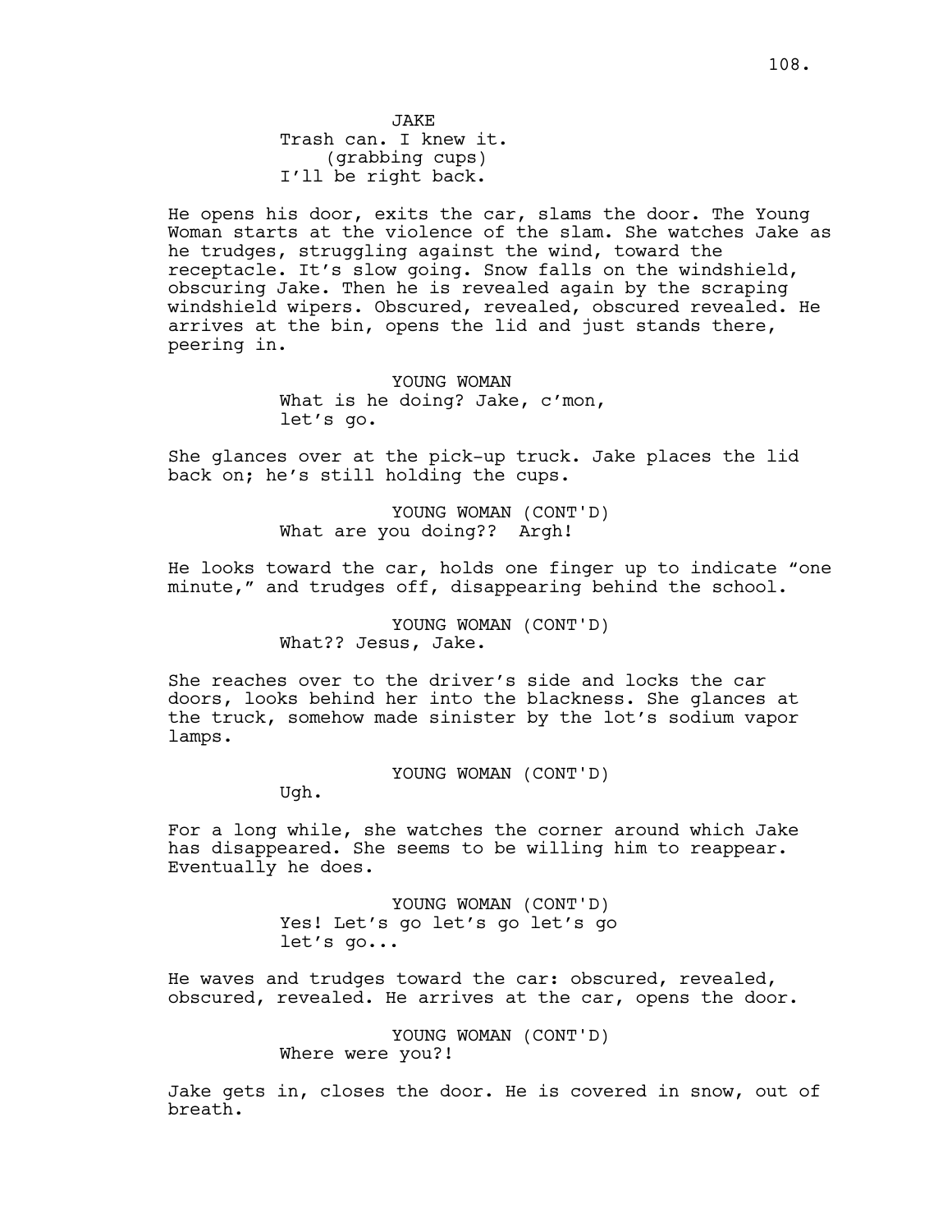JAKE
Trash can. I knew it.
(grabbing cups)
I'll be right back.

He opens his door, exits the car, slams the door. The Young Woman starts at the violence of the slam. She watches Jake as he trudges, struggling against the wind, toward the receptacle. It's slow going. Snow falls on the windshield, obscuring Jake. Then he is revealed again by the scraping windshield wipers. Obscured, revealed, obscured revealed. He arrives at the bin, opens the lid and just stands there, peering in.

YOUNG WOMAN
What is he doing? Jake, c'mon, let's go.

She glances over at the pick-up truck. Jake places the lid back on; he's still holding the cups.

YOUNG WOMAN (CONT'D)
What are you doing?? Argh!

He looks toward the car, holds one finger up to indicate "one minute," and trudges off, disappearing behind the school.

YOUNG WOMAN (CONT'D)
What?? Jesus, Jake.

She reaches over to the driver's side and locks the car doors, looks behind her into the blackness. She glances at the truck, somehow made sinister by the lot's sodium vapor lamps.

YOUNG WOMAN (CONT'D)
Ugh.

For a long while, she watches the corner around which Jake has disappeared. She seems to be willing him to reappear. Eventually he does.

YOUNG WOMAN (CONT'D)
Yes! Let's go let's go let's go let's go...

He waves and trudges toward the car: obscured, revealed, obscured, revealed. He arrives at the car, opens the door.

YOUNG WOMAN (CONT'D)
Where were you?!

Jake gets in, closes the door. He is covered in snow, out of breath.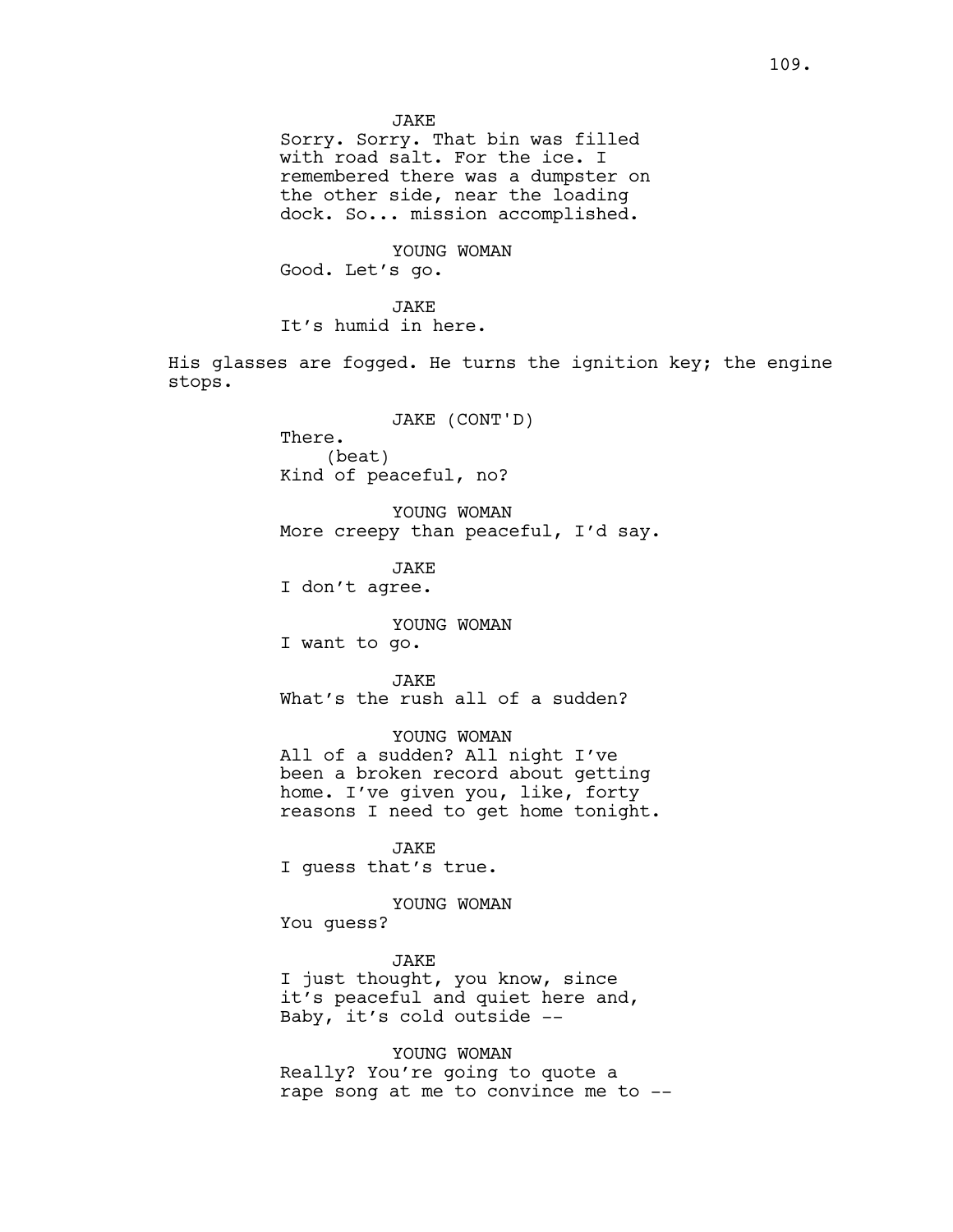JAKE
Sorry. Sorry. That bin was filled with road salt. For the ice. I remembered there was a dumpster on the other side, near the loading dock. So... mission accomplished.

YOUNG WOMAN
Good. Let's go.

JAKE
It's humid in here.

His glasses are fogged. He turns the ignition key; the engine stops.

JAKE (CONT'D)
There.
(beat)
Kind of peaceful, no?

YOUNG WOMAN
More creepy than peaceful, I'd say.

JAKE
I don't agree.

YOUNG WOMAN
I want to go.

JAKE
What's the rush all of a sudden?

YOUNG WOMAN
All of a sudden? All night I've been a broken record about getting home. I've given you, like, forty reasons I need to get home tonight.

JAKE
I guess that's true.

YOUNG WOMAN
You guess?

JAKE
I just thought, you know, since it's peaceful and quiet here and, Baby, it's cold outside --

YOUNG WOMAN
Really? You're going to quote a rape song at me to convince me to --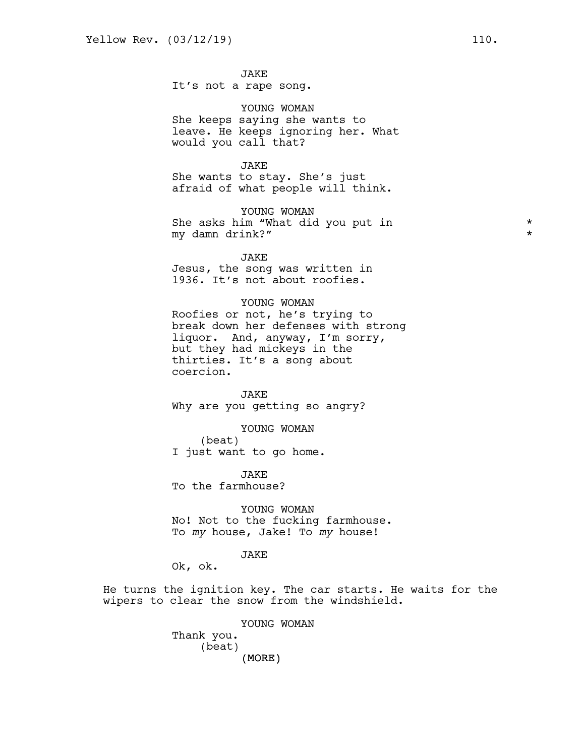JAKE
It’s not a rape song.

YOUNG WOMAN
She keeps saying she wants to leave. He keeps ignoring her. What would you call that?

JAKE
She wants to stay. She’s just afraid of what people will think.

YOUNG WOMAN
She asks him “What did you put in my damn drink?” *

JAKE
Jesus, the song was written in 1936. It’s not about roofies.

YOUNG WOMAN
Roofies or not, he’s trying to break down her defenses with strong liquor. And, anyway, I’m sorry, but they had mickeys in the thirties. It’s a song about coercion.

JAKE
Why are you getting so angry?

YOUNG WOMAN
(beat)
I just want to go home.

JAKE
To the farmhouse?

YOUNG WOMAN
No! Not to the fucking farmhouse. To *my* house, Jake! To *my* house!

JAKE
Ok, ok.

He turns the ignition key. The car starts. He waits for the wipers to clear the snow from the windshield.

YOUNG WOMAN
Thank you.
(beat)
(MORE)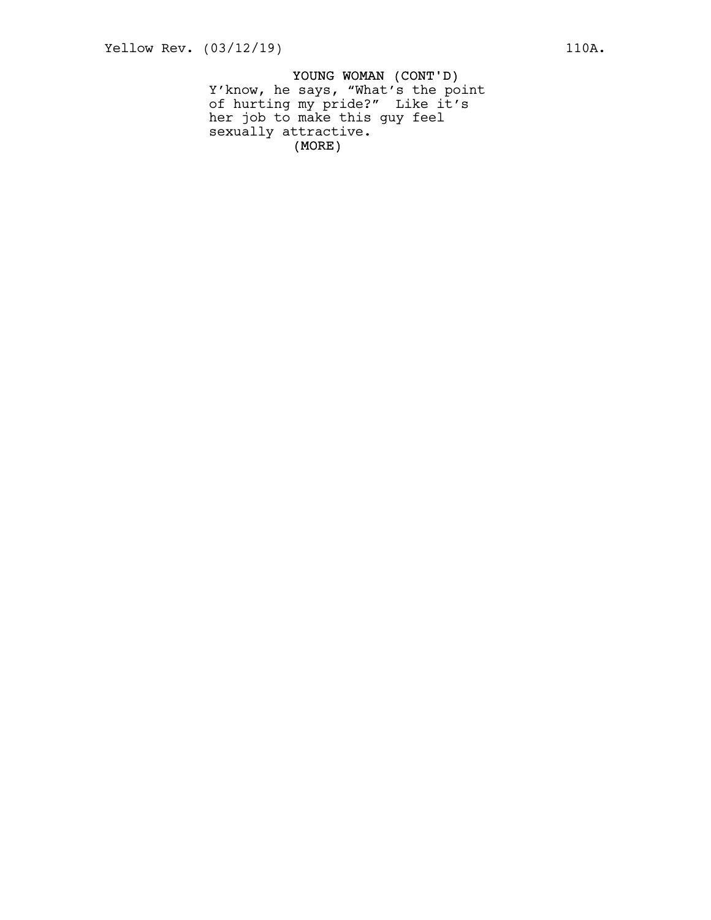YOUNG WOMAN (CONT'D)

Y'know, he says, "What's the point of hurting my pride?" Like it's her job to make this guy feel sexually attractive.

(MORE)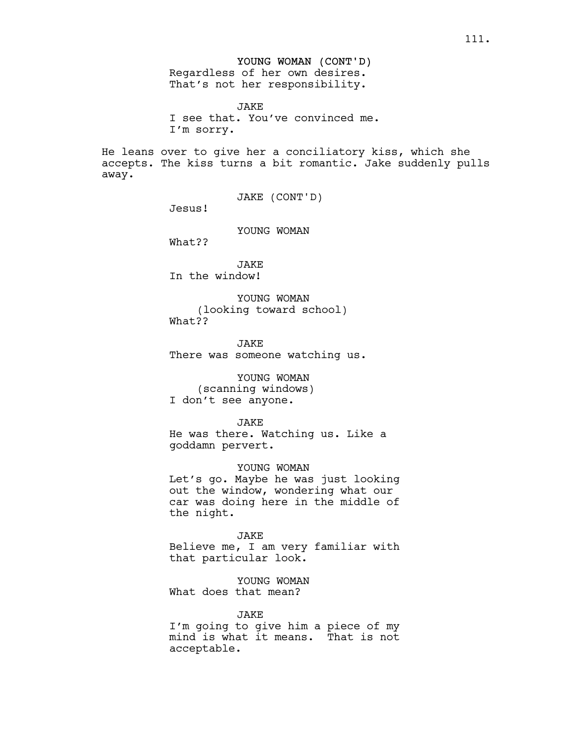YOUNG WOMAN (CONT'D)
Regardless of her own desires. That's not her responsibility.

JAKE
I see that. You've convinced me. I'm sorry.

He leans over to give her a conciliatory kiss, which she accepts. The kiss turns a bit romantic. Jake suddenly pulls away.

JAKE (CONT'D)
Jesus!

YOUNG WOMAN
What??

JAKE
In the window!

YOUNG WOMAN
(looking toward school)
What??

JAKE
There was someone watching us.

YOUNG WOMAN
(scanning windows)
I don't see anyone.

JAKE
He was there. Watching us. Like a goddamn pervert.

YOUNG WOMAN
Let's go. Maybe he was just looking out the window, wondering what our car was doing here in the middle of the night.

JAKE
Believe me, I am very familiar with that particular look.

YOUNG WOMAN
What does that mean?

JAKE
I'm going to give him a piece of my mind is what it means. That is not acceptable.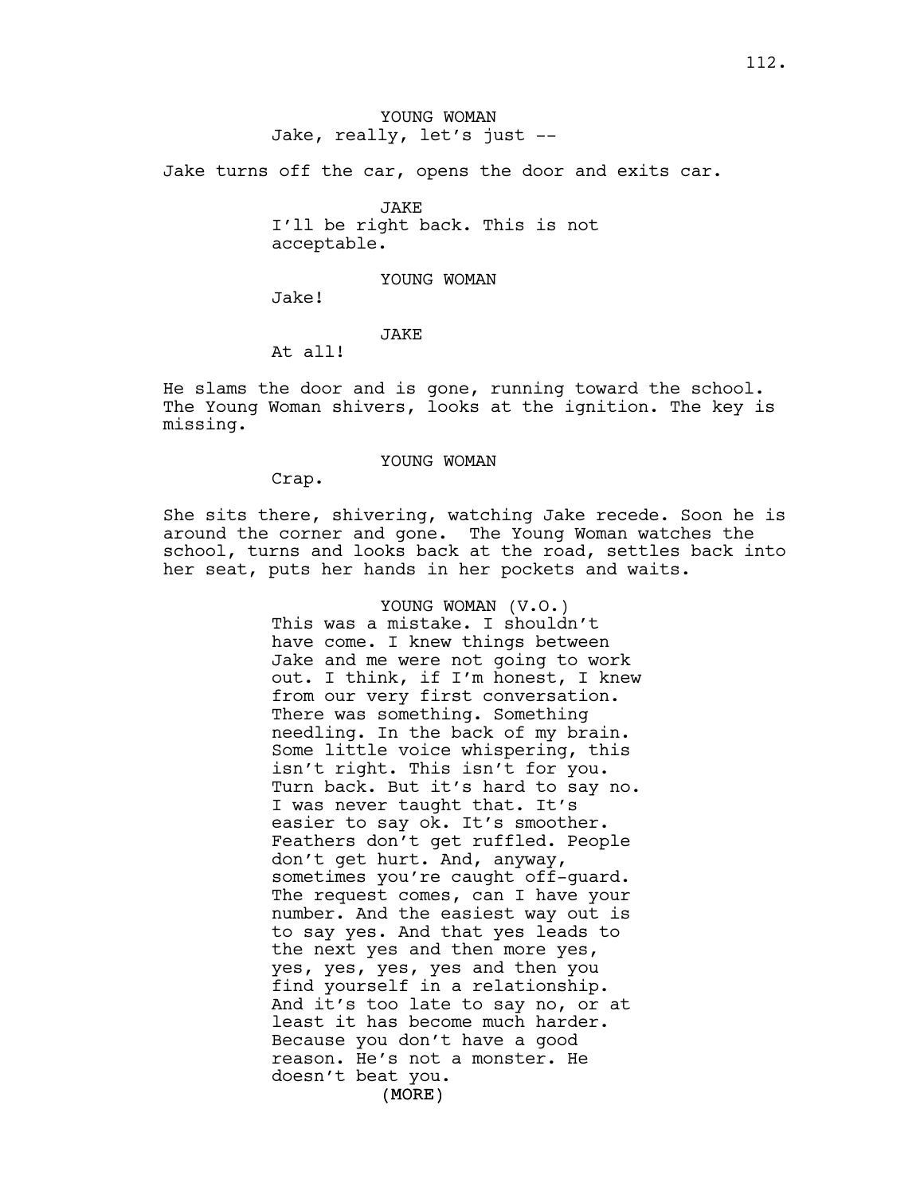YOUNG WOMAN
Jake, really, let's just --

Jake turns off the car, opens the door and exits car.

JAKE
I'll be right back. This is not acceptable.

YOUNG WOMAN
Jake!

JAKE
At all!

He slams the door and is gone, running toward the school. The Young Woman shivers, looks at the ignition. The key is missing.

YOUNG WOMAN
Crap.

She sits there, shivering, watching Jake recede. Soon he is around the corner and gone. The Young Woman watches the school, turns and looks back at the road, settles back into her seat, puts her hands in her pockets and waits.

YOUNG WOMAN (V.O.)
This was a mistake. I shouldn't have come. I knew things between Jake and me were not going to work out. I think, if I'm honest, I knew from our very first conversation. There was something. Something needling. In the back of my brain. Some little voice whispering, this isn't right. This isn't for you. Turn back. But it's hard to say no. I was never taught that. It's easier to say ok. It's smoother. Feathers don't get ruffled. People don't get hurt. And, anyway, sometimes you're caught off-guard. The request comes, can I have your number. And the easiest way out is to say yes. And that yes leads to the next yes and then more yes, yes, yes, yes, yes and then you find yourself in a relationship. And it's too late to say no, or at least it has become much harder. Because you don't have a good reason. He's not a monster. He doesn't beat you.
(MORE)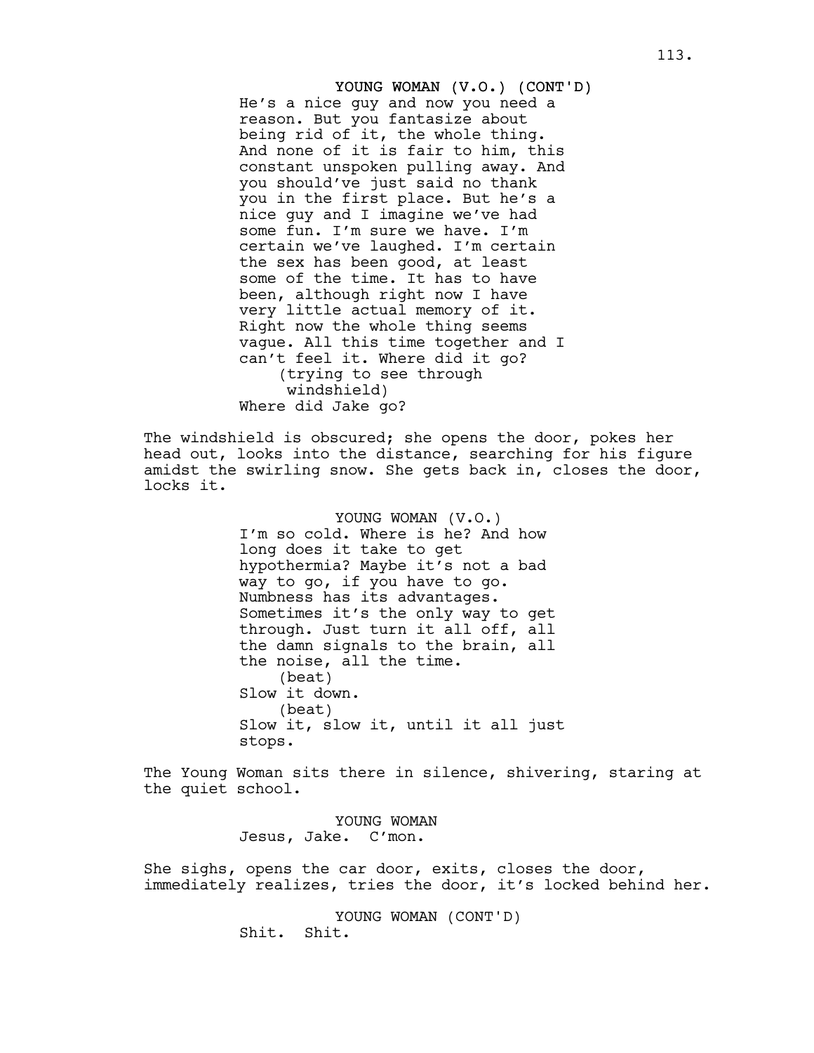YOUNG WOMAN (V.O.) (CONT'D)

He's a nice guy and now you need a reason. But you fantasize about being rid of it, the whole thing. And none of it is fair to him, this constant unspoken pulling away. And you should've just said no thank you in the first place. But he's a nice guy and I imagine we've had some fun. I'm sure we have. I'm certain we've laughed. I'm certain the sex has been good, at least some of the time. It has to have been, although right now I have very little actual memory of it. Right now the whole thing seems vague. All this time together and I can't feel it. Where did it go?

(trying to see through windshield)

Where did Jake go?

The windshield is obscured; she opens the door, pokes her head out, looks into the distance, searching for his figure amidst the swirling snow. She gets back in, closes the door, locks it.

YOUNG WOMAN (V.O.)

I'm so cold. Where is he? And how long does it take to get hypothermia? Maybe it's not a bad way to go, if you have to go. Numbness has its advantages. Sometimes it's the only way to get through. Just turn it all off, all the damn signals to the brain, all the noise, all the time.

(beat)

Slow it down.

(beat)

Slow it, slow it, until it all just stops.

The Young Woman sits there in silence, shivering, staring at the quiet school.

YOUNG WOMAN

Jesus, Jake. C'mon.

She sighs, opens the car door, exits, closes the door, immediately realizes, tries the door, it's locked behind her.

YOUNG WOMAN (CONT'D)

Shit. Shit.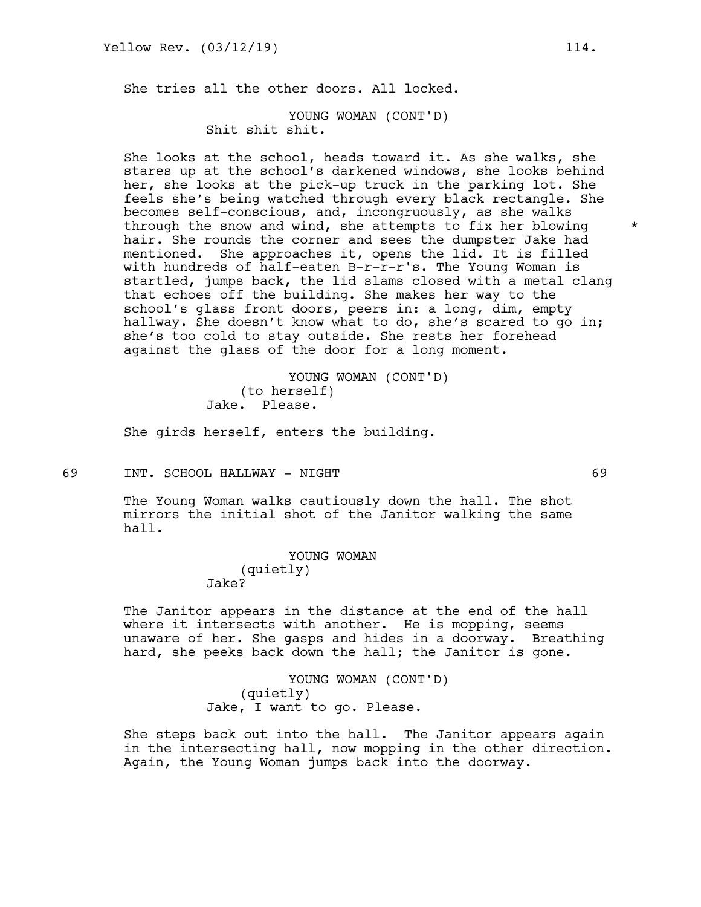She tries all the other doors. All locked.

YOUNG WOMAN (CONT'D)
Shit shit shit.

She looks at the school, heads toward it. As she walks, she stares up at the school's darkened windows, she looks behind her, she looks at the pick-up truck in the parking lot. She feels she's being watched through every black rectangle. She becomes self-conscious, and, incongruously, as she walks through the snow and wind, she attempts to fix her blowing hair. She rounds the corner and sees the dumpster Jake had mentioned. She approaches it, opens the lid. It is filled with hundreds of half-eaten B-r-r-r's. The Young Woman is startled, jumps back, the lid slams closed with a metal clang that echoes off the building. She makes her way to the school's glass front doors, peers in: a long, dim, empty hallway. She doesn't know what to do, she's scared to go in; she's too cold to stay outside. She rests her forehead against the glass of the door for a long moment. *

YOUNG WOMAN (CONT'D)
(to herself)
Jake. Please.

She girds herself, enters the building.

69 INT. SCHOOL HALLWAY - NIGHT 69

The Young Woman walks cautiously down the hall. The shot mirrors the initial shot of the Janitor walking the same hall.

YOUNG WOMAN
(quietly)
Jake?

The Janitor appears in the distance at the end of the hall where it intersects with another. He is mopping, seems unaware of her. She gasps and hides in a doorway. Breathing hard, she peeks back down the hall; the Janitor is gone.

YOUNG WOMAN (CONT'D)
(quietly)
Jake, I want to go. Please.

She steps back out into the hall. The Janitor appears again in the intersecting hall, now mopping in the other direction. Again, the Young Woman jumps back into the doorway.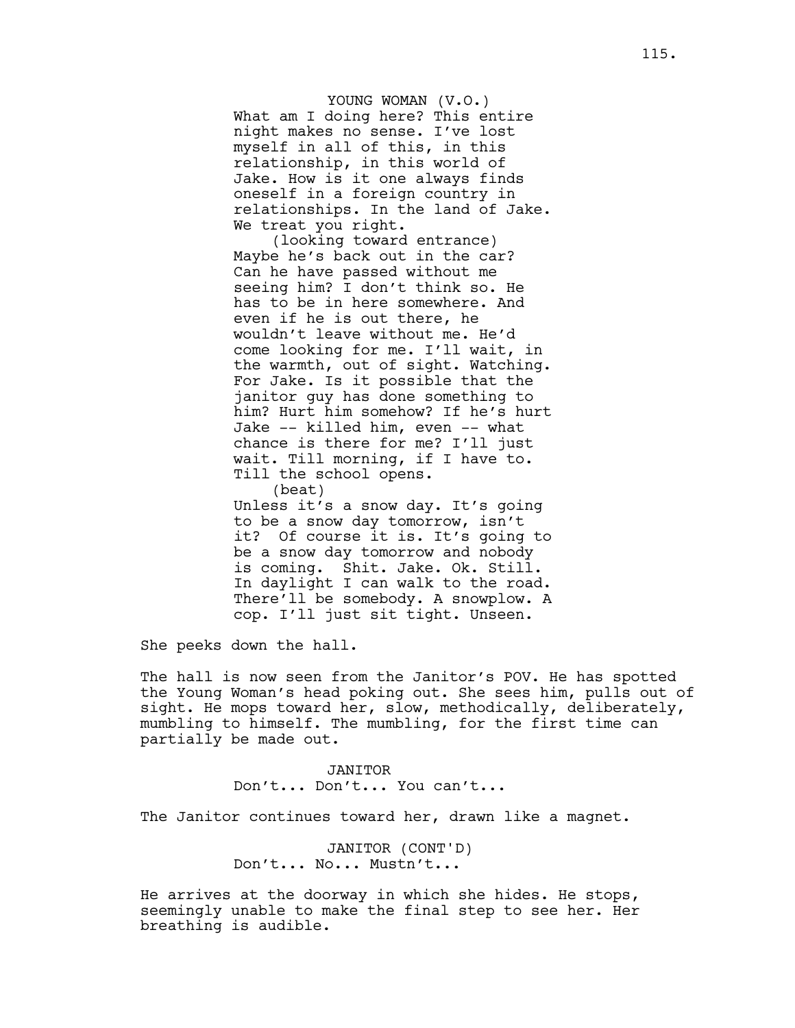YOUNG WOMAN (V.O.)
What am I doing here? This entire night makes no sense. I've lost myself in all of this, in this relationship, in this world of Jake. How is it one always finds oneself in a foreign country in relationships. In the land of Jake. We treat you right.
(looking toward entrance)
Maybe he's back out in the car? Can he have passed without me seeing him? I don't think so. He has to be in here somewhere. And even if he is out there, he wouldn't leave without me. He'd come looking for me. I'll wait, in the warmth, out of sight. Watching. For Jake. Is it possible that the janitor guy has done something to him? Hurt him somehow? If he's hurt Jake -- killed him, even -- what chance is there for me? I'll just wait. Till morning, if I have to. Till the school opens.
(beat)
Unless it's a snow day. It's going to be a snow day tomorrow, isn't it? Of course it is. It's going to be a snow day tomorrow and nobody is coming. Shit. Jake. Ok. Still. In daylight I can walk to the road. There'll be somebody. A snowplow. A cop. I'll just sit tight. Unseen.

She peeks down the hall.

The hall is now seen from the Janitor's POV. He has spotted the Young Woman's head poking out. She sees him, pulls out of sight. He mops toward her, slow, methodically, deliberately, mumbling to himself. The mumbling, for the first time can partially be made out.

JANITOR
Don't... Don't... You can't...

The Janitor continues toward her, drawn like a magnet.

JANITOR (CONT'D)
Don't... No... Mustn't...

He arrives at the doorway in which she hides. He stops, seemingly unable to make the final step to see her. Her breathing is audible.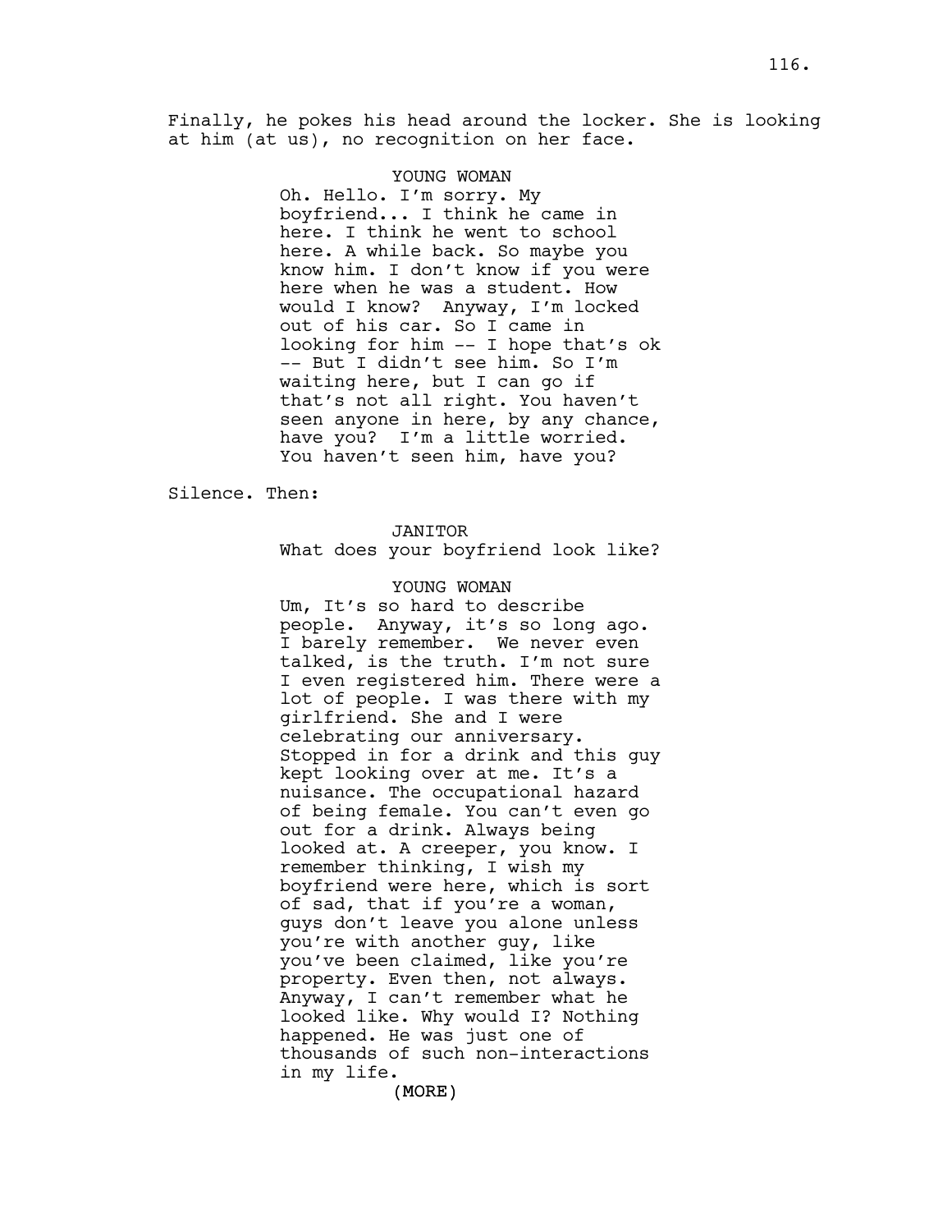Finally, he pokes his head around the locker. She is looking at him (at us), no recognition on her face.

YOUNG WOMAN

Oh. Hello. I'm sorry. My boyfriend... I think he came in here. I think he went to school here. A while back. So maybe you know him. I don't know if you were here when he was a student. How would I know? Anyway, I'm locked out of his car. So I came in looking for him -- I hope that's ok -- But I didn't see him. So I'm waiting here, but I can go if that's not all right. You haven't seen anyone in here, by any chance, have you? I'm a little worried. You haven't seen him, have you?

Silence. Then:

JANITOR

What does your boyfriend look like?

YOUNG WOMAN

Um, It's so hard to describe people. Anyway, it's so long ago. I barely remember. We never even talked, is the truth. I'm not sure I even registered him. There were a lot of people. I was there with my girlfriend. She and I were celebrating our anniversary. Stopped in for a drink and this guy kept looking over at me. It's a nuisance. The occupational hazard of being female. You can't even go out for a drink. Always being looked at. A creeper, you know. I remember thinking, I wish my boyfriend were here, which is sort of sad, that if you're a woman, guys don't leave you alone unless you're with another guy, like you've been claimed, like you're property. Even then, not always. Anyway, I can't remember what he looked like. Why would I? Nothing happened. He was just one of thousands of such non-interactions in my life.

(MORE)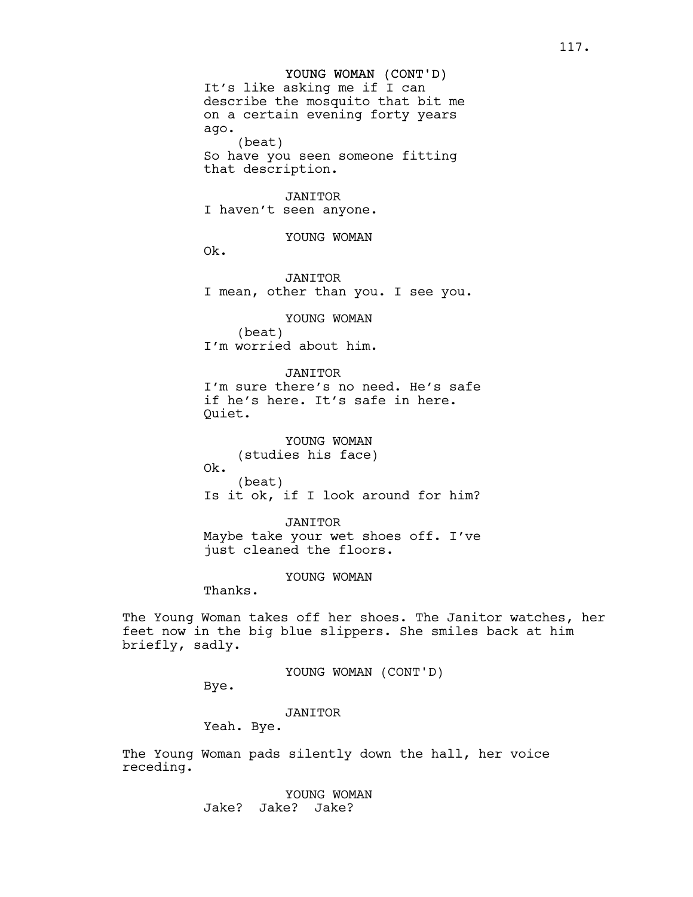YOUNG WOMAN (CONT'D)
It's like asking me if I can describe the mosquito that bit me on a certain evening forty years ago.
(beat)
So have you seen someone fitting that description.

JANITOR
I haven't seen anyone.

YOUNG WOMAN
Ok.

JANITOR
I mean, other than you. I see you.

YOUNG WOMAN
(beat)
I'm worried about him.

JANITOR
I'm sure there's no need. He's safe if he's here. It's safe in here. Quiet.

YOUNG WOMAN
(studies his face)
Ok.
(beat)
Is it ok, if I look around for him?

JANITOR
Maybe take your wet shoes off. I've just cleaned the floors.

YOUNG WOMAN
Thanks.

The Young Woman takes off her shoes. The Janitor watches, her feet now in the big blue slippers. She smiles back at him briefly, sadly.

YOUNG WOMAN (CONT'D)
Bye.

JANITOR
Yeah. Bye.

The Young Woman pads silently down the hall, her voice receding.

YOUNG WOMAN
Jake? Jake? Jake?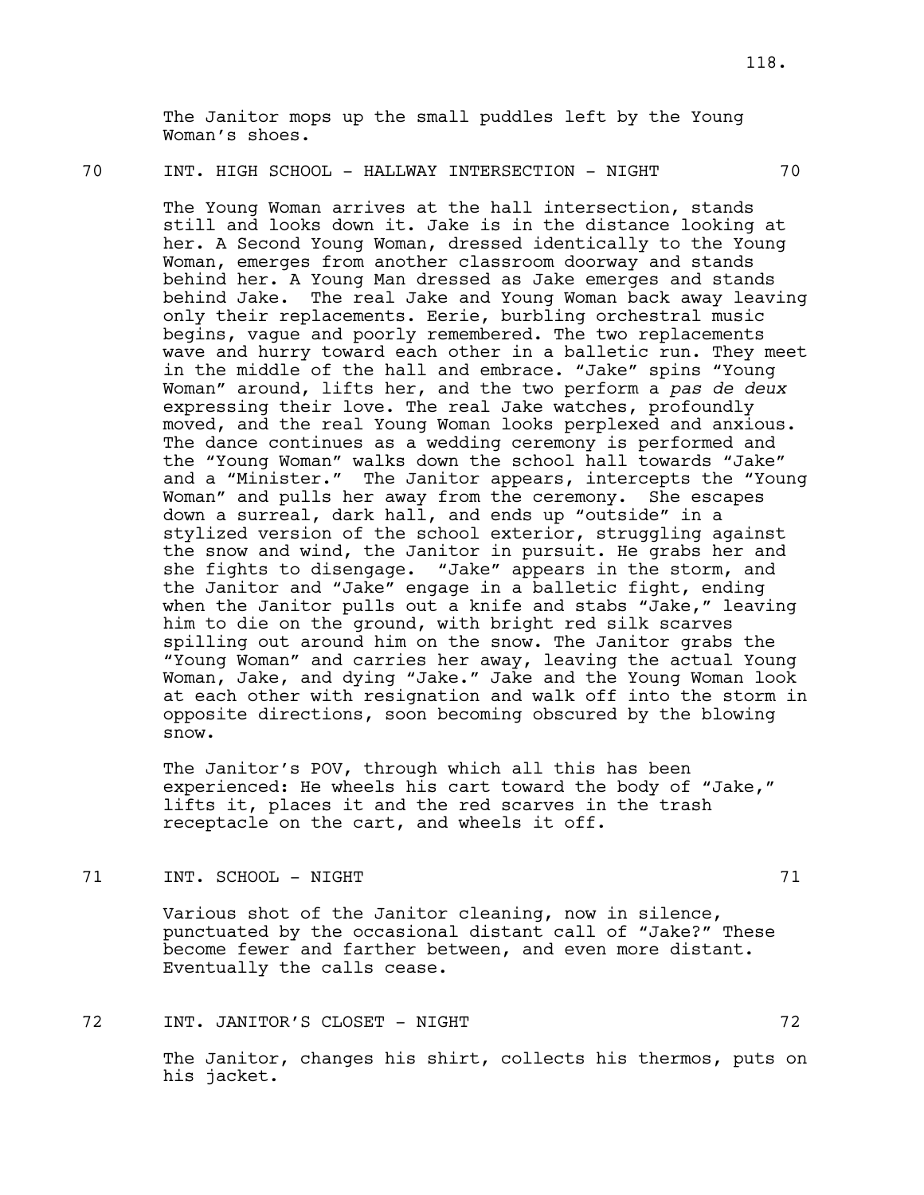The Janitor mops up the small puddles left by the Young Woman's shoes.

70 INT. HIGH SCHOOL - HALLWAY INTERSECTION - NIGHT 70

The Young Woman arrives at the hall intersection, stands still and looks down it. Jake is in the distance looking at her. A Second Young Woman, dressed identically to the Young Woman, emerges from another classroom doorway and stands behind her. A Young Man dressed as Jake emerges and stands behind Jake. The real Jake and Young Woman back away leaving only their replacements. Eerie, burbling orchestral music begins, vague and poorly remembered. The two replacements wave and hurry toward each other in a balletic run. They meet in the middle of the hall and embrace. "Jake" spins "Young Woman" around, lifts her, and the two perform a *pas de deux* expressing their love. The real Jake watches, profoundly moved, and the real Young Woman looks perplexed and anxious. The dance continues as a wedding ceremony is performed and the "Young Woman" walks down the school hall towards "Jake" and a "Minister." The Janitor appears, intercepts the "Young Woman" and pulls her away from the ceremony. She escapes down a surreal, dark hall, and ends up "outside" in a stylized version of the school exterior, struggling against the snow and wind, the Janitor in pursuit. He grabs her and she fights to disengage. "Jake" appears in the storm, and the Janitor and "Jake" engage in a balletic fight, ending when the Janitor pulls out a knife and stabs "Jake," leaving him to die on the ground, with bright red silk scarves spilling out around him on the snow. The Janitor grabs the "Young Woman" and carries her away, leaving the actual Young Woman, Jake, and dying "Jake." Jake and the Young Woman look at each other with resignation and walk off into the storm in opposite directions, soon becoming obscured by the blowing snow.

The Janitor's POV, through which all this has been experienced: He wheels his cart toward the body of "Jake," lifts it, places it and the red scarves in the trash receptacle on the cart, and wheels it off.

71 INT. SCHOOL - NIGHT 71

Various shot of the Janitor cleaning, now in silence, punctuated by the occasional distant call of "Jake?" These become fewer and farther between, and even more distant. Eventually the calls cease.

72 INT. JANITOR'S CLOSET - NIGHT 72

The Janitor, changes his shirt, collects his thermos, puts on his jacket.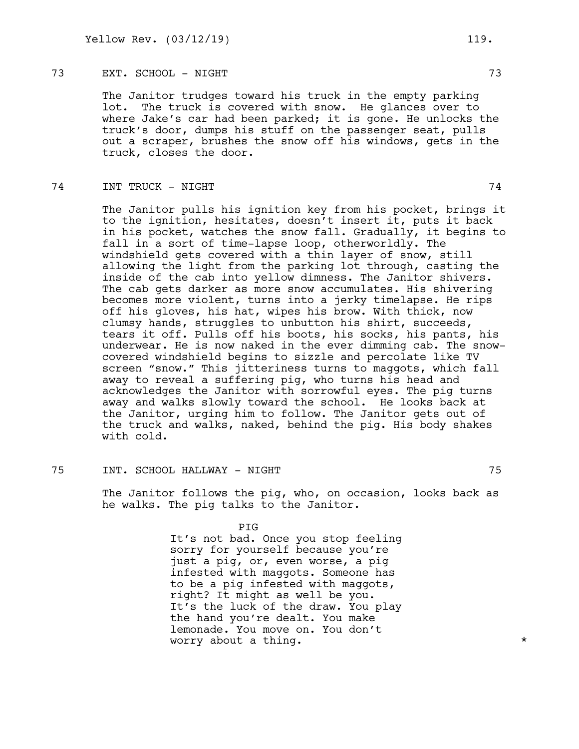73 EXT. SCHOOL - NIGHT 73

The Janitor trudges toward his truck in the empty parking lot. The truck is covered with snow. He glances over to where Jake's car had been parked; it is gone. He unlocks the truck's door, dumps his stuff on the passenger seat, pulls out a scraper, brushes the snow off his windows, gets in the truck, closes the door.

74 INT TRUCK - NIGHT 74

The Janitor pulls his ignition key from his pocket, brings it to the ignition, hesitates, doesn't insert it, puts it back in his pocket, watches the snow fall. Gradually, it begins to fall in a sort of time-lapse loop, otherworldly. The windshield gets covered with a thin layer of snow, still allowing the light from the parking lot through, casting the inside of the cab into yellow dimness. The Janitor shivers. The cab gets darker as more snow accumulates. His shivering becomes more violent, turns into a jerky timelapse. He rips off his gloves, his hat, wipes his brow. With thick, now clumsy hands, struggles to unbutton his shirt, succeeds, tears it off. Pulls off his boots, his socks, his pants, his underwear. He is now naked in the ever dimming cab. The snow-covered windshield begins to sizzle and percolate like TV screen "snow." This jitteriness turns to maggots, which fall away to reveal a suffering pig, who turns his head and acknowledges the Janitor with sorrowful eyes. The pig turns away and walks slowly toward the school. He looks back at the Janitor, urging him to follow. The Janitor gets out of the truck and walks, naked, behind the pig. His body shakes with cold.

75 INT. SCHOOL HALLWAY - NIGHT 75

The Janitor follows the pig, who, on occasion, looks back as he walks. The pig talks to the Janitor.

PIG

It's not bad. Once you stop feeling sorry for yourself because you're just a pig, or, even worse, a pig infested with maggots. Someone has to be a pig infested with maggots, right? It might as well be you. It's the luck of the draw. You play the hand you're dealt. You make lemonade. You move on. You don't worry about a thing. *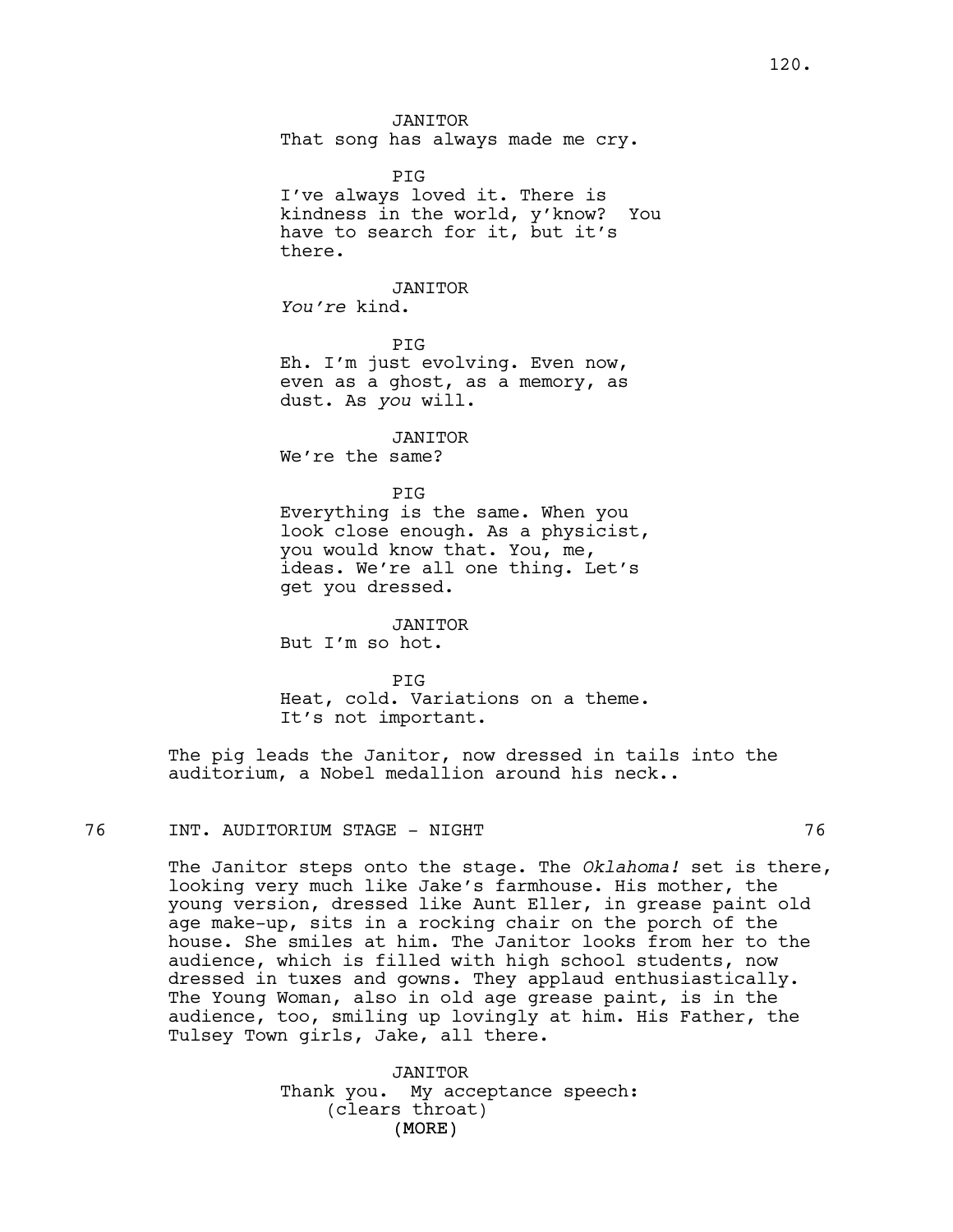JANITOR
That song has always made me cry.

PIG
I've always loved it. There is kindness in the world, y'know? You have to search for it, but it's there.

JANITOR
*You're* kind.

PIG
Eh. I'm just evolving. Even now, even as a ghost, as a memory, as dust. As *you* will.

JANITOR
We're the same?

PIG
Everything is the same. When you look close enough. As a physicist, you would know that. You, me, ideas. We're all one thing. Let's get you dressed.

JANITOR
But I'm so hot.

PIG
Heat, cold. Variations on a theme. It's not important.

The pig leads the Janitor, now dressed in tails into the auditorium, a Nobel medallion around his neck..

76 INT. AUDITORIUM STAGE - NIGHT 76

The Janitor steps onto the stage. The *Oklahoma!* set is there, looking very much like Jake's farmhouse. His mother, the young version, dressed like Aunt Eller, in grease paint old age make-up, sits in a rocking chair on the porch of the house. She smiles at him. The Janitor looks from her to the audience, which is filled with high school students, now dressed in tuxes and gowns. They applaud enthusiastically. The Young Woman, also in old age grease paint, is in the audience, too, smiling up lovingly at him. His Father, the Tulsey Town girls, Jake, all there.

JANITOR
Thank you. My acceptance speech:
(clears throat)
(MORE)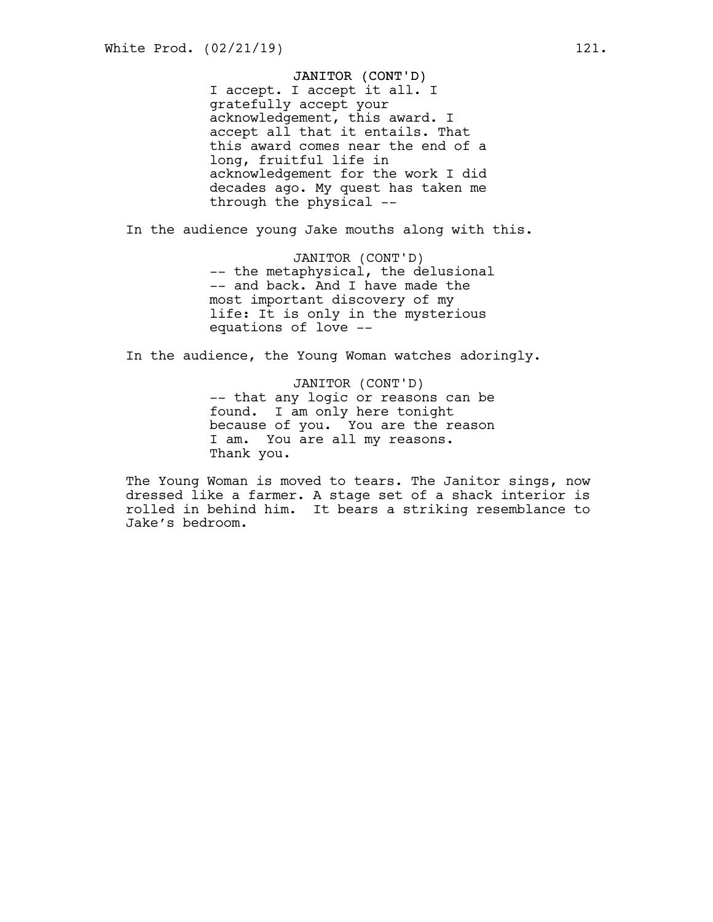JANITOR (CONT'D)
I accept. I accept it all. I gratefully accept your acknowledgement, this award. I accept all that it entails. That this award comes near the end of a long, fruitful life in acknowledgement for the work I did decades ago. My quest has taken me through the physical --

In the audience young Jake mouths along with this.

JANITOR (CONT'D)
-- the metaphysical, the delusional -- and back. And I have made the most important discovery of my life: It is only in the mysterious equations of love --

In the audience, the Young Woman watches adoringly.

JANITOR (CONT'D)
-- that any logic or reasons can be found. I am only here tonight because of you. You are the reason I am. You are all my reasons. Thank you.

The Young Woman is moved to tears. The Janitor sings, now dressed like a farmer. A stage set of a shack interior is rolled in behind him. It bears a striking resemblance to Jake's bedroom.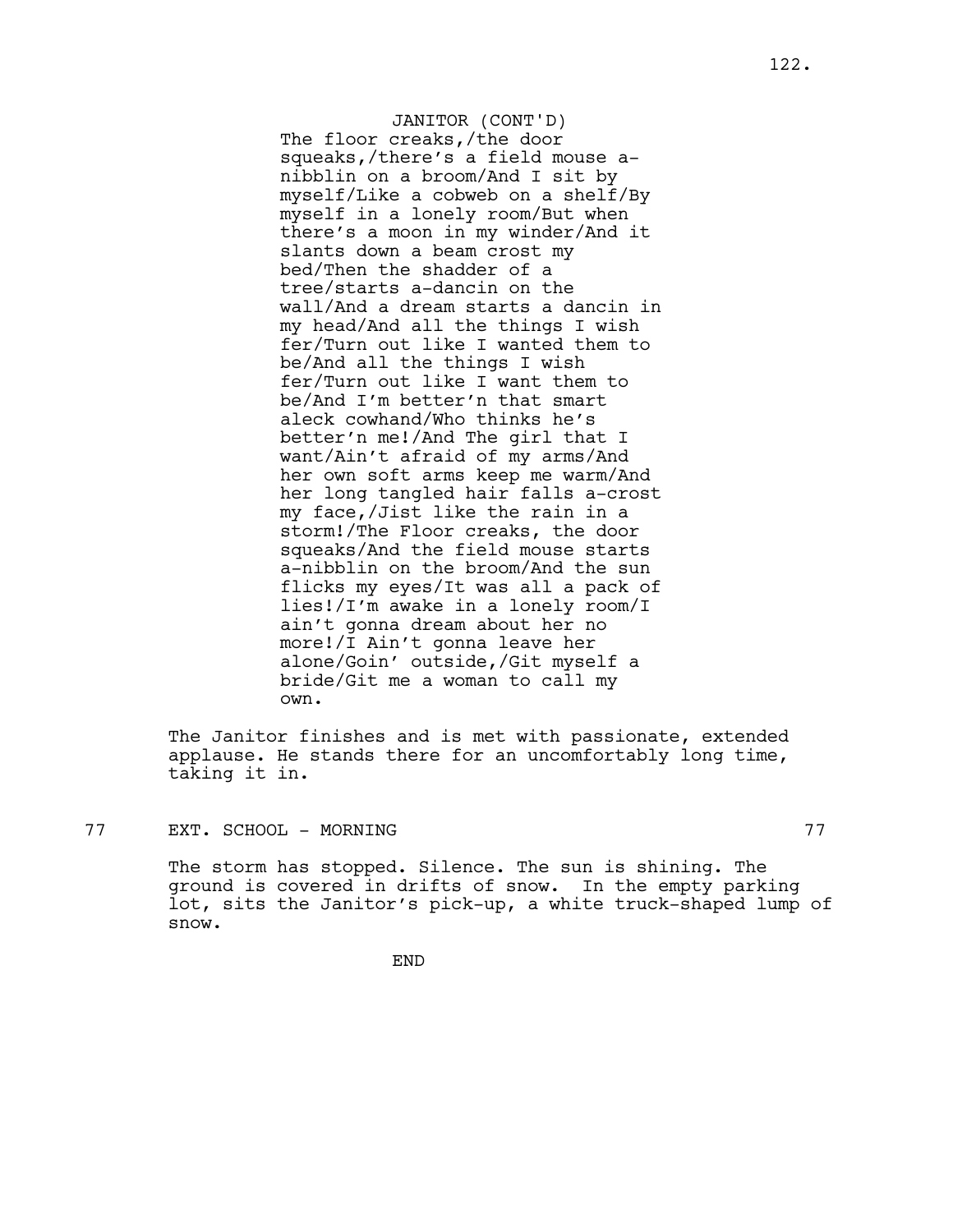JANITOR (CONT'D)
The floor creaks,/the door squeaks,/there's a field mouse a-nibblin on a broom/And I sit by myself/Like a cobweb on a shelf/By myself in a lonely room/But when there's a moon in my winder/And it slants down a beam crost my bed/Then the shadder of a tree/starts a-dancin on the wall/And a dream starts a dancin in my head/And all the things I wish fer/Turn out like I wanted them to be/And all the things I wish fer/Turn out like I want them to be/And I'm better'n that smart aleck cowhand/Who thinks he's better'n me!/And The girl that I want/Ain't afraid of my arms/And her own soft arms keep me warm/And her long tangled hair falls a-crost my face,/Jist like the rain in a storm!/The Floor creaks, the door squeaks/And the field mouse starts a-nibblin on the broom/And the sun flicks my eyes/It was all a pack of lies!/I'm awake in a lonely room/I ain't gonna dream about her no more!/I Ain't gonna leave her alone/Goin' outside,/Git myself a bride/Git me a woman to call my own.

The Janitor finishes and is met with passionate, extended applause. He stands there for an uncomfortably long time, taking it in.

77 EXT. SCHOOL - MORNING 77

The storm has stopped. Silence. The sun is shining. The ground is covered in drifts of snow. In the empty parking lot, sits the Janitor's pick-up, a white truck-shaped lump of snow.

END